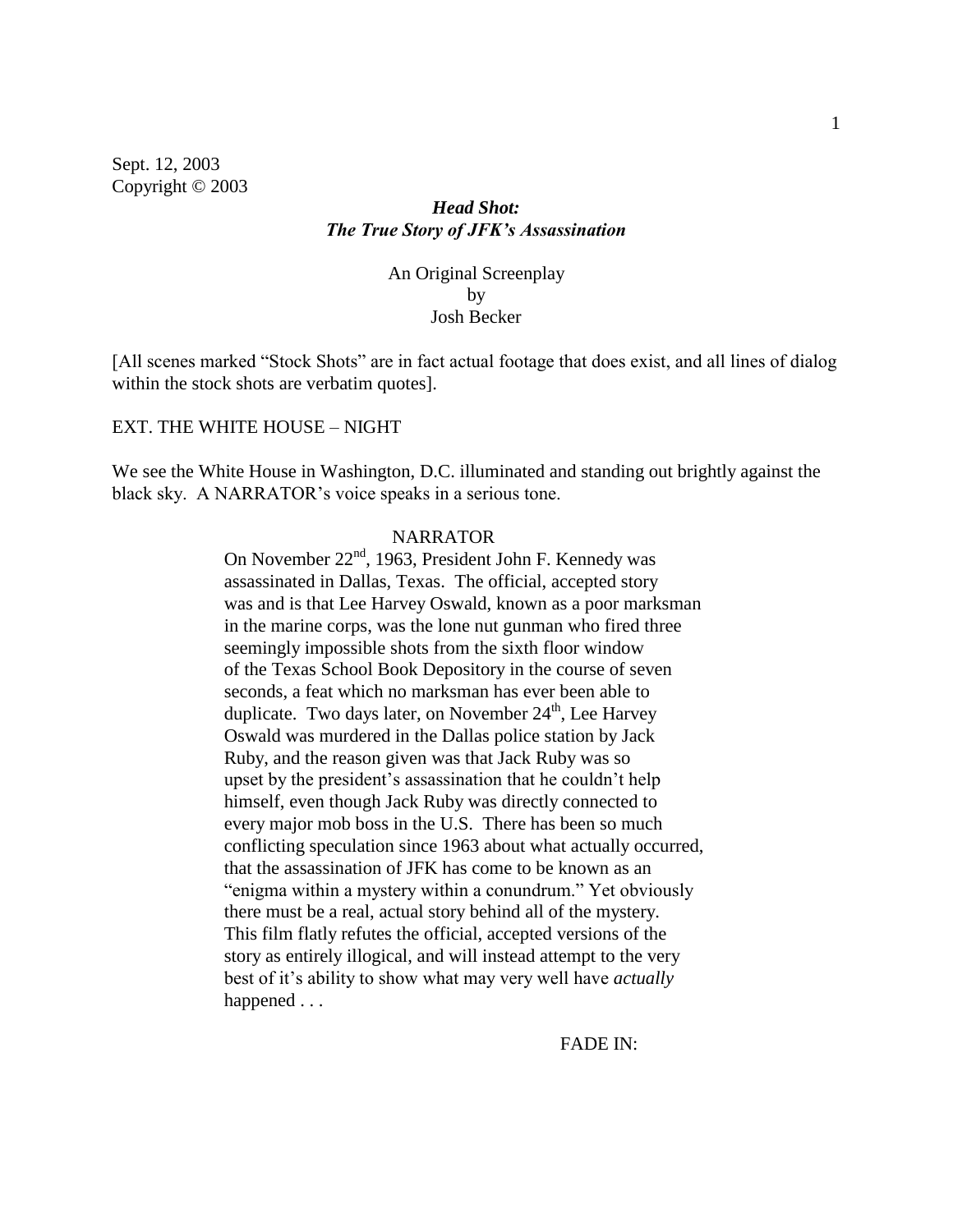Sept. 12, 2003
Copyright © 2003

***Head Shot:***
***The True Story of JFK's Assassination***

An Original Screenplay
by
Josh Becker

[All scenes marked "Stock Shots" are in fact actual footage that does exist, and all lines of dialog within the stock shots are verbatim quotes].

EXT. THE WHITE HOUSE – NIGHT

We see the White House in Washington, D.C. illuminated and standing out brightly against the black sky. A NARRATOR's voice speaks in a serious tone.

NARRATOR

On November 22nd, 1963, President John F. Kennedy was assassinated in Dallas, Texas. The official, accepted story was and is that Lee Harvey Oswald, known as a poor marksman in the marine corps, was the lone nut gunman who fired three seemingly impossible shots from the sixth floor window of the Texas School Book Depository in the course of seven seconds, a feat which no marksman has ever been able to duplicate. Two days later, on November 24th, Lee Harvey Oswald was murdered in the Dallas police station by Jack Ruby, and the reason given was that Jack Ruby was so upset by the president's assassination that he couldn't help himself, even though Jack Ruby was directly connected to every major mob boss in the U.S. There has been so much conflicting speculation since 1963 about what actually occurred, that the assassination of JFK has come to be known as an "enigma within a mystery within a conundrum." Yet obviously there must be a real, actual story behind all of the mystery. This film flatly refutes the official, accepted versions of the story as entirely illogical, and will instead attempt to the very best of it's ability to show what may very well have *actually* happened . . .

FADE IN: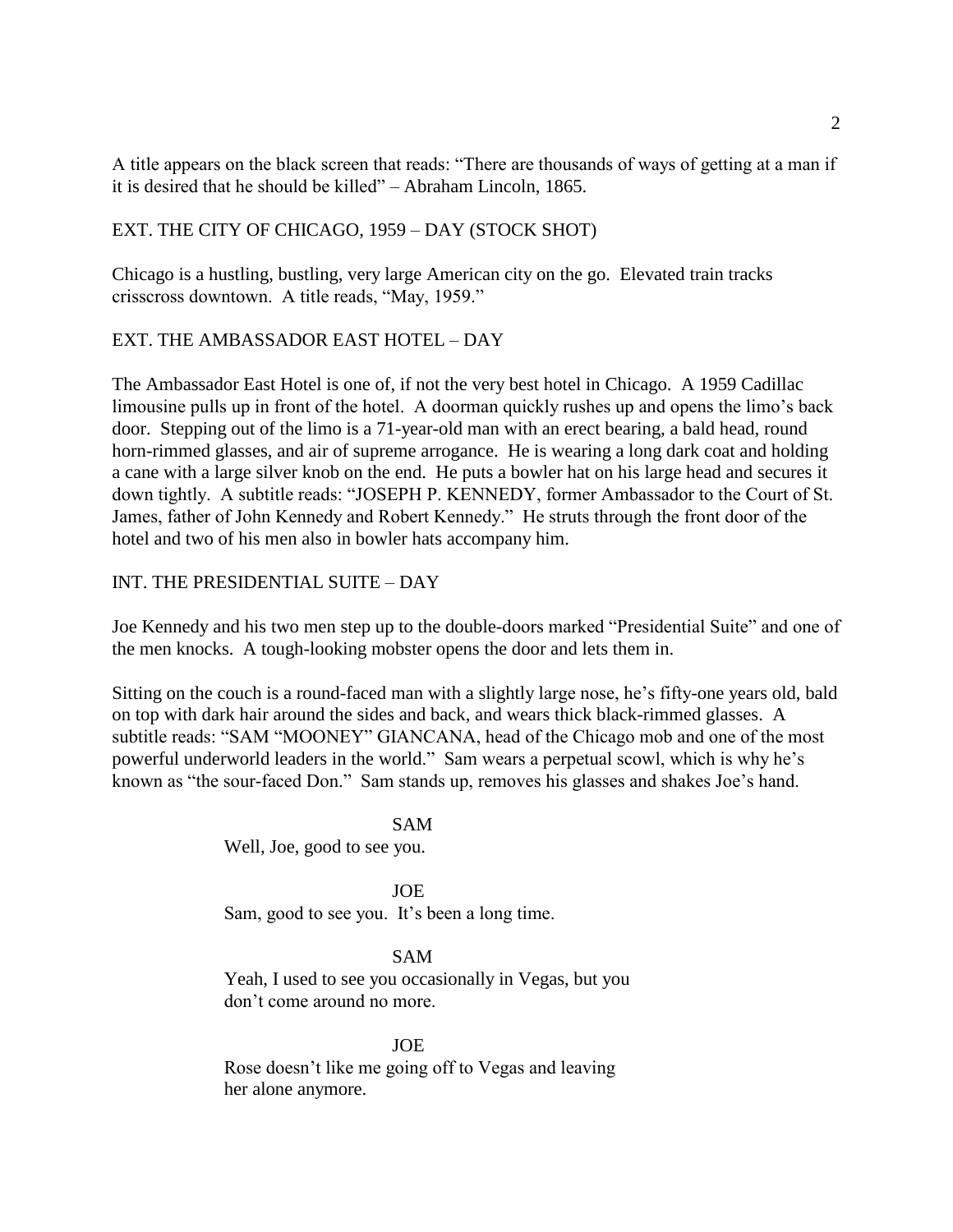A title appears on the black screen that reads: "There are thousands of ways of getting at a man if it is desired that he should be killed" – Abraham Lincoln, 1865.

EXT. THE CITY OF CHICAGO, 1959 – DAY (STOCK SHOT)

Chicago is a hustling, bustling, very large American city on the go. Elevated train tracks crisscross downtown. A title reads, "May, 1959."

EXT. THE AMBASSADOR EAST HOTEL – DAY

The Ambassador East Hotel is one of, if not the very best hotel in Chicago. A 1959 Cadillac limousine pulls up in front of the hotel. A doorman quickly rushes up and opens the limo's back door. Stepping out of the limo is a 71-year-old man with an erect bearing, a bald head, round horn-rimmed glasses, and air of supreme arrogance. He is wearing a long dark coat and holding a cane with a large silver knob on the end. He puts a bowler hat on his large head and secures it down tightly. A subtitle reads: "JOSEPH P. KENNEDY, former Ambassador to the Court of St. James, father of John Kennedy and Robert Kennedy." He struts through the front door of the hotel and two of his men also in bowler hats accompany him.

INT. THE PRESIDENTIAL SUITE – DAY

Joe Kennedy and his two men step up to the double-doors marked "Presidential Suite" and one of the men knocks. A tough-looking mobster opens the door and lets them in.

Sitting on the couch is a round-faced man with a slightly large nose, he's fifty-one years old, bald on top with dark hair around the sides and back, and wears thick black-rimmed glasses. A subtitle reads: "SAM "MOONEY" GIANCANA, head of the Chicago mob and one of the most powerful underworld leaders in the world." Sam wears a perpetual scowl, which is why he's known as "the sour-faced Don." Sam stands up, removes his glasses and shakes Joe's hand.

SAM

Well, Joe, good to see you.

JOE

Sam, good to see you. It's been a long time.

SAM

Yeah, I used to see you occasionally in Vegas, but you don't come around no more.

JOE

Rose doesn't like me going off to Vegas and leaving her alone anymore.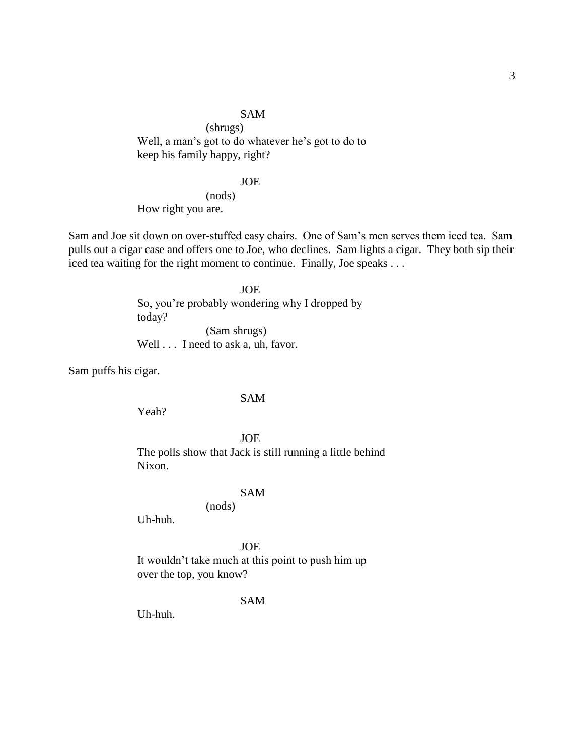SAM

(shrugs)

Well, a man's got to do whatever he's got to do to keep his family happy, right?

JOE

(nods)

How right you are.

Sam and Joe sit down on over-stuffed easy chairs. One of Sam's men serves them iced tea. Sam pulls out a cigar case and offers one to Joe, who declines. Sam lights a cigar. They both sip their iced tea waiting for the right moment to continue. Finally, Joe speaks . . .

JOE

So, you're probably wondering why I dropped by today?

(Sam shrugs)

Well . . . I need to ask a, uh, favor.

Sam puffs his cigar.

SAM

Yeah?

JOE

The polls show that Jack is still running a little behind Nixon.

SAM

(nods)

Uh-huh.

JOE

It wouldn't take much at this point to push him up over the top, you know?

SAM

Uh-huh.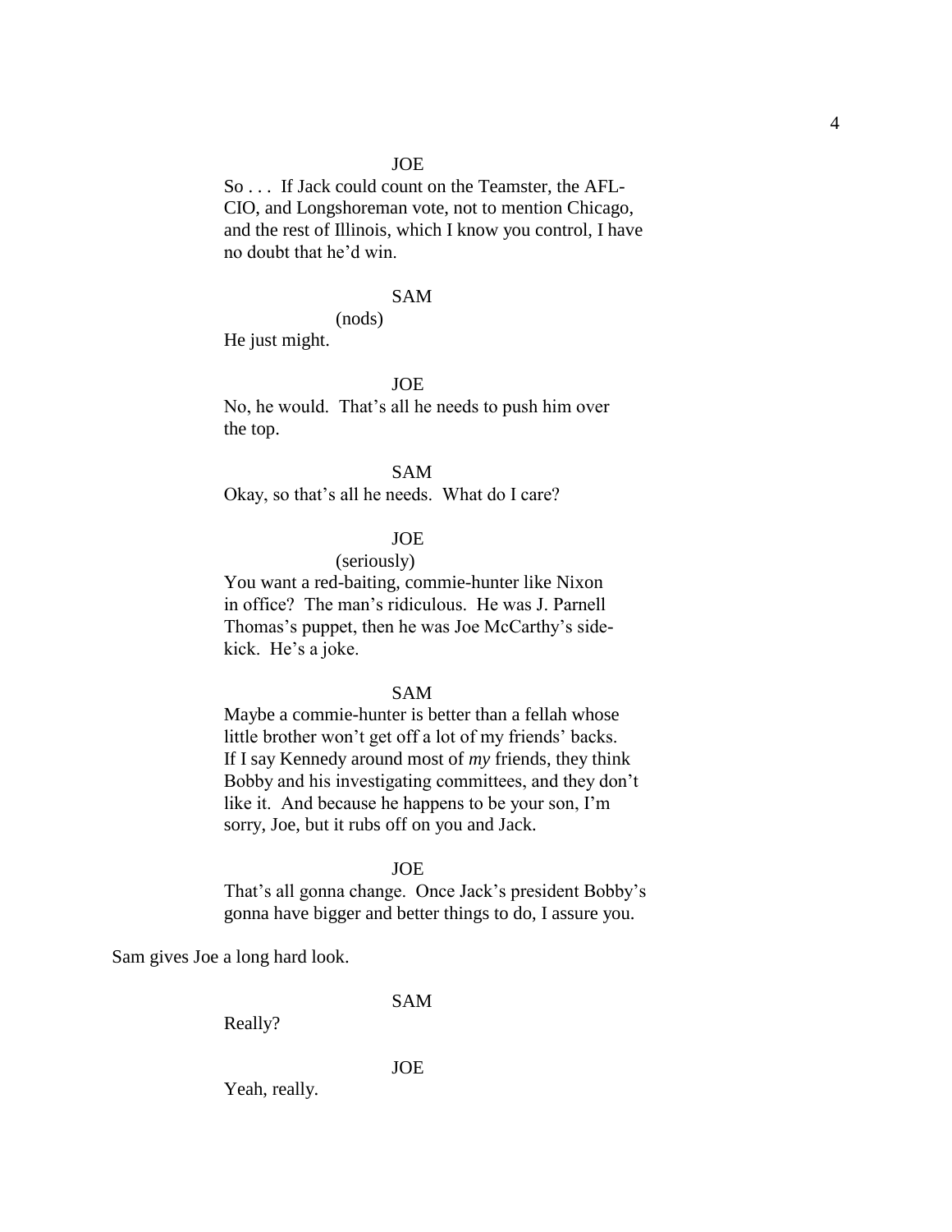JOE

So . . . If Jack could count on the Teamster, the AFL-CIO, and Longshoreman vote, not to mention Chicago, and the rest of Illinois, which I know you control, I have no doubt that he'd win.

SAM

(nods)

He just might.

JOE

No, he would. That's all he needs to push him over the top.

SAM

Okay, so that's all he needs. What do I care?

JOE

(seriously)

You want a red-baiting, commie-hunter like Nixon in office? The man's ridiculous. He was J. Parnell Thomas's puppet, then he was Joe McCarthy's side-kick. He's a joke.

SAM

Maybe a commie-hunter is better than a fellah whose little brother won't get off a lot of my friends' backs. If I say Kennedy around most of *my* friends, they think Bobby and his investigating committees, and they don't like it. And because he happens to be your son, I'm sorry, Joe, but it rubs off on you and Jack.

JOE

That's all gonna change. Once Jack's president Bobby's gonna have bigger and better things to do, I assure you.

Sam gives Joe a long hard look.

SAM

Really?

JOE

Yeah, really.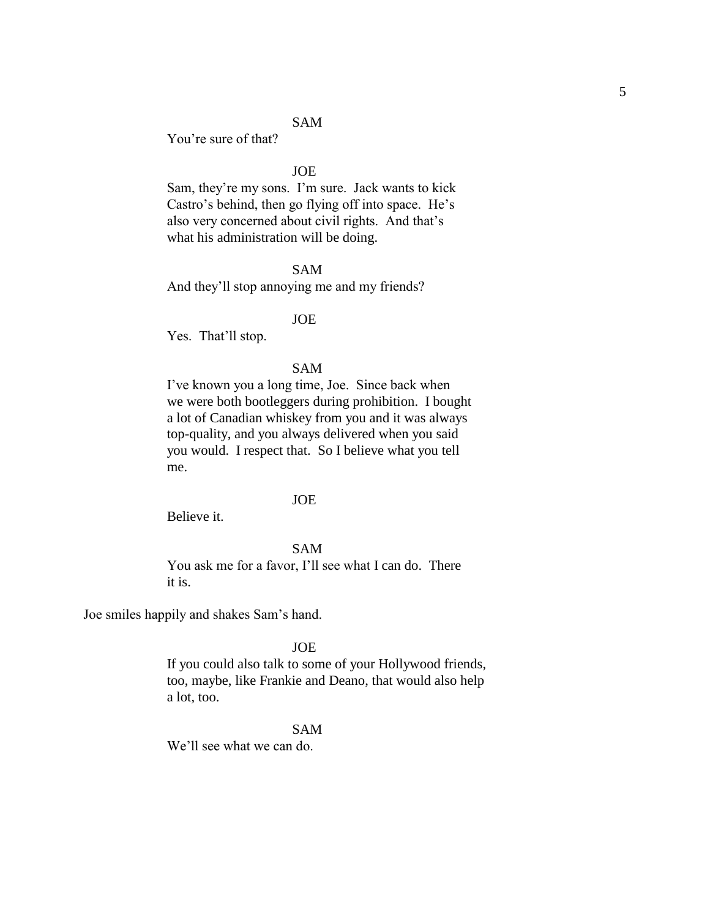SAM

You're sure of that?

JOE

Sam, they're my sons. I'm sure. Jack wants to kick Castro's behind, then go flying off into space. He's also very concerned about civil rights. And that's what his administration will be doing.

SAM

And they'll stop annoying me and my friends?

JOE

Yes. That'll stop.

SAM

I've known you a long time, Joe. Since back when we were both bootleggers during prohibition. I bought a lot of Canadian whiskey from you and it was always top-quality, and you always delivered when you said you would. I respect that. So I believe what you tell me.

JOE

Believe it.

SAM

You ask me for a favor, I'll see what I can do. There it is.

Joe smiles happily and shakes Sam's hand.

JOE

If you could also talk to some of your Hollywood friends, too, maybe, like Frankie and Deano, that would also help a lot, too.

SAM

We'll see what we can do.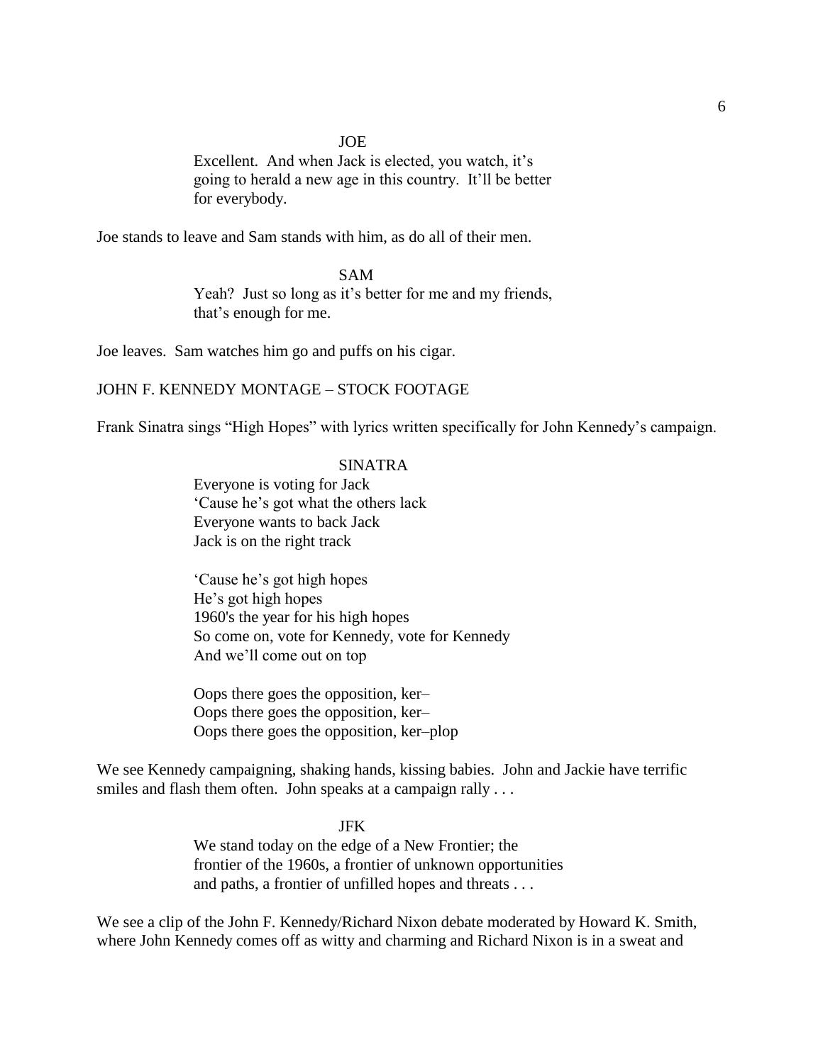JOE

Excellent. And when Jack is elected, you watch, it's going to herald a new age in this country. It'll be better for everybody.

Joe stands to leave and Sam stands with him, as do all of their men.

SAM

Yeah? Just so long as it's better for me and my friends, that's enough for me.

Joe leaves. Sam watches him go and puffs on his cigar.

JOHN F. KENNEDY MONTAGE – STOCK FOOTAGE

Frank Sinatra sings "High Hopes" with lyrics written specifically for John Kennedy's campaign.

SINATRA

Everyone is voting for Jack
'Cause he's got what the others lack
Everyone wants to back Jack
Jack is on the right track

'Cause he's got high hopes
He's got high hopes
1960's the year for his high hopes
So come on, vote for Kennedy, vote for Kennedy
And we'll come out on top

Oops there goes the opposition, ker–
Oops there goes the opposition, ker–
Oops there goes the opposition, ker–plop

We see Kennedy campaigning, shaking hands, kissing babies. John and Jackie have terrific smiles and flash them often. John speaks at a campaign rally . . .

JFK

We stand today on the edge of a New Frontier; the frontier of the 1960s, a frontier of unknown opportunities and paths, a frontier of unfilled hopes and threats . . .

We see a clip of the John F. Kennedy/Richard Nixon debate moderated by Howard K. Smith, where John Kennedy comes off as witty and charming and Richard Nixon is in a sweat and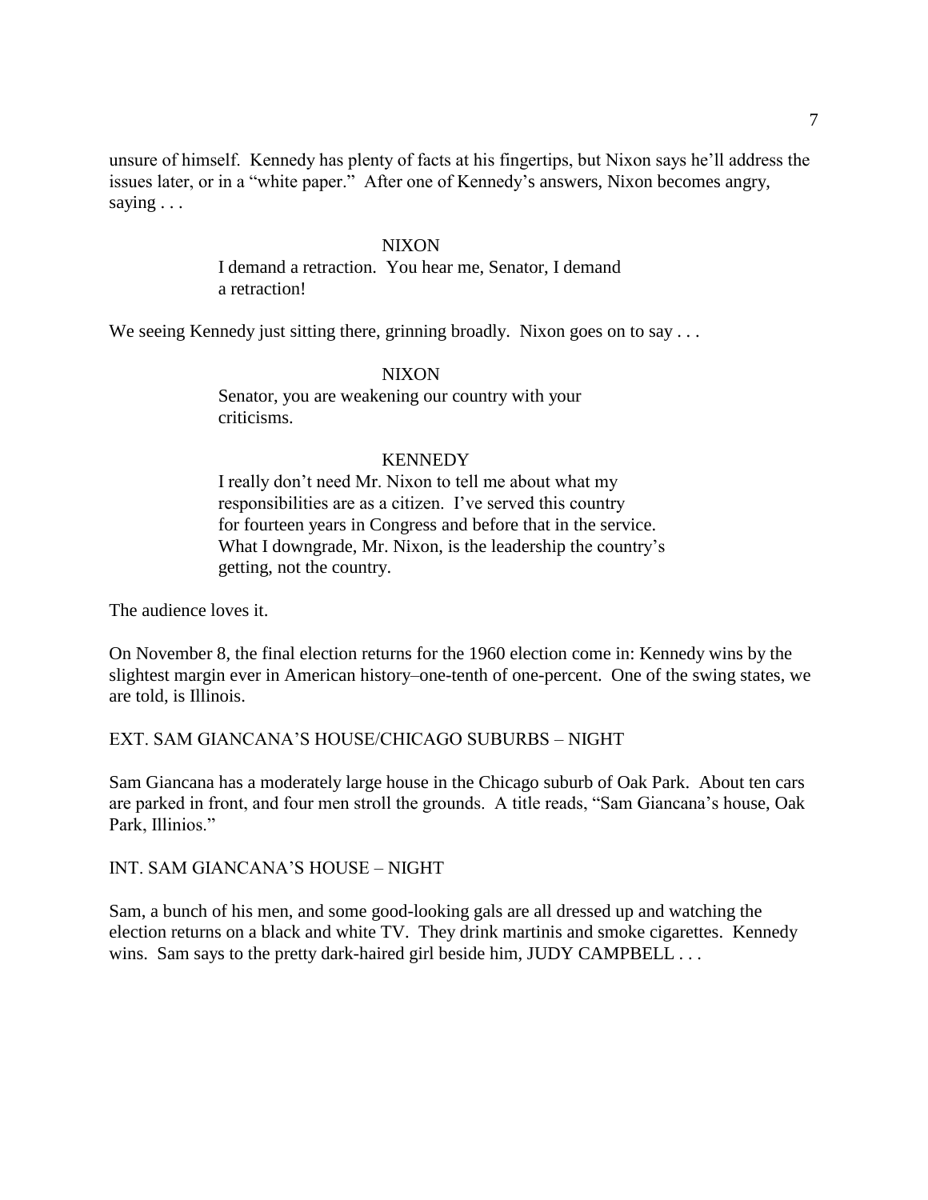unsure of himself. Kennedy has plenty of facts at his fingertips, but Nixon says he'll address the issues later, or in a "white paper." After one of Kennedy's answers, Nixon becomes angry, saying . . .

NIXON

I demand a retraction. You hear me, Senator, I demand a retraction!

We seeing Kennedy just sitting there, grinning broadly. Nixon goes on to say . . .

NIXON

Senator, you are weakening our country with your criticisms.

KENNEDY

I really don't need Mr. Nixon to tell me about what my responsibilities are as a citizen. I've served this country for fourteen years in Congress and before that in the service. What I downgrade, Mr. Nixon, is the leadership the country's getting, not the country.

The audience loves it.

On November 8, the final election returns for the 1960 election come in: Kennedy wins by the slightest margin ever in American history–one-tenth of one-percent. One of the swing states, we are told, is Illinois.

EXT. SAM GIANCANA'S HOUSE/CHICAGO SUBURBS – NIGHT

Sam Giancana has a moderately large house in the Chicago suburb of Oak Park. About ten cars are parked in front, and four men stroll the grounds. A title reads, "Sam Giancana's house, Oak Park, Illinios."

INT. SAM GIANCANA'S HOUSE – NIGHT

Sam, a bunch of his men, and some good-looking gals are all dressed up and watching the election returns on a black and white TV. They drink martinis and smoke cigarettes. Kennedy wins. Sam says to the pretty dark-haired girl beside him, JUDY CAMPBELL . . .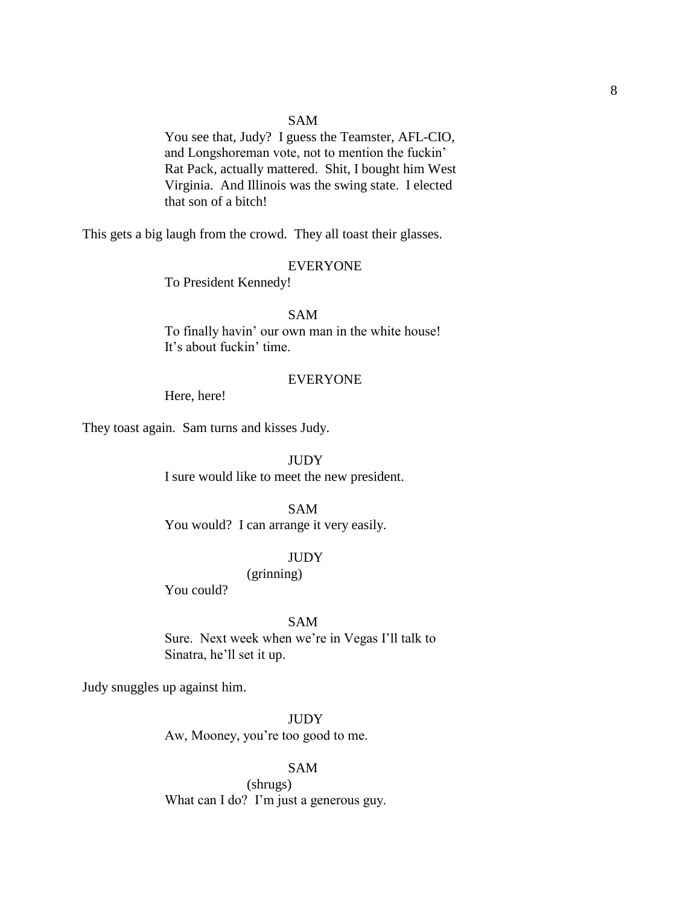SAM

You see that, Judy? I guess the Teamster, AFL-CIO, and Longshoreman vote, not to mention the fuckin' Rat Pack, actually mattered. Shit, I bought him West Virginia. And Illinois was the swing state. I elected that son of a bitch!

This gets a big laugh from the crowd. They all toast their glasses.

EVERYONE

To President Kennedy!

SAM

To finally havin' our own man in the white house! It's about fuckin' time.

EVERYONE

Here, here!

They toast again. Sam turns and kisses Judy.

JUDY

I sure would like to meet the new president.

SAM

You would? I can arrange it very easily.

JUDY

(grinning)

You could?

SAM

Sure. Next week when we're in Vegas I'll talk to Sinatra, he'll set it up.

Judy snuggles up against him.

JUDY

Aw, Mooney, you're too good to me.

SAM

(shrugs)

What can I do? I'm just a generous guy.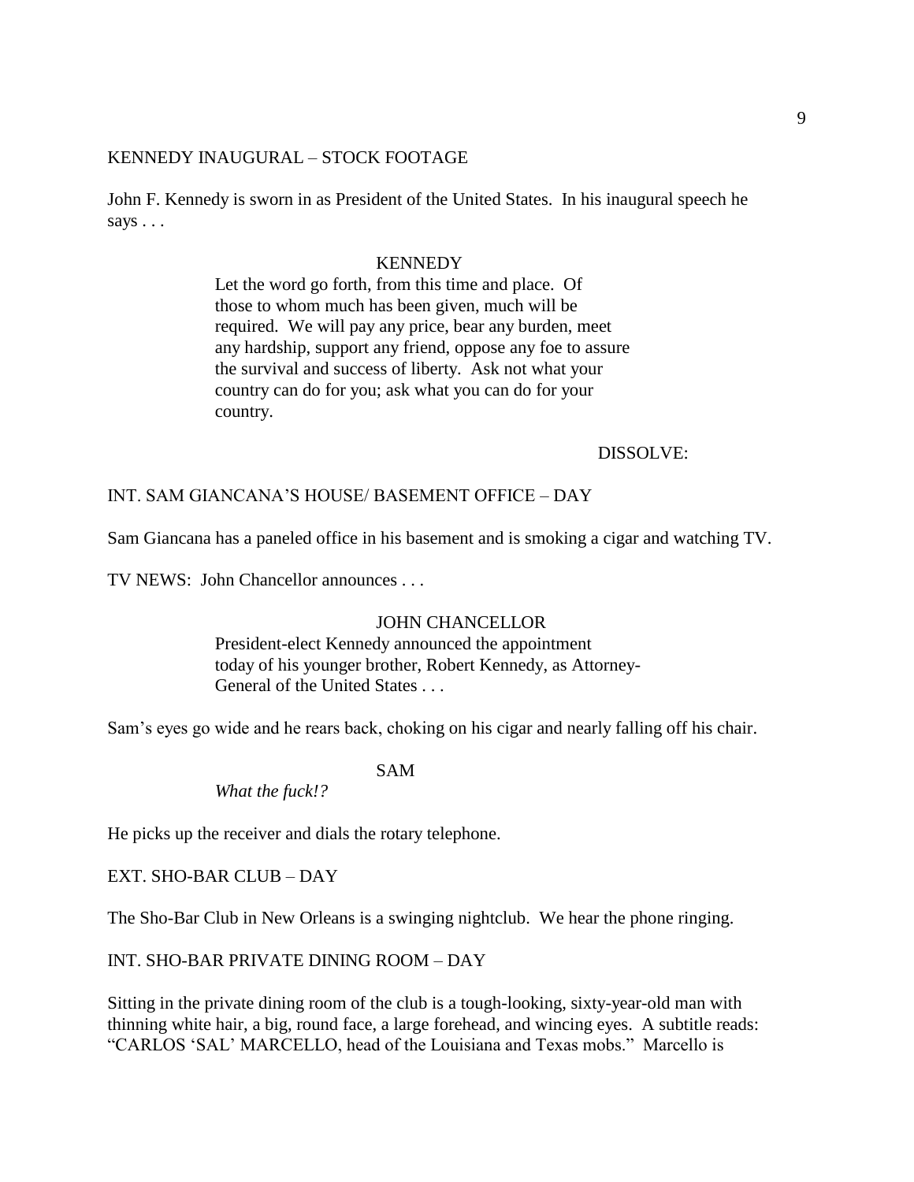KENNEDY INAUGURAL – STOCK FOOTAGE

John F. Kennedy is sworn in as President of the United States. In his inaugural speech he says . . .

KENNEDY

Let the word go forth, from this time and place. Of those to whom much has been given, much will be required. We will pay any price, bear any burden, meet any hardship, support any friend, oppose any foe to assure the survival and success of liberty. Ask not what your country can do for you; ask what you can do for your country.

DISSOLVE:

INT. SAM GIANCANA'S HOUSE/ BASEMENT OFFICE – DAY

Sam Giancana has a paneled office in his basement and is smoking a cigar and watching TV.

TV NEWS: John Chancellor announces . . .

JOHN CHANCELLOR

President-elect Kennedy announced the appointment today of his younger brother, Robert Kennedy, as Attorney-General of the United States . . .

Sam's eyes go wide and he rears back, choking on his cigar and nearly falling off his chair.

SAM

*What the fuck!?*

He picks up the receiver and dials the rotary telephone.

EXT. SHO-BAR CLUB – DAY

The Sho-Bar Club in New Orleans is a swinging nightclub. We hear the phone ringing.

INT. SHO-BAR PRIVATE DINING ROOM – DAY

Sitting in the private dining room of the club is a tough-looking, sixty-year-old man with thinning white hair, a big, round face, a large forehead, and wincing eyes. A subtitle reads: "CARLOS 'SAL' MARCELLO, head of the Louisiana and Texas mobs." Marcello is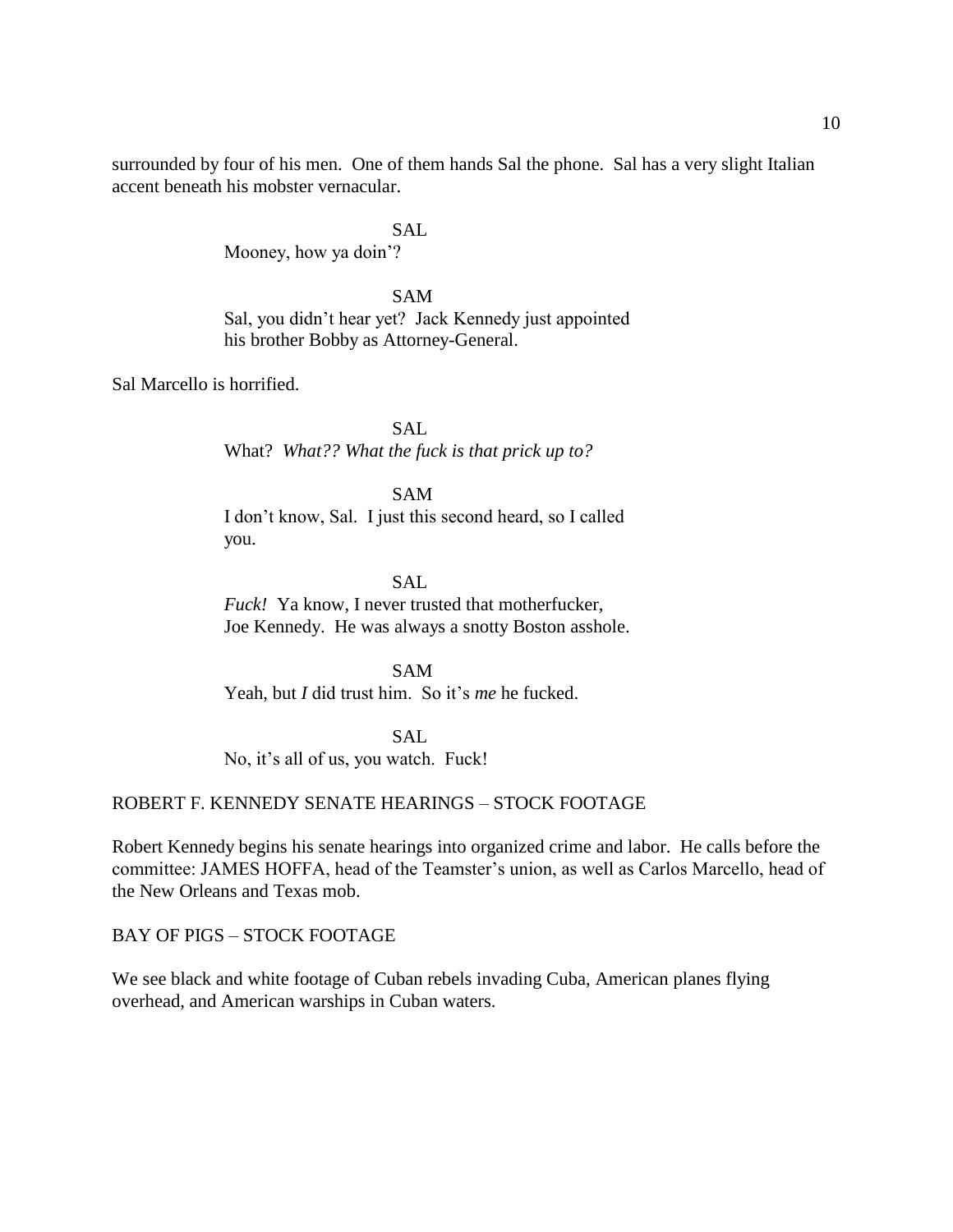surrounded by four of his men. One of them hands Sal the phone. Sal has a very slight Italian accent beneath his mobster vernacular.

SAL
Mooney, how ya doin'?

SAM
Sal, you didn't hear yet? Jack Kennedy just appointed his brother Bobby as Attorney-General.

Sal Marcello is horrified.

SAL
What? *What?? What the fuck is that prick up to?*

SAM
I don't know, Sal. I just this second heard, so I called you.

SAL
*Fuck!* Ya know, I never trusted that motherfucker, Joe Kennedy. He was always a snotty Boston asshole.

SAM
Yeah, but *I* did trust him. So it's *me* he fucked.

SAL
No, it's all of us, you watch. Fuck!

ROBERT F. KENNEDY SENATE HEARINGS – STOCK FOOTAGE

Robert Kennedy begins his senate hearings into organized crime and labor. He calls before the committee: JAMES HOFFA, head of the Teamster's union, as well as Carlos Marcello, head of the New Orleans and Texas mob.

BAY OF PIGS – STOCK FOOTAGE

We see black and white footage of Cuban rebels invading Cuba, American planes flying overhead, and American warships in Cuban waters.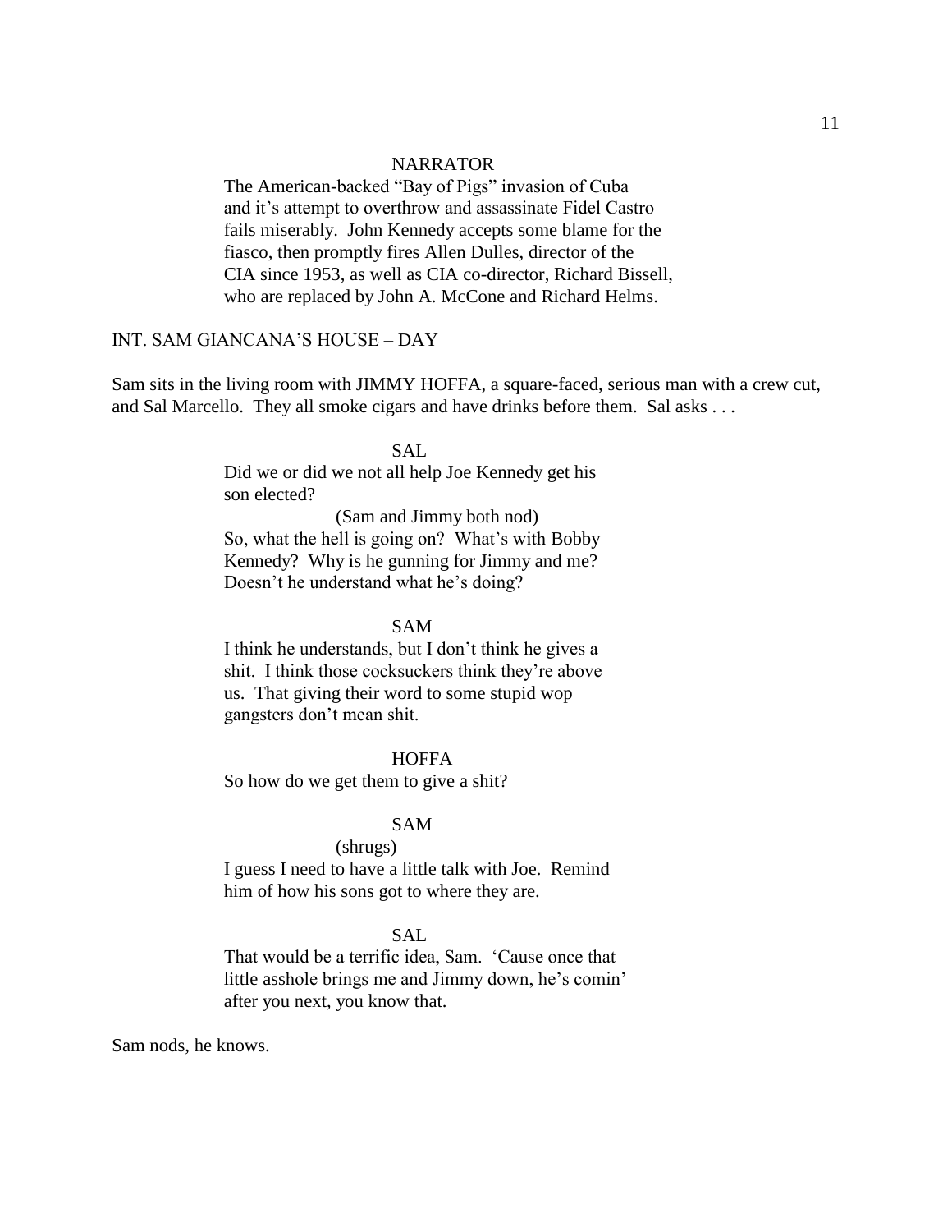NARRATOR

The American-backed "Bay of Pigs" invasion of Cuba and it's attempt to overthrow and assassinate Fidel Castro fails miserably. John Kennedy accepts some blame for the fiasco, then promptly fires Allen Dulles, director of the CIA since 1953, as well as CIA co-director, Richard Bissell, who are replaced by John A. McCone and Richard Helms.

INT. SAM GIANCANA'S HOUSE – DAY

Sam sits in the living room with JIMMY HOFFA, a square-faced, serious man with a crew cut, and Sal Marcello. They all smoke cigars and have drinks before them. Sal asks . . .

SAL

Did we or did we not all help Joe Kennedy get his son elected?

(Sam and Jimmy both nod)

So, what the hell is going on? What's with Bobby Kennedy? Why is he gunning for Jimmy and me? Doesn't he understand what he's doing?

SAM

I think he understands, but I don't think he gives a shit. I think those cocksuckers think they're above us. That giving their word to some stupid wop gangsters don't mean shit.

HOFFA

So how do we get them to give a shit?

SAM

(shrugs)

I guess I need to have a little talk with Joe. Remind him of how his sons got to where they are.

SAL

That would be a terrific idea, Sam. 'Cause once that little asshole brings me and Jimmy down, he's comin' after you next, you know that.

Sam nods, he knows.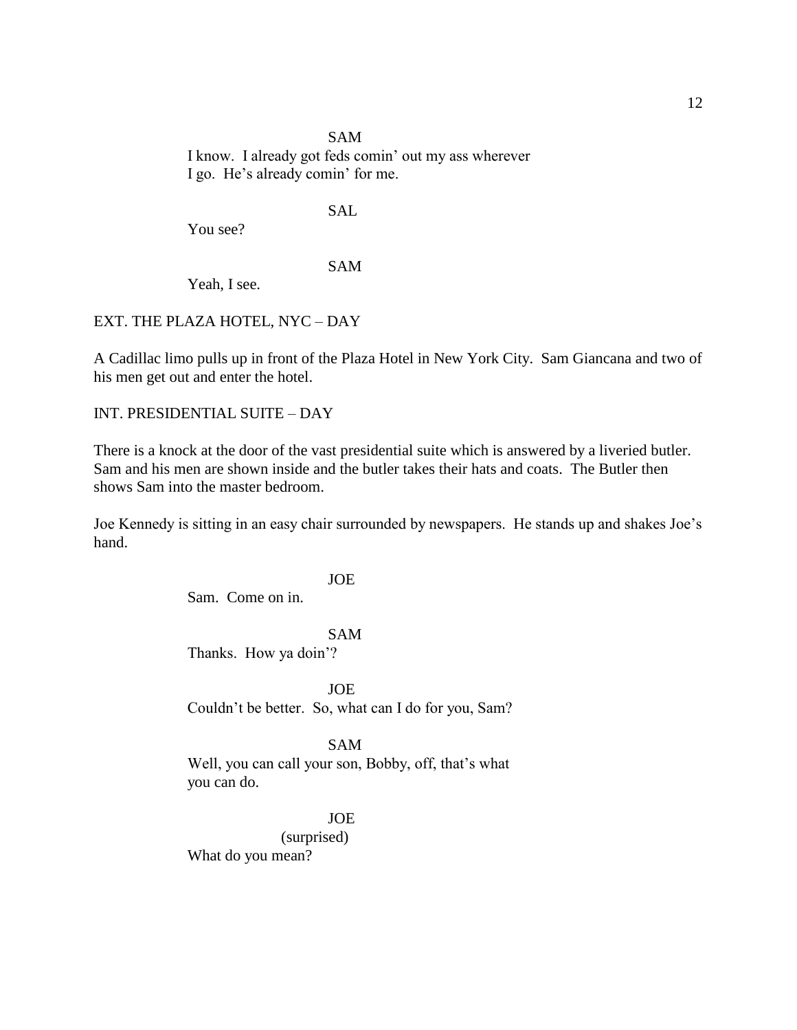SAM

I know. I already got feds comin' out my ass wherever I go. He's already comin' for me.

SAL

You see?

SAM

Yeah, I see.

EXT. THE PLAZA HOTEL, NYC – DAY

A Cadillac limo pulls up in front of the Plaza Hotel in New York City. Sam Giancana and two of his men get out and enter the hotel.

INT. PRESIDENTIAL SUITE – DAY

There is a knock at the door of the vast presidential suite which is answered by a liveried butler. Sam and his men are shown inside and the butler takes their hats and coats. The Butler then shows Sam into the master bedroom.

Joe Kennedy is sitting in an easy chair surrounded by newspapers. He stands up and shakes Joe's hand.

JOE

Sam. Come on in.

SAM

Thanks. How ya doin'?

JOE

Couldn't be better. So, what can I do for you, Sam?

SAM

Well, you can call your son, Bobby, off, that's what you can do.

JOE

(surprised)

What do you mean?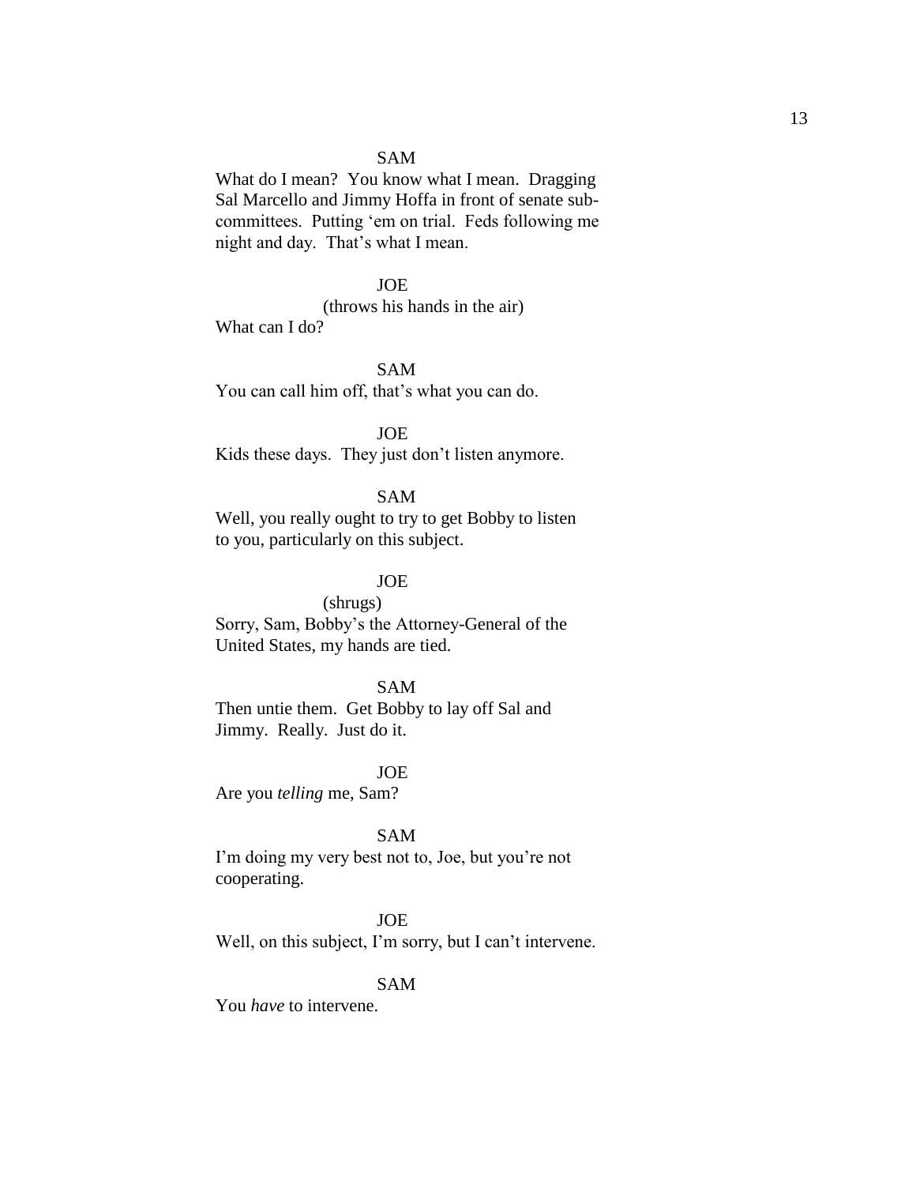SAM

What do I mean? You know what I mean. Dragging Sal Marcello and Jimmy Hoffa in front of senate sub-committees. Putting 'em on trial. Feds following me night and day. That's what I mean.

JOE

(throws his hands in the air)

What can I do?

SAM

You can call him off, that's what you can do.

JOE

Kids these days. They just don't listen anymore.

SAM

Well, you really ought to try to get Bobby to listen to you, particularly on this subject.

JOE

(shrugs)

Sorry, Sam, Bobby's the Attorney-General of the United States, my hands are tied.

SAM

Then untie them. Get Bobby to lay off Sal and Jimmy. Really. Just do it.

JOE

Are you *telling* me, Sam?

SAM

I'm doing my very best not to, Joe, but you're not cooperating.

JOE

Well, on this subject, I'm sorry, but I can't intervene.

SAM

You *have* to intervene.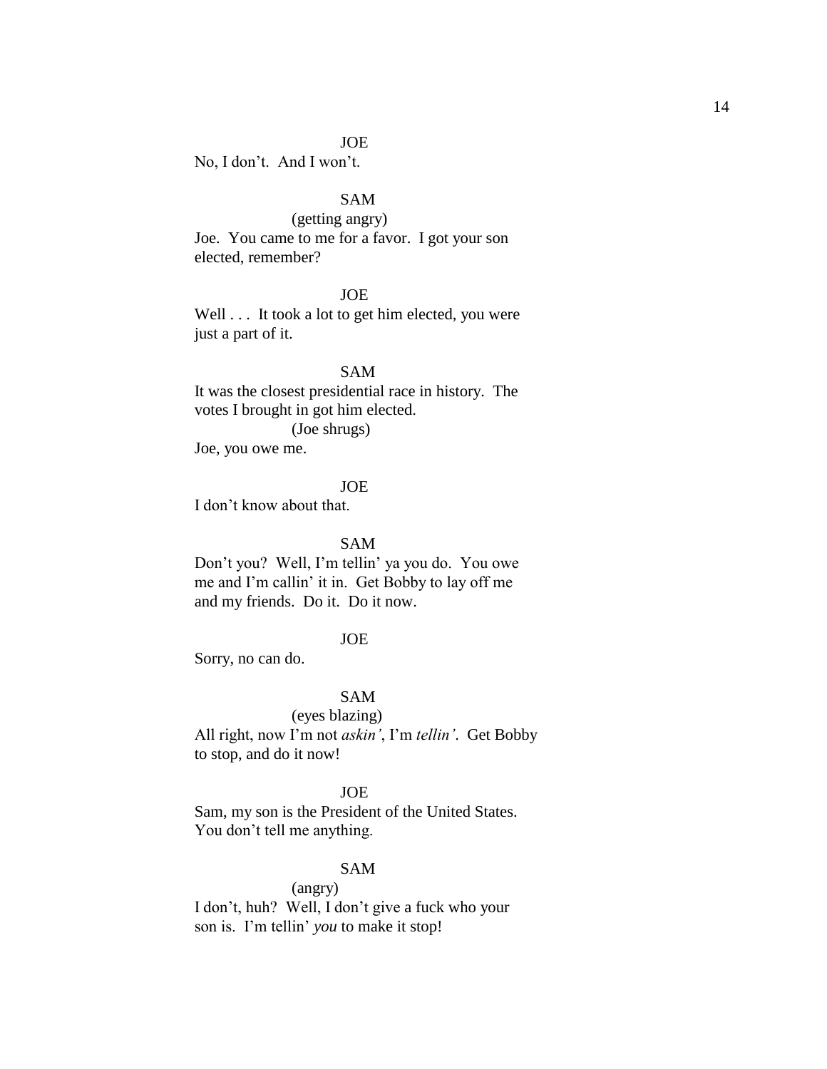JOE

No, I don't. And I won't.

SAM

(getting angry)

Joe. You came to me for a favor. I got your son elected, remember?

JOE

Well . . . It took a lot to get him elected, you were just a part of it.

SAM

It was the closest presidential race in history. The votes I brought in got him elected.

(Joe shrugs)

Joe, you owe me.

JOE

I don't know about that.

SAM

Don't you? Well, I'm tellin' ya you do. You owe me and I'm callin' it in. Get Bobby to lay off me and my friends. Do it. Do it now.

JOE

Sorry, no can do.

SAM

(eyes blazing)

All right, now I'm not *askin'*, I'm *tellin'*. Get Bobby to stop, and do it now!

JOE

Sam, my son is the President of the United States. You don't tell me anything.

SAM

(angry)

I don't, huh? Well, I don't give a fuck who your son is. I'm tellin' *you* to make it stop!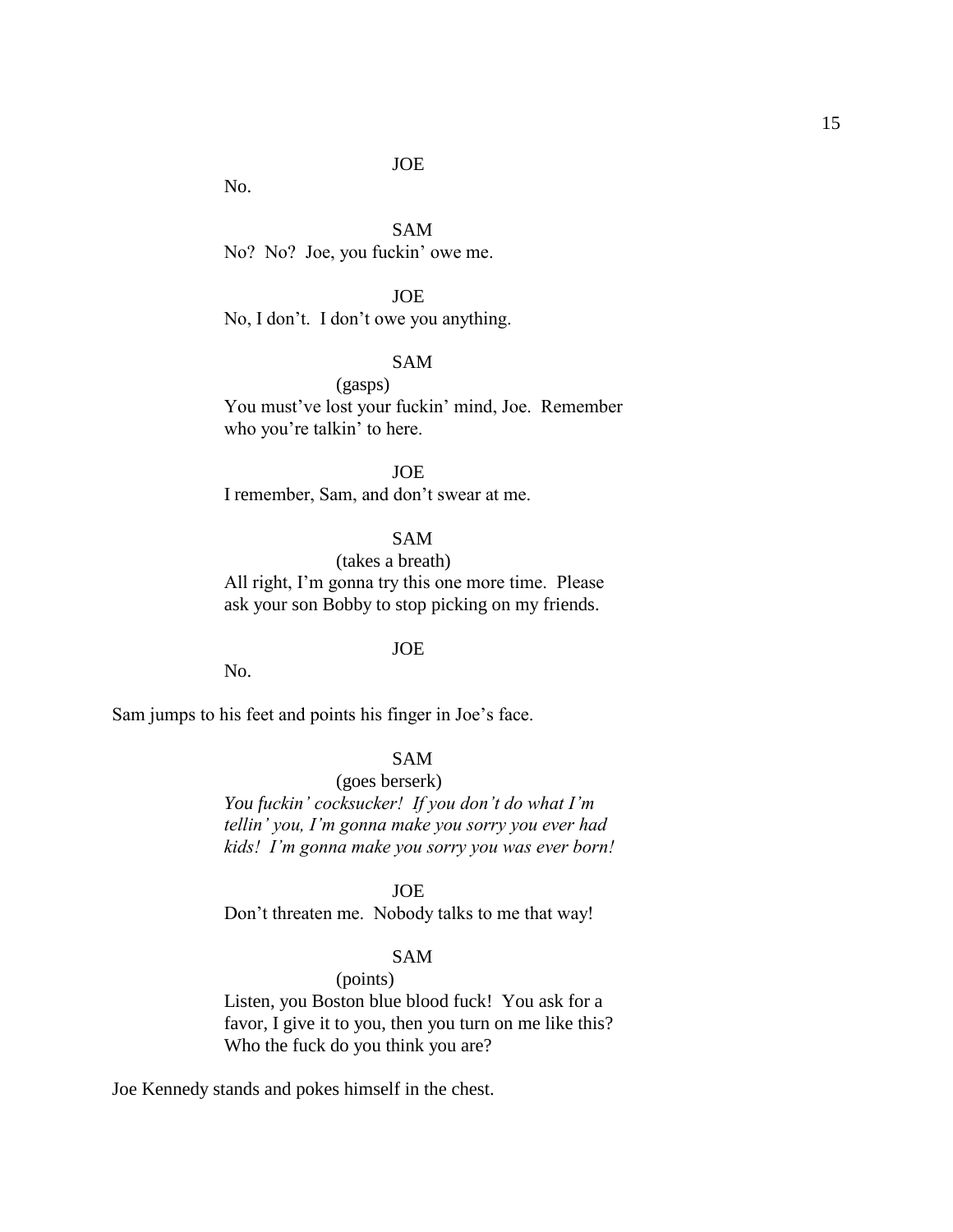JOE

No.

SAM

No? No? Joe, you fuckin' owe me.

JOE

No, I don't. I don't owe you anything.

SAM

(gasps)

You must've lost your fuckin' mind, Joe. Remember who you're talkin' to here.

JOE

I remember, Sam, and don't swear at me.

SAM

(takes a breath)

All right, I'm gonna try this one more time. Please ask your son Bobby to stop picking on my friends.

JOE

No.

Sam jumps to his feet and points his finger in Joe's face.

SAM

(goes berserk)

*You fuckin' cocksucker! If you don't do what I'm tellin' you, I'm gonna make you sorry you ever had kids! I'm gonna make you sorry you was ever born!*

JOE

Don't threaten me. Nobody talks to me that way!

SAM

(points)

Listen, you Boston blue blood fuck! You ask for a favor, I give it to you, then you turn on me like this? Who the fuck do you think you are?

Joe Kennedy stands and pokes himself in the chest.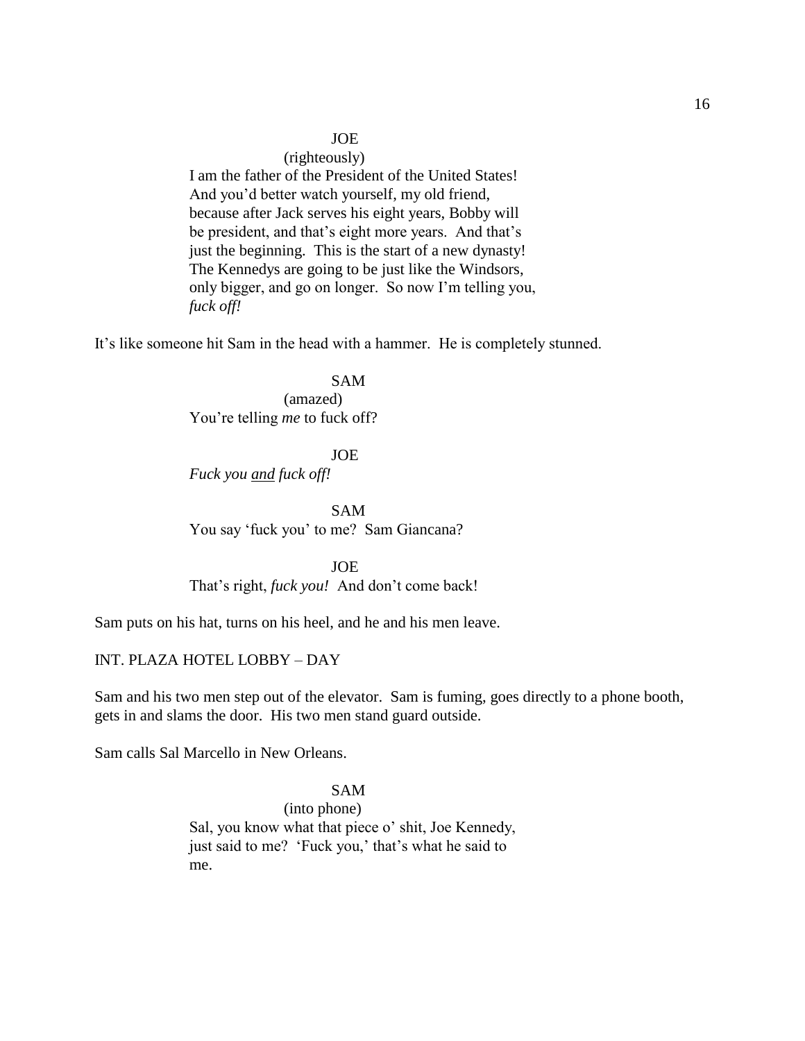JOE

(righteously)

I am the father of the President of the United States! And you'd better watch yourself, my old friend, because after Jack serves his eight years, Bobby will be president, and that's eight more years. And that's just the beginning. This is the start of a new dynasty! The Kennedys are going to be just like the Windsors, only bigger, and go on longer. So now I'm telling you, *fuck off!*

It's like someone hit Sam in the head with a hammer. He is completely stunned.

SAM

(amazed)

You're telling *me* to fuck off?

JOE

*Fuck you <u>and</u> fuck off!*

SAM

You say 'fuck you' to me? Sam Giancana?

JOE

That's right, *fuck you!* And don't come back!

Sam puts on his hat, turns on his heel, and he and his men leave.

INT. PLAZA HOTEL LOBBY – DAY

Sam and his two men step out of the elevator. Sam is fuming, goes directly to a phone booth, gets in and slams the door. His two men stand guard outside.

Sam calls Sal Marcello in New Orleans.

SAM

(into phone)

Sal, you know what that piece o' shit, Joe Kennedy, just said to me? 'Fuck you,' that's what he said to me.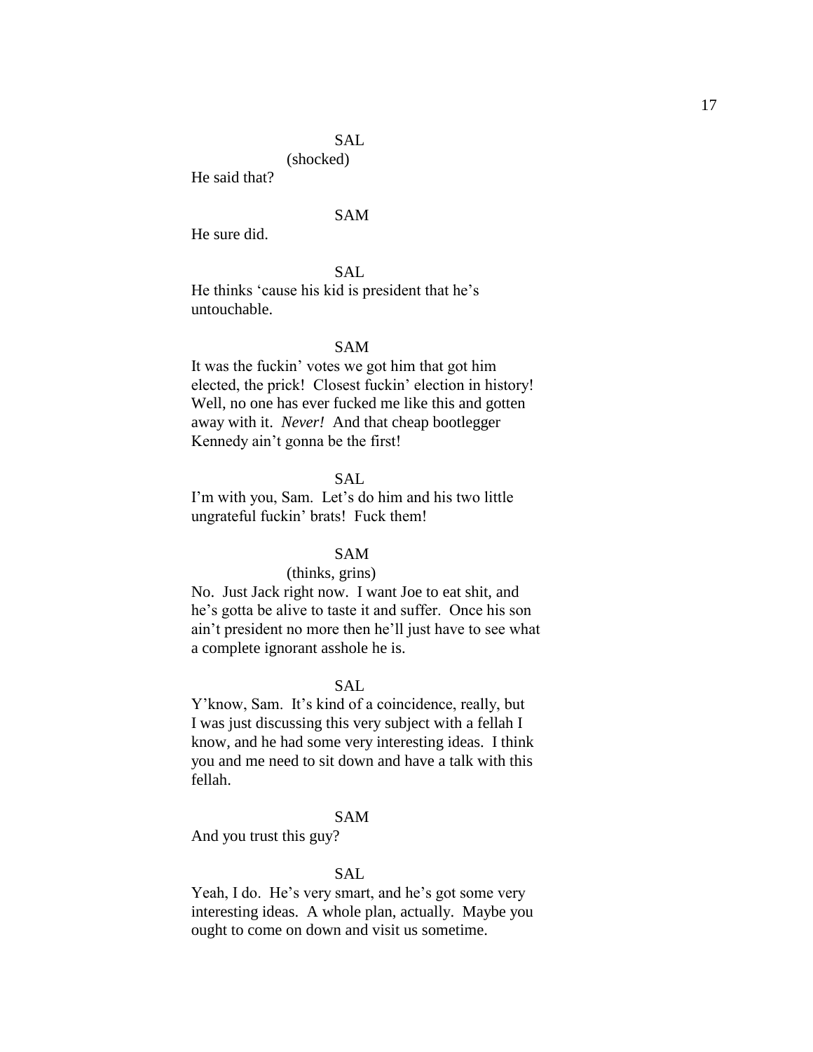SAL

(shocked)

He said that?

SAM

He sure did.

SAL

He thinks 'cause his kid is president that he's untouchable.

SAM

It was the fuckin' votes we got him that got him elected, the prick! Closest fuckin' election in history! Well, no one has ever fucked me like this and gotten away with it. *Never!* And that cheap bootlegger Kennedy ain't gonna be the first!

SAL

I'm with you, Sam. Let's do him and his two little ungrateful fuckin' brats! Fuck them!

SAM

(thinks, grins)

No. Just Jack right now. I want Joe to eat shit, and he's gotta be alive to taste it and suffer. Once his son ain't president no more then he'll just have to see what a complete ignorant asshole he is.

SAL

Y'know, Sam. It's kind of a coincidence, really, but I was just discussing this very subject with a fellah I know, and he had some very interesting ideas. I think you and me need to sit down and have a talk with this fellah.

SAM

And you trust this guy?

SAL

Yeah, I do. He's very smart, and he's got some very interesting ideas. A whole plan, actually. Maybe you ought to come on down and visit us sometime.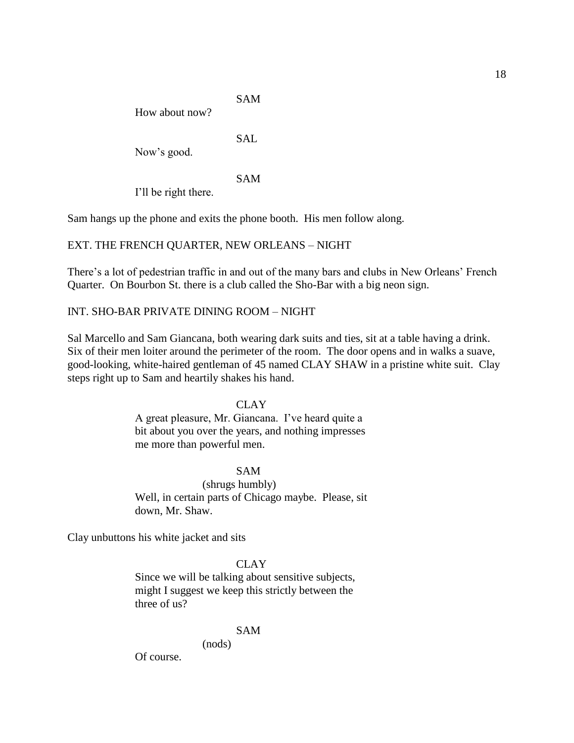SAM

How about now?

SAL

Now's good.

SAM

I'll be right there.

Sam hangs up the phone and exits the phone booth. His men follow along.

EXT. THE FRENCH QUARTER, NEW ORLEANS – NIGHT

There's a lot of pedestrian traffic in and out of the many bars and clubs in New Orleans' French Quarter. On Bourbon St. there is a club called the Sho-Bar with a big neon sign.

INT. SHO-BAR PRIVATE DINING ROOM – NIGHT

Sal Marcello and Sam Giancana, both wearing dark suits and ties, sit at a table having a drink. Six of their men loiter around the perimeter of the room. The door opens and in walks a suave, good-looking, white-haired gentleman of 45 named CLAY SHAW in a pristine white suit. Clay steps right up to Sam and heartily shakes his hand.

CLAY

A great pleasure, Mr. Giancana. I've heard quite a bit about you over the years, and nothing impresses me more than powerful men.

SAM

(shrugs humbly)

Well, in certain parts of Chicago maybe. Please, sit down, Mr. Shaw.

Clay unbuttons his white jacket and sits

CLAY

Since we will be talking about sensitive subjects, might I suggest we keep this strictly between the three of us?

SAM

(nods)

Of course.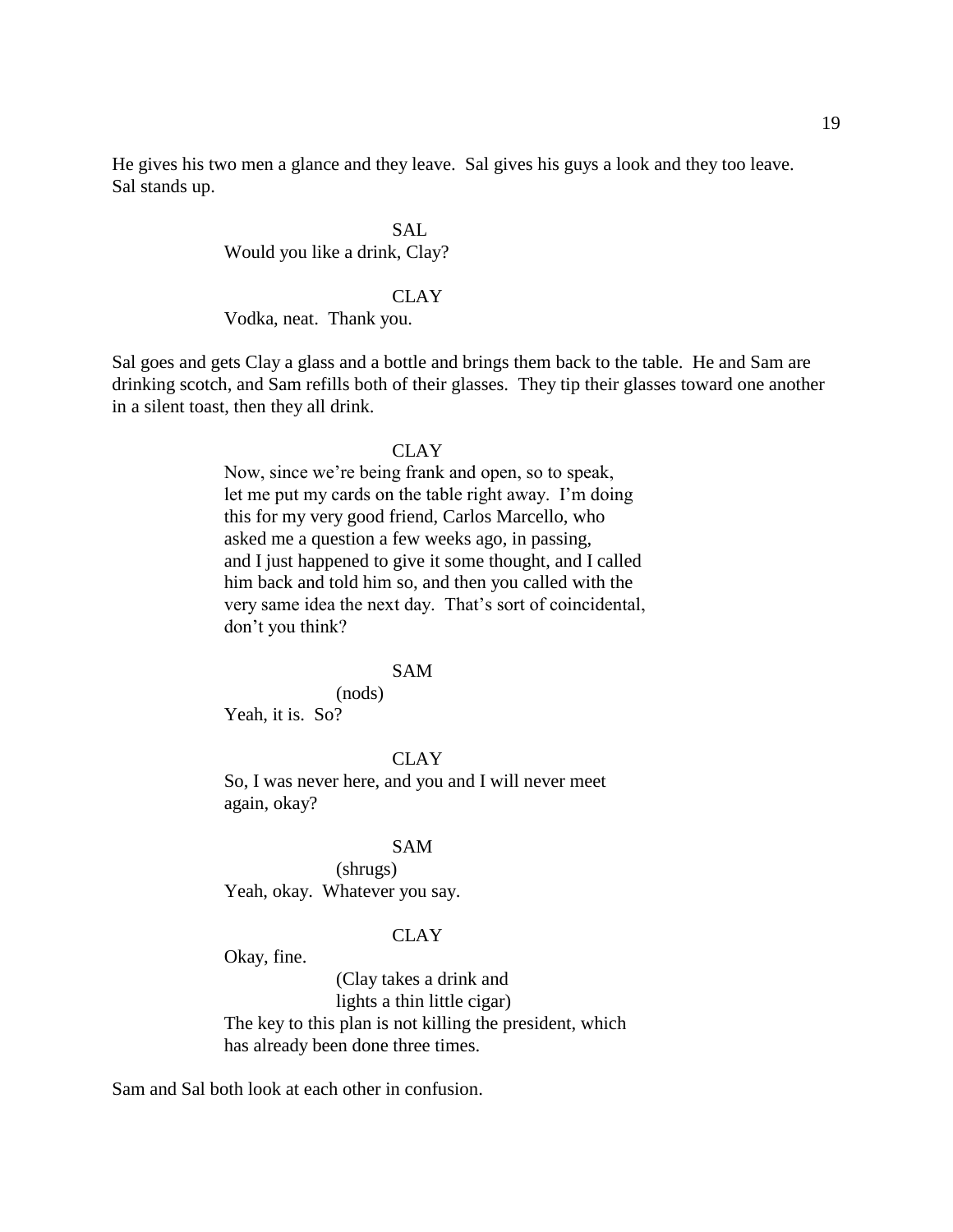He gives his two men a glance and they leave. Sal gives his guys a look and they too leave. Sal stands up.

SAL
Would you like a drink, Clay?

CLAY
Vodka, neat. Thank you.

Sal goes and gets Clay a glass and a bottle and brings them back to the table. He and Sam are drinking scotch, and Sam refills both of their glasses. They tip their glasses toward one another in a silent toast, then they all drink.

CLAY
Now, since we're being frank and open, so to speak, let me put my cards on the table right away. I'm doing this for my very good friend, Carlos Marcello, who asked me a question a few weeks ago, in passing, and I just happened to give it some thought, and I called him back and told him so, and then you called with the very same idea the next day. That's sort of coincidental, don't you think?

SAM
(nods)
Yeah, it is. So?

CLAY
So, I was never here, and you and I will never meet again, okay?

SAM
(shrugs)
Yeah, okay. Whatever you say.

CLAY
Okay, fine.
(Clay takes a drink and lights a thin little cigar)
The key to this plan is not killing the president, which has already been done three times.

Sam and Sal both look at each other in confusion.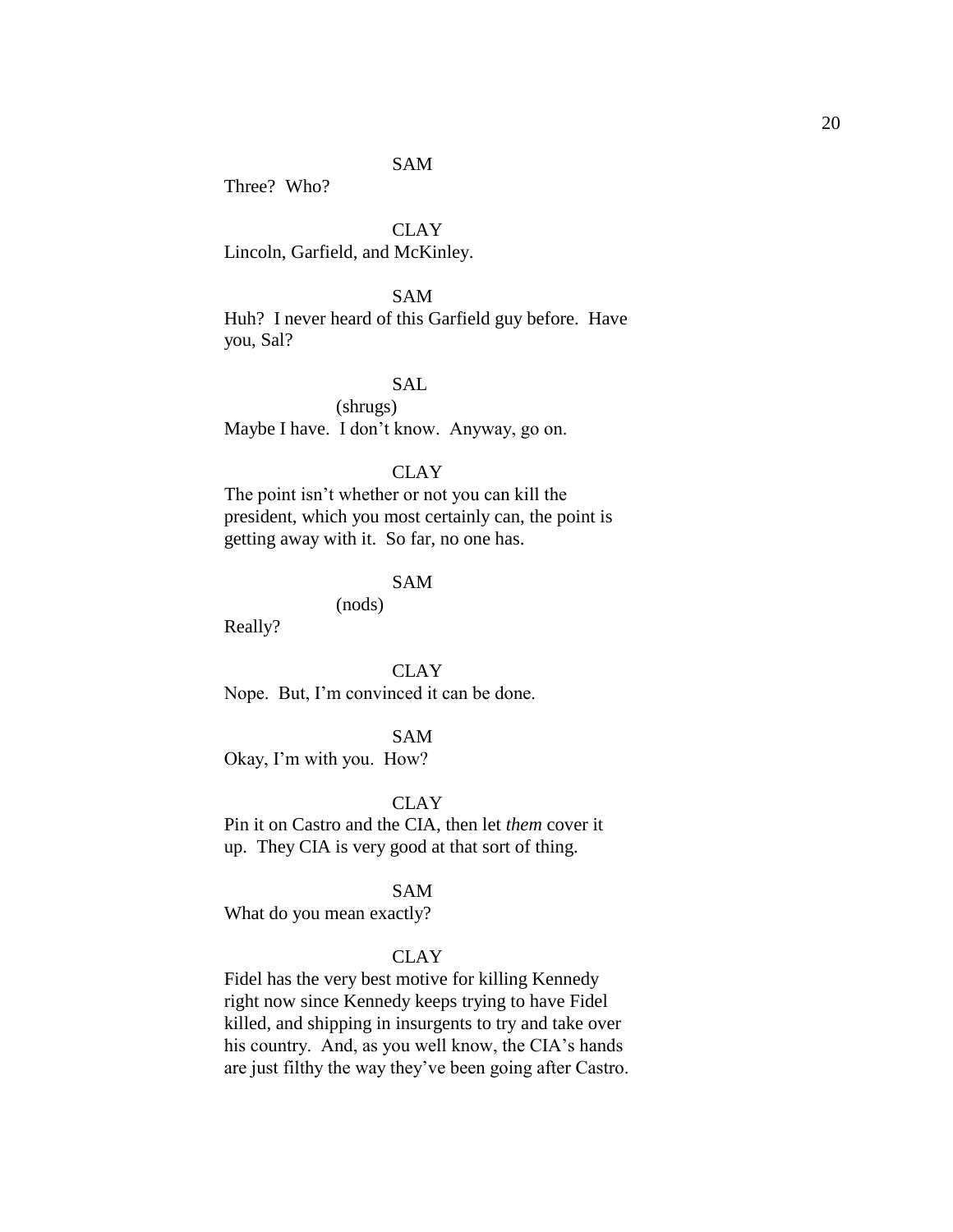SAM

Three?  Who?

CLAY

Lincoln, Garfield, and McKinley.

SAM

Huh?  I never heard of this Garfield guy before.  Have you, Sal?

SAL

(shrugs)

Maybe I have.  I don't know.  Anyway, go on.

CLAY

The point isn't whether or not you can kill the president, which you most certainly can, the point is getting away with it.  So far, no one has.

SAM

(nods)

Really?

CLAY

Nope.  But, I'm convinced it can be done.

SAM

Okay, I'm with you.  How?

CLAY

Pin it on Castro and the CIA, then let *them* cover it up.  They CIA is very good at that sort of thing.

SAM

What do you mean exactly?

CLAY

Fidel has the very best motive for killing Kennedy right now since Kennedy keeps trying to have Fidel killed, and shipping in insurgents to try and take over his country.  And, as you well know, the CIA's hands are just filthy the way they've been going after Castro.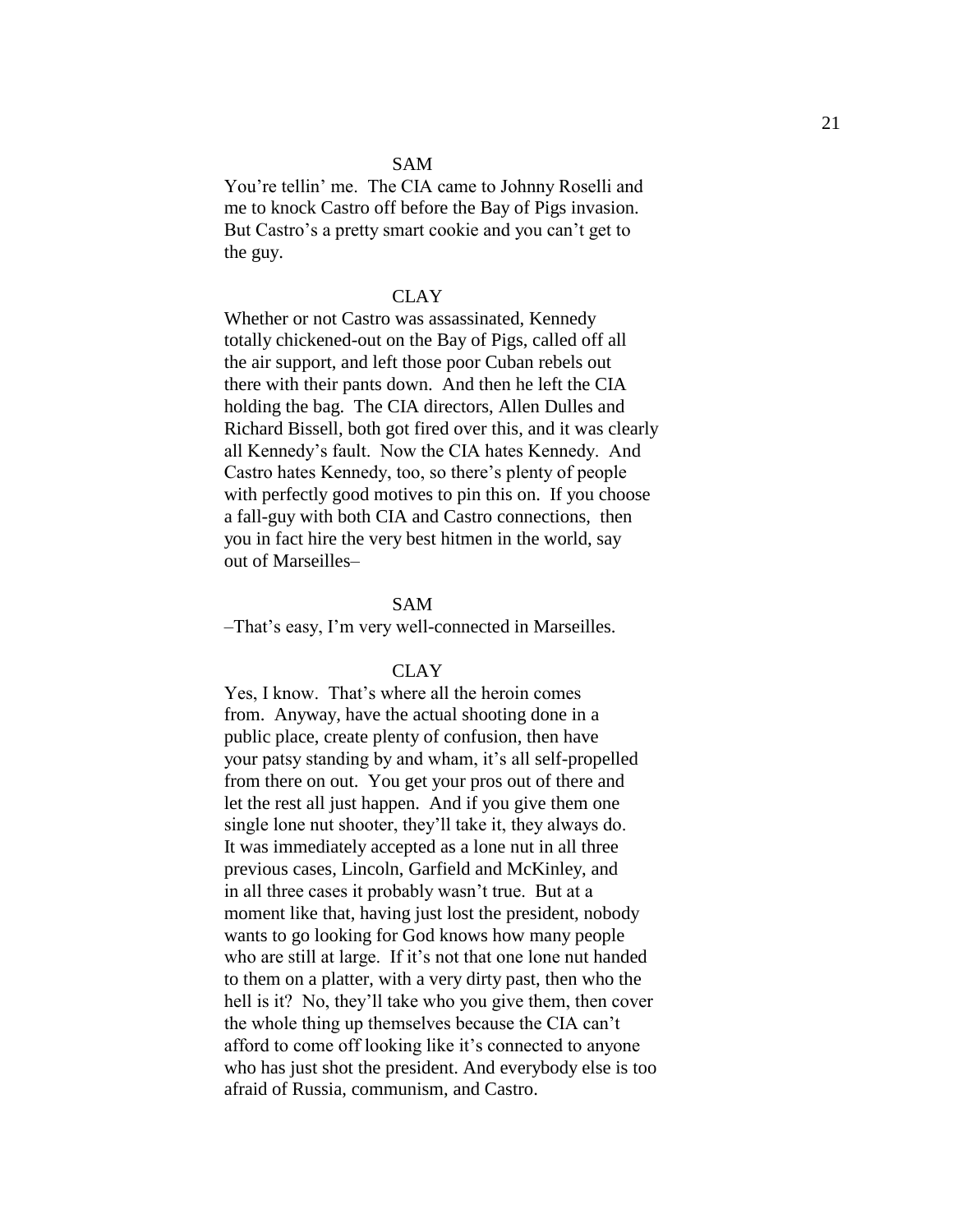SAM

You're tellin' me. The CIA came to Johnny Roselli and me to knock Castro off before the Bay of Pigs invasion. But Castro's a pretty smart cookie and you can't get to the guy.

CLAY

Whether or not Castro was assassinated, Kennedy totally chickened-out on the Bay of Pigs, called off all the air support, and left those poor Cuban rebels out there with their pants down. And then he left the CIA holding the bag. The CIA directors, Allen Dulles and Richard Bissell, both got fired over this, and it was clearly all Kennedy's fault. Now the CIA hates Kennedy. And Castro hates Kennedy, too, so there's plenty of people with perfectly good motives to pin this on. If you choose a fall-guy with both CIA and Castro connections, then you in fact hire the very best hitmen in the world, say out of Marseilles–

SAM

–That's easy, I'm very well-connected in Marseilles.

CLAY

Yes, I know. That's where all the heroin comes from. Anyway, have the actual shooting done in a public place, create plenty of confusion, then have your patsy standing by and wham, it's all self-propelled from there on out. You get your pros out of there and let the rest all just happen. And if you give them one single lone nut shooter, they'll take it, they always do. It was immediately accepted as a lone nut in all three previous cases, Lincoln, Garfield and McKinley, and in all three cases it probably wasn't true. But at a moment like that, having just lost the president, nobody wants to go looking for God knows how many people who are still at large. If it's not that one lone nut handed to them on a platter, with a very dirty past, then who the hell is it? No, they'll take who you give them, then cover the whole thing up themselves because the CIA can't afford to come off looking like it's connected to anyone who has just shot the president. And everybody else is too afraid of Russia, communism, and Castro.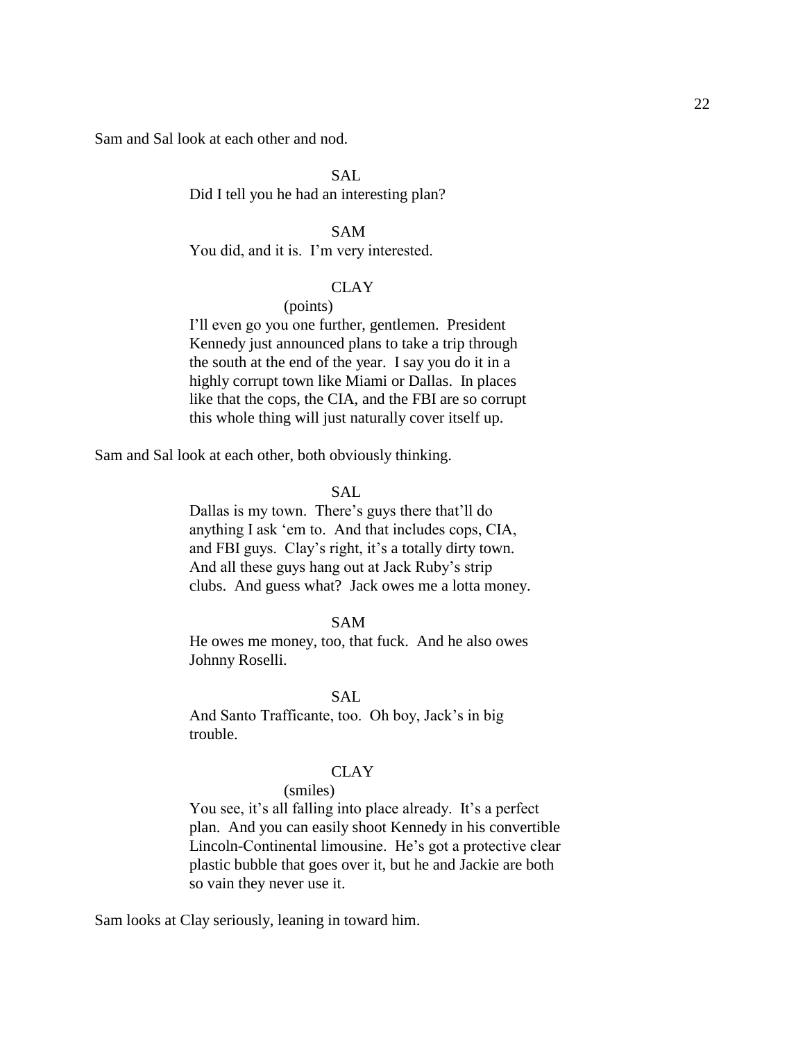Sam and Sal look at each other and nod.

SAL

Did I tell you he had an interesting plan?

SAM

You did, and it is. I'm very interested.

CLAY

(points)

I'll even go you one further, gentlemen. President Kennedy just announced plans to take a trip through the south at the end of the year. I say you do it in a highly corrupt town like Miami or Dallas. In places like that the cops, the CIA, and the FBI are so corrupt this whole thing will just naturally cover itself up.

Sam and Sal look at each other, both obviously thinking.

SAL

Dallas is my town. There's guys there that'll do anything I ask 'em to. And that includes cops, CIA, and FBI guys. Clay's right, it's a totally dirty town. And all these guys hang out at Jack Ruby's strip clubs. And guess what? Jack owes me a lotta money.

SAM

He owes me money, too, that fuck. And he also owes Johnny Roselli.

SAL

And Santo Trafficante, too. Oh boy, Jack's in big trouble.

CLAY

(smiles)

You see, it's all falling into place already. It's a perfect plan. And you can easily shoot Kennedy in his convertible Lincoln-Continental limousine. He's got a protective clear plastic bubble that goes over it, but he and Jackie are both so vain they never use it.

Sam looks at Clay seriously, leaning in toward him.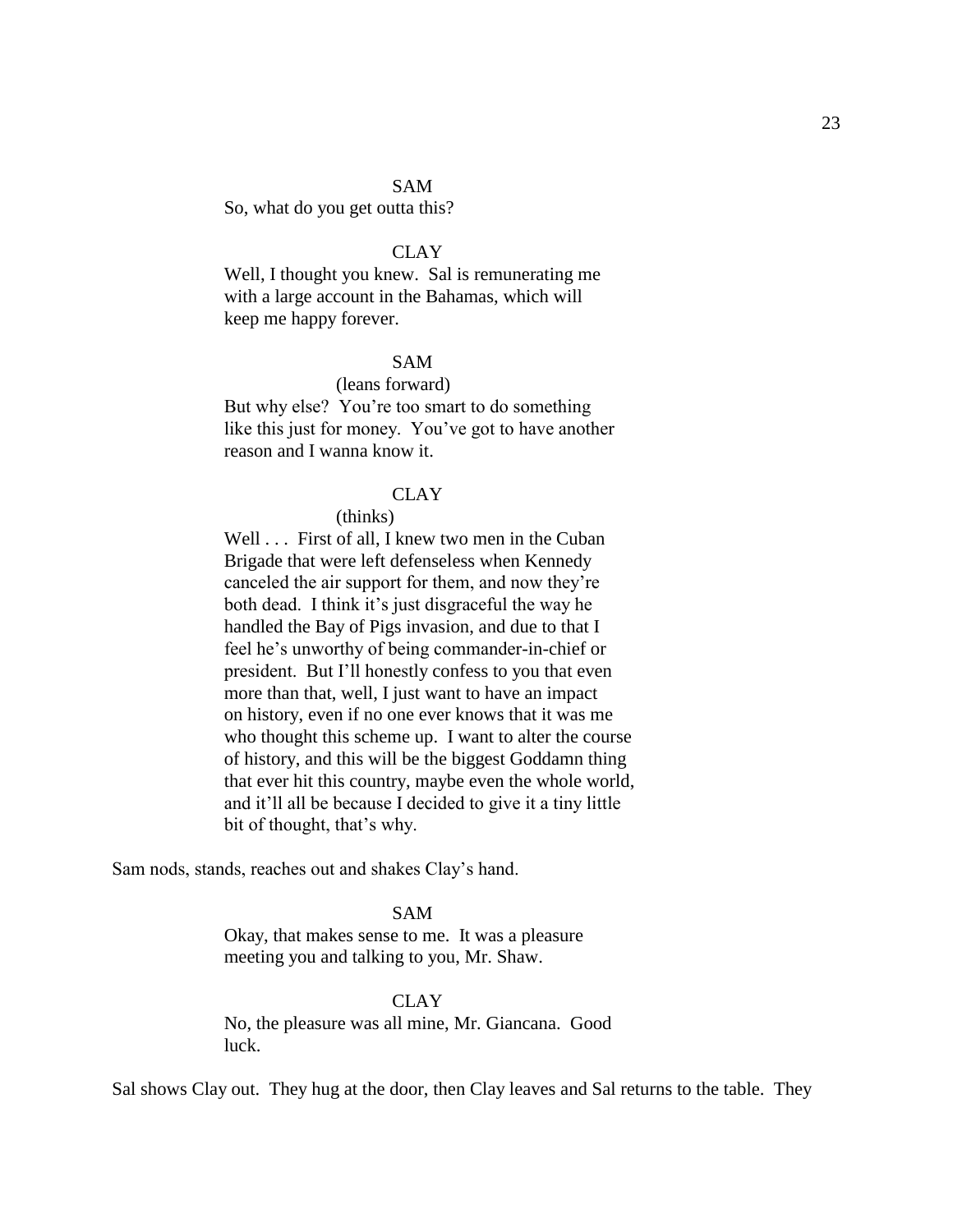SAM

So, what do you get outta this?

CLAY

Well, I thought you knew. Sal is remunerating me with a large account in the Bahamas, which will keep me happy forever.

SAM

(leans forward)

But why else? You're too smart to do something like this just for money. You've got to have another reason and I wanna know it.

CLAY

(thinks)

Well . . . First of all, I knew two men in the Cuban Brigade that were left defenseless when Kennedy canceled the air support for them, and now they're both dead. I think it's just disgraceful the way he handled the Bay of Pigs invasion, and due to that I feel he's unworthy of being commander-in-chief or president. But I'll honestly confess to you that even more than that, well, I just want to have an impact on history, even if no one ever knows that it was me who thought this scheme up. I want to alter the course of history, and this will be the biggest Goddamn thing that ever hit this country, maybe even the whole world, and it'll all be because I decided to give it a tiny little bit of thought, that's why.

Sam nods, stands, reaches out and shakes Clay's hand.

SAM

Okay, that makes sense to me. It was a pleasure meeting you and talking to you, Mr. Shaw.

CLAY

No, the pleasure was all mine, Mr. Giancana. Good luck.

Sal shows Clay out. They hug at the door, then Clay leaves and Sal returns to the table. They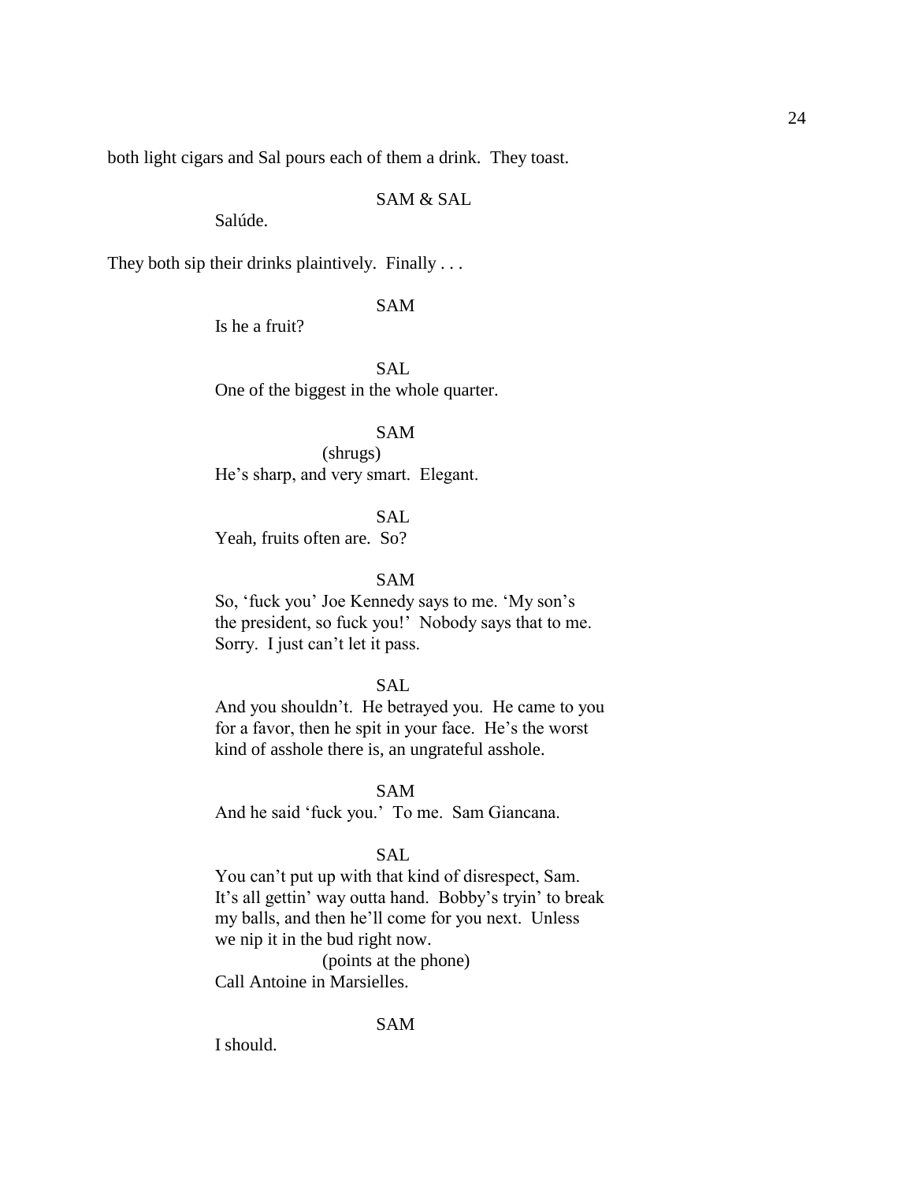both light cigars and Sal pours each of them a drink. They toast.

SAM & SAL

Salúde.

They both sip their drinks plaintively. Finally . . .

SAM

Is he a fruit?

SAL

One of the biggest in the whole quarter.

SAM

(shrugs)

He's sharp, and very smart. Elegant.

SAL

Yeah, fruits often are. So?

SAM

So, 'fuck you' Joe Kennedy says to me. 'My son's the president, so fuck you!' Nobody says that to me. Sorry. I just can't let it pass.

SAL

And you shouldn't. He betrayed you. He came to you for a favor, then he spit in your face. He's the worst kind of asshole there is, an ungrateful asshole.

SAM

And he said 'fuck you.' To me. Sam Giancana.

SAL

You can't put up with that kind of disrespect, Sam. It's all gettin' way outta hand. Bobby's tryin' to break my balls, and then he'll come for you next. Unless we nip it in the bud right now.

(points at the phone)

Call Antoine in Marsielles.

SAM

I should.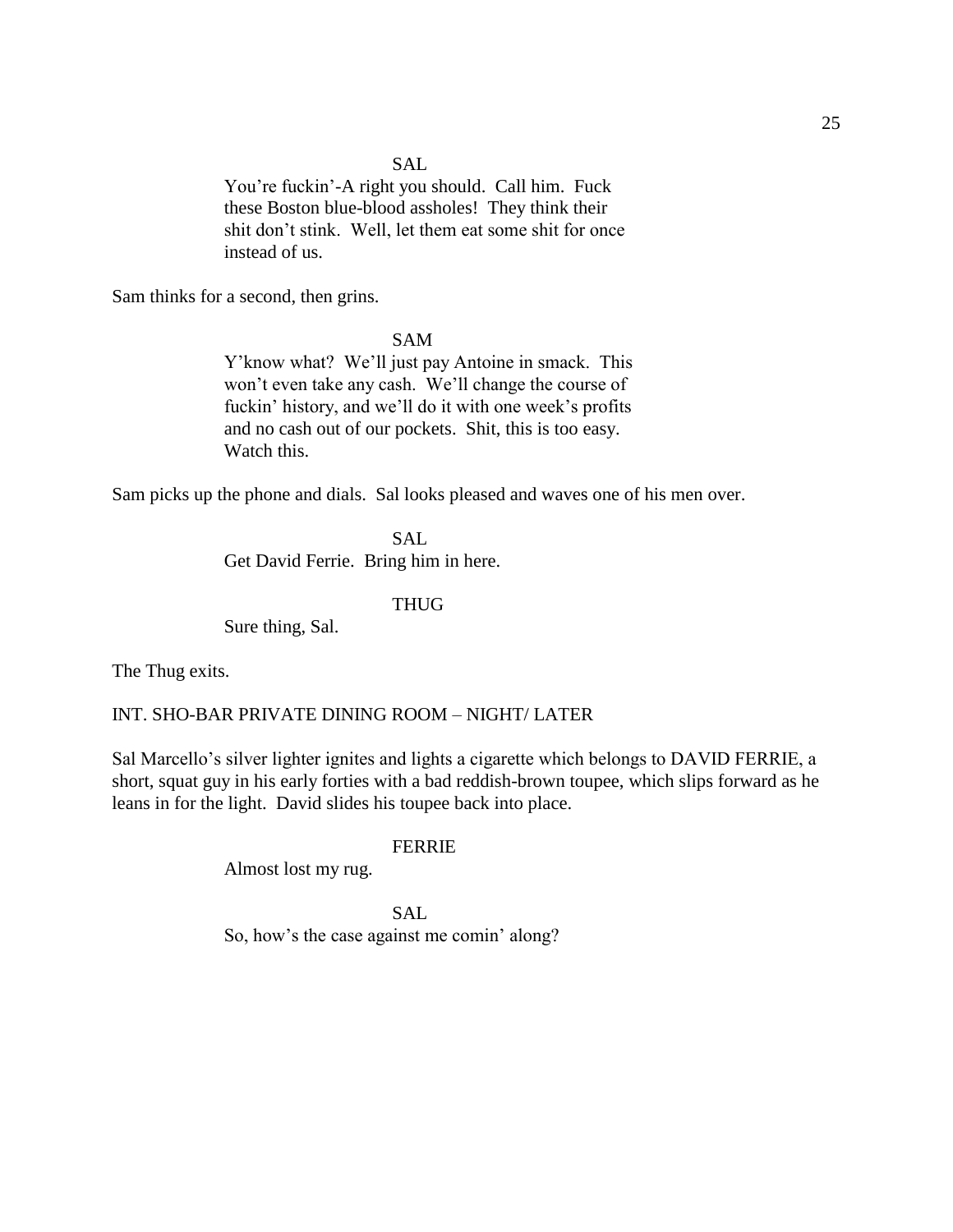SAL

You're fuckin'-A right you should. Call him. Fuck these Boston blue-blood assholes! They think their shit don't stink. Well, let them eat some shit for once instead of us.

Sam thinks for a second, then grins.

SAM

Y'know what? We'll just pay Antoine in smack. This won't even take any cash. We'll change the course of fuckin' history, and we'll do it with one week's profits and no cash out of our pockets. Shit, this is too easy. Watch this.

Sam picks up the phone and dials. Sal looks pleased and waves one of his men over.

SAL

Get David Ferrie. Bring him in here.

THUG

Sure thing, Sal.

The Thug exits.

INT. SHO-BAR PRIVATE DINING ROOM – NIGHT/ LATER

Sal Marcello's silver lighter ignites and lights a cigarette which belongs to DAVID FERRIE, a short, squat guy in his early forties with a bad reddish-brown toupee, which slips forward as he leans in for the light. David slides his toupee back into place.

FERRIE

Almost lost my rug.

SAL

So, how's the case against me comin' along?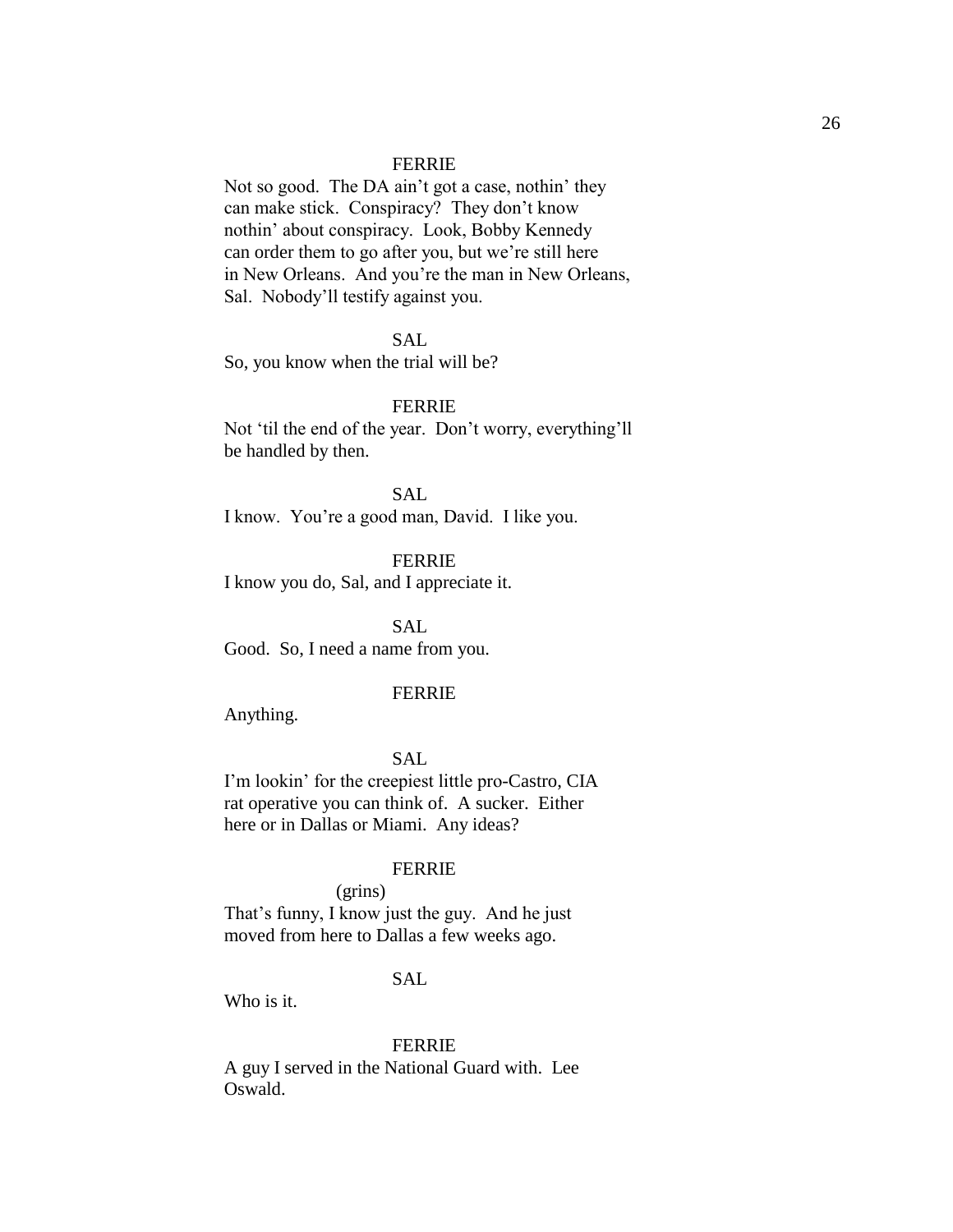FERRIE

Not so good. The DA ain't got a case, nothin' they can make stick. Conspiracy? They don't know nothin' about conspiracy. Look, Bobby Kennedy can order them to go after you, but we're still here in New Orleans. And you're the man in New Orleans, Sal. Nobody'll testify against you.

SAL

So, you know when the trial will be?

FERRIE

Not 'til the end of the year. Don't worry, everything'll be handled by then.

SAL

I know. You're a good man, David. I like you.

FERRIE

I know you do, Sal, and I appreciate it.

SAL

Good. So, I need a name from you.

FERRIE

Anything.

SAL

I'm lookin' for the creepiest little pro-Castro, CIA rat operative you can think of. A sucker. Either here or in Dallas or Miami. Any ideas?

FERRIE

(grins)

That's funny, I know just the guy. And he just moved from here to Dallas a few weeks ago.

SAL

Who is it.

FERRIE

A guy I served in the National Guard with. Lee Oswald.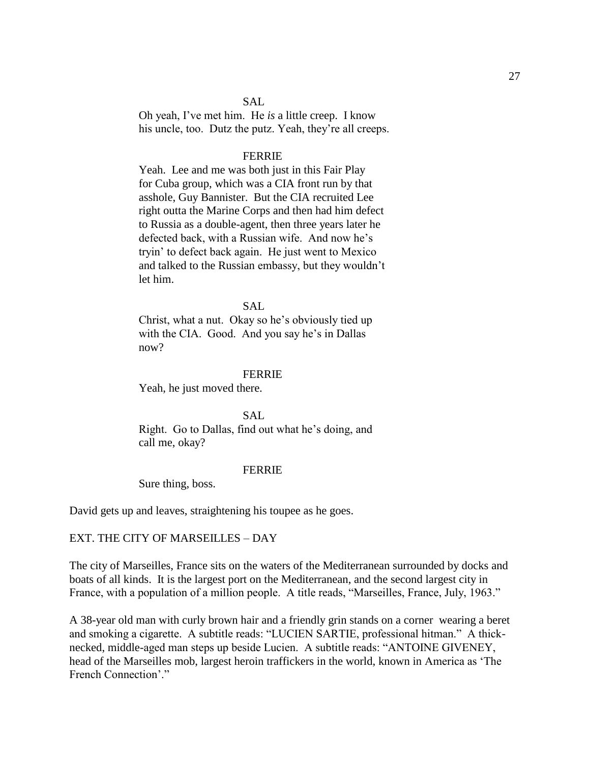SAL

Oh yeah, I've met him. He *is* a little creep. I know his uncle, too. Dutz the putz. Yeah, they're all creeps.

FERRIE

Yeah. Lee and me was both just in this Fair Play for Cuba group, which was a CIA front run by that asshole, Guy Bannister. But the CIA recruited Lee right outta the Marine Corps and then had him defect to Russia as a double-agent, then three years later he defected back, with a Russian wife. And now he's tryin' to defect back again. He just went to Mexico and talked to the Russian embassy, but they wouldn't let him.

SAL

Christ, what a nut. Okay so he's obviously tied up with the CIA. Good. And you say he's in Dallas now?

FERRIE

Yeah, he just moved there.

SAL

Right. Go to Dallas, find out what he's doing, and call me, okay?

FERRIE

Sure thing, boss.

David gets up and leaves, straightening his toupee as he goes.

EXT. THE CITY OF MARSEILLES – DAY

The city of Marseilles, France sits on the waters of the Mediterranean surrounded by docks and boats of all kinds. It is the largest port on the Mediterranean, and the second largest city in France, with a population of a million people. A title reads, "Marseilles, France, July, 1963."

A 38-year old man with curly brown hair and a friendly grin stands on a corner wearing a beret and smoking a cigarette. A subtitle reads: "LUCIEN SARTIE, professional hitman." A thick-necked, middle-aged man steps up beside Lucien. A subtitle reads: "ANTOINE GIVENEY, head of the Marseilles mob, largest heroin traffickers in the world, known in America as 'The French Connection'."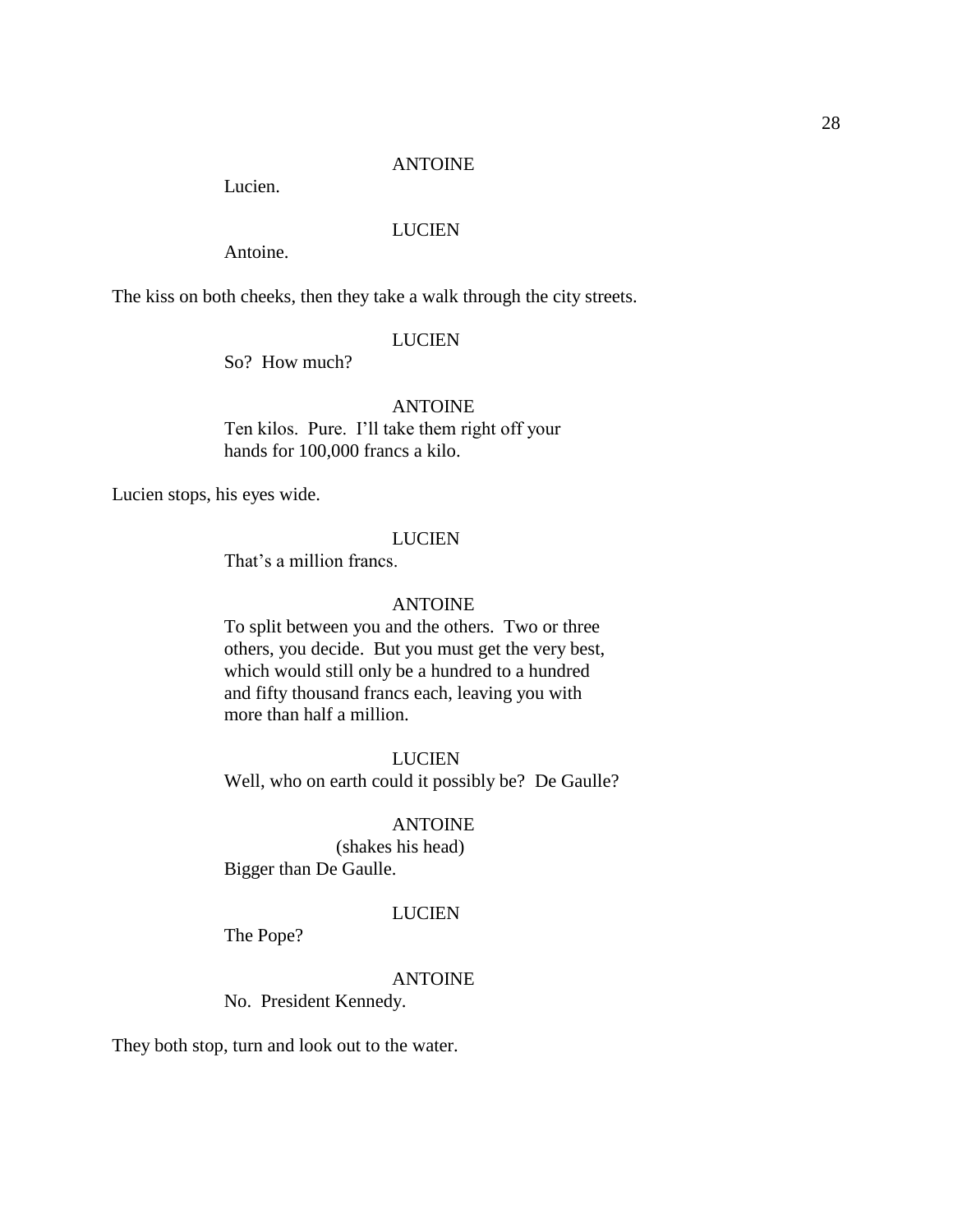ANTOINE

Lucien.

LUCIEN

Antoine.

The kiss on both cheeks, then they take a walk through the city streets.

LUCIEN

So? How much?

ANTOINE

Ten kilos. Pure. I'll take them right off your hands for 100,000 francs a kilo.

Lucien stops, his eyes wide.

LUCIEN

That's a million francs.

ANTOINE

To split between you and the others. Two or three others, you decide. But you must get the very best, which would still only be a hundred to a hundred and fifty thousand francs each, leaving you with more than half a million.

LUCIEN

Well, who on earth could it possibly be? De Gaulle?

ANTOINE

(shakes his head)

Bigger than De Gaulle.

LUCIEN

The Pope?

ANTOINE

No. President Kennedy.

They both stop, turn and look out to the water.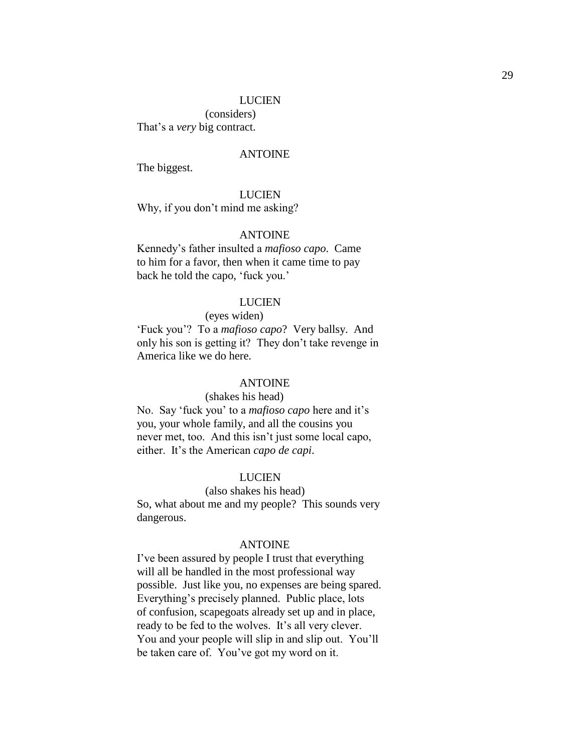LUCIEN

(considers)

That's a *very* big contract.

ANTOINE

The biggest.

LUCIEN

Why, if you don't mind me asking?

ANTOINE

Kennedy's father insulted a *mafioso capo*. Came to him for a favor, then when it came time to pay back he told the capo, 'fuck you.'

LUCIEN

(eyes widen)

'Fuck you'? To a *mafioso capo*? Very ballsy. And only his son is getting it? They don't take revenge in America like we do here.

ANTOINE

(shakes his head)

No. Say 'fuck you' to a *mafioso capo* here and it's you, your whole family, and all the cousins you never met, too. And this isn't just some local capo, either. It's the American *capo de capi*.

LUCIEN

(also shakes his head)

So, what about me and my people? This sounds very dangerous.

ANTOINE

I've been assured by people I trust that everything will all be handled in the most professional way possible. Just like you, no expenses are being spared. Everything's precisely planned. Public place, lots of confusion, scapegoats already set up and in place, ready to be fed to the wolves. It's all very clever. You and your people will slip in and slip out. You'll be taken care of. You've got my word on it.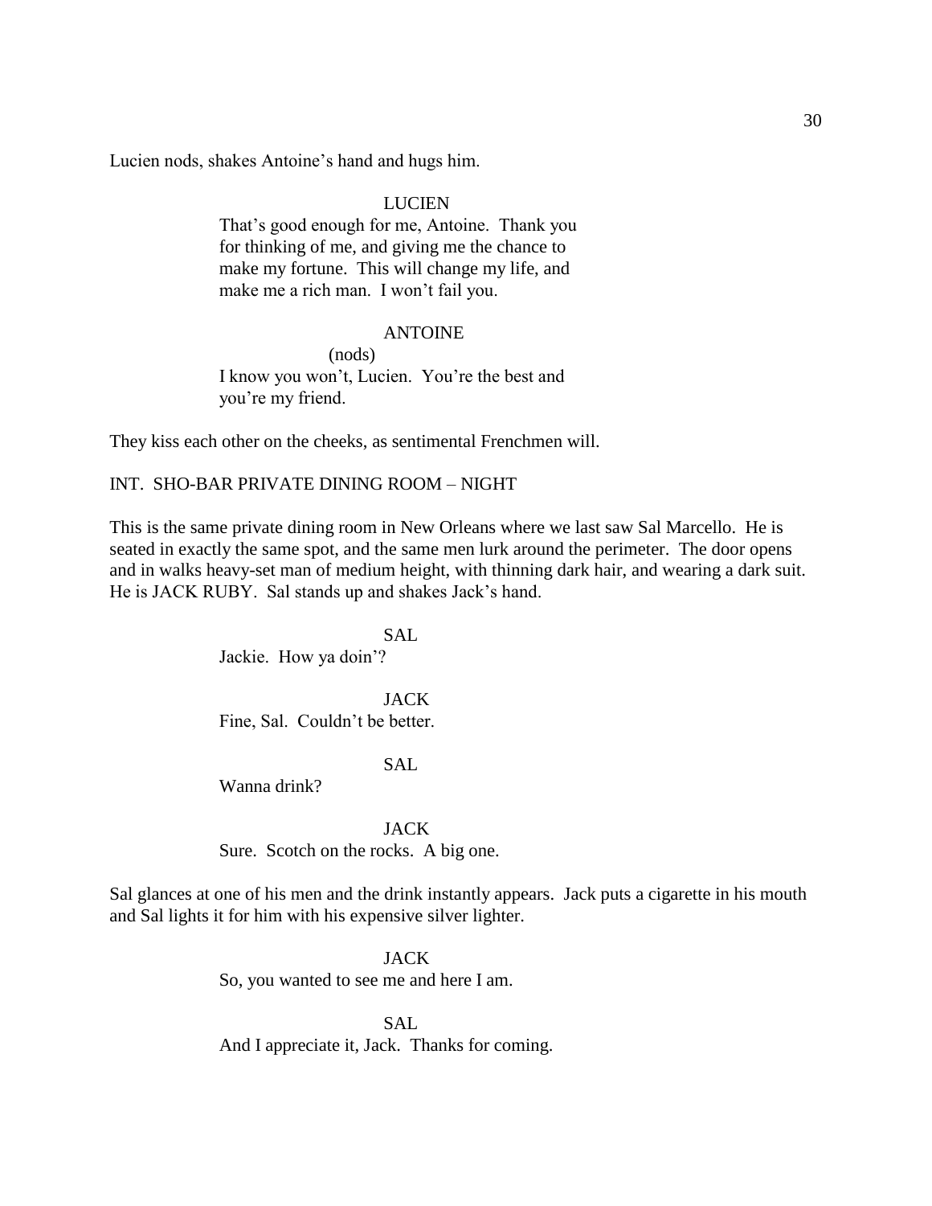Lucien nods, shakes Antoine's hand and hugs him.

LUCIEN
That's good enough for me, Antoine. Thank you for thinking of me, and giving me the chance to make my fortune. This will change my life, and make me a rich man. I won't fail you.

ANTOINE
(nods)
I know you won't, Lucien. You're the best and you're my friend.

They kiss each other on the cheeks, as sentimental Frenchmen will.

INT. SHO-BAR PRIVATE DINING ROOM – NIGHT

This is the same private dining room in New Orleans where we last saw Sal Marcello. He is seated in exactly the same spot, and the same men lurk around the perimeter. The door opens and in walks heavy-set man of medium height, with thinning dark hair, and wearing a dark suit. He is JACK RUBY. Sal stands up and shakes Jack's hand.

SAL
Jackie. How ya doin'?

JACK
Fine, Sal. Couldn't be better.

SAL
Wanna drink?

JACK
Sure. Scotch on the rocks. A big one.

Sal glances at one of his men and the drink instantly appears. Jack puts a cigarette in his mouth and Sal lights it for him with his expensive silver lighter.

JACK
So, you wanted to see me and here I am.

SAL
And I appreciate it, Jack. Thanks for coming.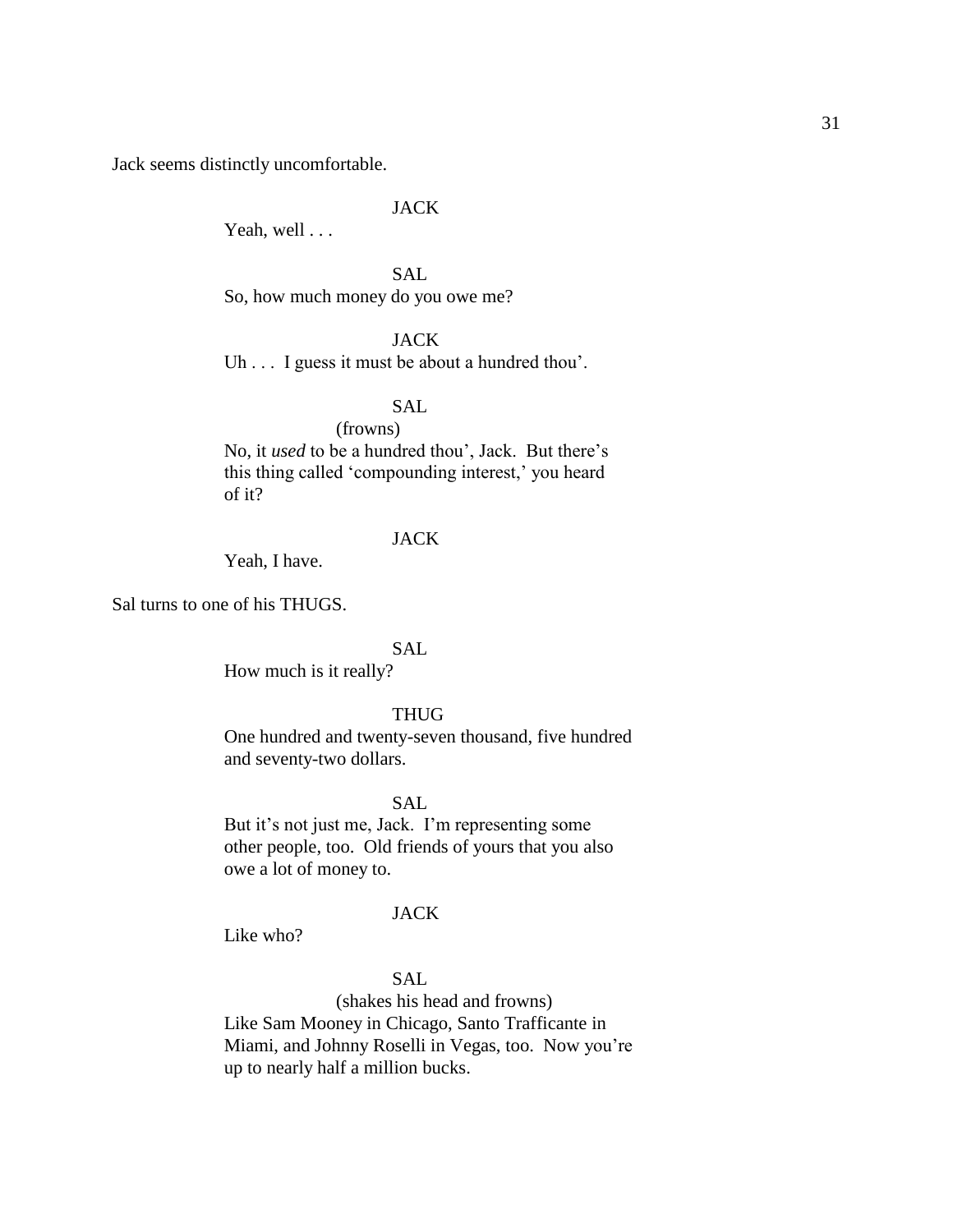Jack seems distinctly uncomfortable.

JACK

Yeah, well . . .

SAL

So, how much money do you owe me?

JACK

Uh . . . I guess it must be about a hundred thou'.

SAL

(frowns)

No, it *used* to be a hundred thou', Jack. But there's this thing called 'compounding interest,' you heard of it?

JACK

Yeah, I have.

Sal turns to one of his THUGS.

SAL

How much is it really?

THUG

One hundred and twenty-seven thousand, five hundred and seventy-two dollars.

SAL

But it's not just me, Jack. I'm representing some other people, too. Old friends of yours that you also owe a lot of money to.

JACK

Like who?

SAL

(shakes his head and frowns)

Like Sam Mooney in Chicago, Santo Trafficante in Miami, and Johnny Roselli in Vegas, too. Now you're up to nearly half a million bucks.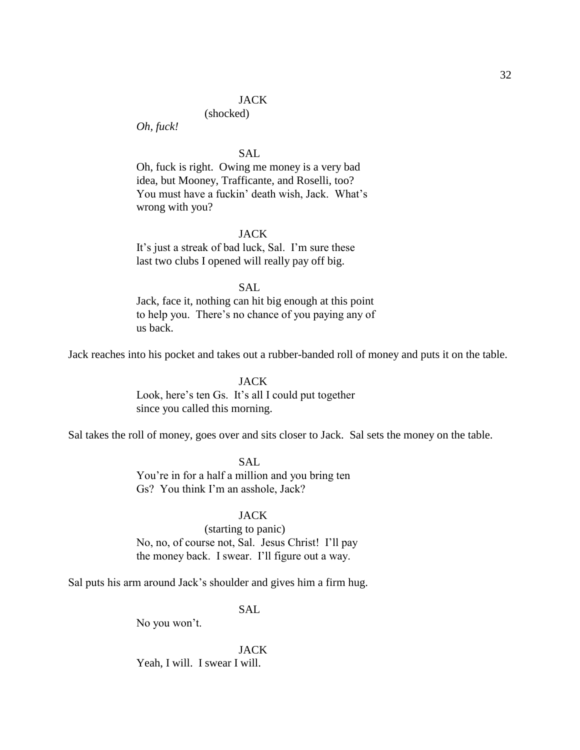JACK
(shocked)
*Oh, fuck!*

SAL
Oh, fuck is right. Owing me money is a very bad idea, but Mooney, Trafficante, and Roselli, too? You must have a fuckin' death wish, Jack. What's wrong with you?

JACK
It's just a streak of bad luck, Sal. I'm sure these last two clubs I opened will really pay off big.

SAL
Jack, face it, nothing can hit big enough at this point to help you. There's no chance of you paying any of us back.

Jack reaches into his pocket and takes out a rubber-banded roll of money and puts it on the table.

JACK
Look, here's ten Gs. It's all I could put together since you called this morning.

Sal takes the roll of money, goes over and sits closer to Jack. Sal sets the money on the table.

SAL
You're in for a half a million and you bring ten Gs? You think I'm an asshole, Jack?

JACK
(starting to panic)
No, no, of course not, Sal. Jesus Christ! I'll pay the money back. I swear. I'll figure out a way.

Sal puts his arm around Jack's shoulder and gives him a firm hug.

SAL
No you won't.

JACK
Yeah, I will. I swear I will.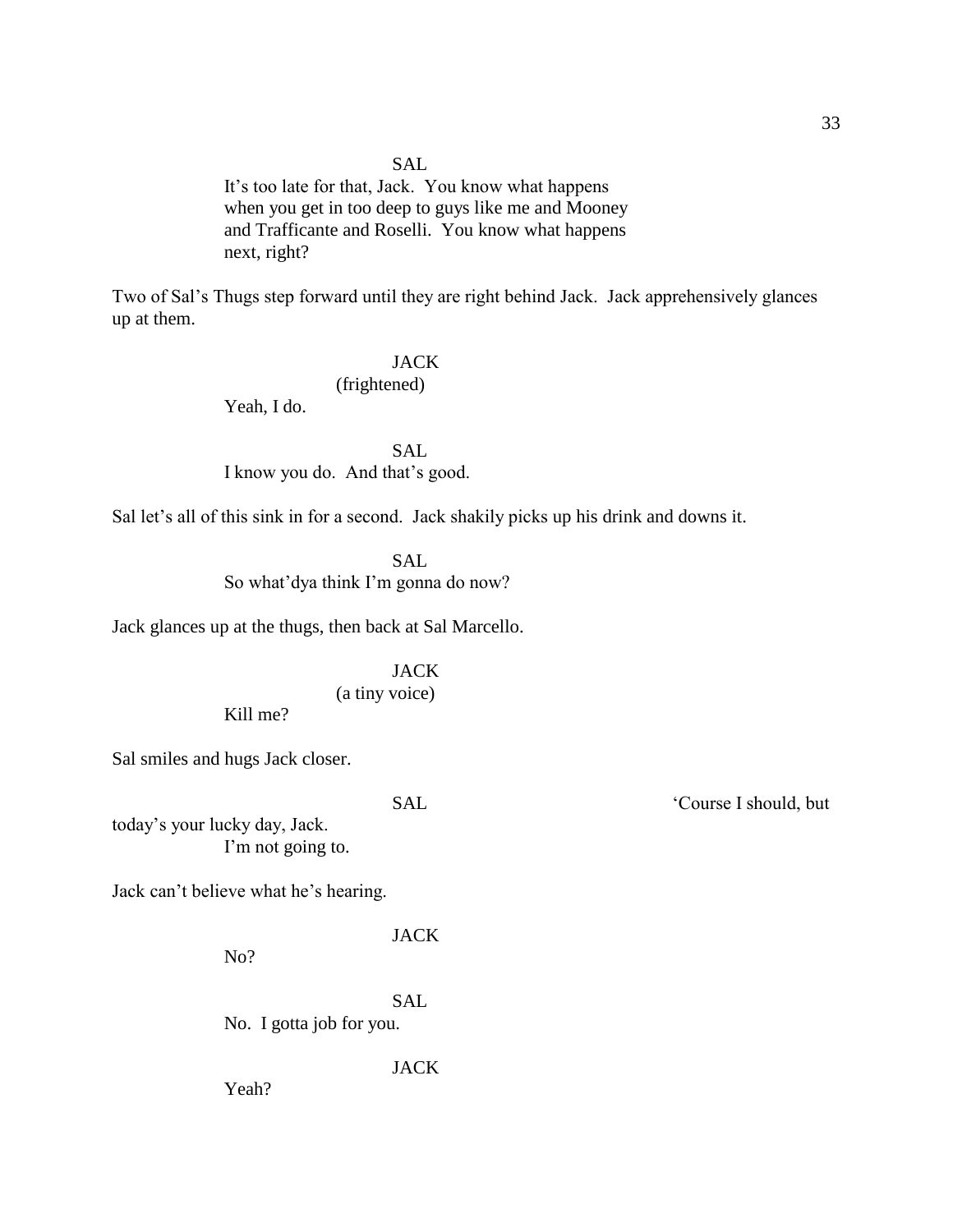SAL

It's too late for that, Jack. You know what happens when you get in too deep to guys like me and Mooney and Trafficante and Roselli. You know what happens next, right?

Two of Sal's Thugs step forward until they are right behind Jack. Jack apprehensively glances up at them.

JACK

(frightened)

Yeah, I do.

SAL

I know you do. And that's good.

Sal let's all of this sink in for a second. Jack shakily picks up his drink and downs it.

SAL

So what'dya think I'm gonna do now?

Jack glances up at the thugs, then back at Sal Marcello.

JACK

(a tiny voice)

Kill me?

Sal smiles and hugs Jack closer.

SAL

'Course I should, but today's your lucky day, Jack. I'm not going to.

Jack can't believe what he's hearing.

JACK

No?

SAL

No. I gotta job for you.

JACK

Yeah?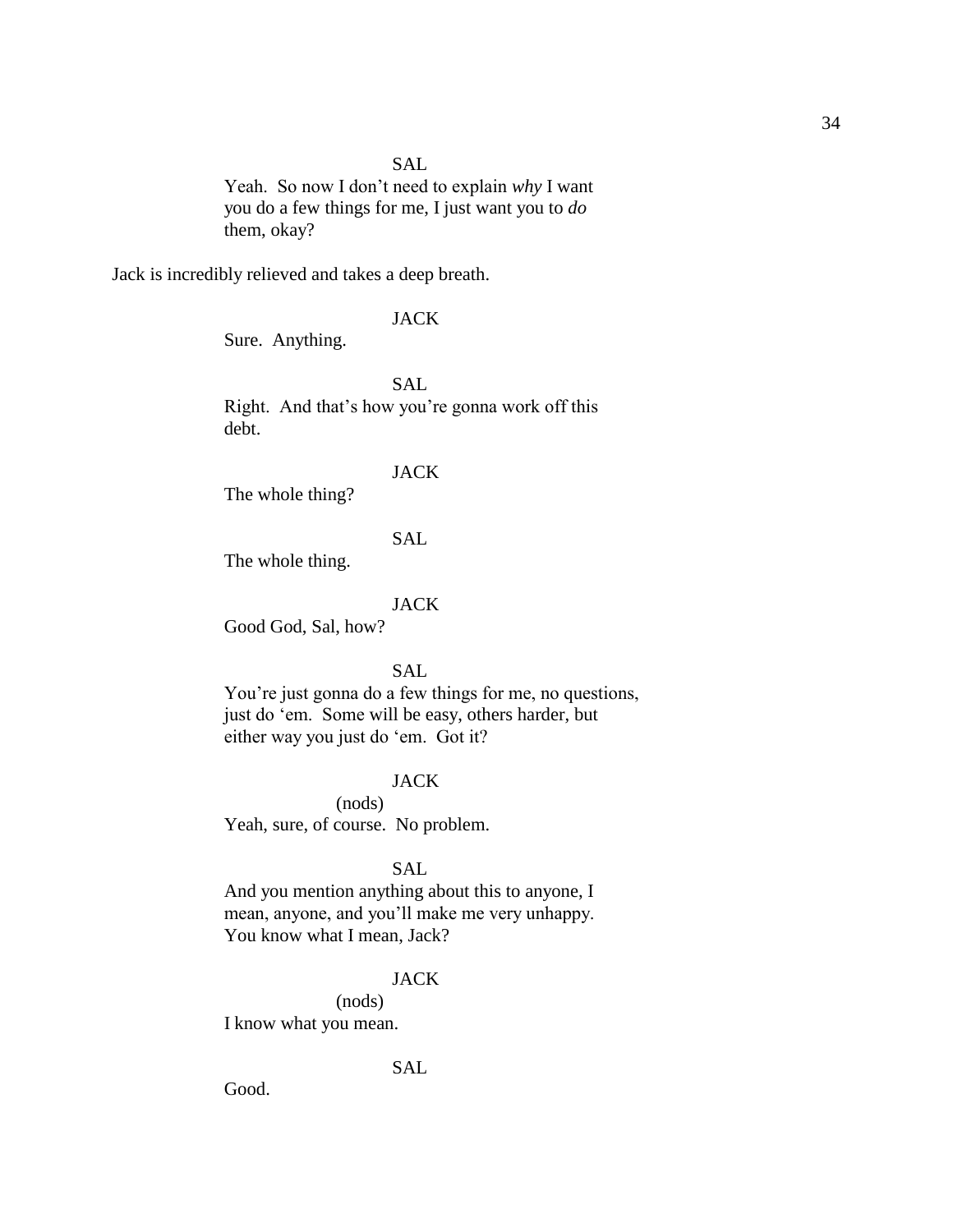SAL

Yeah. So now I don't need to explain *why* I want you do a few things for me, I just want you to *do* them, okay?

Jack is incredibly relieved and takes a deep breath.

JACK

Sure. Anything.

SAL

Right. And that's how you're gonna work off this debt.

JACK

The whole thing?

SAL

The whole thing.

JACK

Good God, Sal, how?

SAL

You're just gonna do a few things for me, no questions, just do 'em. Some will be easy, others harder, but either way you just do 'em. Got it?

JACK

(nods)

Yeah, sure, of course. No problem.

SAL

And you mention anything about this to anyone, I mean, anyone, and you'll make me very unhappy. You know what I mean, Jack?

JACK

(nods)

I know what you mean.

SAL

Good.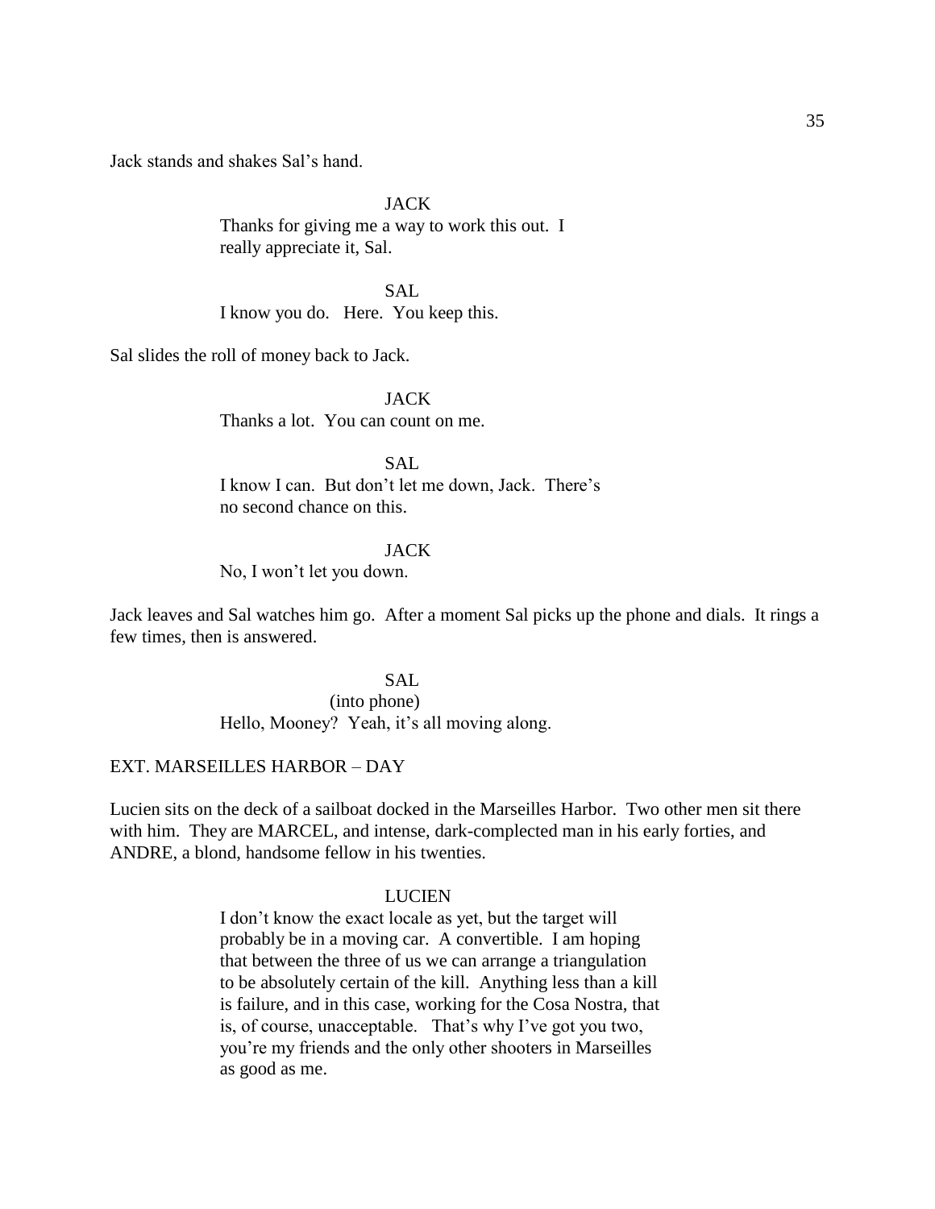Jack stands and shakes Sal's hand.

JACK

Thanks for giving me a way to work this out. I really appreciate it, Sal.

SAL

I know you do. Here. You keep this.

Sal slides the roll of money back to Jack.

JACK

Thanks a lot. You can count on me.

SAL

I know I can. But don't let me down, Jack. There's no second chance on this.

JACK

No, I won't let you down.

Jack leaves and Sal watches him go. After a moment Sal picks up the phone and dials. It rings a few times, then is answered.

SAL

(into phone)

Hello, Mooney? Yeah, it's all moving along.

EXT. MARSEILLES HARBOR – DAY

Lucien sits on the deck of a sailboat docked in the Marseilles Harbor. Two other men sit there with him. They are MARCEL, and intense, dark-complected man in his early forties, and ANDRE, a blond, handsome fellow in his twenties.

LUCIEN

I don't know the exact locale as yet, but the target will probably be in a moving car. A convertible. I am hoping that between the three of us we can arrange a triangulation to be absolutely certain of the kill. Anything less than a kill is failure, and in this case, working for the Cosa Nostra, that is, of course, unacceptable. That's why I've got you two, you're my friends and the only other shooters in Marseilles as good as me.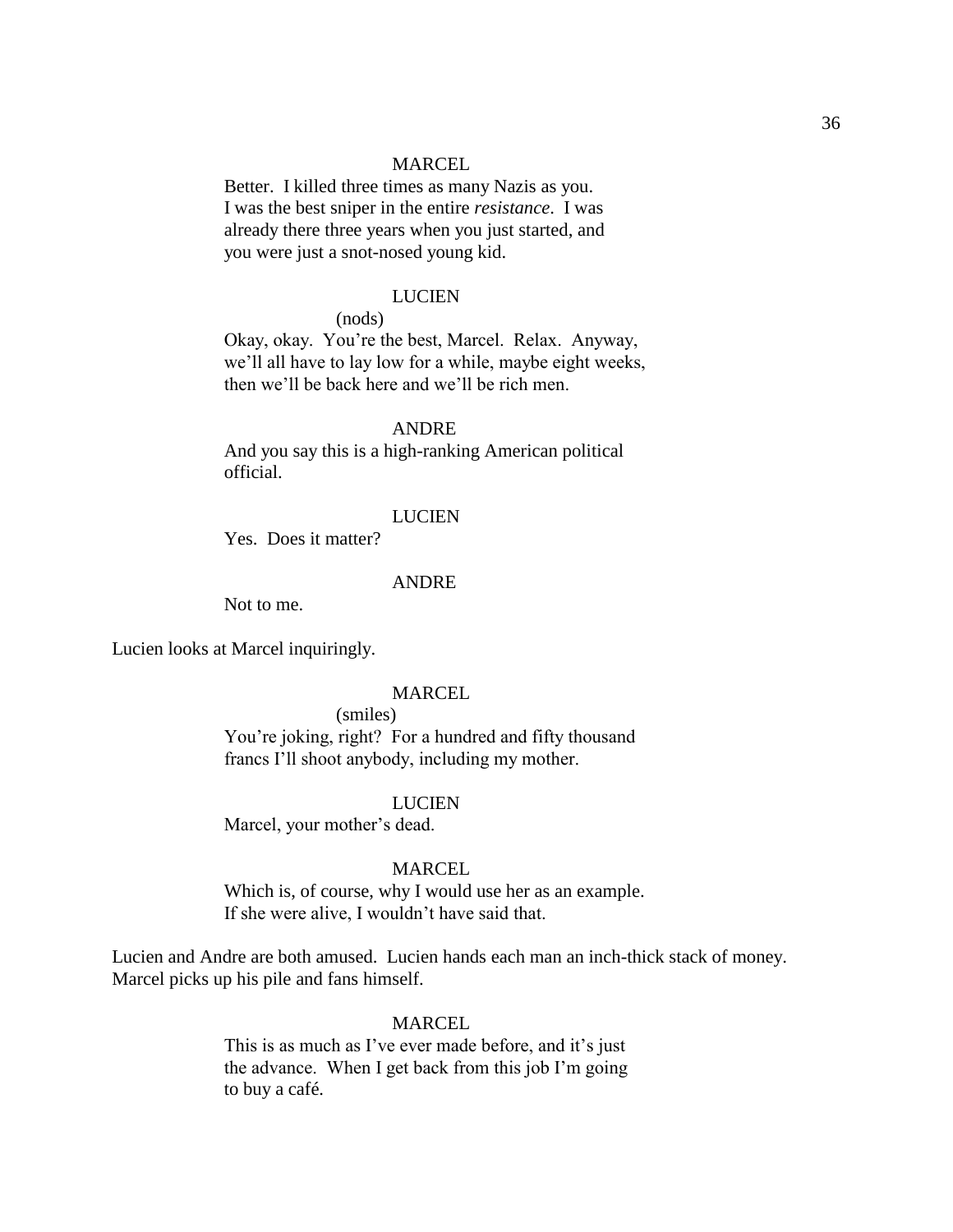MARCEL

Better. I killed three times as many Nazis as you. I was the best sniper in the entire *resistance*. I was already there three years when you just started, and you were just a snot-nosed young kid.

LUCIEN

(nods)

Okay, okay. You're the best, Marcel. Relax. Anyway, we'll all have to lay low for a while, maybe eight weeks, then we'll be back here and we'll be rich men.

ANDRE

And you say this is a high-ranking American political official.

LUCIEN

Yes. Does it matter?

ANDRE

Not to me.

Lucien looks at Marcel inquiringly.

MARCEL

(smiles)

You're joking, right? For a hundred and fifty thousand francs I'll shoot anybody, including my mother.

LUCIEN

Marcel, your mother's dead.

MARCEL

Which is, of course, why I would use her as an example. If she were alive, I wouldn't have said that.

Lucien and Andre are both amused. Lucien hands each man an inch-thick stack of money. Marcel picks up his pile and fans himself.

MARCEL

This is as much as I've ever made before, and it's just the advance. When I get back from this job I'm going to buy a café.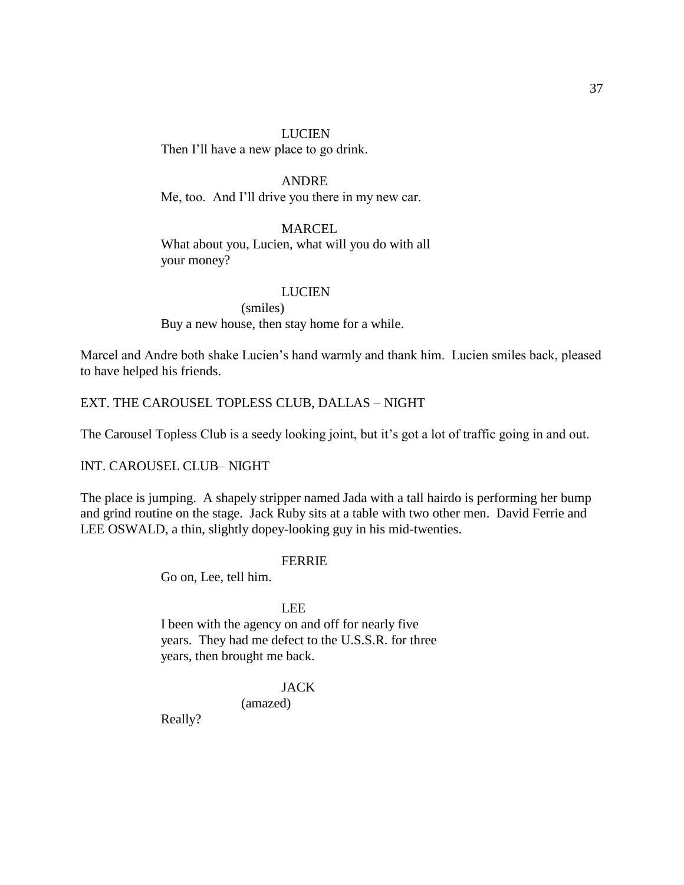LUCIEN

Then I'll have a new place to go drink.

ANDRE

Me, too.  And I'll drive you there in my new car.

MARCEL

What about you, Lucien, what will you do with all your money?

LUCIEN

(smiles)

Buy a new house, then stay home for a while.

Marcel and Andre both shake Lucien's hand warmly and thank him.  Lucien smiles back, pleased to have helped his friends.

EXT. THE CAROUSEL TOPLESS CLUB, DALLAS – NIGHT

The Carousel Topless Club is a seedy looking joint, but it's got a lot of traffic going in and out.

INT. CAROUSEL CLUB– NIGHT

The place is jumping.  A shapely stripper named Jada with a tall hairdo is performing her bump and grind routine on the stage.  Jack Ruby sits at a table with two other men.  David Ferrie and LEE OSWALD, a thin, slightly dopey-looking guy in his mid-twenties.

FERRIE

Go on, Lee, tell him.

LEE

I been with the agency on and off for nearly five years.  They had me defect to the U.S.S.R. for three years, then brought me back.

JACK

(amazed)

Really?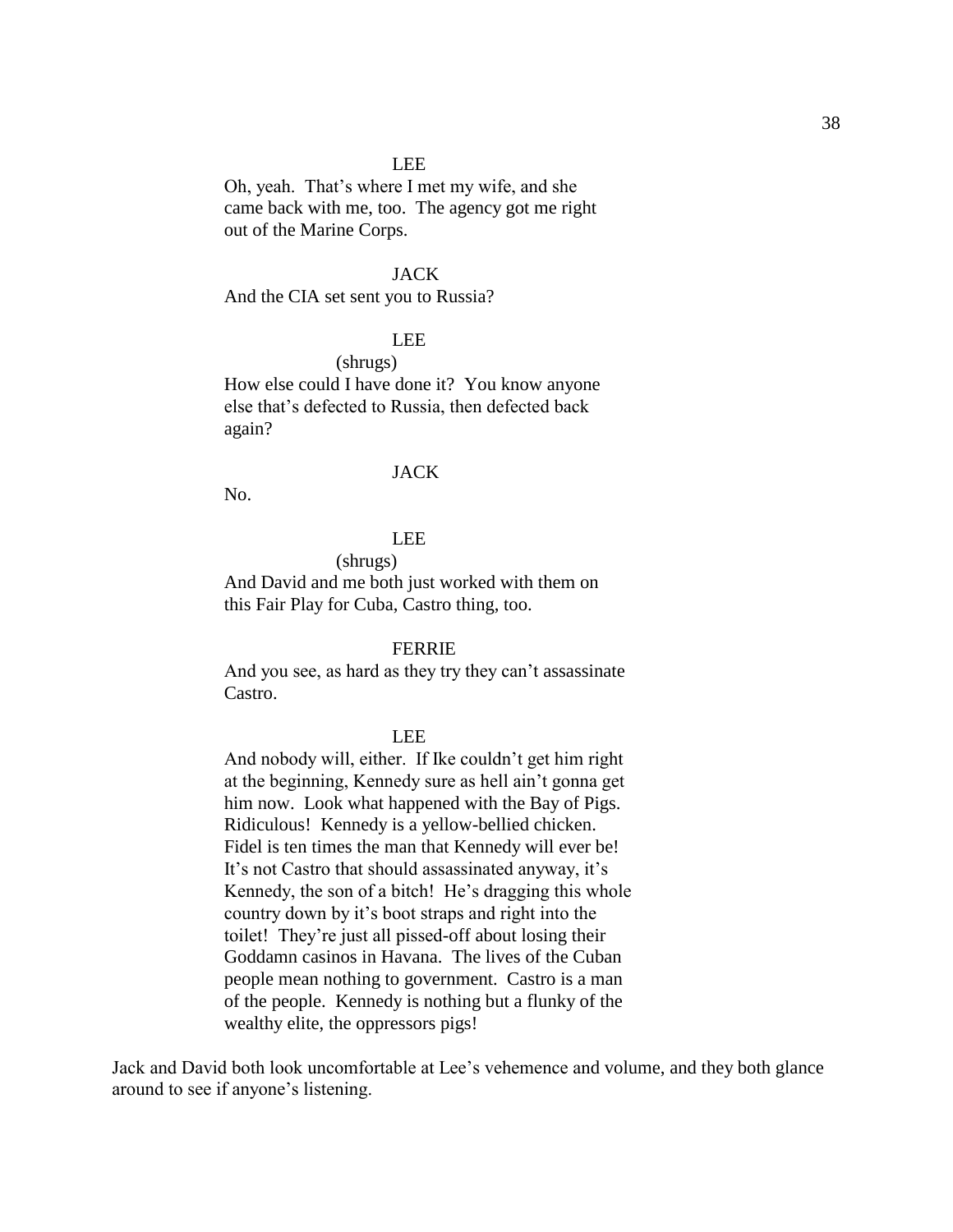LEE

Oh, yeah. That's where I met my wife, and she came back with me, too. The agency got me right out of the Marine Corps.

JACK

And the CIA set sent you to Russia?

LEE

(shrugs)

How else could I have done it? You know anyone else that's defected to Russia, then defected back again?

JACK

No.

LEE

(shrugs)

And David and me both just worked with them on this Fair Play for Cuba, Castro thing, too.

FERRIE

And you see, as hard as they try they can't assassinate Castro.

LEE

And nobody will, either. If Ike couldn't get him right at the beginning, Kennedy sure as hell ain't gonna get him now. Look what happened with the Bay of Pigs. Ridiculous! Kennedy is a yellow-bellied chicken. Fidel is ten times the man that Kennedy will ever be! It's not Castro that should assassinated anyway, it's Kennedy, the son of a bitch! He's dragging this whole country down by it's boot straps and right into the toilet! They're just all pissed-off about losing their Goddamn casinos in Havana. The lives of the Cuban people mean nothing to government. Castro is a man of the people. Kennedy is nothing but a flunky of the wealthy elite, the oppressors pigs!

Jack and David both look uncomfortable at Lee's vehemence and volume, and they both glance around to see if anyone's listening.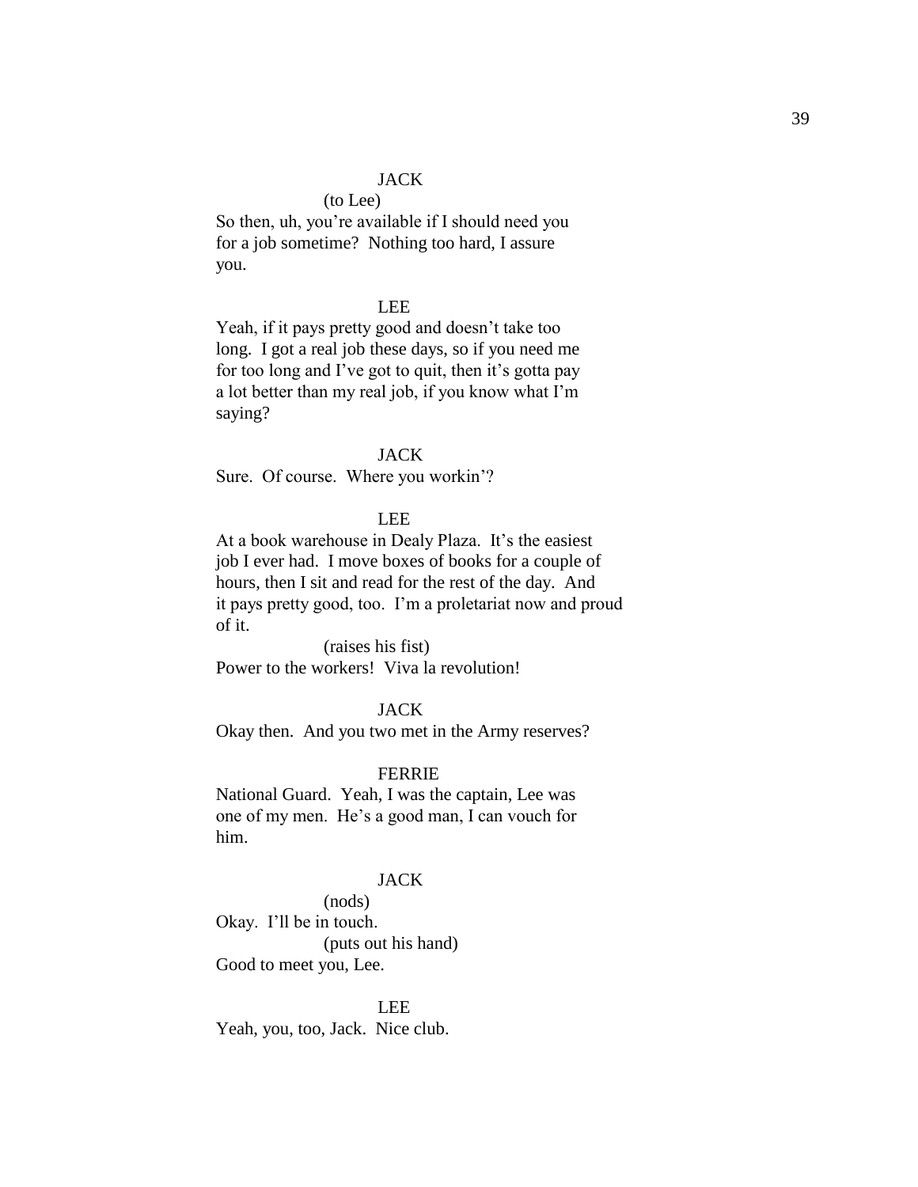JACK

(to Lee)

So then, uh, you're available if I should need you for a job sometime? Nothing too hard, I assure you.

LEE

Yeah, if it pays pretty good and doesn't take too long. I got a real job these days, so if you need me for too long and I've got to quit, then it's gotta pay a lot better than my real job, if you know what I'm saying?

JACK

Sure. Of course. Where you workin'?

LEE

At a book warehouse in Dealy Plaza. It's the easiest job I ever had. I move boxes of books for a couple of hours, then I sit and read for the rest of the day. And it pays pretty good, too. I'm a proletariat now and proud of it.

(raises his fist)

Power to the workers! Viva la revolution!

JACK

Okay then. And you two met in the Army reserves?

FERRIE

National Guard. Yeah, I was the captain, Lee was one of my men. He's a good man, I can vouch for him.

JACK

(nods)

Okay. I'll be in touch.

(puts out his hand)

Good to meet you, Lee.

LEE

Yeah, you, too, Jack. Nice club.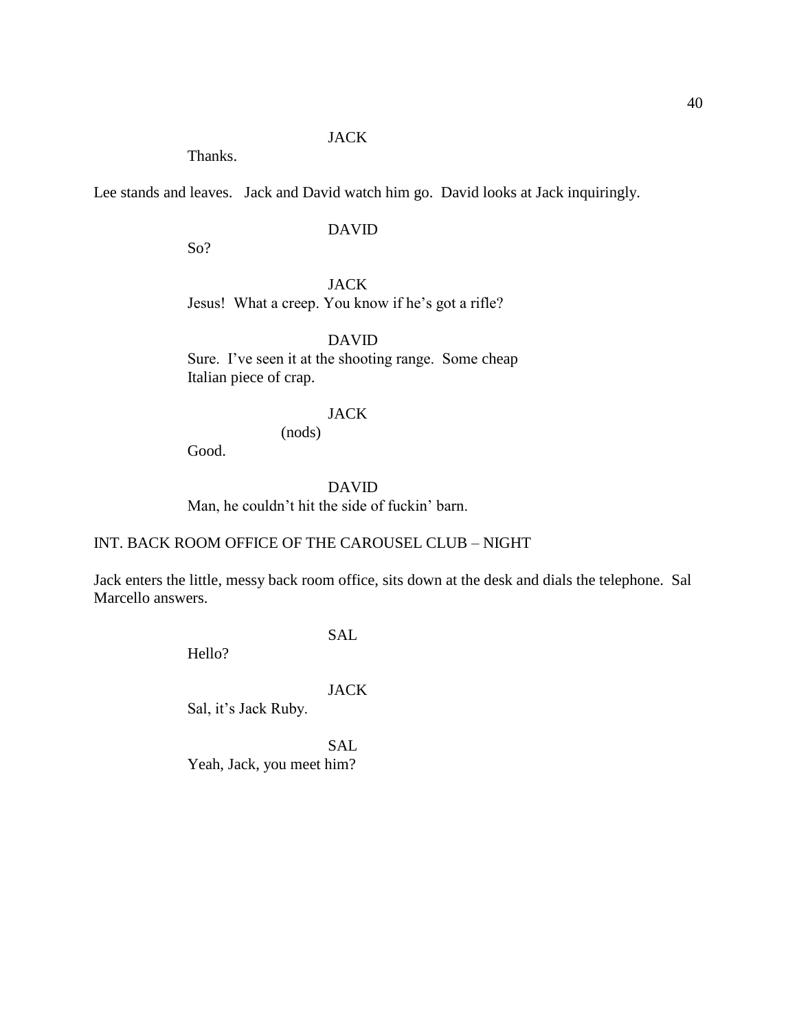JACK

Thanks.

Lee stands and leaves.   Jack and David watch him go.  David looks at Jack inquiringly.

DAVID

So?

JACK

Jesus!  What a creep. You know if he's got a rifle?

DAVID

Sure.  I've seen it at the shooting range.  Some cheap Italian piece of crap.

JACK

(nods)

Good.

DAVID

Man, he couldn't hit the side of fuckin' barn.

INT. BACK ROOM OFFICE OF THE CAROUSEL CLUB – NIGHT

Jack enters the little, messy back room office, sits down at the desk and dials the telephone.  Sal Marcello answers.

SAL

Hello?

JACK

Sal, it's Jack Ruby.

SAL

Yeah, Jack, you meet him?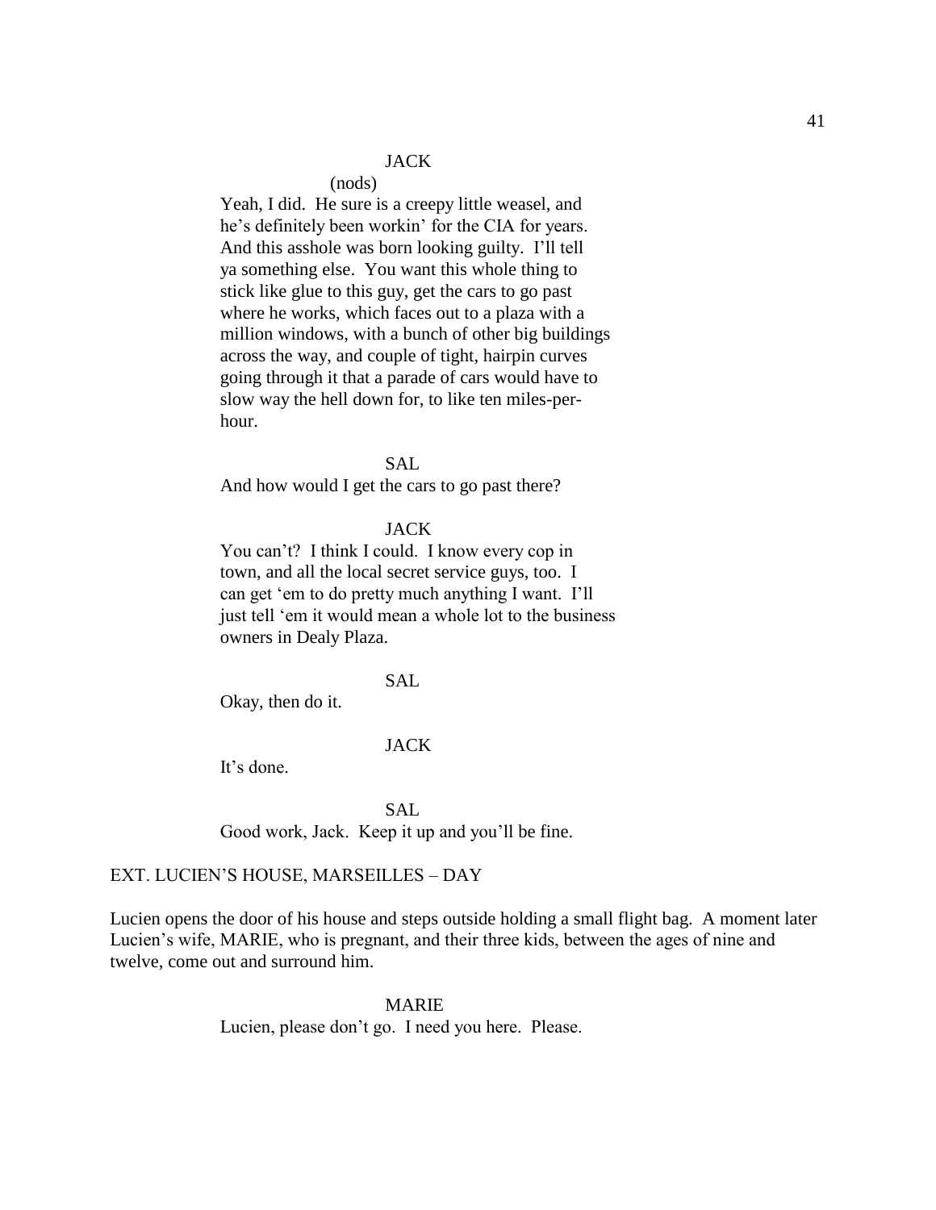JACK

(nods)

Yeah, I did. He sure is a creepy little weasel, and he's definitely been workin' for the CIA for years. And this asshole was born looking guilty. I'll tell ya something else. You want this whole thing to stick like glue to this guy, get the cars to go past where he works, which faces out to a plaza with a million windows, with a bunch of other big buildings across the way, and couple of tight, hairpin curves going through it that a parade of cars would have to slow way the hell down for, to like ten miles-per-hour.

SAL

And how would I get the cars to go past there?

JACK

You can't? I think I could. I know every cop in town, and all the local secret service guys, too. I can get 'em to do pretty much anything I want. I'll just tell 'em it would mean a whole lot to the business owners in Dealy Plaza.

SAL

Okay, then do it.

JACK

It's done.

SAL

Good work, Jack. Keep it up and you'll be fine.

EXT. LUCIEN'S HOUSE, MARSEILLES – DAY

Lucien opens the door of his house and steps outside holding a small flight bag. A moment later Lucien's wife, MARIE, who is pregnant, and their three kids, between the ages of nine and twelve, come out and surround him.

MARIE

Lucien, please don't go. I need you here. Please.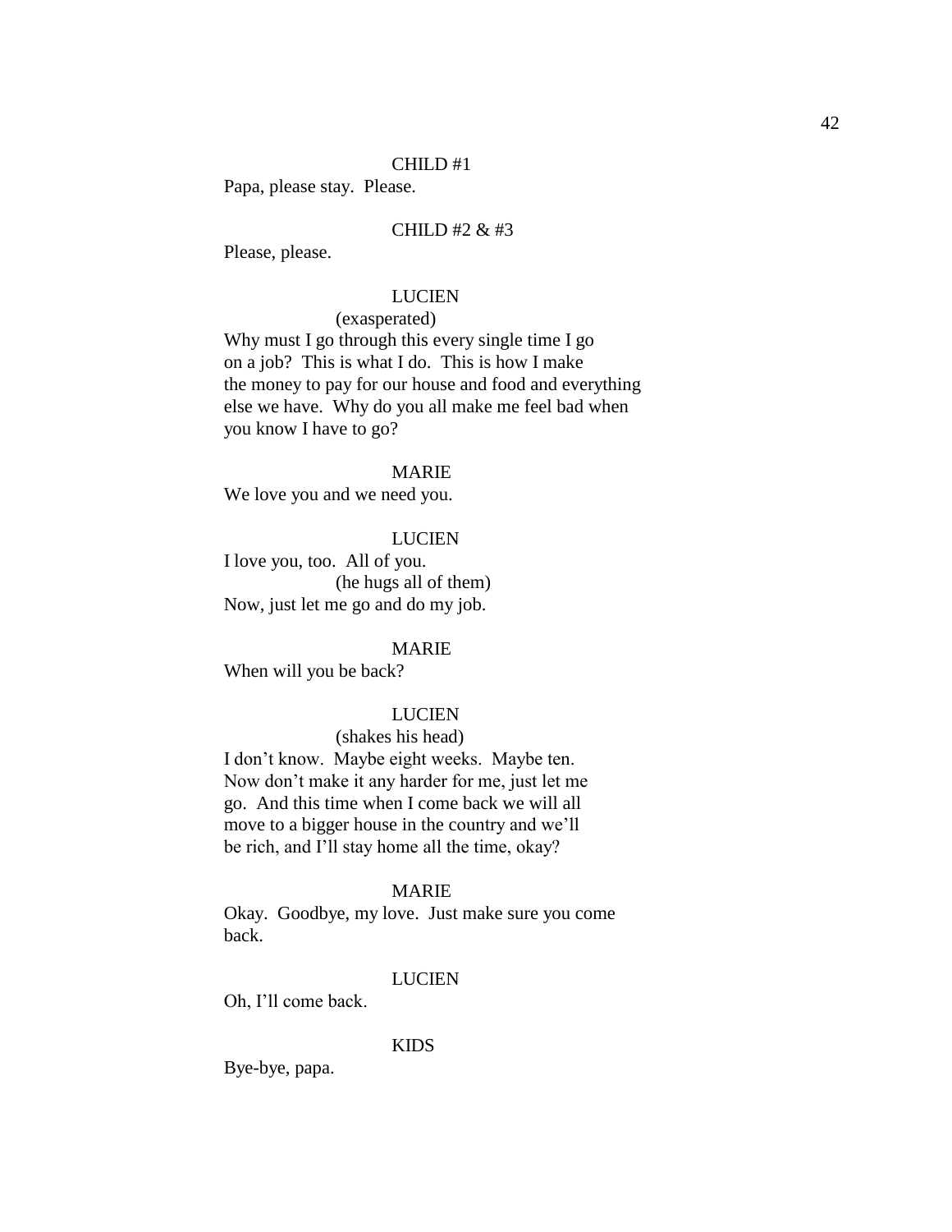CHILD #1

Papa, please stay.  Please.

CHILD #2 & #3

Please, please.

LUCIEN

(exasperated)

Why must I go through this every single time I go on a job?  This is what I do.  This is how I make the money to pay for our house and food and everything else we have.  Why do you all make me feel bad when you know I have to go?

MARIE

We love you and we need you.

LUCIEN

I love you, too.  All of you.

(he hugs all of them)

Now, just let me go and do my job.

MARIE

When will you be back?

LUCIEN

(shakes his head)

I don't know.  Maybe eight weeks.  Maybe ten. Now don't make it any harder for me, just let me go.  And this time when I come back we will all move to a bigger house in the country and we'll be rich, and I'll stay home all the time, okay?

MARIE

Okay.  Goodbye, my love.  Just make sure you come back.

LUCIEN

Oh, I'll come back.

KIDS

Bye-bye, papa.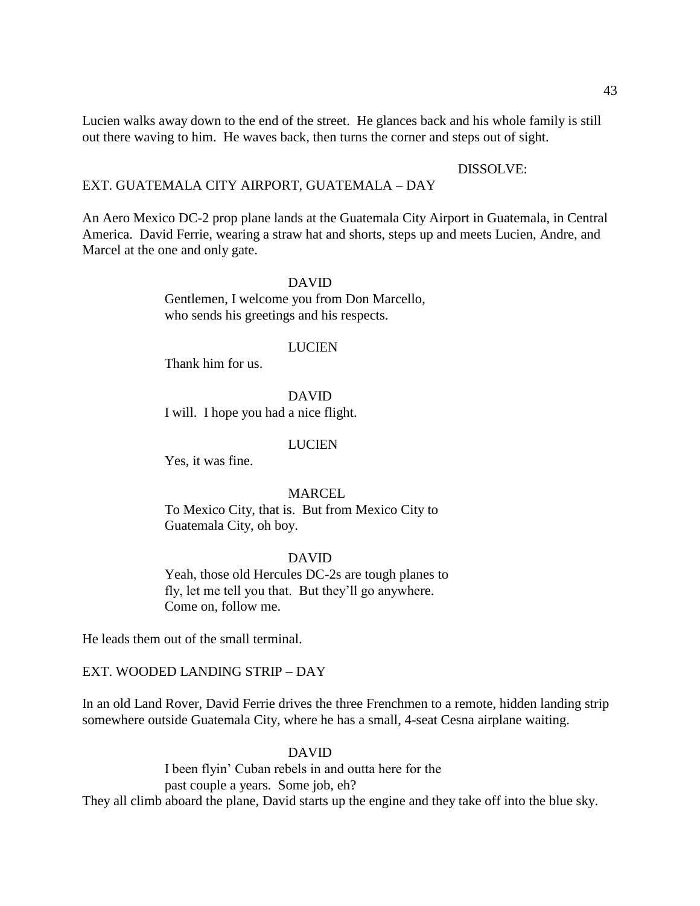Lucien walks away down to the end of the street. He glances back and his whole family is still out there waving to him. He waves back, then turns the corner and steps out of sight.

DISSOLVE:

EXT. GUATEMALA CITY AIRPORT, GUATEMALA – DAY

An Aero Mexico DC-2 prop plane lands at the Guatemala City Airport in Guatemala, in Central America. David Ferrie, wearing a straw hat and shorts, steps up and meets Lucien, Andre, and Marcel at the one and only gate.

DAVID
Gentlemen, I welcome you from Don Marcello, who sends his greetings and his respects.

LUCIEN
Thank him for us.

DAVID
I will. I hope you had a nice flight.

LUCIEN
Yes, it was fine.

MARCEL
To Mexico City, that is. But from Mexico City to Guatemala City, oh boy.

DAVID
Yeah, those old Hercules DC-2s are tough planes to fly, let me tell you that. But they'll go anywhere. Come on, follow me.

He leads them out of the small terminal.

EXT. WOODED LANDING STRIP – DAY

In an old Land Rover, David Ferrie drives the three Frenchmen to a remote, hidden landing strip somewhere outside Guatemala City, where he has a small, 4-seat Cesna airplane waiting.

DAVID
I been flyin' Cuban rebels in and outta here for the past couple a years. Some job, eh?

They all climb aboard the plane, David starts up the engine and they take off into the blue sky.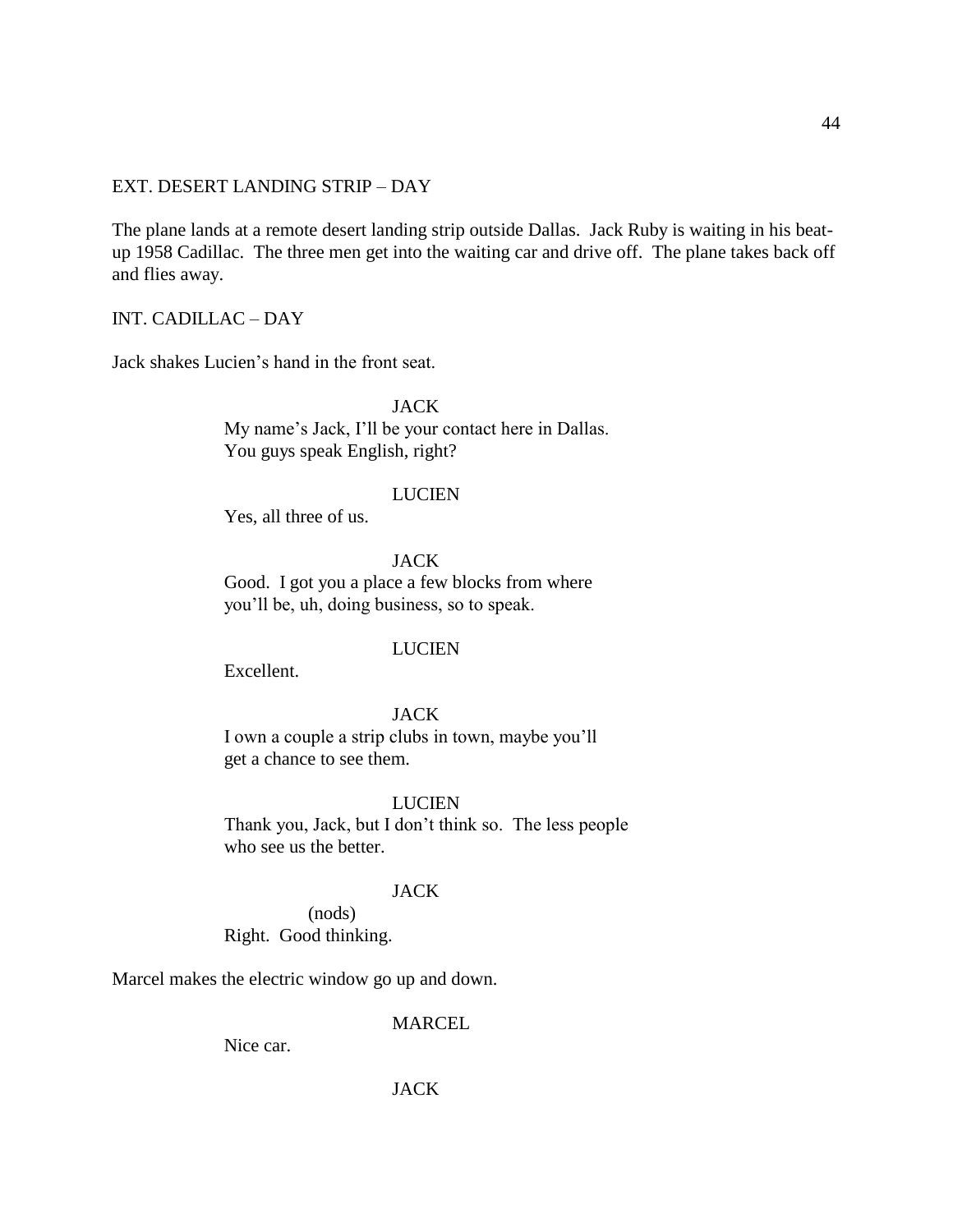EXT. DESERT LANDING STRIP – DAY

The plane lands at a remote desert landing strip outside Dallas. Jack Ruby is waiting in his beat-up 1958 Cadillac. The three men get into the waiting car and drive off. The plane takes back off and flies away.

INT. CADILLAC – DAY

Jack shakes Lucien's hand in the front seat.

JACK

My name's Jack, I'll be your contact here in Dallas. You guys speak English, right?

LUCIEN

Yes, all three of us.

JACK

Good. I got you a place a few blocks from where you'll be, uh, doing business, so to speak.

LUCIEN

Excellent.

JACK

I own a couple a strip clubs in town, maybe you'll get a chance to see them.

LUCIEN

Thank you, Jack, but I don't think so. The less people who see us the better.

JACK

(nods)

Right. Good thinking.

Marcel makes the electric window go up and down.

MARCEL

Nice car.

JACK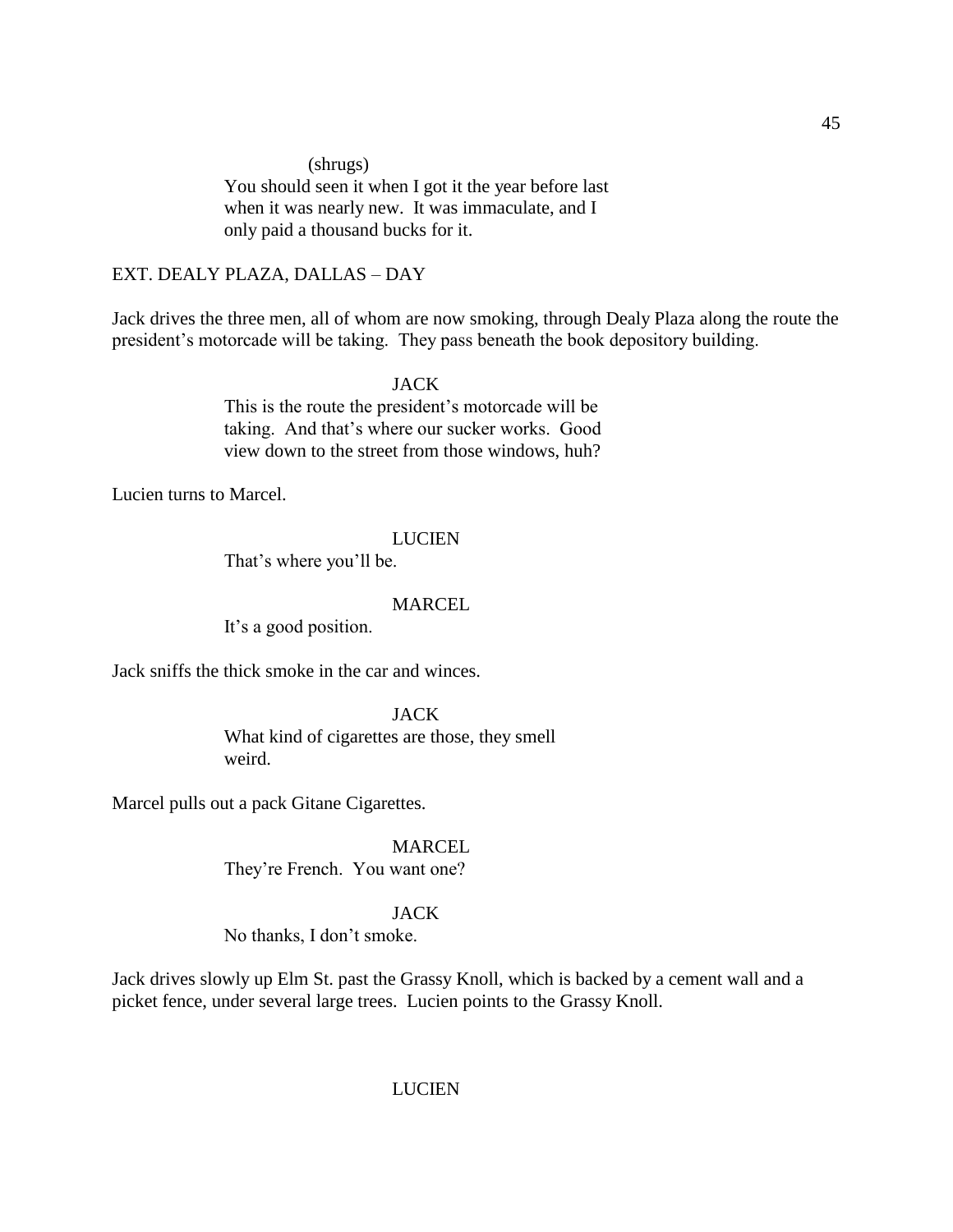(shrugs)

You should seen it when I got it the year before last when it was nearly new. It was immaculate, and I only paid a thousand bucks for it.

EXT. DEALY PLAZA, DALLAS – DAY

Jack drives the three men, all of whom are now smoking, through Dealy Plaza along the route the president's motorcade will be taking. They pass beneath the book depository building.

JACK

This is the route the president's motorcade will be taking. And that's where our sucker works. Good view down to the street from those windows, huh?

Lucien turns to Marcel.

LUCIEN

That's where you'll be.

MARCEL

It's a good position.

Jack sniffs the thick smoke in the car and winces.

JACK

What kind of cigarettes are those, they smell weird.

Marcel pulls out a pack Gitane Cigarettes.

MARCEL

They're French. You want one?

JACK

No thanks, I don't smoke.

Jack drives slowly up Elm St. past the Grassy Knoll, which is backed by a cement wall and a picket fence, under several large trees. Lucien points to the Grassy Knoll.

LUCIEN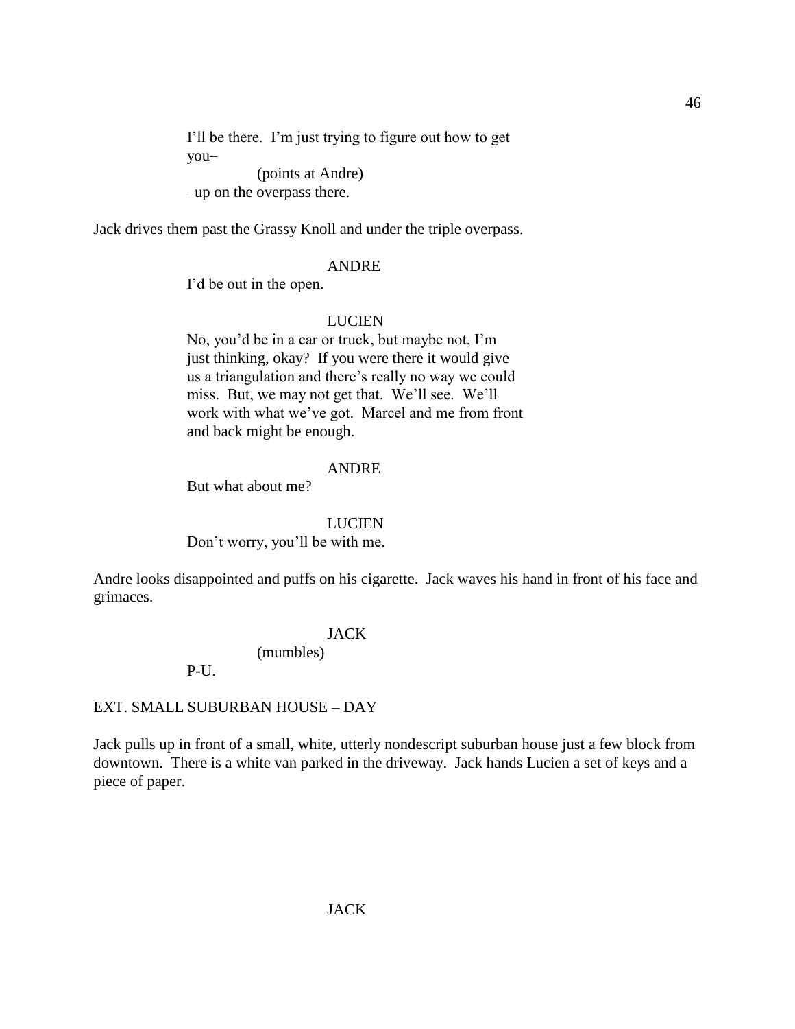I'll be there. I'm just trying to figure out how to get you–

(points at Andre)

–up on the overpass there.

Jack drives them past the Grassy Knoll and under the triple overpass.

ANDRE

I'd be out in the open.

LUCIEN

No, you'd be in a car or truck, but maybe not, I'm just thinking, okay? If you were there it would give us a triangulation and there's really no way we could miss. But, we may not get that. We'll see. We'll work with what we've got. Marcel and me from front and back might be enough.

ANDRE

But what about me?

LUCIEN

Don't worry, you'll be with me.

Andre looks disappointed and puffs on his cigarette. Jack waves his hand in front of his face and grimaces.

JACK

(mumbles)

P-U.

EXT. SMALL SUBURBAN HOUSE – DAY

Jack pulls up in front of a small, white, utterly nondescript suburban house just a few block from downtown. There is a white van parked in the driveway. Jack hands Lucien a set of keys and a piece of paper.

JACK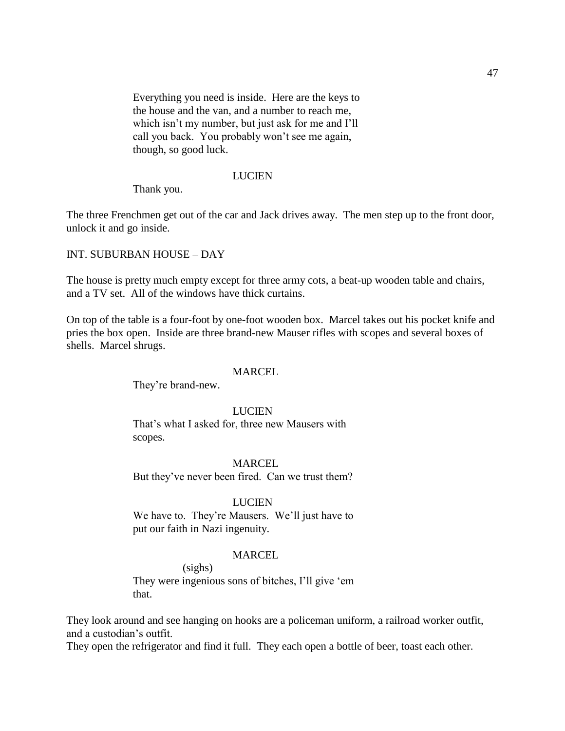Everything you need is inside. Here are the keys to the house and the van, and a number to reach me, which isn't my number, but just ask for me and I'll call you back. You probably won't see me again, though, so good luck.

LUCIEN

Thank you.

The three Frenchmen get out of the car and Jack drives away. The men step up to the front door, unlock it and go inside.

INT. SUBURBAN HOUSE – DAY

The house is pretty much empty except for three army cots, a beat-up wooden table and chairs, and a TV set. All of the windows have thick curtains.

On top of the table is a four-foot by one-foot wooden box. Marcel takes out his pocket knife and pries the box open. Inside are three brand-new Mauser rifles with scopes and several boxes of shells. Marcel shrugs.

MARCEL

They're brand-new.

LUCIEN

That's what I asked for, three new Mausers with scopes.

MARCEL

But they've never been fired. Can we trust them?

LUCIEN

We have to. They're Mausers. We'll just have to put our faith in Nazi ingenuity.

MARCEL

(sighs)

They were ingenious sons of bitches, I'll give 'em that.

They look around and see hanging on hooks are a policeman uniform, a railroad worker outfit, and a custodian's outfit.

They open the refrigerator and find it full. They each open a bottle of beer, toast each other.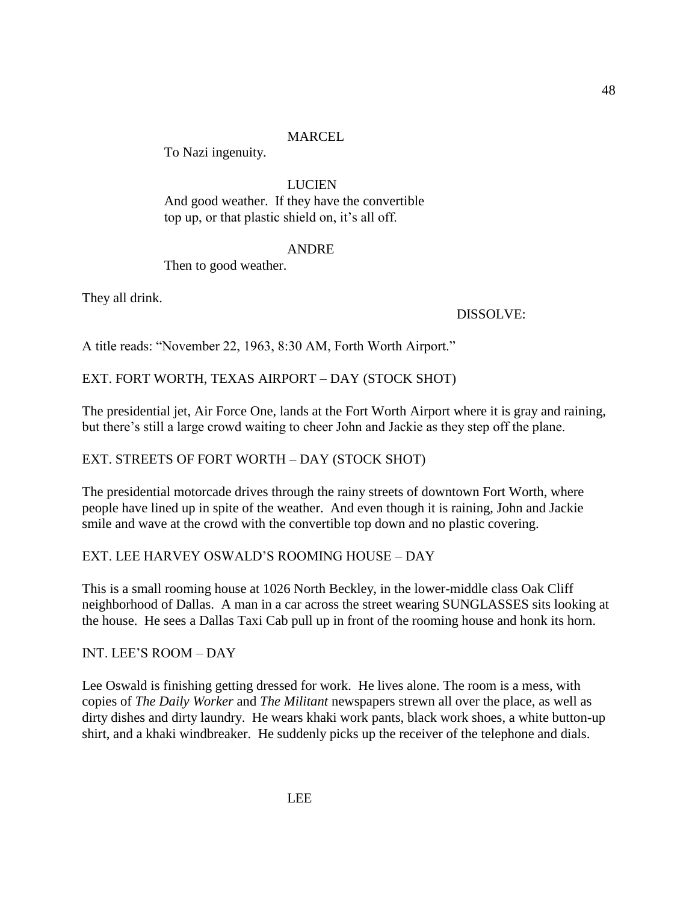MARCEL

To Nazi ingenuity.

LUCIEN

And good weather. If they have the convertible top up, or that plastic shield on, it's all off.

ANDRE

Then to good weather.

They all drink.

DISSOLVE:

A title reads: "November 22, 1963, 8:30 AM, Forth Worth Airport."

EXT. FORT WORTH, TEXAS AIRPORT – DAY (STOCK SHOT)

The presidential jet, Air Force One, lands at the Fort Worth Airport where it is gray and raining, but there's still a large crowd waiting to cheer John and Jackie as they step off the plane.

EXT. STREETS OF FORT WORTH – DAY (STOCK SHOT)

The presidential motorcade drives through the rainy streets of downtown Fort Worth, where people have lined up in spite of the weather. And even though it is raining, John and Jackie smile and wave at the crowd with the convertible top down and no plastic covering.

EXT. LEE HARVEY OSWALD'S ROOMING HOUSE – DAY

This is a small rooming house at 1026 North Beckley, in the lower-middle class Oak Cliff neighborhood of Dallas. A man in a car across the street wearing SUNGLASSES sits looking at the house. He sees a Dallas Taxi Cab pull up in front of the rooming house and honk its horn.

INT. LEE'S ROOM – DAY

Lee Oswald is finishing getting dressed for work. He lives alone. The room is a mess, with copies of *The Daily Worker* and *The Militant* newspapers strewn all over the place, as well as dirty dishes and dirty laundry. He wears khaki work pants, black work shoes, a white button-up shirt, and a khaki windbreaker. He suddenly picks up the receiver of the telephone and dials.

LEE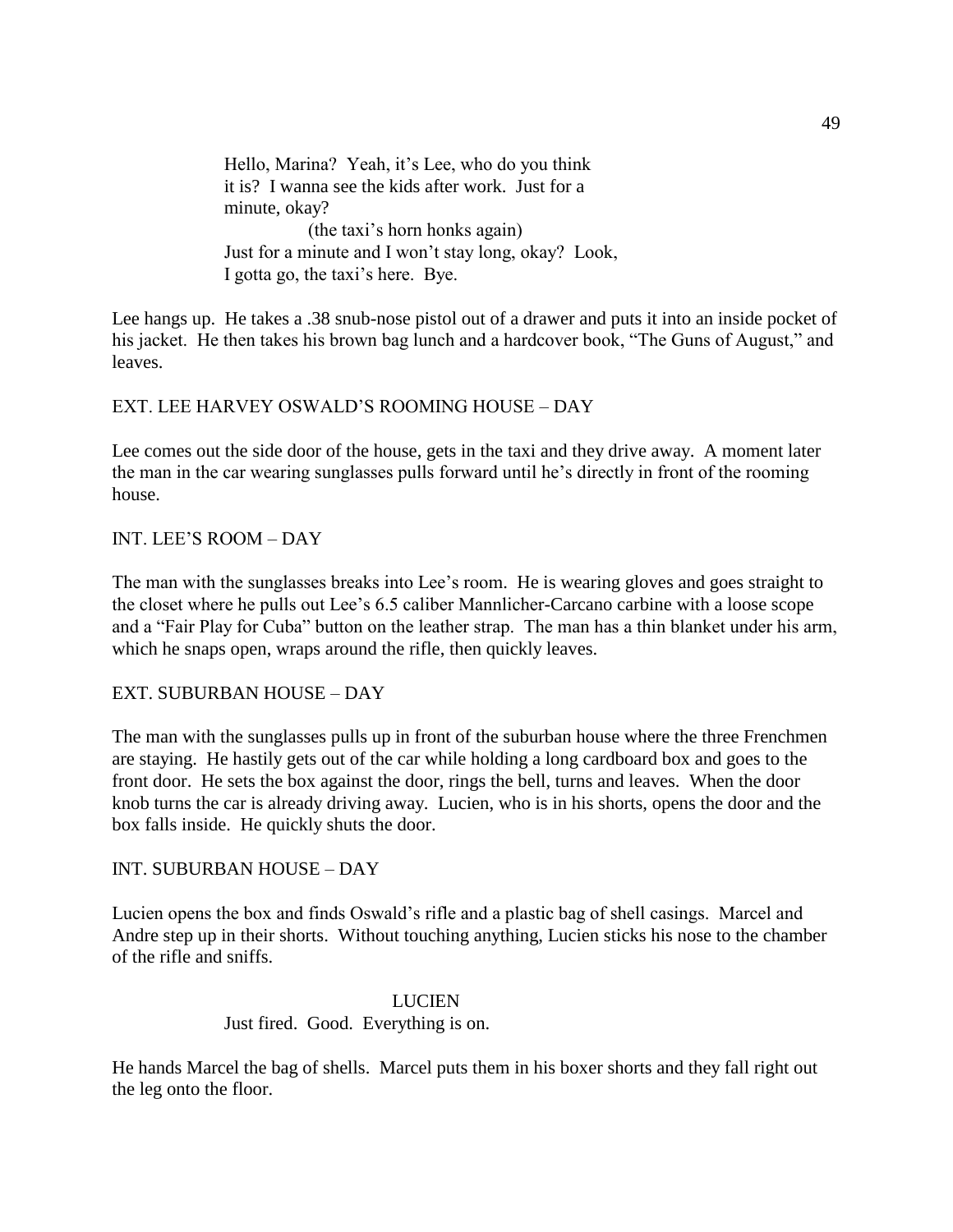Hello, Marina? Yeah, it's Lee, who do you think it is? I wanna see the kids after work. Just for a minute, okay?

(the taxi's horn honks again)

Just for a minute and I won't stay long, okay? Look, I gotta go, the taxi's here. Bye.

Lee hangs up. He takes a .38 snub-nose pistol out of a drawer and puts it into an inside pocket of his jacket. He then takes his brown bag lunch and a hardcover book, "The Guns of August," and leaves.

EXT. LEE HARVEY OSWALD'S ROOMING HOUSE – DAY

Lee comes out the side door of the house, gets in the taxi and they drive away. A moment later the man in the car wearing sunglasses pulls forward until he's directly in front of the rooming house.

INT. LEE'S ROOM – DAY

The man with the sunglasses breaks into Lee's room. He is wearing gloves and goes straight to the closet where he pulls out Lee's 6.5 caliber Mannlicher-Carcano carbine with a loose scope and a "Fair Play for Cuba" button on the leather strap. The man has a thin blanket under his arm, which he snaps open, wraps around the rifle, then quickly leaves.

EXT. SUBURBAN HOUSE – DAY

The man with the sunglasses pulls up in front of the suburban house where the three Frenchmen are staying. He hastily gets out of the car while holding a long cardboard box and goes to the front door. He sets the box against the door, rings the bell, turns and leaves. When the door knob turns the car is already driving away. Lucien, who is in his shorts, opens the door and the box falls inside. He quickly shuts the door.

INT. SUBURBAN HOUSE – DAY

Lucien opens the box and finds Oswald's rifle and a plastic bag of shell casings. Marcel and Andre step up in their shorts. Without touching anything, Lucien sticks his nose to the chamber of the rifle and sniffs.

LUCIEN

Just fired. Good. Everything is on.

He hands Marcel the bag of shells. Marcel puts them in his boxer shorts and they fall right out the leg onto the floor.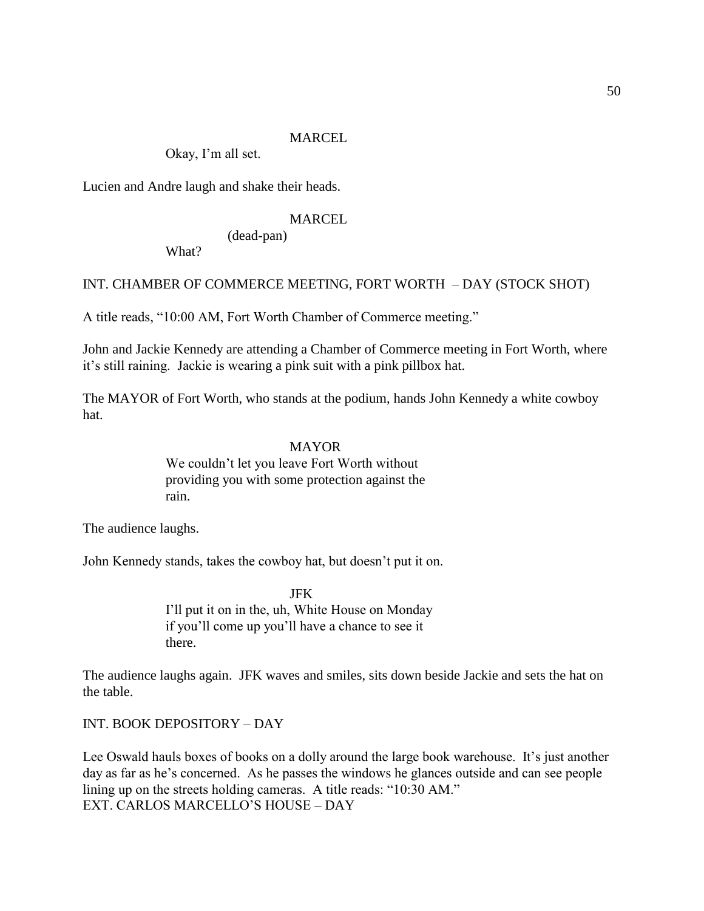MARCEL

Okay, I'm all set.

Lucien and Andre laugh and shake their heads.

MARCEL

(dead-pan)

What?

INT. CHAMBER OF COMMERCE MEETING, FORT WORTH – DAY (STOCK SHOT)

A title reads, "10:00 AM, Fort Worth Chamber of Commerce meeting."

John and Jackie Kennedy are attending a Chamber of Commerce meeting in Fort Worth, where it's still raining. Jackie is wearing a pink suit with a pink pillbox hat.

The MAYOR of Fort Worth, who stands at the podium, hands John Kennedy a white cowboy hat.

MAYOR

We couldn't let you leave Fort Worth without providing you with some protection against the rain.

The audience laughs.

John Kennedy stands, takes the cowboy hat, but doesn't put it on.

JFK

I'll put it on in the, uh, White House on Monday if you'll come up you'll have a chance to see it there.

The audience laughs again. JFK waves and smiles, sits down beside Jackie and sets the hat on the table.

INT. BOOK DEPOSITORY – DAY

Lee Oswald hauls boxes of books on a dolly around the large book warehouse. It's just another day as far as he's concerned. As he passes the windows he glances outside and can see people lining up on the streets holding cameras. A title reads: "10:30 AM."

EXT. CARLOS MARCELLO'S HOUSE – DAY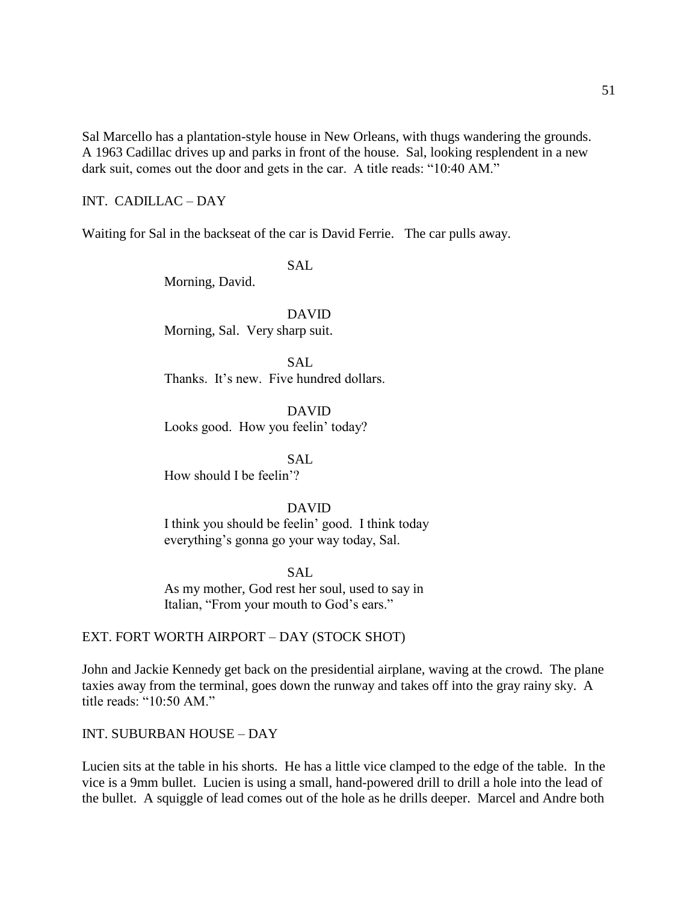Sal Marcello has a plantation-style house in New Orleans, with thugs wandering the grounds. A 1963 Cadillac drives up and parks in front of the house. Sal, looking resplendent in a new dark suit, comes out the door and gets in the car. A title reads: "10:40 AM."

INT. CADILLAC – DAY

Waiting for Sal in the backseat of the car is David Ferrie. The car pulls away.

SAL

Morning, David.

DAVID

Morning, Sal. Very sharp suit.

SAL

Thanks. It's new. Five hundred dollars.

DAVID

Looks good. How you feelin' today?

SAL

How should I be feelin'?

DAVID

I think you should be feelin' good. I think today everything's gonna go your way today, Sal.

SAL

As my mother, God rest her soul, used to say in Italian, "From your mouth to God's ears."

EXT. FORT WORTH AIRPORT – DAY (STOCK SHOT)

John and Jackie Kennedy get back on the presidential airplane, waving at the crowd. The plane taxies away from the terminal, goes down the runway and takes off into the gray rainy sky. A title reads: "10:50 AM."

INT. SUBURBAN HOUSE – DAY

Lucien sits at the table in his shorts. He has a little vice clamped to the edge of the table. In the vice is a 9mm bullet. Lucien is using a small, hand-powered drill to drill a hole into the lead of the bullet. A squiggle of lead comes out of the hole as he drills deeper. Marcel and Andre both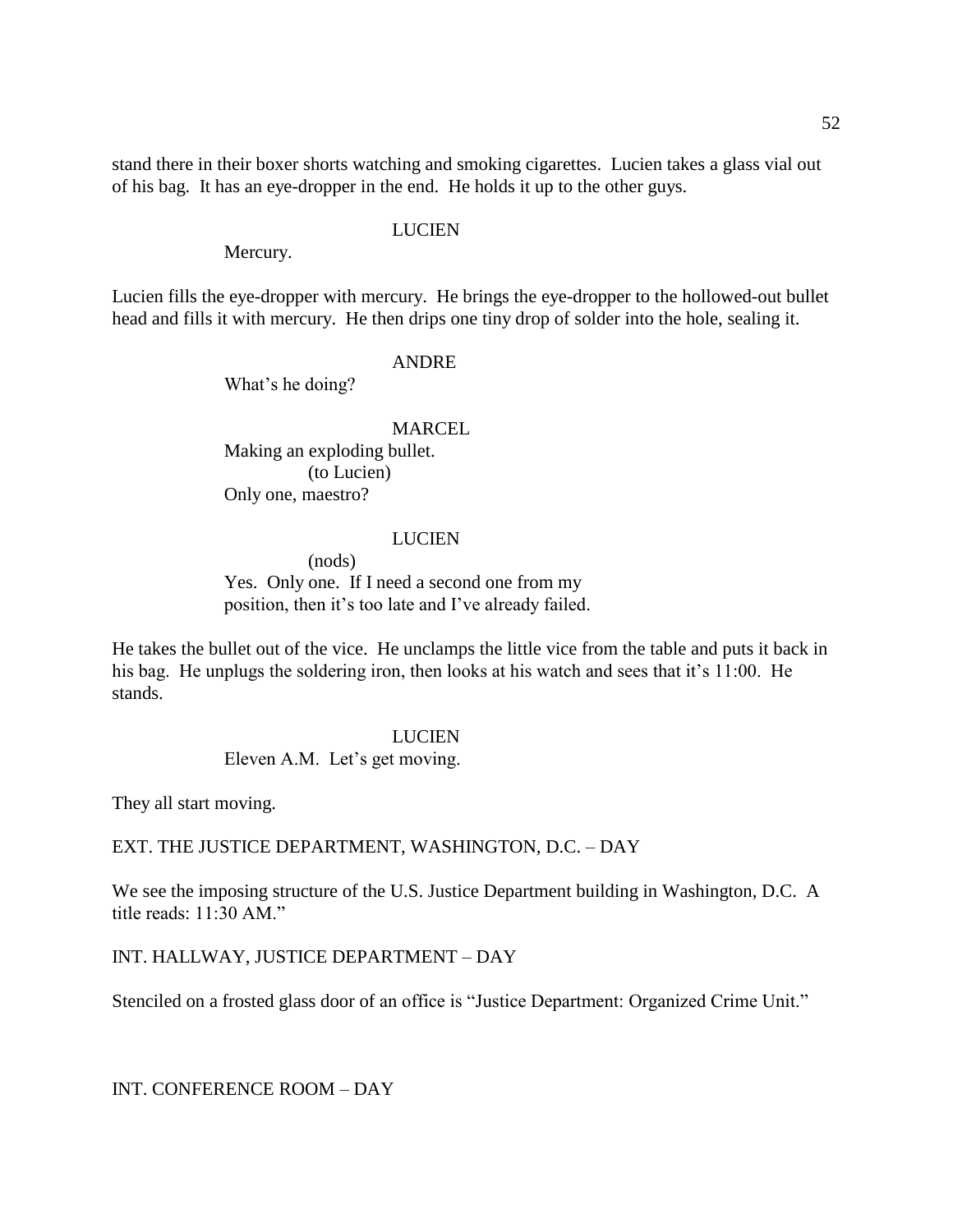stand there in their boxer shorts watching and smoking cigarettes. Lucien takes a glass vial out of his bag. It has an eye-dropper in the end. He holds it up to the other guys.

LUCIEN

Mercury.

Lucien fills the eye-dropper with mercury. He brings the eye-dropper to the hollowed-out bullet head and fills it with mercury. He then drips one tiny drop of solder into the hole, sealing it.

ANDRE

What's he doing?

MARCEL

Making an exploding bullet.
(to Lucien)
Only one, maestro?

LUCIEN

(nods)
Yes. Only one. If I need a second one from my position, then it's too late and I've already failed.

He takes the bullet out of the vice. He unclamps the little vice from the table and puts it back in his bag. He unplugs the soldering iron, then looks at his watch and sees that it's 11:00. He stands.

LUCIEN

Eleven A.M. Let's get moving.

They all start moving.

EXT. THE JUSTICE DEPARTMENT, WASHINGTON, D.C. – DAY

We see the imposing structure of the U.S. Justice Department building in Washington, D.C. A title reads: 11:30 AM."

INT. HALLWAY, JUSTICE DEPARTMENT – DAY

Stenciled on a frosted glass door of an office is "Justice Department: Organized Crime Unit."

INT. CONFERENCE ROOM – DAY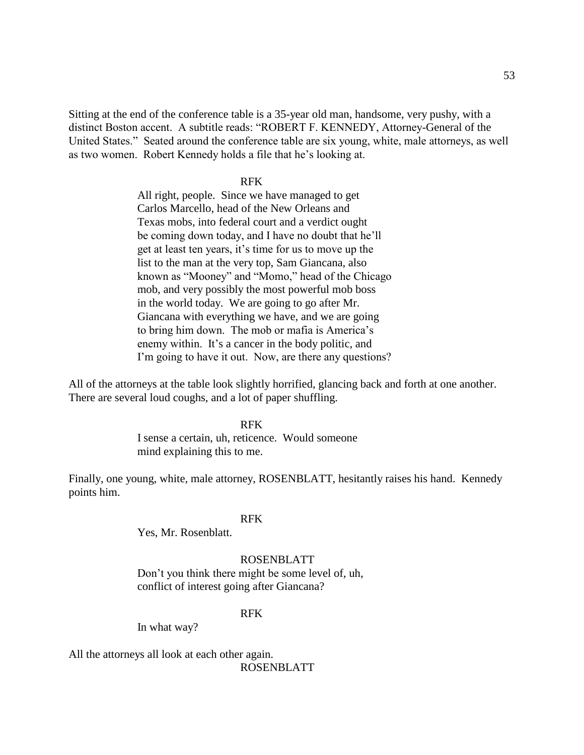Sitting at the end of the conference table is a 35-year old man, handsome, very pushy, with a distinct Boston accent. A subtitle reads: "ROBERT F. KENNEDY, Attorney-General of the United States." Seated around the conference table are six young, white, male attorneys, as well as two women. Robert Kennedy holds a file that he's looking at.

RFK

All right, people. Since we have managed to get Carlos Marcello, head of the New Orleans and Texas mobs, into federal court and a verdict ought be coming down today, and I have no doubt that he'll get at least ten years, it's time for us to move up the list to the man at the very top, Sam Giancana, also known as "Mooney" and "Momo," head of the Chicago mob, and very possibly the most powerful mob boss in the world today. We are going to go after Mr. Giancana with everything we have, and we are going to bring him down. The mob or mafia is America's enemy within. It's a cancer in the body politic, and I'm going to have it out. Now, are there any questions?

All of the attorneys at the table look slightly horrified, glancing back and forth at one another. There are several loud coughs, and a lot of paper shuffling.

RFK

I sense a certain, uh, reticence. Would someone mind explaining this to me.

Finally, one young, white, male attorney, ROSENBLATT, hesitantly raises his hand. Kennedy points him.

RFK

Yes, Mr. Rosenblatt.

ROSENBLATT

Don't you think there might be some level of, uh, conflict of interest going after Giancana?

RFK

In what way?

All the attorneys all look at each other again.

ROSENBLATT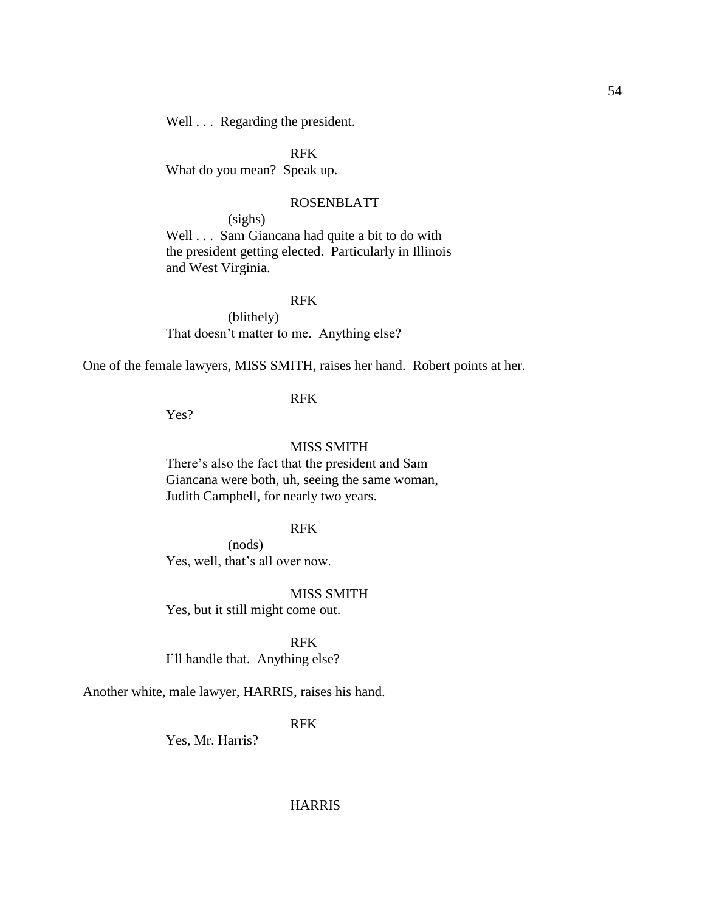Well . . . Regarding the president.

RFK

What do you mean? Speak up.

ROSENBLATT

(sighs)

Well . . . Sam Giancana had quite a bit to do with the president getting elected. Particularly in Illinois and West Virginia.

RFK

(blithely)

That doesn't matter to me. Anything else?

One of the female lawyers, MISS SMITH, raises her hand. Robert points at her.

RFK

Yes?

MISS SMITH

There's also the fact that the president and Sam Giancana were both, uh, seeing the same woman, Judith Campbell, for nearly two years.

RFK

(nods)

Yes, well, that's all over now.

MISS SMITH

Yes, but it still might come out.

RFK

I'll handle that. Anything else?

Another white, male lawyer, HARRIS, raises his hand.

RFK

Yes, Mr. Harris?

HARRIS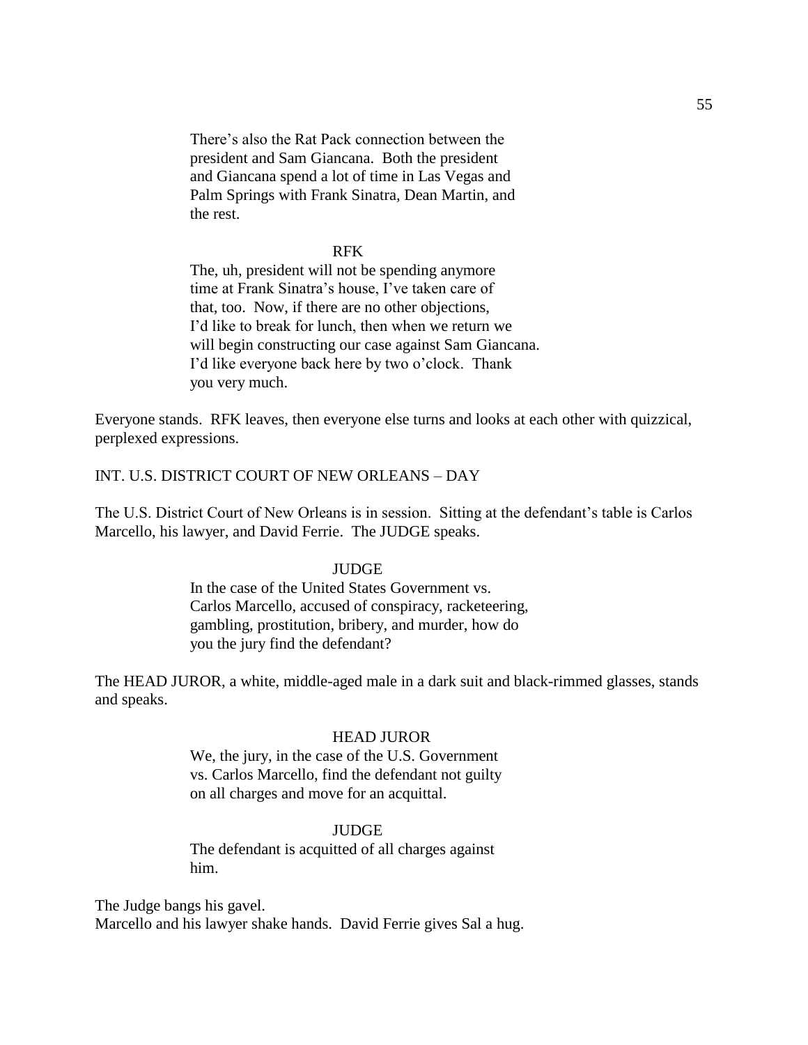There's also the Rat Pack connection between the president and Sam Giancana. Both the president and Giancana spend a lot of time in Las Vegas and Palm Springs with Frank Sinatra, Dean Martin, and the rest.

RFK

The, uh, president will not be spending anymore time at Frank Sinatra's house, I've taken care of that, too. Now, if there are no other objections, I'd like to break for lunch, then when we return we will begin constructing our case against Sam Giancana. I'd like everyone back here by two o'clock. Thank you very much.

Everyone stands. RFK leaves, then everyone else turns and looks at each other with quizzical, perplexed expressions.

INT. U.S. DISTRICT COURT OF NEW ORLEANS – DAY

The U.S. District Court of New Orleans is in session. Sitting at the defendant's table is Carlos Marcello, his lawyer, and David Ferrie. The JUDGE speaks.

JUDGE

In the case of the United States Government vs. Carlos Marcello, accused of conspiracy, racketeering, gambling, prostitution, bribery, and murder, how do you the jury find the defendant?

The HEAD JUROR, a white, middle-aged male in a dark suit and black-rimmed glasses, stands and speaks.

HEAD JUROR

We, the jury, in the case of the U.S. Government vs. Carlos Marcello, find the defendant not guilty on all charges and move for an acquittal.

JUDGE

The defendant is acquitted of all charges against him.

The Judge bangs his gavel.
Marcello and his lawyer shake hands. David Ferrie gives Sal a hug.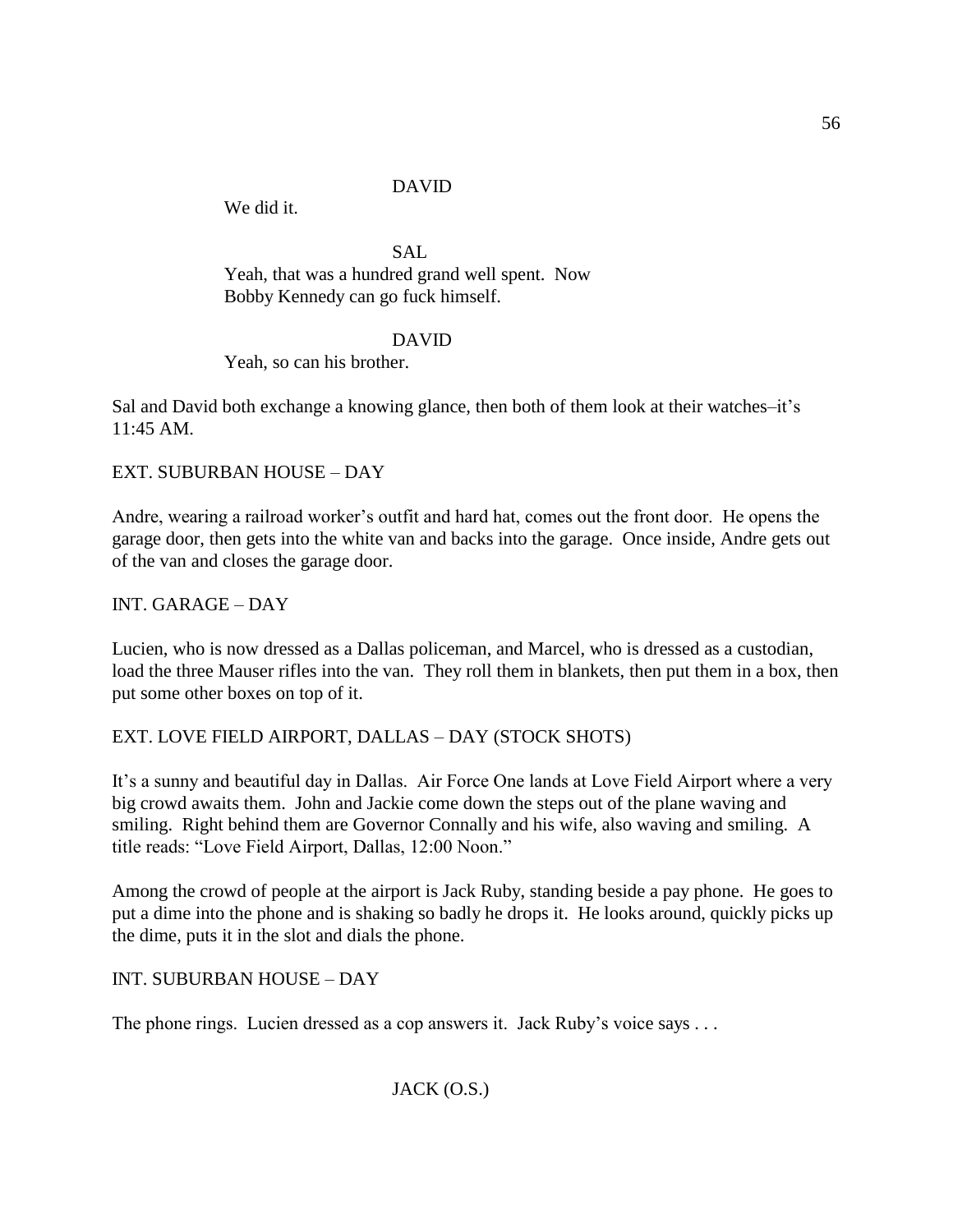DAVID

We did it.

SAL

Yeah, that was a hundred grand well spent. Now Bobby Kennedy can go fuck himself.

DAVID

Yeah, so can his brother.

Sal and David both exchange a knowing glance, then both of them look at their watches–it's 11:45 AM.

EXT. SUBURBAN HOUSE – DAY

Andre, wearing a railroad worker's outfit and hard hat, comes out the front door. He opens the garage door, then gets into the white van and backs into the garage. Once inside, Andre gets out of the van and closes the garage door.

INT. GARAGE – DAY

Lucien, who is now dressed as a Dallas policeman, and Marcel, who is dressed as a custodian, load the three Mauser rifles into the van. They roll them in blankets, then put them in a box, then put some other boxes on top of it.

EXT. LOVE FIELD AIRPORT, DALLAS – DAY (STOCK SHOTS)

It's a sunny and beautiful day in Dallas. Air Force One lands at Love Field Airport where a very big crowd awaits them. John and Jackie come down the steps out of the plane waving and smiling. Right behind them are Governor Connally and his wife, also waving and smiling. A title reads: "Love Field Airport, Dallas, 12:00 Noon."

Among the crowd of people at the airport is Jack Ruby, standing beside a pay phone. He goes to put a dime into the phone and is shaking so badly he drops it. He looks around, quickly picks up the dime, puts it in the slot and dials the phone.

INT. SUBURBAN HOUSE – DAY

The phone rings. Lucien dressed as a cop answers it. Jack Ruby's voice says . . .

JACK (O.S.)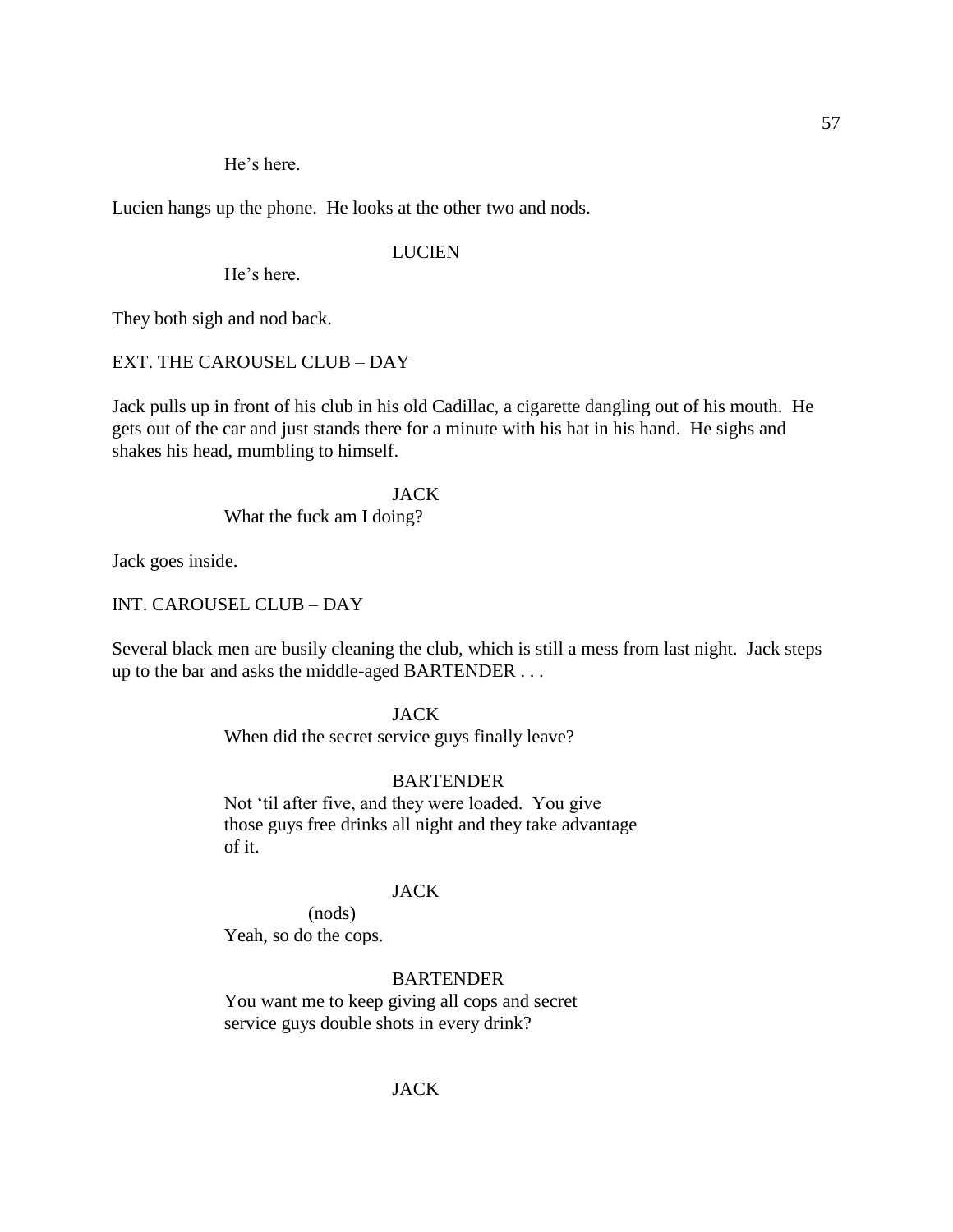He's here.

Lucien hangs up the phone. He looks at the other two and nods.

LUCIEN

He's here.

They both sigh and nod back.

EXT. THE CAROUSEL CLUB – DAY

Jack pulls up in front of his club in his old Cadillac, a cigarette dangling out of his mouth. He gets out of the car and just stands there for a minute with his hat in his hand. He sighs and shakes his head, mumbling to himself.

JACK

What the fuck am I doing?

Jack goes inside.

INT. CAROUSEL CLUB – DAY

Several black men are busily cleaning the club, which is still a mess from last night. Jack steps up to the bar and asks the middle-aged BARTENDER . . .

JACK

When did the secret service guys finally leave?

BARTENDER

Not 'til after five, and they were loaded. You give those guys free drinks all night and they take advantage of it.

JACK

(nods)

Yeah, so do the cops.

BARTENDER

You want me to keep giving all cops and secret service guys double shots in every drink?

JACK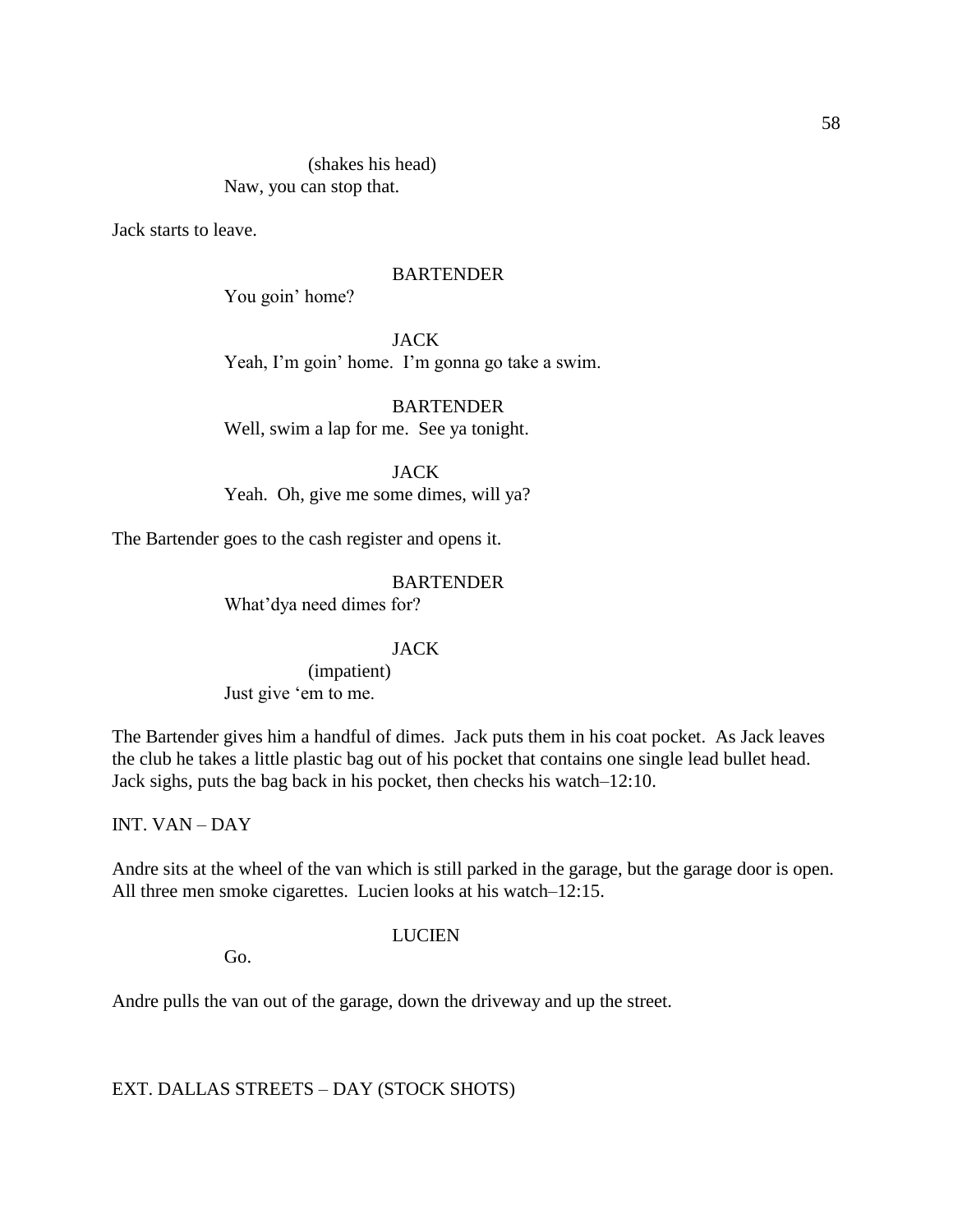(shakes his head)
Naw, you can stop that.

Jack starts to leave.

BARTENDER
You goin' home?

JACK
Yeah, I'm goin' home. I'm gonna go take a swim.

BARTENDER
Well, swim a lap for me. See ya tonight.

JACK
Yeah. Oh, give me some dimes, will ya?

The Bartender goes to the cash register and opens it.

BARTENDER
What'dya need dimes for?

JACK
(impatient)
Just give 'em to me.

The Bartender gives him a handful of dimes. Jack puts them in his coat pocket. As Jack leaves the club he takes a little plastic bag out of his pocket that contains one single lead bullet head. Jack sighs, puts the bag back in his pocket, then checks his watch–12:10.

INT. VAN – DAY

Andre sits at the wheel of the van which is still parked in the garage, but the garage door is open. All three men smoke cigarettes. Lucien looks at his watch–12:15.

LUCIEN
Go.

Andre pulls the van out of the garage, down the driveway and up the street.

EXT. DALLAS STREETS – DAY (STOCK SHOTS)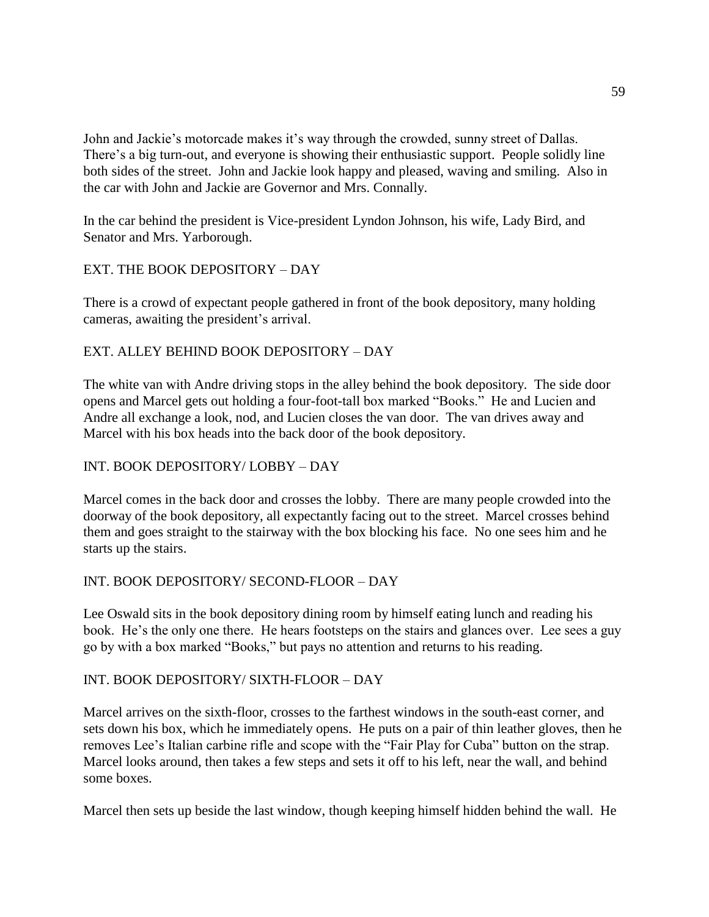John and Jackie's motorcade makes it's way through the crowded, sunny street of Dallas. There's a big turn-out, and everyone is showing their enthusiastic support. People solidly line both sides of the street. John and Jackie look happy and pleased, waving and smiling. Also in the car with John and Jackie are Governor and Mrs. Connally.

In the car behind the president is Vice-president Lyndon Johnson, his wife, Lady Bird, and Senator and Mrs. Yarborough.

EXT. THE BOOK DEPOSITORY – DAY

There is a crowd of expectant people gathered in front of the book depository, many holding cameras, awaiting the president's arrival.

EXT. ALLEY BEHIND BOOK DEPOSITORY – DAY

The white van with Andre driving stops in the alley behind the book depository. The side door opens and Marcel gets out holding a four-foot-tall box marked "Books." He and Lucien and Andre all exchange a look, nod, and Lucien closes the van door. The van drives away and Marcel with his box heads into the back door of the book depository.

INT. BOOK DEPOSITORY/ LOBBY – DAY

Marcel comes in the back door and crosses the lobby. There are many people crowded into the doorway of the book depository, all expectantly facing out to the street. Marcel crosses behind them and goes straight to the stairway with the box blocking his face. No one sees him and he starts up the stairs.

INT. BOOK DEPOSITORY/ SECOND-FLOOR – DAY

Lee Oswald sits in the book depository dining room by himself eating lunch and reading his book. He's the only one there. He hears footsteps on the stairs and glances over. Lee sees a guy go by with a box marked "Books," but pays no attention and returns to his reading.

INT. BOOK DEPOSITORY/ SIXTH-FLOOR – DAY

Marcel arrives on the sixth-floor, crosses to the farthest windows in the south-east corner, and sets down his box, which he immediately opens. He puts on a pair of thin leather gloves, then he removes Lee's Italian carbine rifle and scope with the "Fair Play for Cuba" button on the strap. Marcel looks around, then takes a few steps and sets it off to his left, near the wall, and behind some boxes.

Marcel then sets up beside the last window, though keeping himself hidden behind the wall. He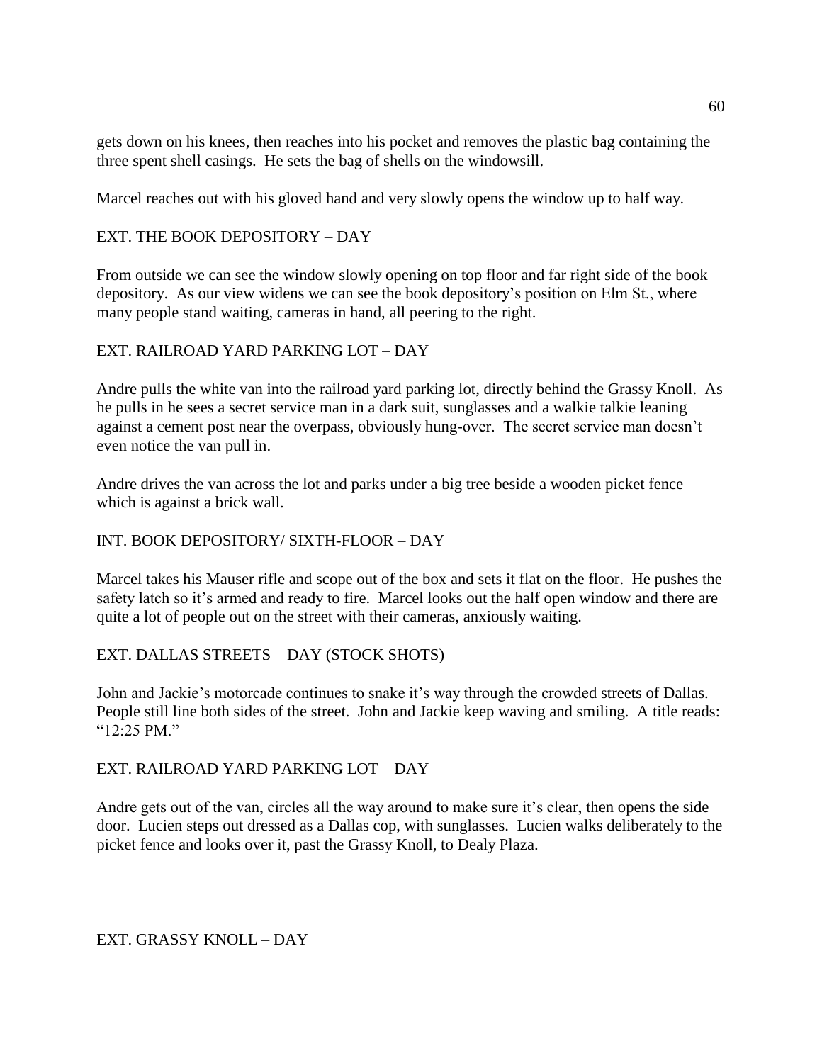gets down on his knees, then reaches into his pocket and removes the plastic bag containing the three spent shell casings. He sets the bag of shells on the windowsill.

Marcel reaches out with his gloved hand and very slowly opens the window up to half way.

EXT. THE BOOK DEPOSITORY – DAY

From outside we can see the window slowly opening on top floor and far right side of the book depository. As our view widens we can see the book depository's position on Elm St., where many people stand waiting, cameras in hand, all peering to the right.

EXT. RAILROAD YARD PARKING LOT – DAY

Andre pulls the white van into the railroad yard parking lot, directly behind the Grassy Knoll. As he pulls in he sees a secret service man in a dark suit, sunglasses and a walkie talkie leaning against a cement post near the overpass, obviously hung-over. The secret service man doesn't even notice the van pull in.

Andre drives the van across the lot and parks under a big tree beside a wooden picket fence which is against a brick wall.

INT. BOOK DEPOSITORY/ SIXTH-FLOOR – DAY

Marcel takes his Mauser rifle and scope out of the box and sets it flat on the floor. He pushes the safety latch so it's armed and ready to fire. Marcel looks out the half open window and there are quite a lot of people out on the street with their cameras, anxiously waiting.

EXT. DALLAS STREETS – DAY (STOCK SHOTS)

John and Jackie's motorcade continues to snake it's way through the crowded streets of Dallas. People still line both sides of the street. John and Jackie keep waving and smiling. A title reads: "12:25 PM."

EXT. RAILROAD YARD PARKING LOT – DAY

Andre gets out of the van, circles all the way around to make sure it's clear, then opens the side door. Lucien steps out dressed as a Dallas cop, with sunglasses. Lucien walks deliberately to the picket fence and looks over it, past the Grassy Knoll, to Dealy Plaza.

EXT. GRASSY KNOLL – DAY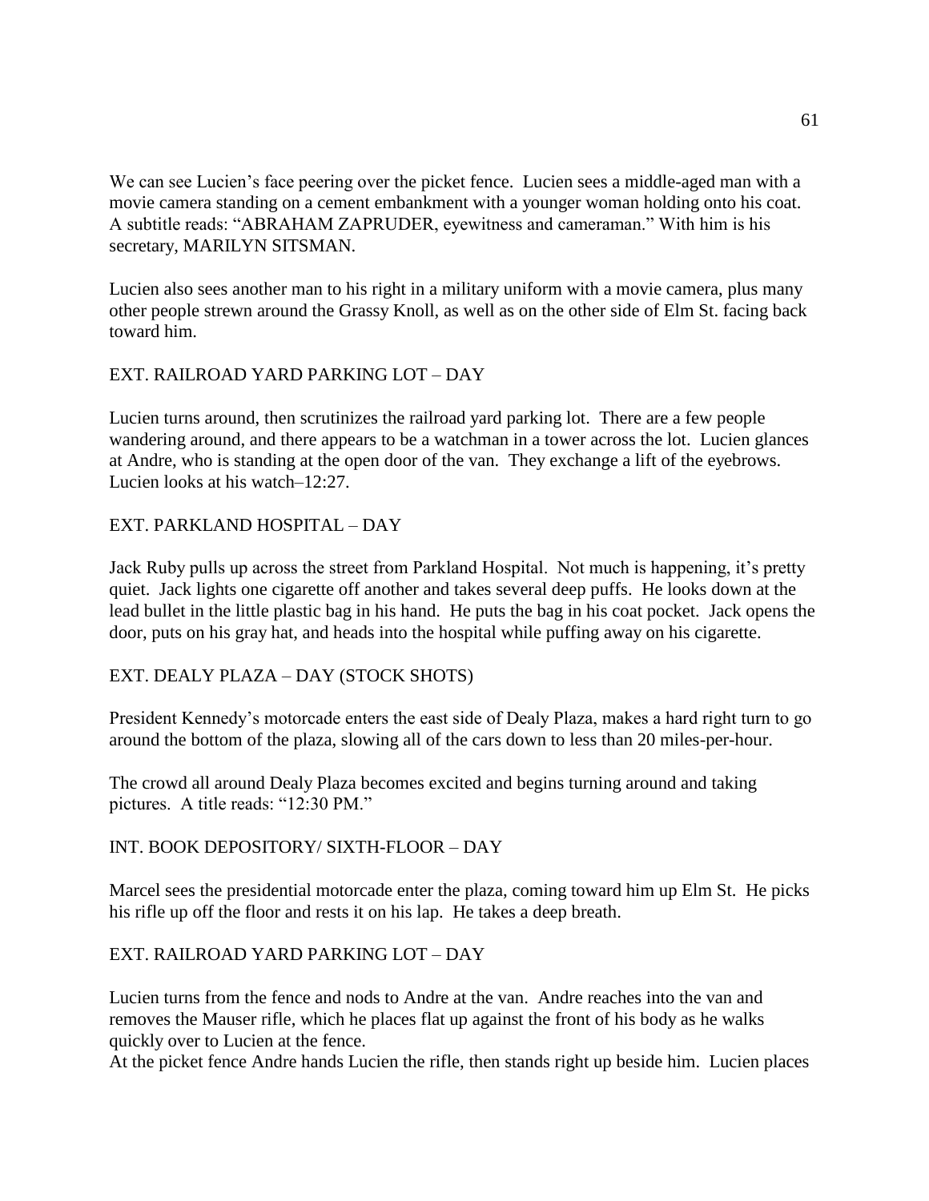We can see Lucien's face peering over the picket fence. Lucien sees a middle-aged man with a movie camera standing on a cement embankment with a younger woman holding onto his coat. A subtitle reads: "ABRAHAM ZAPRUDER, eyewitness and cameraman." With him is his secretary, MARILYN SITSMAN.

Lucien also sees another man to his right in a military uniform with a movie camera, plus many other people strewn around the Grassy Knoll, as well as on the other side of Elm St. facing back toward him.

EXT. RAILROAD YARD PARKING LOT – DAY

Lucien turns around, then scrutinizes the railroad yard parking lot. There are a few people wandering around, and there appears to be a watchman in a tower across the lot. Lucien glances at Andre, who is standing at the open door of the van. They exchange a lift of the eyebrows. Lucien looks at his watch–12:27.

EXT. PARKLAND HOSPITAL – DAY

Jack Ruby pulls up across the street from Parkland Hospital. Not much is happening, it's pretty quiet. Jack lights one cigarette off another and takes several deep puffs. He looks down at the lead bullet in the little plastic bag in his hand. He puts the bag in his coat pocket. Jack opens the door, puts on his gray hat, and heads into the hospital while puffing away on his cigarette.

EXT. DEALY PLAZA – DAY (STOCK SHOTS)

President Kennedy's motorcade enters the east side of Dealy Plaza, makes a hard right turn to go around the bottom of the plaza, slowing all of the cars down to less than 20 miles-per-hour.

The crowd all around Dealy Plaza becomes excited and begins turning around and taking pictures. A title reads: "12:30 PM."

INT. BOOK DEPOSITORY/ SIXTH-FLOOR – DAY

Marcel sees the presidential motorcade enter the plaza, coming toward him up Elm St. He picks his rifle up off the floor and rests it on his lap. He takes a deep breath.

EXT. RAILROAD YARD PARKING LOT – DAY

Lucien turns from the fence and nods to Andre at the van. Andre reaches into the van and removes the Mauser rifle, which he places flat up against the front of his body as he walks quickly over to Lucien at the fence.
At the picket fence Andre hands Lucien the rifle, then stands right up beside him. Lucien places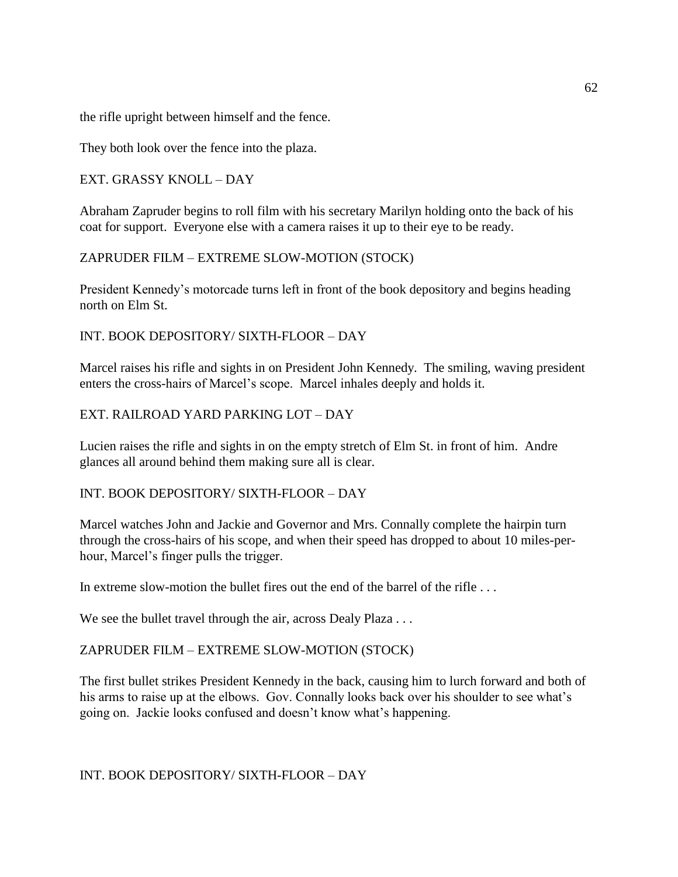the rifle upright between himself and the fence.

They both look over the fence into the plaza.

EXT. GRASSY KNOLL – DAY

Abraham Zapruder begins to roll film with his secretary Marilyn holding onto the back of his coat for support. Everyone else with a camera raises it up to their eye to be ready.

ZAPRUDER FILM – EXTREME SLOW-MOTION (STOCK)

President Kennedy's motorcade turns left in front of the book depository and begins heading north on Elm St.

INT. BOOK DEPOSITORY/ SIXTH-FLOOR – DAY

Marcel raises his rifle and sights in on President John Kennedy. The smiling, waving president enters the cross-hairs of Marcel's scope. Marcel inhales deeply and holds it.

EXT. RAILROAD YARD PARKING LOT – DAY

Lucien raises the rifle and sights in on the empty stretch of Elm St. in front of him. Andre glances all around behind them making sure all is clear.

INT. BOOK DEPOSITORY/ SIXTH-FLOOR – DAY

Marcel watches John and Jackie and Governor and Mrs. Connally complete the hairpin turn through the cross-hairs of his scope, and when their speed has dropped to about 10 miles-per-hour, Marcel's finger pulls the trigger.

In extreme slow-motion the bullet fires out the end of the barrel of the rifle . . .

We see the bullet travel through the air, across Dealy Plaza . . .

ZAPRUDER FILM – EXTREME SLOW-MOTION (STOCK)

The first bullet strikes President Kennedy in the back, causing him to lurch forward and both of his arms to raise up at the elbows. Gov. Connally looks back over his shoulder to see what's going on. Jackie looks confused and doesn't know what's happening.

INT. BOOK DEPOSITORY/ SIXTH-FLOOR – DAY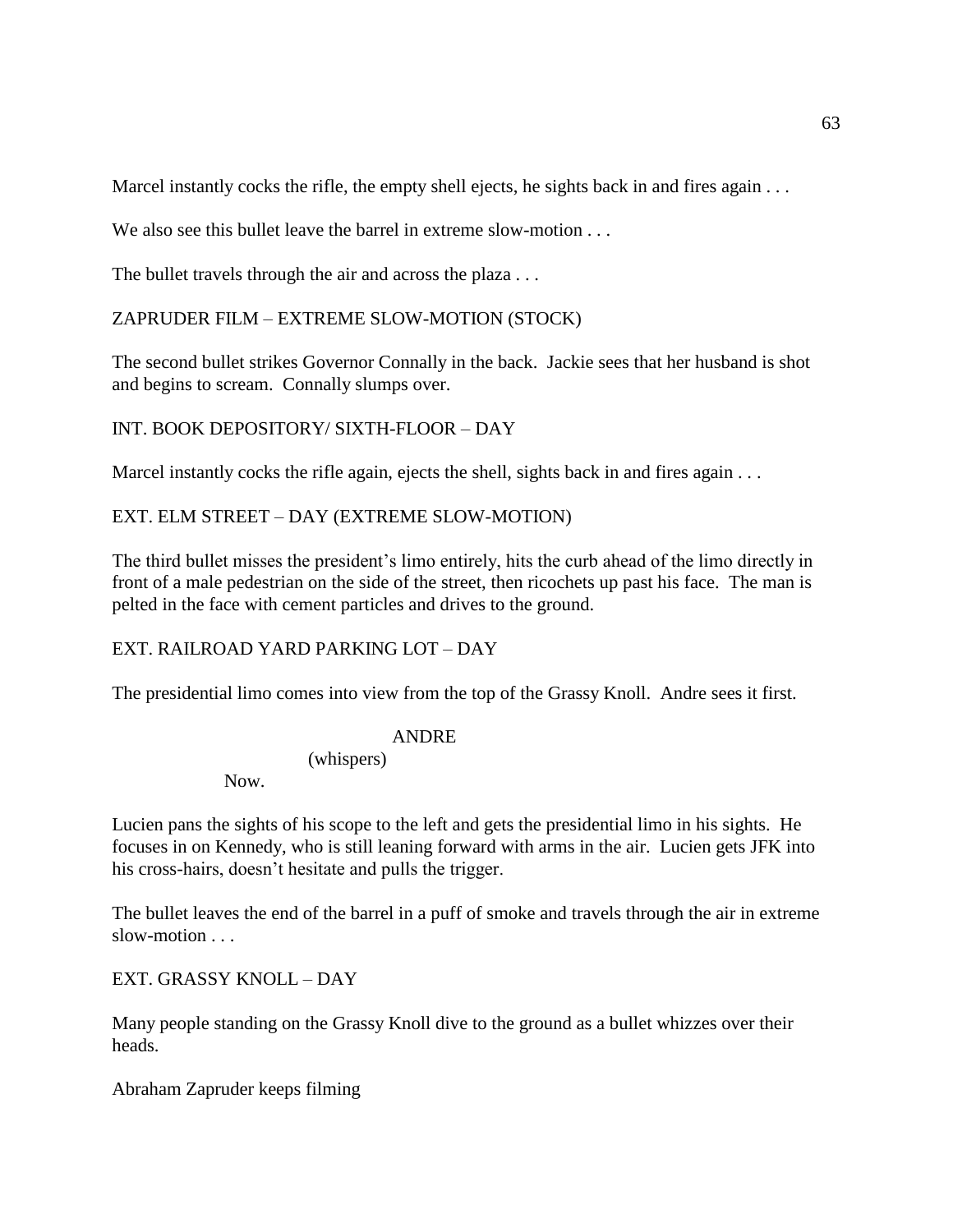Marcel instantly cocks the rifle, the empty shell ejects, he sights back in and fires again . . .

We also see this bullet leave the barrel in extreme slow-motion . . .

The bullet travels through the air and across the plaza . . .

ZAPRUDER FILM – EXTREME SLOW-MOTION (STOCK)

The second bullet strikes Governor Connally in the back. Jackie sees that her husband is shot and begins to scream. Connally slumps over.

INT. BOOK DEPOSITORY/ SIXTH-FLOOR – DAY

Marcel instantly cocks the rifle again, ejects the shell, sights back in and fires again . . .

EXT. ELM STREET – DAY (EXTREME SLOW-MOTION)

The third bullet misses the president's limo entirely, hits the curb ahead of the limo directly in front of a male pedestrian on the side of the street, then ricochets up past his face. The man is pelted in the face with cement particles and drives to the ground.

EXT. RAILROAD YARD PARKING LOT – DAY

The presidential limo comes into view from the top of the Grassy Knoll. Andre sees it first.

ANDRE
(whispers)
Now.

Lucien pans the sights of his scope to the left and gets the presidential limo in his sights. He focuses in on Kennedy, who is still leaning forward with arms in the air. Lucien gets JFK into his cross-hairs, doesn't hesitate and pulls the trigger.

The bullet leaves the end of the barrel in a puff of smoke and travels through the air in extreme slow-motion . . .

EXT. GRASSY KNOLL – DAY

Many people standing on the Grassy Knoll dive to the ground as a bullet whizzes over their heads.

Abraham Zapruder keeps filming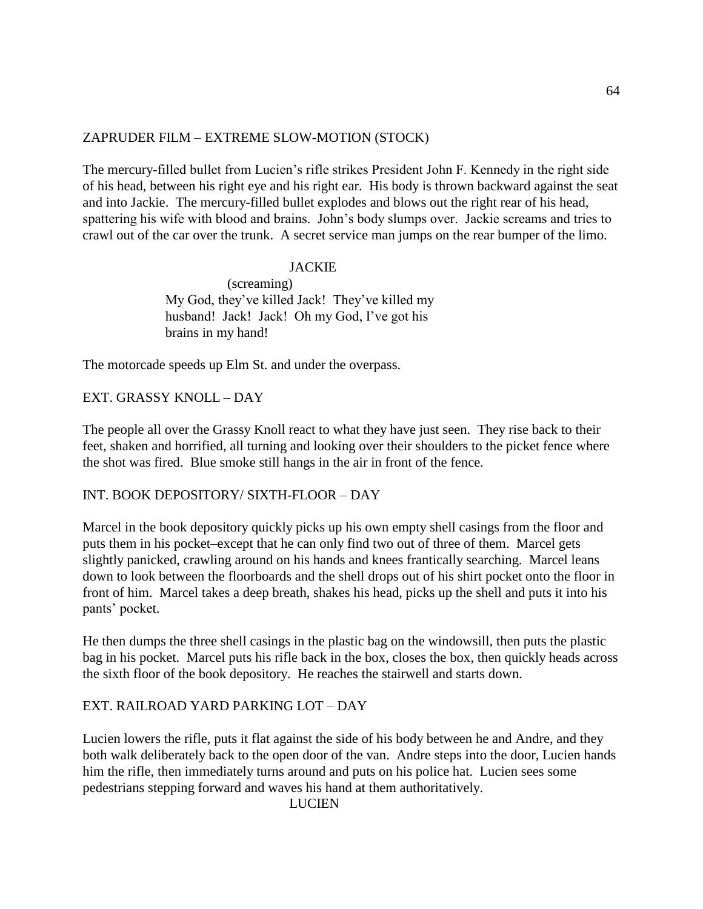ZAPRUDER FILM – EXTREME SLOW-MOTION (STOCK)

The mercury-filled bullet from Lucien's rifle strikes President John F. Kennedy in the right side of his head, between his right eye and his right ear. His body is thrown backward against the seat and into Jackie. The mercury-filled bullet explodes and blows out the right rear of his head, spattering his wife with blood and brains. John's body slumps over. Jackie screams and tries to crawl out of the car over the trunk. A secret service man jumps on the rear bumper of the limo.

JACKIE
(screaming)
My God, they've killed Jack! They've killed my husband! Jack! Jack! Oh my God, I've got his brains in my hand!

The motorcade speeds up Elm St. and under the overpass.

EXT. GRASSY KNOLL – DAY

The people all over the Grassy Knoll react to what they have just seen. They rise back to their feet, shaken and horrified, all turning and looking over their shoulders to the picket fence where the shot was fired. Blue smoke still hangs in the air in front of the fence.

INT. BOOK DEPOSITORY/ SIXTH-FLOOR – DAY

Marcel in the book depository quickly picks up his own empty shell casings from the floor and puts them in his pocket–except that he can only find two out of three of them. Marcel gets slightly panicked, crawling around on his hands and knees frantically searching. Marcel leans down to look between the floorboards and the shell drops out of his shirt pocket onto the floor in front of him. Marcel takes a deep breath, shakes his head, picks up the shell and puts it into his pants' pocket.

He then dumps the three shell casings in the plastic bag on the windowsill, then puts the plastic bag in his pocket. Marcel puts his rifle back in the box, closes the box, then quickly heads across the sixth floor of the book depository. He reaches the stairwell and starts down.

EXT. RAILROAD YARD PARKING LOT – DAY

Lucien lowers the rifle, puts it flat against the side of his body between he and Andre, and they both walk deliberately back to the open door of the van. Andre steps into the door, Lucien hands him the rifle, then immediately turns around and puts on his police hat. Lucien sees some pedestrians stepping forward and waves his hand at them authoritatively.

LUCIEN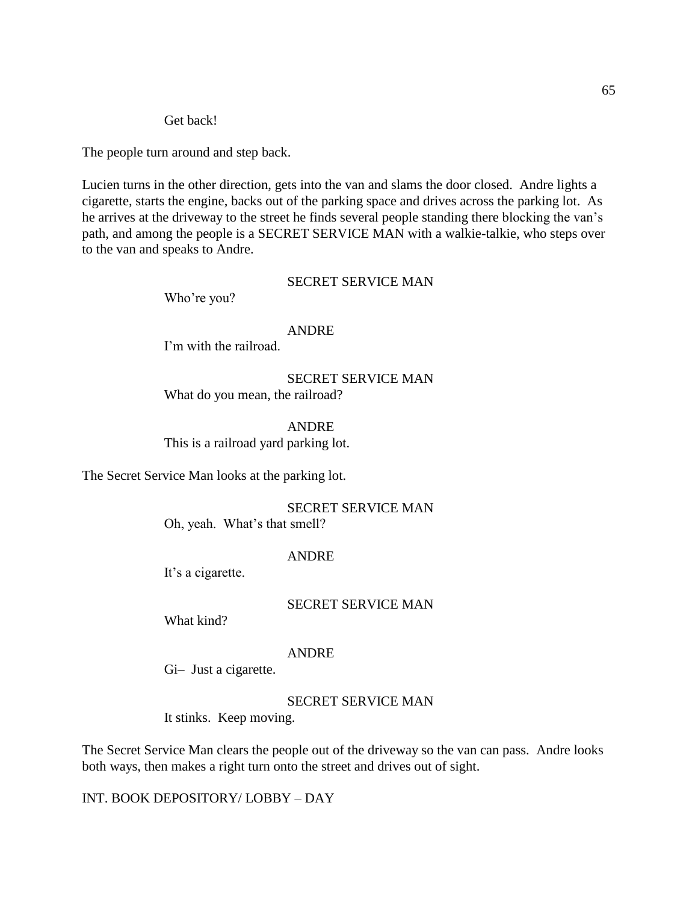Get back!

The people turn around and step back.

Lucien turns in the other direction, gets into the van and slams the door closed. Andre lights a cigarette, starts the engine, backs out of the parking space and drives across the parking lot. As he arrives at the driveway to the street he finds several people standing there blocking the van's path, and among the people is a SECRET SERVICE MAN with a walkie-talkie, who steps over to the van and speaks to Andre.

SECRET SERVICE MAN

Who're you?

ANDRE

I'm with the railroad.

SECRET SERVICE MAN

What do you mean, the railroad?

ANDRE

This is a railroad yard parking lot.

The Secret Service Man looks at the parking lot.

SECRET SERVICE MAN

Oh, yeah. What's that smell?

ANDRE

It's a cigarette.

SECRET SERVICE MAN

What kind?

ANDRE

Gi– Just a cigarette.

SECRET SERVICE MAN

It stinks. Keep moving.

The Secret Service Man clears the people out of the driveway so the van can pass. Andre looks both ways, then makes a right turn onto the street and drives out of sight.

INT. BOOK DEPOSITORY/ LOBBY – DAY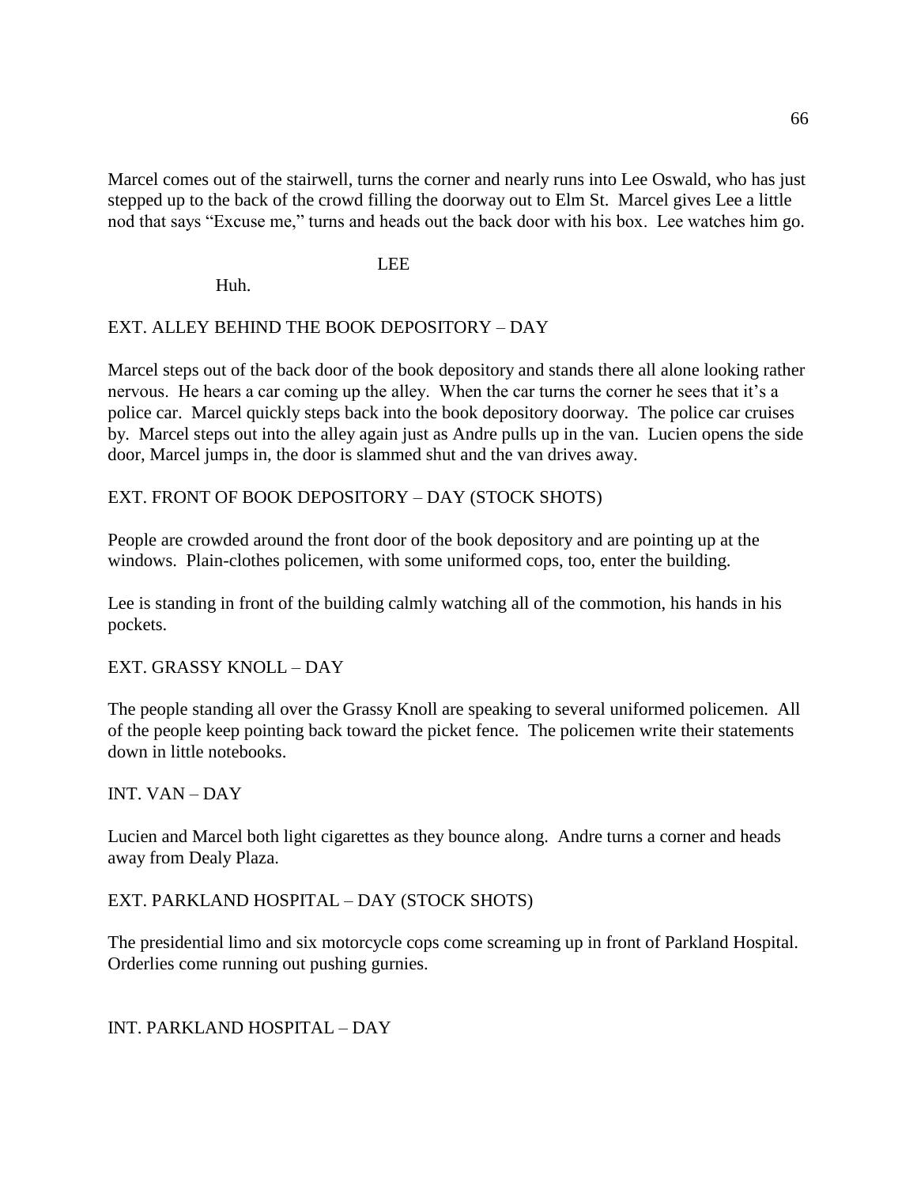Marcel comes out of the stairwell, turns the corner and nearly runs into Lee Oswald, who has just stepped up to the back of the crowd filling the doorway out to Elm St. Marcel gives Lee a little nod that says "Excuse me," turns and heads out the back door with his box. Lee watches him go.

LEE

Huh.

EXT. ALLEY BEHIND THE BOOK DEPOSITORY – DAY

Marcel steps out of the back door of the book depository and stands there all alone looking rather nervous. He hears a car coming up the alley. When the car turns the corner he sees that it's a police car. Marcel quickly steps back into the book depository doorway. The police car cruises by. Marcel steps out into the alley again just as Andre pulls up in the van. Lucien opens the side door, Marcel jumps in, the door is slammed shut and the van drives away.

EXT. FRONT OF BOOK DEPOSITORY – DAY (STOCK SHOTS)

People are crowded around the front door of the book depository and are pointing up at the windows. Plain-clothes policemen, with some uniformed cops, too, enter the building.

Lee is standing in front of the building calmly watching all of the commotion, his hands in his pockets.

EXT. GRASSY KNOLL – DAY

The people standing all over the Grassy Knoll are speaking to several uniformed policemen. All of the people keep pointing back toward the picket fence. The policemen write their statements down in little notebooks.

INT. VAN – DAY

Lucien and Marcel both light cigarettes as they bounce along. Andre turns a corner and heads away from Dealy Plaza.

EXT. PARKLAND HOSPITAL – DAY (STOCK SHOTS)

The presidential limo and six motorcycle cops come screaming up in front of Parkland Hospital. Orderlies come running out pushing gurnies.

INT. PARKLAND HOSPITAL – DAY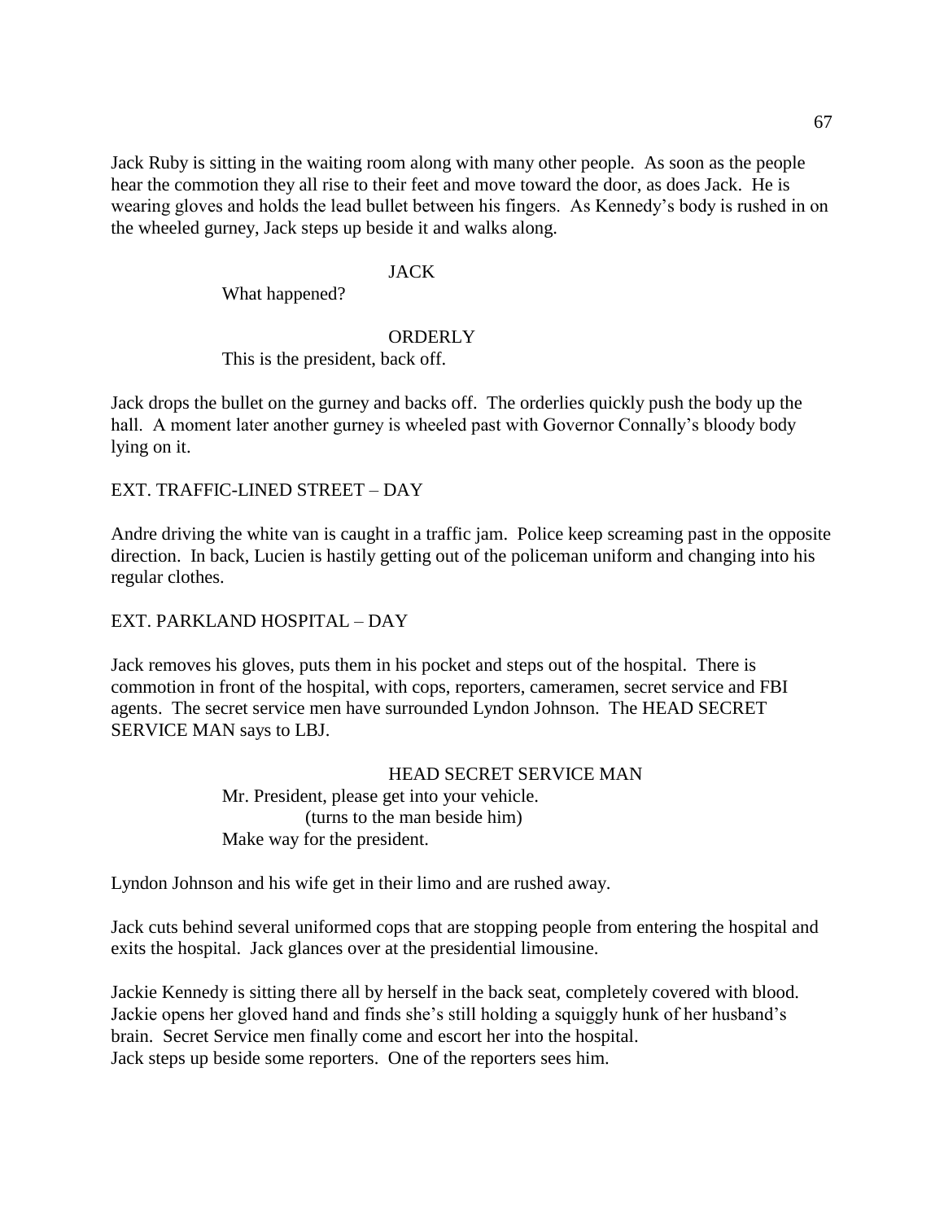Jack Ruby is sitting in the waiting room along with many other people. As soon as the people hear the commotion they all rise to their feet and move toward the door, as does Jack. He is wearing gloves and holds the lead bullet between his fingers. As Kennedy's body is rushed in on the wheeled gurney, Jack steps up beside it and walks along.

JACK

What happened?

ORDERLY

This is the president, back off.

Jack drops the bullet on the gurney and backs off. The orderlies quickly push the body up the hall. A moment later another gurney is wheeled past with Governor Connally's bloody body lying on it.

EXT. TRAFFIC-LINED STREET – DAY

Andre driving the white van is caught in a traffic jam. Police keep screaming past in the opposite direction. In back, Lucien is hastily getting out of the policeman uniform and changing into his regular clothes.

EXT. PARKLAND HOSPITAL – DAY

Jack removes his gloves, puts them in his pocket and steps out of the hospital. There is commotion in front of the hospital, with cops, reporters, cameramen, secret service and FBI agents. The secret service men have surrounded Lyndon Johnson. The HEAD SECRET SERVICE MAN says to LBJ.

HEAD SECRET SERVICE MAN

Mr. President, please get into your vehicle.

(turns to the man beside him)

Make way for the president.

Lyndon Johnson and his wife get in their limo and are rushed away.

Jack cuts behind several uniformed cops that are stopping people from entering the hospital and exits the hospital. Jack glances over at the presidential limousine.

Jackie Kennedy is sitting there all by herself in the back seat, completely covered with blood. Jackie opens her gloved hand and finds she's still holding a squiggly hunk of her husband's brain. Secret Service men finally come and escort her into the hospital.
Jack steps up beside some reporters. One of the reporters sees him.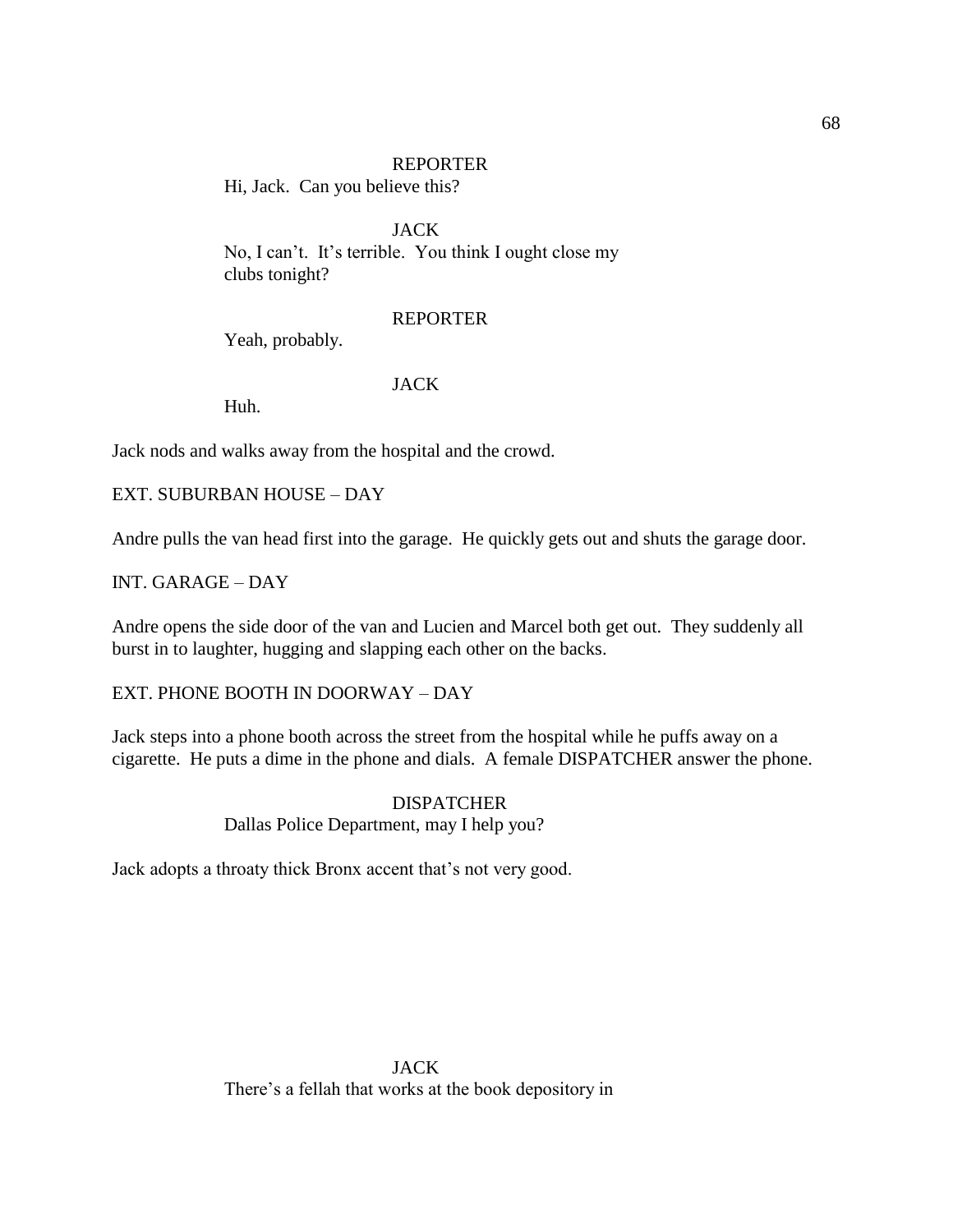REPORTER

Hi, Jack. Can you believe this?

JACK

No, I can't. It's terrible. You think I ought close my clubs tonight?

REPORTER

Yeah, probably.

JACK

Huh.

Jack nods and walks away from the hospital and the crowd.

EXT. SUBURBAN HOUSE – DAY

Andre pulls the van head first into the garage. He quickly gets out and shuts the garage door.

INT. GARAGE – DAY

Andre opens the side door of the van and Lucien and Marcel both get out. They suddenly all burst in to laughter, hugging and slapping each other on the backs.

EXT. PHONE BOOTH IN DOORWAY – DAY

Jack steps into a phone booth across the street from the hospital while he puffs away on a cigarette. He puts a dime in the phone and dials. A female DISPATCHER answer the phone.

DISPATCHER

Dallas Police Department, may I help you?

Jack adopts a throaty thick Bronx accent that's not very good.

JACK

There's a fellah that works at the book depository in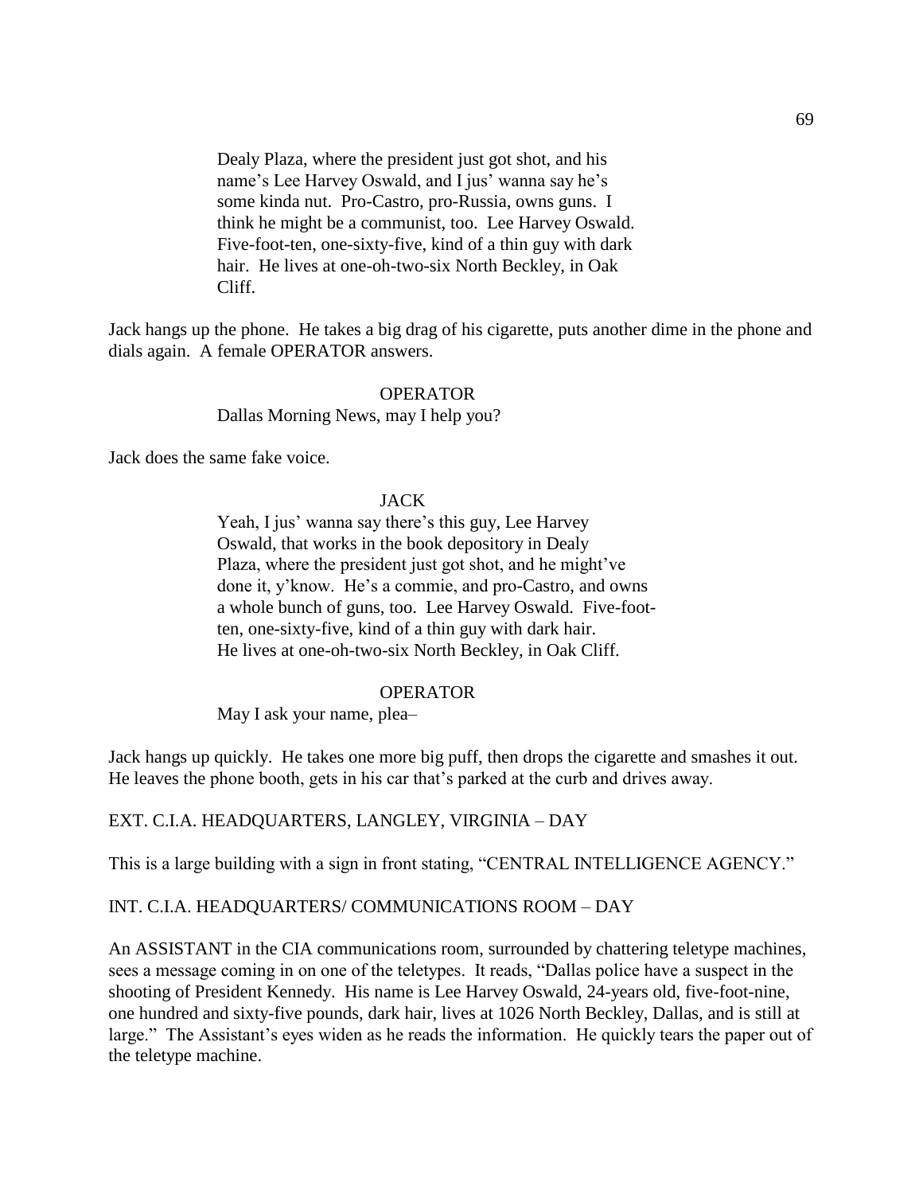Dealy Plaza, where the president just got shot, and his name's Lee Harvey Oswald, and I jus' wanna say he's some kinda nut. Pro-Castro, pro-Russia, owns guns. I think he might be a communist, too. Lee Harvey Oswald. Five-foot-ten, one-sixty-five, kind of a thin guy with dark hair. He lives at one-oh-two-six North Beckley, in Oak Cliff.

Jack hangs up the phone. He takes a big drag of his cigarette, puts another dime in the phone and dials again. A female OPERATOR answers.

OPERATOR

Dallas Morning News, may I help you?

Jack does the same fake voice.

JACK

Yeah, I jus' wanna say there's this guy, Lee Harvey Oswald, that works in the book depository in Dealy Plaza, where the president just got shot, and he might've done it, y'know. He's a commie, and pro-Castro, and owns a whole bunch of guns, too. Lee Harvey Oswald. Five-foot-ten, one-sixty-five, kind of a thin guy with dark hair. He lives at one-oh-two-six North Beckley, in Oak Cliff.

OPERATOR

May I ask your name, plea–

Jack hangs up quickly. He takes one more big puff, then drops the cigarette and smashes it out. He leaves the phone booth, gets in his car that's parked at the curb and drives away.

EXT. C.I.A. HEADQUARTERS, LANGLEY, VIRGINIA – DAY

This is a large building with a sign in front stating, "CENTRAL INTELLIGENCE AGENCY."

INT. C.I.A. HEADQUARTERS/ COMMUNICATIONS ROOM – DAY

An ASSISTANT in the CIA communications room, surrounded by chattering teletype machines, sees a message coming in on one of the teletypes. It reads, "Dallas police have a suspect in the shooting of President Kennedy. His name is Lee Harvey Oswald, 24-years old, five-foot-nine, one hundred and sixty-five pounds, dark hair, lives at 1026 North Beckley, Dallas, and is still at large." The Assistant's eyes widen as he reads the information. He quickly tears the paper out of the teletype machine.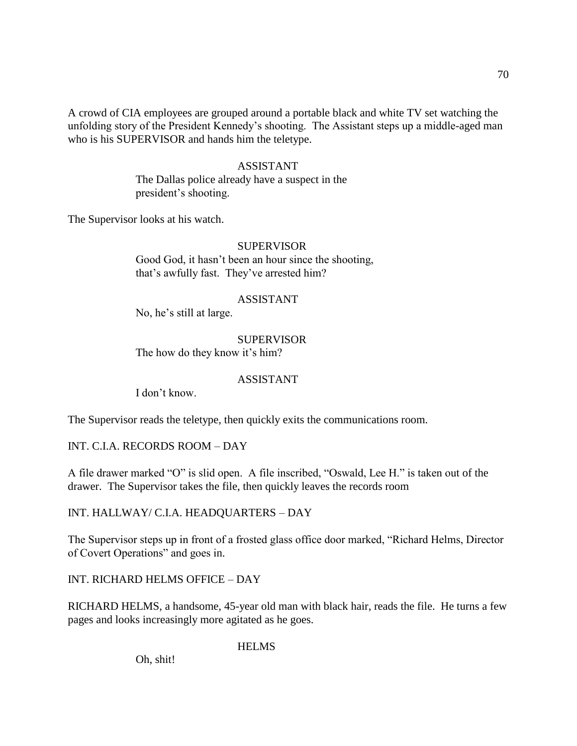A crowd of CIA employees are grouped around a portable black and white TV set watching the unfolding story of the President Kennedy's shooting. The Assistant steps up a middle-aged man who is his SUPERVISOR and hands him the teletype.

ASSISTANT

The Dallas police already have a suspect in the president's shooting.

The Supervisor looks at his watch.

SUPERVISOR

Good God, it hasn't been an hour since the shooting, that's awfully fast. They've arrested him?

ASSISTANT

No, he's still at large.

SUPERVISOR

The how do they know it's him?

ASSISTANT

I don't know.

The Supervisor reads the teletype, then quickly exits the communications room.

INT. C.I.A. RECORDS ROOM – DAY

A file drawer marked "O" is slid open. A file inscribed, "Oswald, Lee H." is taken out of the drawer. The Supervisor takes the file, then quickly leaves the records room

INT. HALLWAY/ C.I.A. HEADQUARTERS – DAY

The Supervisor steps up in front of a frosted glass office door marked, "Richard Helms, Director of Covert Operations" and goes in.

INT. RICHARD HELMS OFFICE – DAY

RICHARD HELMS, a handsome, 45-year old man with black hair, reads the file. He turns a few pages and looks increasingly more agitated as he goes.

HELMS

Oh, shit!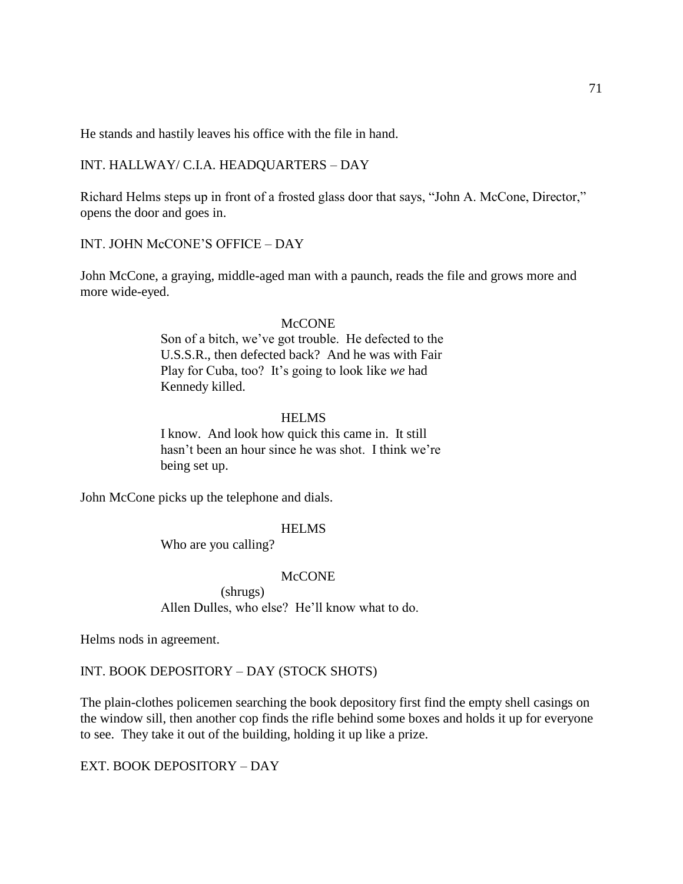He stands and hastily leaves his office with the file in hand.

INT. HALLWAY/ C.I.A. HEADQUARTERS – DAY

Richard Helms steps up in front of a frosted glass door that says, "John A. McCone, Director," opens the door and goes in.

INT. JOHN McCONE'S OFFICE – DAY

John McCone, a graying, middle-aged man with a paunch, reads the file and grows more and more wide-eyed.

McCONE
Son of a bitch, we've got trouble. He defected to the U.S.S.R., then defected back? And he was with Fair Play for Cuba, too? It's going to look like *we* had Kennedy killed.

HELMS
I know. And look how quick this came in. It still hasn't been an hour since he was shot. I think we're being set up.

John McCone picks up the telephone and dials.

HELMS
Who are you calling?

McCONE
(shrugs)
Allen Dulles, who else? He'll know what to do.

Helms nods in agreement.

INT. BOOK DEPOSITORY – DAY (STOCK SHOTS)

The plain-clothes policemen searching the book depository first find the empty shell casings on the window sill, then another cop finds the rifle behind some boxes and holds it up for everyone to see. They take it out of the building, holding it up like a prize.

EXT. BOOK DEPOSITORY – DAY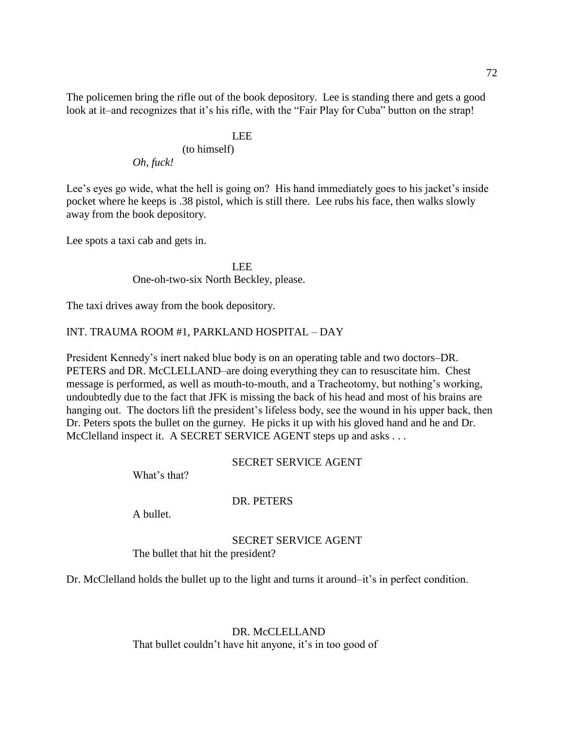The policemen bring the rifle out of the book depository. Lee is standing there and gets a good look at it–and recognizes that it's his rifle, with the "Fair Play for Cuba" button on the strap!

LEE
(to himself)
*Oh, fuck!*

Lee's eyes go wide, what the hell is going on? His hand immediately goes to his jacket's inside pocket where he keeps is .38 pistol, which is still there. Lee rubs his face, then walks slowly away from the book depository.

Lee spots a taxi cab and gets in.

LEE
One-oh-two-six North Beckley, please.

The taxi drives away from the book depository.

INT. TRAUMA ROOM #1, PARKLAND HOSPITAL – DAY

President Kennedy's inert naked blue body is on an operating table and two doctors–DR. PETERS and DR. McCLELLAND–are doing everything they can to resuscitate him. Chest message is performed, as well as mouth-to-mouth, and a Tracheotomy, but nothing's working, undoubtedly due to the fact that JFK is missing the back of his head and most of his brains are hanging out. The doctors lift the president's lifeless body, see the wound in his upper back, then Dr. Peters spots the bullet on the gurney. He picks it up with his gloved hand and he and Dr. McClelland inspect it. A SECRET SERVICE AGENT steps up and asks . . .

SECRET SERVICE AGENT
What's that?

DR. PETERS
A bullet.

SECRET SERVICE AGENT
The bullet that hit the president?

Dr. McClelland holds the bullet up to the light and turns it around–it's in perfect condition.

DR. McCLELLAND
That bullet couldn't have hit anyone, it's in too good of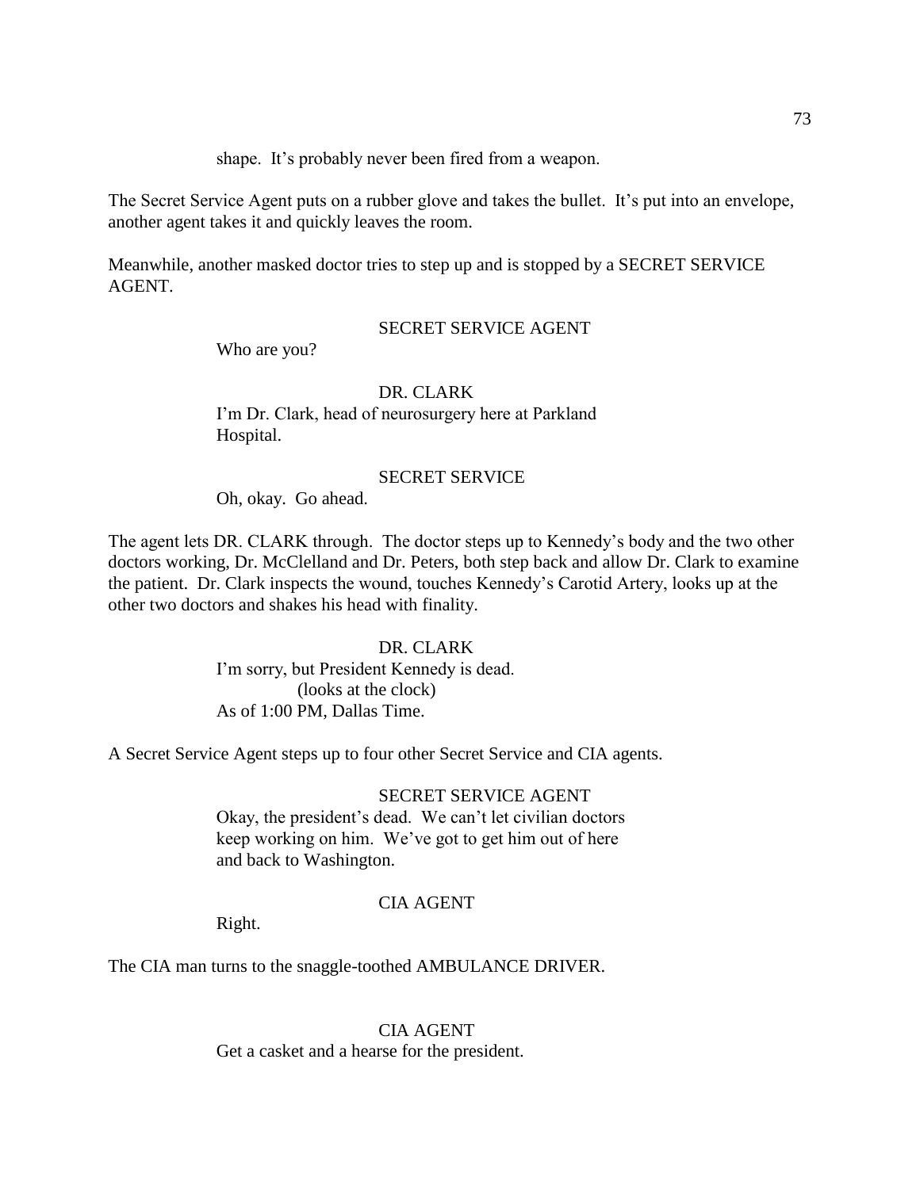shape. It's probably never been fired from a weapon.

The Secret Service Agent puts on a rubber glove and takes the bullet. It's put into an envelope, another agent takes it and quickly leaves the room.

Meanwhile, another masked doctor tries to step up and is stopped by a SECRET SERVICE AGENT.

SECRET SERVICE AGENT

Who are you?

DR. CLARK

I'm Dr. Clark, head of neurosurgery here at Parkland Hospital.

SECRET SERVICE

Oh, okay. Go ahead.

The agent lets DR. CLARK through. The doctor steps up to Kennedy's body and the two other doctors working, Dr. McClelland and Dr. Peters, both step back and allow Dr. Clark to examine the patient. Dr. Clark inspects the wound, touches Kennedy's Carotid Artery, looks up at the other two doctors and shakes his head with finality.

DR. CLARK

I'm sorry, but President Kennedy is dead.
(looks at the clock)
As of 1:00 PM, Dallas Time.

A Secret Service Agent steps up to four other Secret Service and CIA agents.

SECRET SERVICE AGENT

Okay, the president's dead. We can't let civilian doctors keep working on him. We've got to get him out of here and back to Washington.

CIA AGENT

Right.

The CIA man turns to the snaggle-toothed AMBULANCE DRIVER.

CIA AGENT

Get a casket and a hearse for the president.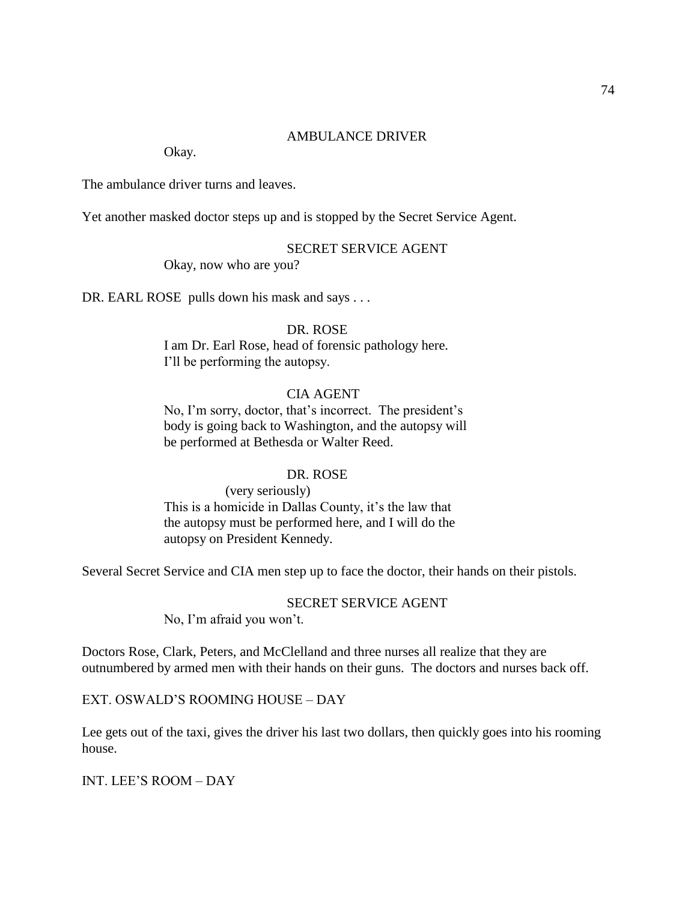AMBULANCE DRIVER

Okay.

The ambulance driver turns and leaves.

Yet another masked doctor steps up and is stopped by the Secret Service Agent.

SECRET SERVICE AGENT

Okay, now who are you?

DR. EARL ROSE pulls down his mask and says . . .

DR. ROSE

I am Dr. Earl Rose, head of forensic pathology here. I'll be performing the autopsy.

CIA AGENT

No, I'm sorry, doctor, that's incorrect. The president's body is going back to Washington, and the autopsy will be performed at Bethesda or Walter Reed.

DR. ROSE

(very seriously)

This is a homicide in Dallas County, it's the law that the autopsy must be performed here, and I will do the autopsy on President Kennedy.

Several Secret Service and CIA men step up to face the doctor, their hands on their pistols.

SECRET SERVICE AGENT

No, I'm afraid you won't.

Doctors Rose, Clark, Peters, and McClelland and three nurses all realize that they are outnumbered by armed men with their hands on their guns. The doctors and nurses back off.

EXT. OSWALD'S ROOMING HOUSE – DAY

Lee gets out of the taxi, gives the driver his last two dollars, then quickly goes into his rooming house.

INT. LEE'S ROOM – DAY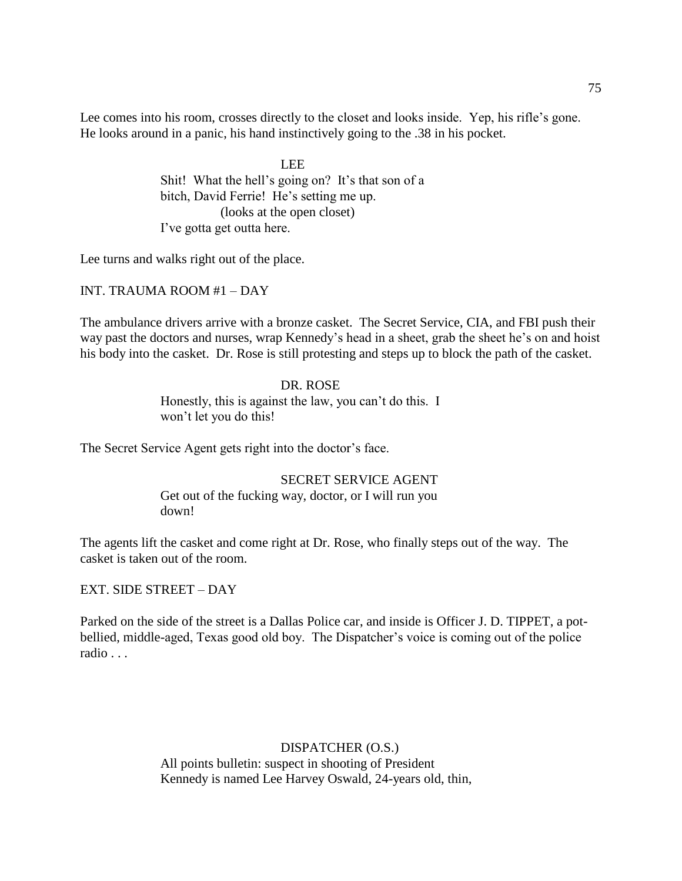Lee comes into his room, crosses directly to the closet and looks inside. Yep, his rifle's gone. He looks around in a panic, his hand instinctively going to the .38 in his pocket.

LEE
Shit! What the hell's going on? It's that son of a bitch, David Ferrie! He's setting me up.
(looks at the open closet)
I've gotta get outta here.

Lee turns and walks right out of the place.

INT. TRAUMA ROOM #1 – DAY

The ambulance drivers arrive with a bronze casket. The Secret Service, CIA, and FBI push their way past the doctors and nurses, wrap Kennedy's head in a sheet, grab the sheet he's on and hoist his body into the casket. Dr. Rose is still protesting and steps up to block the path of the casket.

DR. ROSE
Honestly, this is against the law, you can't do this. I won't let you do this!

The Secret Service Agent gets right into the doctor's face.

SECRET SERVICE AGENT
Get out of the fucking way, doctor, or I will run you down!

The agents lift the casket and come right at Dr. Rose, who finally steps out of the way. The casket is taken out of the room.

EXT. SIDE STREET – DAY

Parked on the side of the street is a Dallas Police car, and inside is Officer J. D. TIPPET, a pot-bellied, middle-aged, Texas good old boy. The Dispatcher's voice is coming out of the police radio . . .

DISPATCHER (O.S.)
All points bulletin: suspect in shooting of President Kennedy is named Lee Harvey Oswald, 24-years old, thin,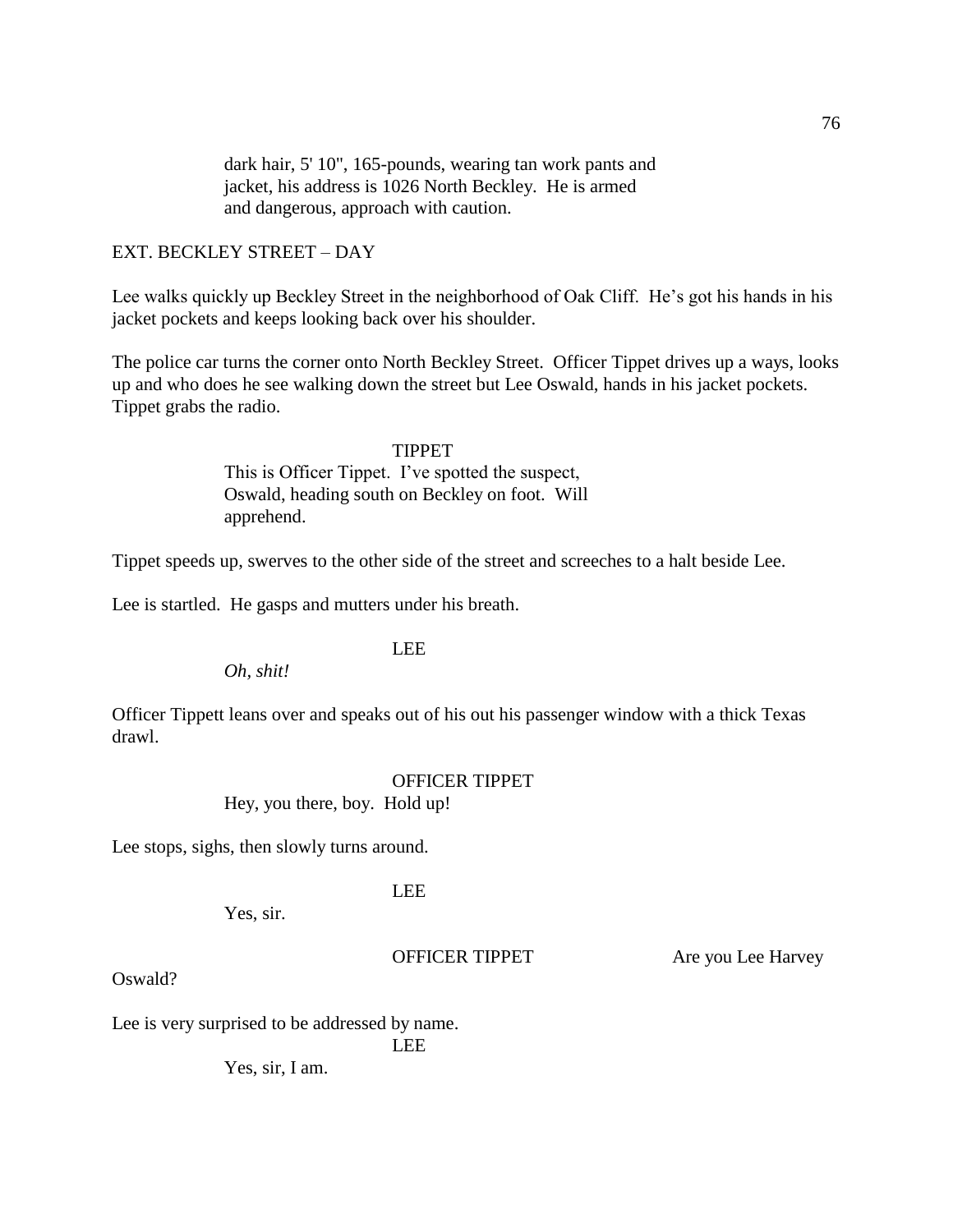dark hair, 5' 10", 165-pounds, wearing tan work pants and jacket, his address is 1026 North Beckley. He is armed and dangerous, approach with caution.

EXT. BECKLEY STREET – DAY

Lee walks quickly up Beckley Street in the neighborhood of Oak Cliff. He's got his hands in his jacket pockets and keeps looking back over his shoulder.

The police car turns the corner onto North Beckley Street. Officer Tippet drives up a ways, looks up and who does he see walking down the street but Lee Oswald, hands in his jacket pockets. Tippet grabs the radio.

TIPPET

This is Officer Tippet. I've spotted the suspect, Oswald, heading south on Beckley on foot. Will apprehend.

Tippet speeds up, swerves to the other side of the street and screeches to a halt beside Lee.

Lee is startled. He gasps and mutters under his breath.

LEE

*Oh, shit!*

Officer Tippett leans over and speaks out of his out his passenger window with a thick Texas drawl.

OFFICER TIPPET

Hey, you there, boy. Hold up!

Lee stops, sighs, then slowly turns around.

LEE

Yes, sir.

OFFICER TIPPET

Are you Lee Harvey Oswald?

Lee is very surprised to be addressed by name.

LEE

Yes, sir, I am.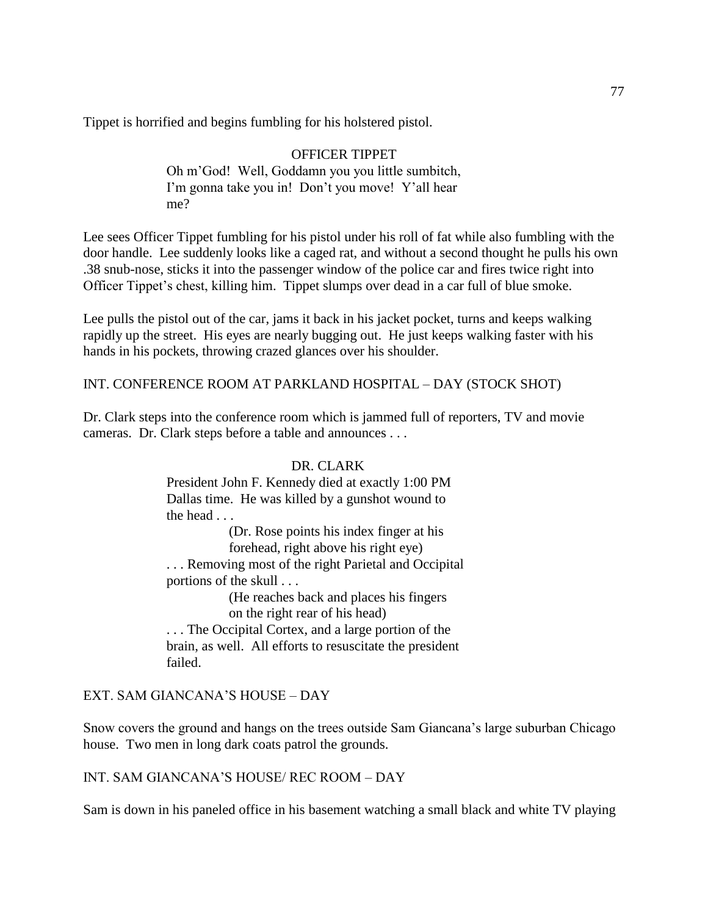Tippet is horrified and begins fumbling for his holstered pistol.

OFFICER TIPPET

Oh m'God! Well, Goddamn you you little sumbitch, I'm gonna take you in! Don't you move! Y'all hear me?

Lee sees Officer Tippet fumbling for his pistol under his roll of fat while also fumbling with the door handle. Lee suddenly looks like a caged rat, and without a second thought he pulls his own .38 snub-nose, sticks it into the passenger window of the police car and fires twice right into Officer Tippet's chest, killing him. Tippet slumps over dead in a car full of blue smoke.

Lee pulls the pistol out of the car, jams it back in his jacket pocket, turns and keeps walking rapidly up the street. His eyes are nearly bugging out. He just keeps walking faster with his hands in his pockets, throwing crazed glances over his shoulder.

INT. CONFERENCE ROOM AT PARKLAND HOSPITAL – DAY (STOCK SHOT)

Dr. Clark steps into the conference room which is jammed full of reporters, TV and movie cameras. Dr. Clark steps before a table and announces . . .

DR. CLARK

President John F. Kennedy died at exactly 1:00 PM Dallas time. He was killed by a gunshot wound to the head . . .

(Dr. Rose points his index finger at his forehead, right above his right eye)

. . . Removing most of the right Parietal and Occipital portions of the skull . . .

(He reaches back and places his fingers on the right rear of his head)

. . . The Occipital Cortex, and a large portion of the brain, as well. All efforts to resuscitate the president failed.

EXT. SAM GIANCANA'S HOUSE – DAY

Snow covers the ground and hangs on the trees outside Sam Giancana's large suburban Chicago house. Two men in long dark coats patrol the grounds.

INT. SAM GIANCANA'S HOUSE/ REC ROOM – DAY

Sam is down in his paneled office in his basement watching a small black and white TV playing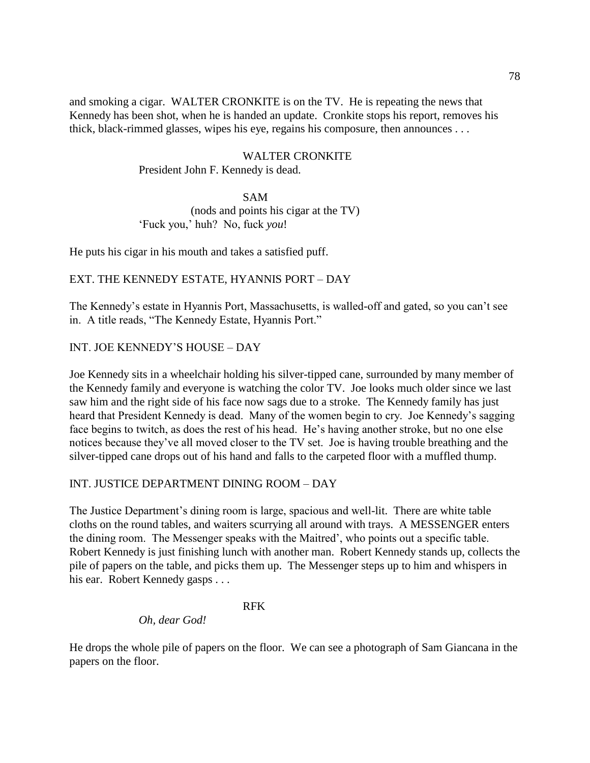and smoking a cigar. WALTER CRONKITE is on the TV. He is repeating the news that Kennedy has been shot, when he is handed an update. Cronkite stops his report, removes his thick, black-rimmed glasses, wipes his eye, regains his composure, then announces . . .

WALTER CRONKITE
President John F. Kennedy is dead.

SAM
(nods and points his cigar at the TV)
'Fuck you,' huh? No, fuck *you*!

He puts his cigar in his mouth and takes a satisfied puff.

EXT. THE KENNEDY ESTATE, HYANNIS PORT – DAY

The Kennedy's estate in Hyannis Port, Massachusetts, is walled-off and gated, so you can't see in. A title reads, "The Kennedy Estate, Hyannis Port."

INT. JOE KENNEDY'S HOUSE – DAY

Joe Kennedy sits in a wheelchair holding his silver-tipped cane, surrounded by many member of the Kennedy family and everyone is watching the color TV. Joe looks much older since we last saw him and the right side of his face now sags due to a stroke. The Kennedy family has just heard that President Kennedy is dead. Many of the women begin to cry. Joe Kennedy's sagging face begins to twitch, as does the rest of his head. He's having another stroke, but no one else notices because they've all moved closer to the TV set. Joe is having trouble breathing and the silver-tipped cane drops out of his hand and falls to the carpeted floor with a muffled thump.

INT. JUSTICE DEPARTMENT DINING ROOM – DAY

The Justice Department's dining room is large, spacious and well-lit. There are white table cloths on the round tables, and waiters scurrying all around with trays. A MESSENGER enters the dining room. The Messenger speaks with the Maitred', who points out a specific table. Robert Kennedy is just finishing lunch with another man. Robert Kennedy stands up, collects the pile of papers on the table, and picks them up. The Messenger steps up to him and whispers in his ear. Robert Kennedy gasps . . .

RFK
*Oh, dear God!*

He drops the whole pile of papers on the floor. We can see a photograph of Sam Giancana in the papers on the floor.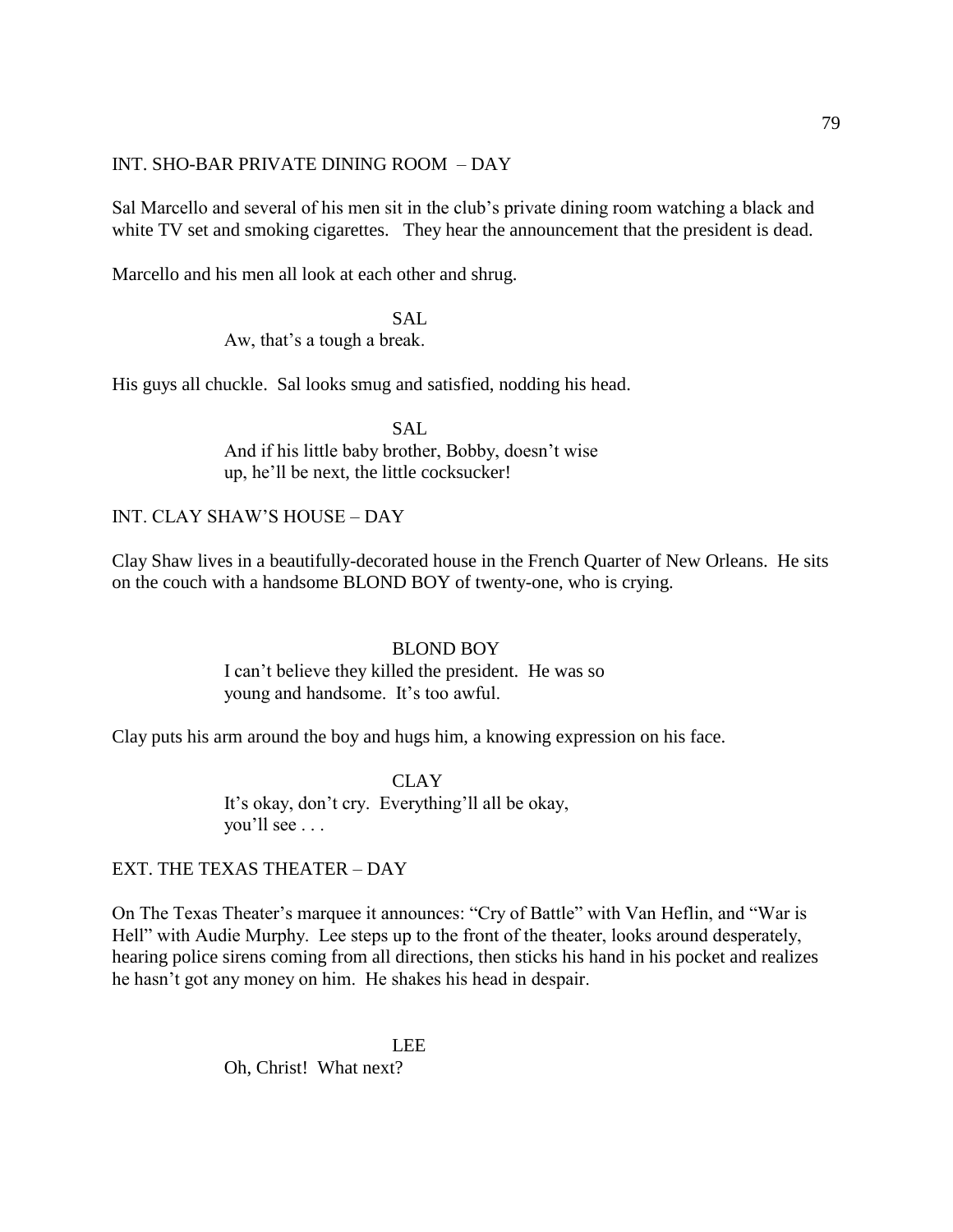INT. SHO-BAR PRIVATE DINING ROOM – DAY

Sal Marcello and several of his men sit in the club's private dining room watching a black and white TV set and smoking cigarettes. They hear the announcement that the president is dead.

Marcello and his men all look at each other and shrug.

SAL
Aw, that's a tough a break.

His guys all chuckle. Sal looks smug and satisfied, nodding his head.

SAL
And if his little baby brother, Bobby, doesn't wise up, he'll be next, the little cocksucker!

INT. CLAY SHAW'S HOUSE – DAY

Clay Shaw lives in a beautifully-decorated house in the French Quarter of New Orleans. He sits on the couch with a handsome BLOND BOY of twenty-one, who is crying.

BLOND BOY
I can't believe they killed the president. He was so young and handsome. It's too awful.

Clay puts his arm around the boy and hugs him, a knowing expression on his face.

CLAY
It's okay, don't cry. Everything'll all be okay, you'll see . . .

EXT. THE TEXAS THEATER – DAY

On The Texas Theater's marquee it announces: "Cry of Battle" with Van Heflin, and "War is Hell" with Audie Murphy. Lee steps up to the front of the theater, looks around desperately, hearing police sirens coming from all directions, then sticks his hand in his pocket and realizes he hasn't got any money on him. He shakes his head in despair.

LEE
Oh, Christ! What next?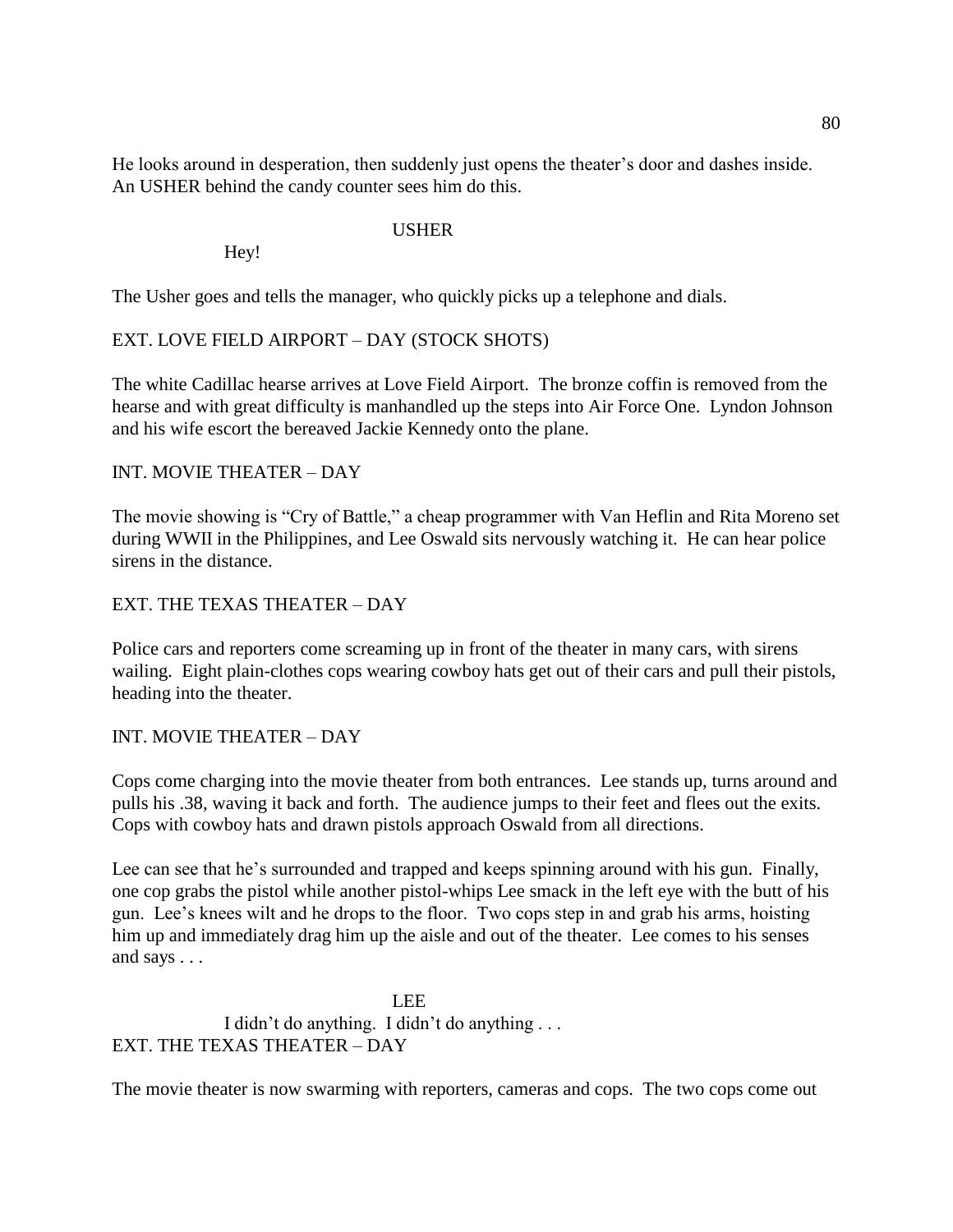He looks around in desperation, then suddenly just opens the theater's door and dashes inside. An USHER behind the candy counter sees him do this.

USHER

Hey!

The Usher goes and tells the manager, who quickly picks up a telephone and dials.

EXT. LOVE FIELD AIRPORT – DAY (STOCK SHOTS)

The white Cadillac hearse arrives at Love Field Airport. The bronze coffin is removed from the hearse and with great difficulty is manhandled up the steps into Air Force One. Lyndon Johnson and his wife escort the bereaved Jackie Kennedy onto the plane.

INT. MOVIE THEATER – DAY

The movie showing is "Cry of Battle," a cheap programmer with Van Heflin and Rita Moreno set during WWII in the Philippines, and Lee Oswald sits nervously watching it. He can hear police sirens in the distance.

EXT. THE TEXAS THEATER – DAY

Police cars and reporters come screaming up in front of the theater in many cars, with sirens wailing. Eight plain-clothes cops wearing cowboy hats get out of their cars and pull their pistols, heading into the theater.

INT. MOVIE THEATER – DAY

Cops come charging into the movie theater from both entrances. Lee stands up, turns around and pulls his .38, waving it back and forth. The audience jumps to their feet and flees out the exits. Cops with cowboy hats and drawn pistols approach Oswald from all directions.

Lee can see that he's surrounded and trapped and keeps spinning around with his gun. Finally, one cop grabs the pistol while another pistol-whips Lee smack in the left eye with the butt of his gun. Lee's knees wilt and he drops to the floor. Two cops step in and grab his arms, hoisting him up and immediately drag him up the aisle and out of the theater. Lee comes to his senses and says . . .

LEE

I didn't do anything. I didn't do anything . . .

EXT. THE TEXAS THEATER – DAY

The movie theater is now swarming with reporters, cameras and cops. The two cops come out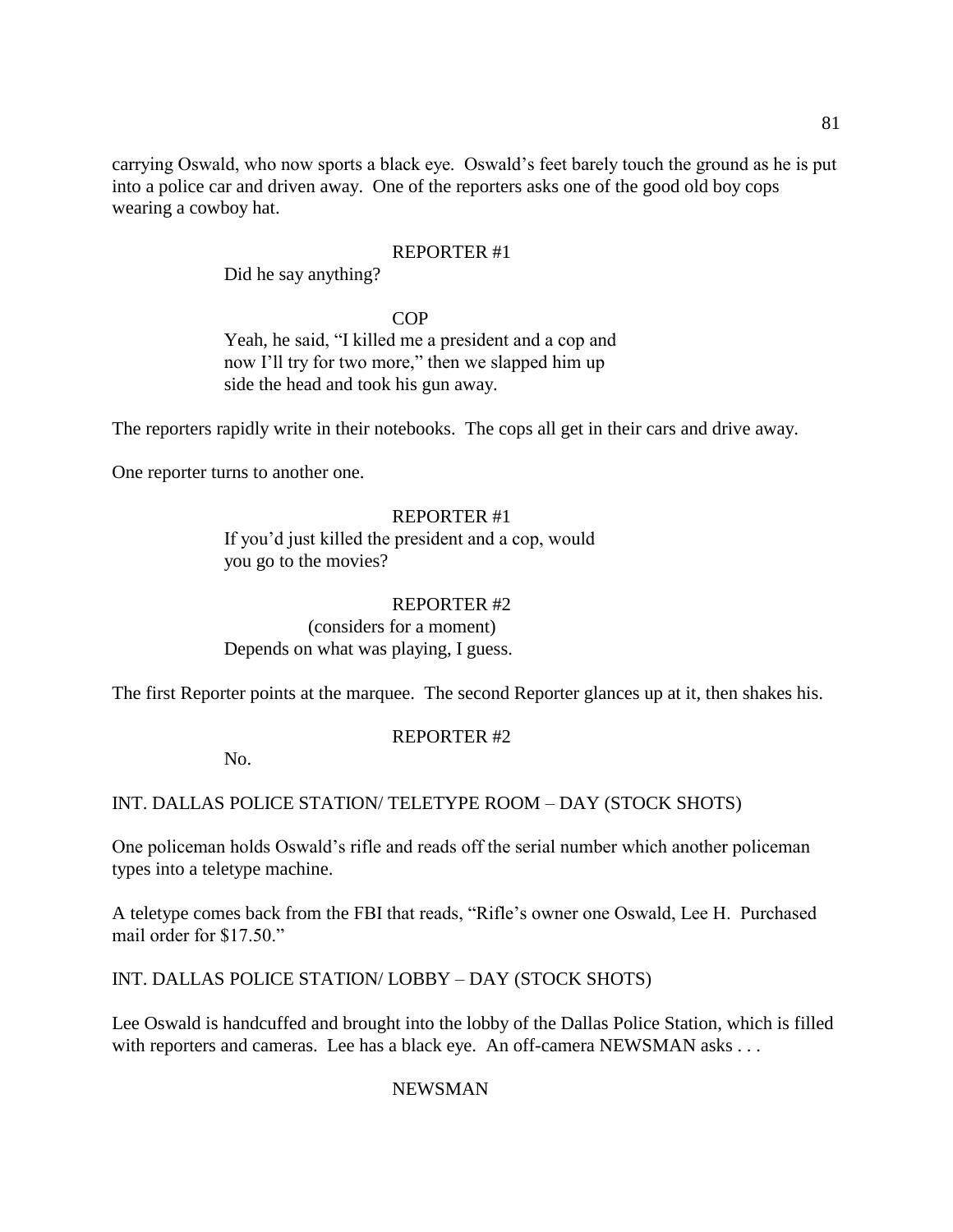carrying Oswald, who now sports a black eye. Oswald's feet barely touch the ground as he is put into a police car and driven away. One of the reporters asks one of the good old boy cops wearing a cowboy hat.

REPORTER #1

Did he say anything?

COP

Yeah, he said, "I killed me a president and a cop and now I'll try for two more," then we slapped him up side the head and took his gun away.

The reporters rapidly write in their notebooks. The cops all get in their cars and drive away.

One reporter turns to another one.

REPORTER #1

If you'd just killed the president and a cop, would you go to the movies?

REPORTER #2

(considers for a moment)

Depends on what was playing, I guess.

The first Reporter points at the marquee. The second Reporter glances up at it, then shakes his.

REPORTER #2

No.

INT. DALLAS POLICE STATION/ TELETYPE ROOM – DAY (STOCK SHOTS)

One policeman holds Oswald's rifle and reads off the serial number which another policeman types into a teletype machine.

A teletype comes back from the FBI that reads, "Rifle's owner one Oswald, Lee H. Purchased mail order for $17.50."

INT. DALLAS POLICE STATION/ LOBBY – DAY (STOCK SHOTS)

Lee Oswald is handcuffed and brought into the lobby of the Dallas Police Station, which is filled with reporters and cameras. Lee has a black eye. An off-camera NEWSMAN asks . . .

NEWSMAN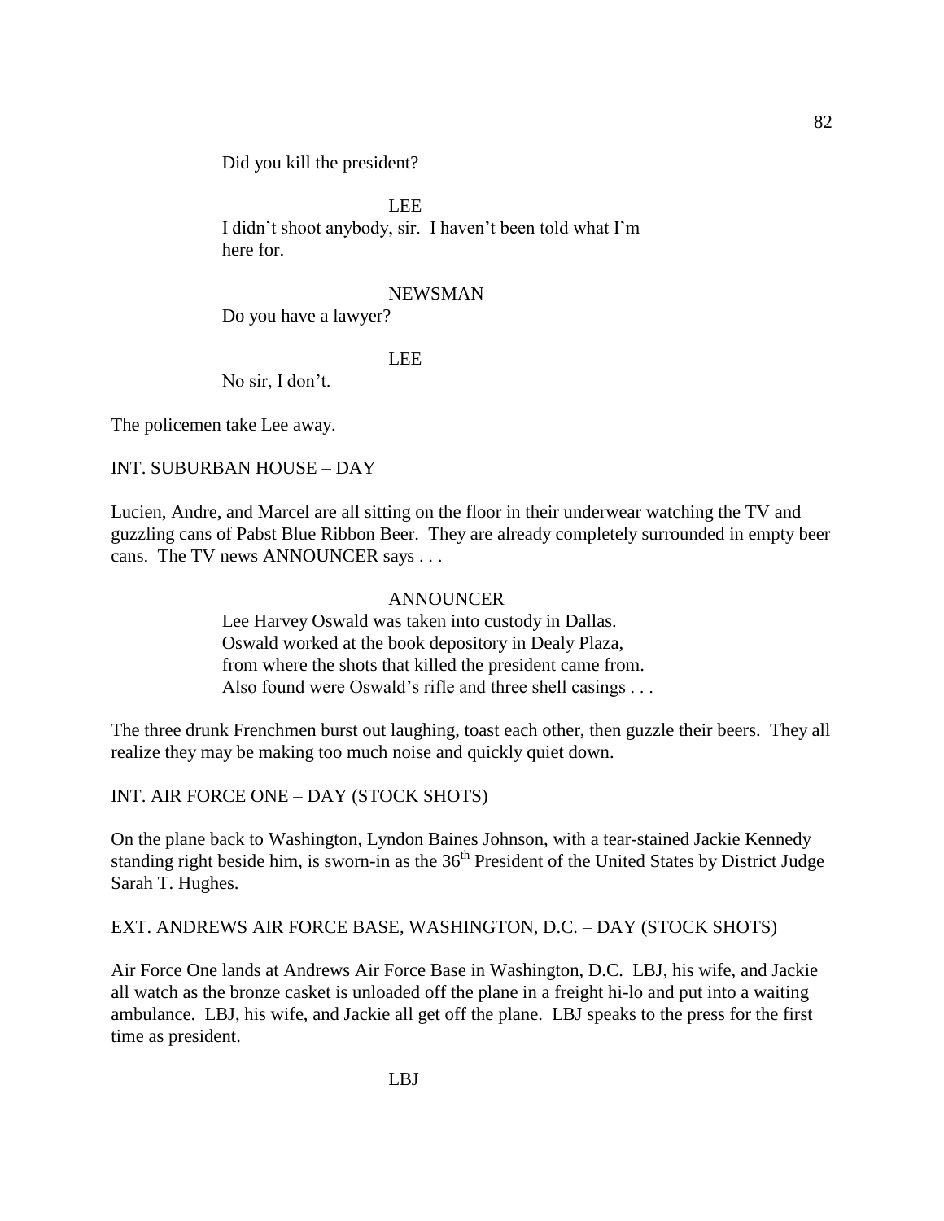Did you kill the president?

LEE

I didn't shoot anybody, sir. I haven't been told what I'm here for.

NEWSMAN

Do you have a lawyer?

LEE

No sir, I don't.

The policemen take Lee away.

INT. SUBURBAN HOUSE – DAY

Lucien, Andre, and Marcel are all sitting on the floor in their underwear watching the TV and guzzling cans of Pabst Blue Ribbon Beer. They are already completely surrounded in empty beer cans. The TV news ANNOUNCER says . . .

ANNOUNCER

Lee Harvey Oswald was taken into custody in Dallas. Oswald worked at the book depository in Dealy Plaza, from where the shots that killed the president came from. Also found were Oswald's rifle and three shell casings . . .

The three drunk Frenchmen burst out laughing, toast each other, then guzzle their beers. They all realize they may be making too much noise and quickly quiet down.

INT. AIR FORCE ONE – DAY (STOCK SHOTS)

On the plane back to Washington, Lyndon Baines Johnson, with a tear-stained Jackie Kennedy standing right beside him, is sworn-in as the 36th President of the United States by District Judge Sarah T. Hughes.

EXT. ANDREWS AIR FORCE BASE, WASHINGTON, D.C. – DAY (STOCK SHOTS)

Air Force One lands at Andrews Air Force Base in Washington, D.C. LBJ, his wife, and Jackie all watch as the bronze casket is unloaded off the plane in a freight hi-lo and put into a waiting ambulance. LBJ, his wife, and Jackie all get off the plane. LBJ speaks to the press for the first time as president.

LBJ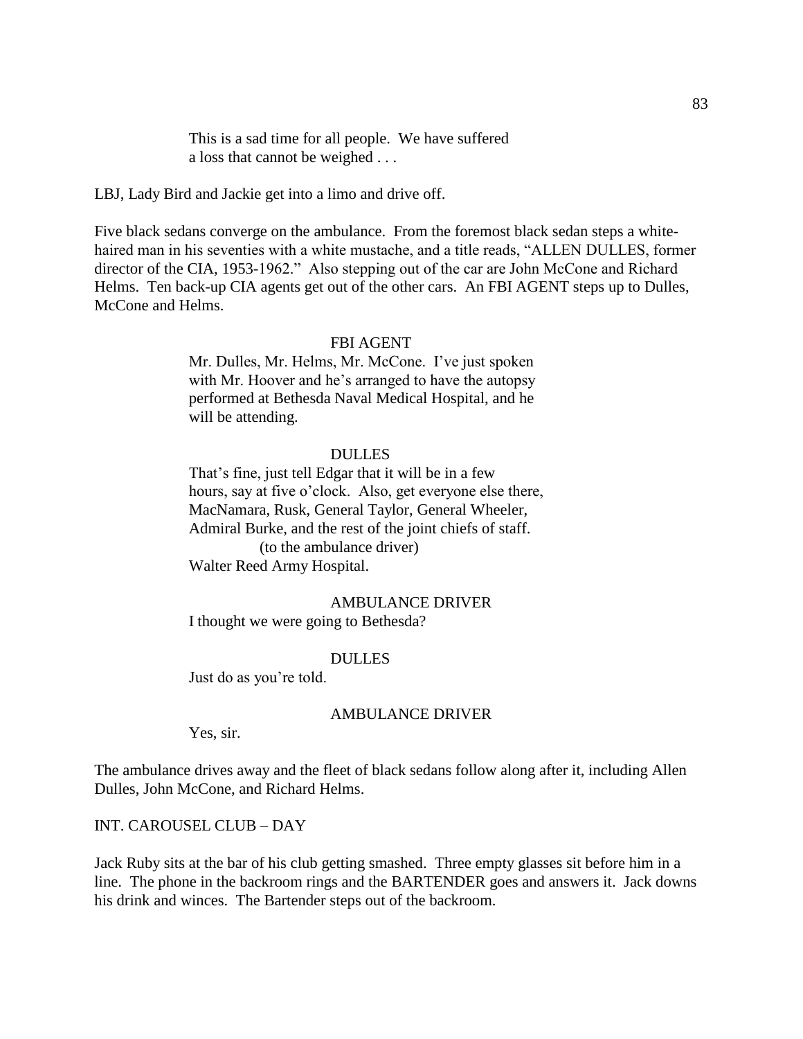This is a sad time for all people. We have suffered a loss that cannot be weighed . . .

LBJ, Lady Bird and Jackie get into a limo and drive off.

Five black sedans converge on the ambulance. From the foremost black sedan steps a white-haired man in his seventies with a white mustache, and a title reads, "ALLEN DULLES, former director of the CIA, 1953-1962." Also stepping out of the car are John McCone and Richard Helms. Ten back-up CIA agents get out of the other cars. An FBI AGENT steps up to Dulles, McCone and Helms.

FBI AGENT

Mr. Dulles, Mr. Helms, Mr. McCone. I've just spoken with Mr. Hoover and he's arranged to have the autopsy performed at Bethesda Naval Medical Hospital, and he will be attending.

DULLES

That's fine, just tell Edgar that it will be in a few hours, say at five o'clock. Also, get everyone else there, MacNamara, Rusk, General Taylor, General Wheeler, Admiral Burke, and the rest of the joint chiefs of staff.

(to the ambulance driver)

Walter Reed Army Hospital.

AMBULANCE DRIVER

I thought we were going to Bethesda?

DULLES

Just do as you're told.

AMBULANCE DRIVER

Yes, sir.

The ambulance drives away and the fleet of black sedans follow along after it, including Allen Dulles, John McCone, and Richard Helms.

INT. CAROUSEL CLUB – DAY

Jack Ruby sits at the bar of his club getting smashed. Three empty glasses sit before him in a line. The phone in the backroom rings and the BARTENDER goes and answers it. Jack downs his drink and winces. The Bartender steps out of the backroom.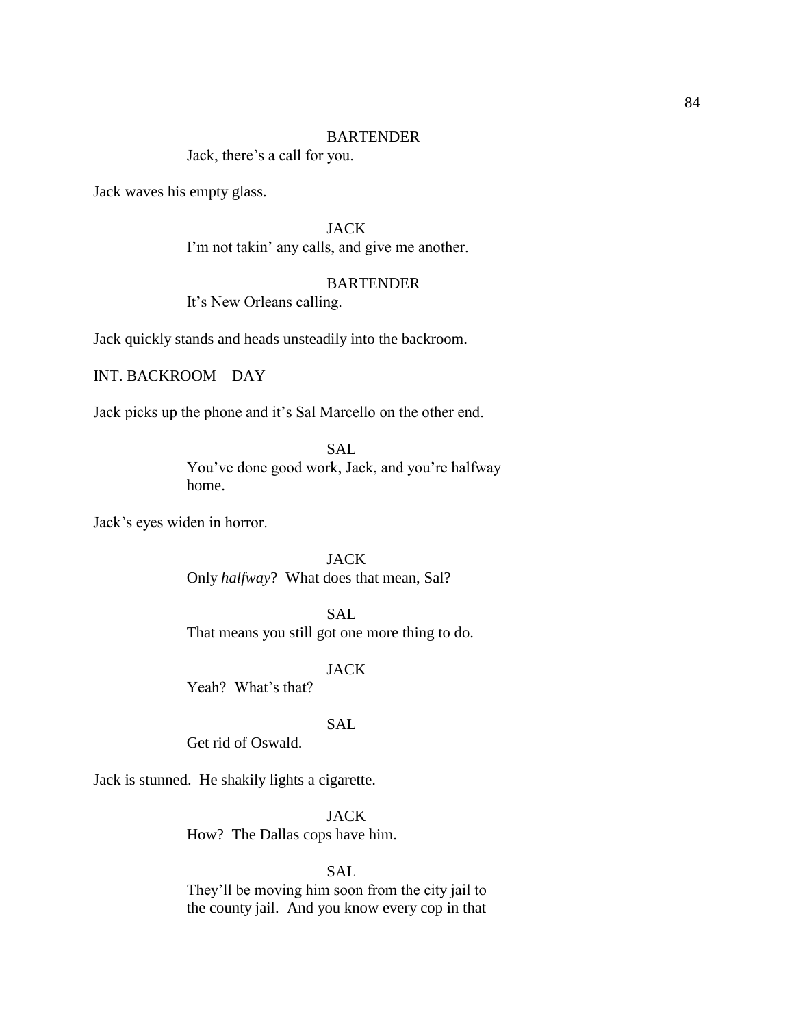BARTENDER

Jack, there's a call for you.

Jack waves his empty glass.

JACK

I'm not takin' any calls, and give me another.

BARTENDER

It's New Orleans calling.

Jack quickly stands and heads unsteadily into the backroom.

INT. BACKROOM – DAY

Jack picks up the phone and it's Sal Marcello on the other end.

SAL

You've done good work, Jack, and you're halfway home.

Jack's eyes widen in horror.

JACK

Only *halfway*? What does that mean, Sal?

SAL

That means you still got one more thing to do.

JACK

Yeah? What's that?

SAL

Get rid of Oswald.

Jack is stunned. He shakily lights a cigarette.

JACK

How? The Dallas cops have him.

SAL

They'll be moving him soon from the city jail to the county jail. And you know every cop in that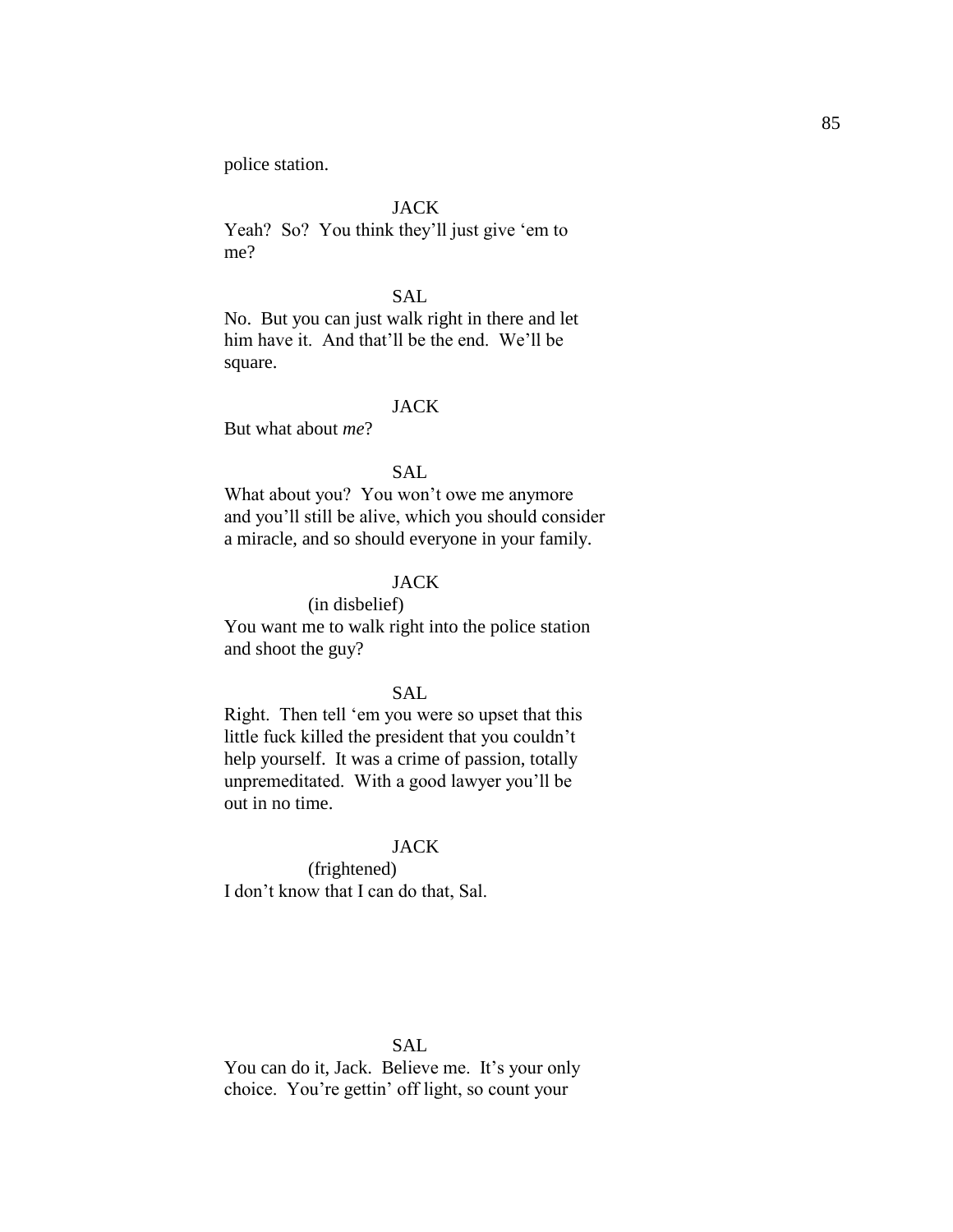police station.

JACK

Yeah? So? You think they'll just give 'em to me?

SAL

No. But you can just walk right in there and let him have it. And that'll be the end. We'll be square.

JACK

But what about *me*?

SAL

What about you? You won't owe me anymore and you'll still be alive, which you should consider a miracle, and so should everyone in your family.

JACK

(in disbelief)

You want me to walk right into the police station and shoot the guy?

SAL

Right. Then tell 'em you were so upset that this little fuck killed the president that you couldn't help yourself. It was a crime of passion, totally unpremeditated. With a good lawyer you'll be out in no time.

JACK

(frightened)

I don't know that I can do that, Sal.

SAL

You can do it, Jack. Believe me. It's your only choice. You're gettin' off light, so count your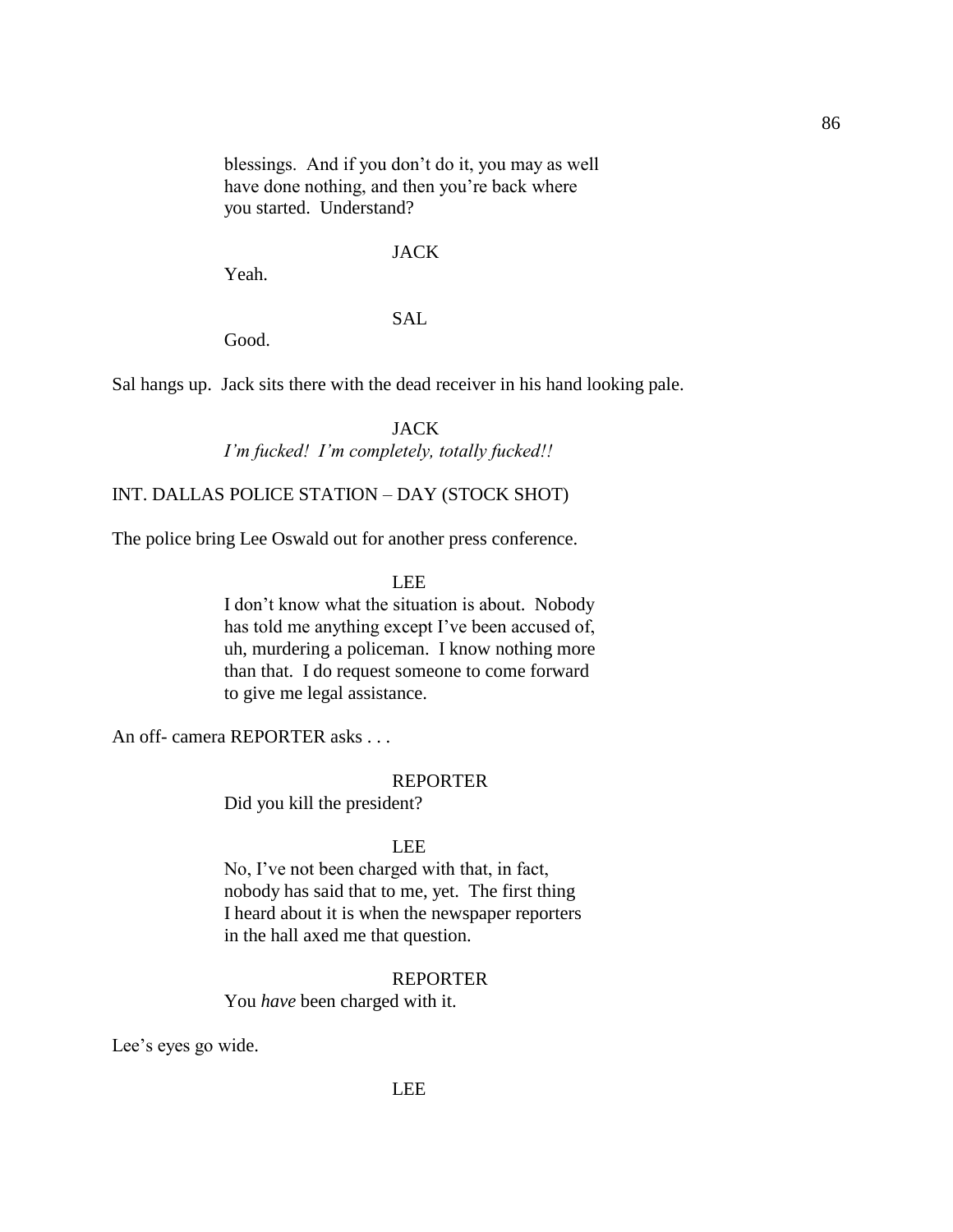blessings. And if you don't do it, you may as well have done nothing, and then you're back where you started. Understand?

JACK

Yeah.

SAL

Good.

Sal hangs up. Jack sits there with the dead receiver in his hand looking pale.

JACK

*I'm fucked! I'm completely, totally fucked!!*

INT. DALLAS POLICE STATION – DAY (STOCK SHOT)

The police bring Lee Oswald out for another press conference.

LEE

I don't know what the situation is about. Nobody has told me anything except I've been accused of, uh, murdering a policeman. I know nothing more than that. I do request someone to come forward to give me legal assistance.

An off- camera REPORTER asks . . .

REPORTER

Did you kill the president?

LEE

No, I've not been charged with that, in fact, nobody has said that to me, yet. The first thing I heard about it is when the newspaper reporters in the hall axed me that question.

REPORTER

You *have* been charged with it.

Lee's eyes go wide.

LEE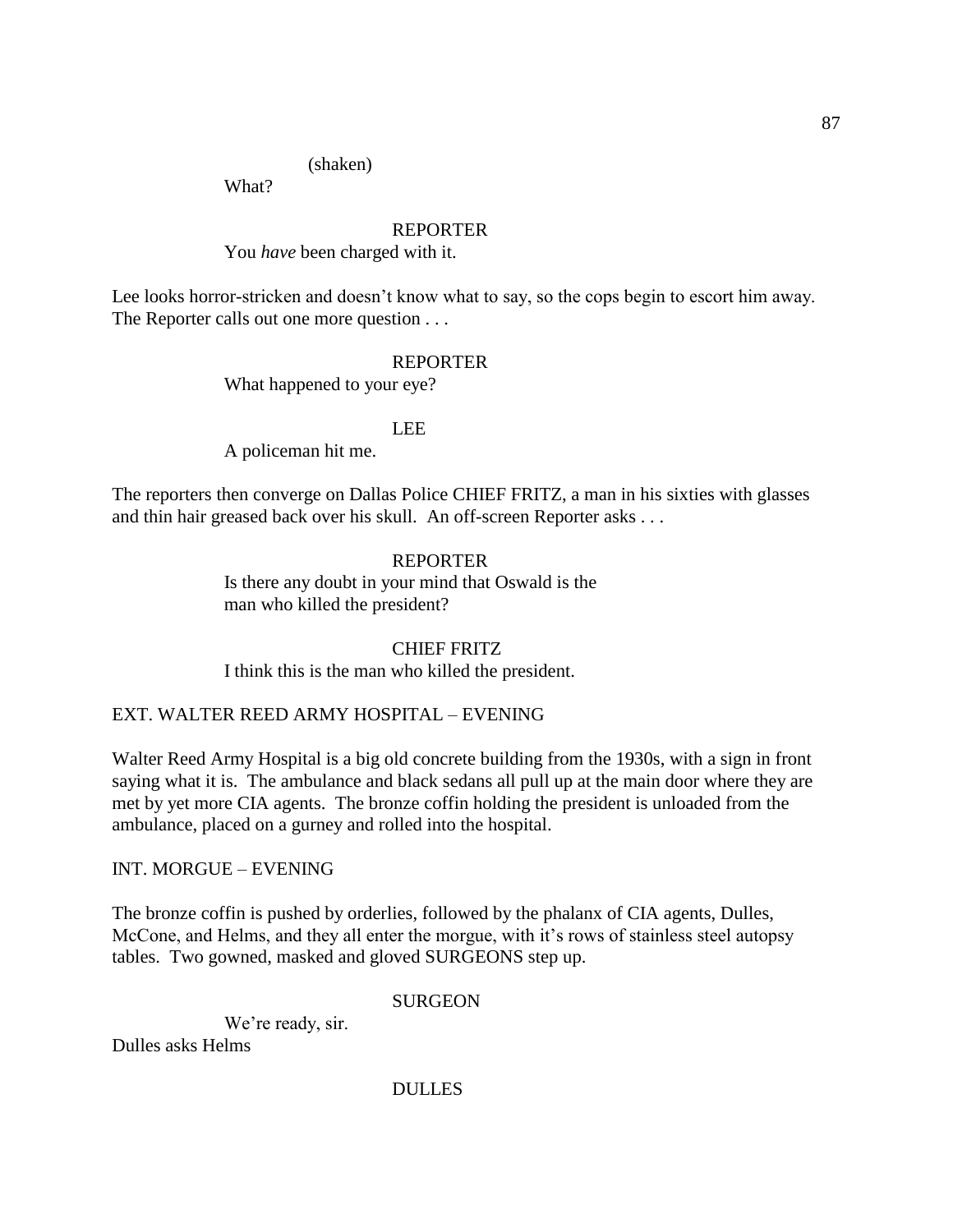(shaken)

What?

REPORTER

You *have* been charged with it.

Lee looks horror-stricken and doesn't know what to say, so the cops begin to escort him away. The Reporter calls out one more question . . .

REPORTER

What happened to your eye?

LEE

A policeman hit me.

The reporters then converge on Dallas Police CHIEF FRITZ, a man in his sixties with glasses and thin hair greased back over his skull. An off-screen Reporter asks . . .

REPORTER

Is there any doubt in your mind that Oswald is the man who killed the president?

CHIEF FRITZ

I think this is the man who killed the president.

EXT. WALTER REED ARMY HOSPITAL – EVENING

Walter Reed Army Hospital is a big old concrete building from the 1930s, with a sign in front saying what it is. The ambulance and black sedans all pull up at the main door where they are met by yet more CIA agents. The bronze coffin holding the president is unloaded from the ambulance, placed on a gurney and rolled into the hospital.

INT. MORGUE – EVENING

The bronze coffin is pushed by orderlies, followed by the phalanx of CIA agents, Dulles, McCone, and Helms, and they all enter the morgue, with it's rows of stainless steel autopsy tables. Two gowned, masked and gloved SURGEONS step up.

SURGEON

We're ready, sir.

Dulles asks Helms

DULLES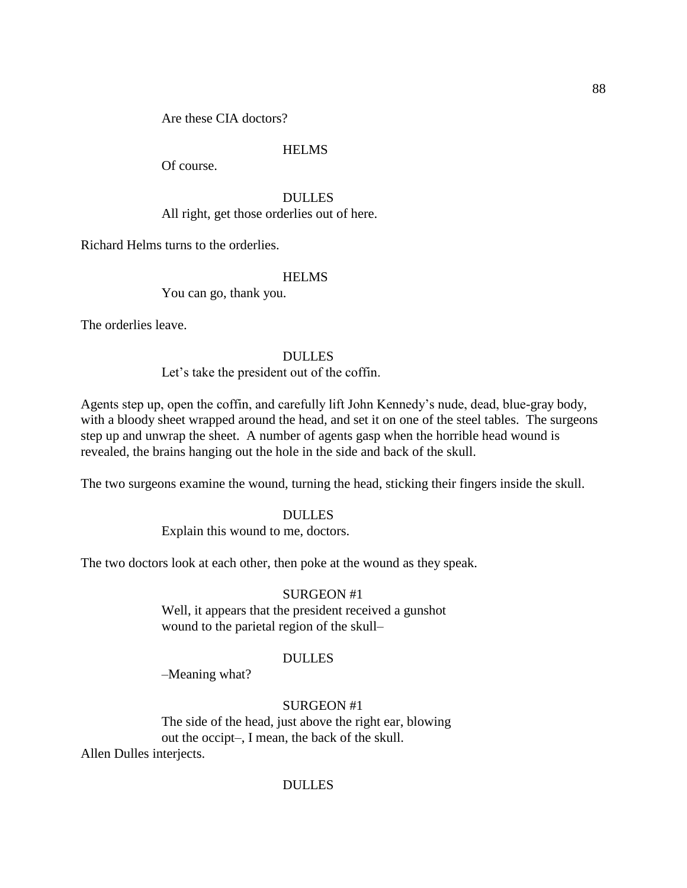Are these CIA doctors?

HELMS

Of course.

DULLES

All right, get those orderlies out of here.

Richard Helms turns to the orderlies.

HELMS

You can go, thank you.

The orderlies leave.

DULLES

Let's take the president out of the coffin.

Agents step up, open the coffin, and carefully lift John Kennedy's nude, dead, blue-gray body, with a bloody sheet wrapped around the head, and set it on one of the steel tables. The surgeons step up and unwrap the sheet. A number of agents gasp when the horrible head wound is revealed, the brains hanging out the hole in the side and back of the skull.

The two surgeons examine the wound, turning the head, sticking their fingers inside the skull.

DULLES

Explain this wound to me, doctors.

The two doctors look at each other, then poke at the wound as they speak.

SURGEON #1

Well, it appears that the president received a gunshot wound to the parietal region of the skull–

DULLES

–Meaning what?

SURGEON #1

The side of the head, just above the right ear, blowing out the occipt–, I mean, the back of the skull.

Allen Dulles interjects.

DULLES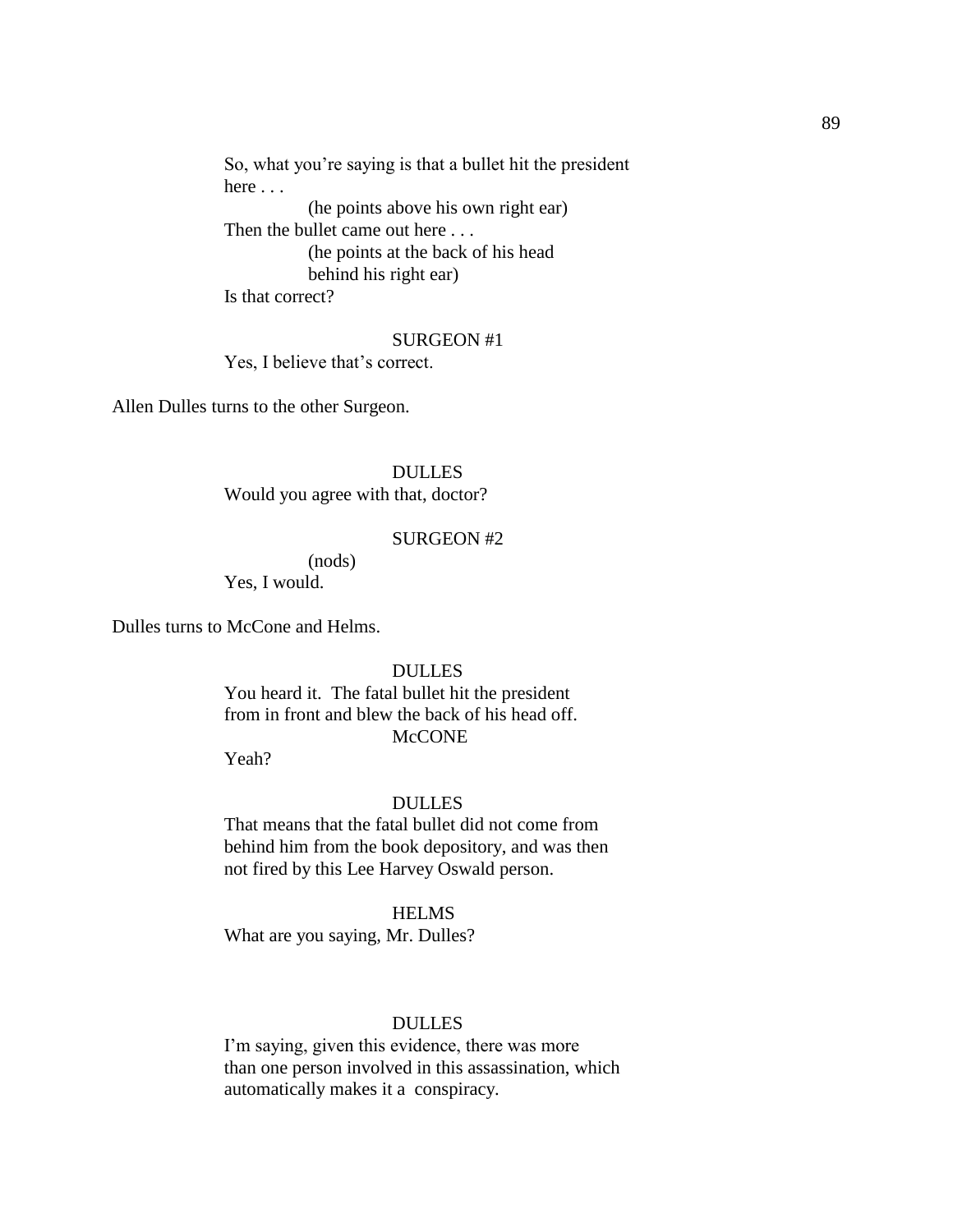So, what you're saying is that a bullet hit the president here . . .

(he points above his own right ear)

Then the bullet came out here . . .

(he points at the back of his head behind his right ear)

Is that correct?

SURGEON #1

Yes, I believe that's correct.

Allen Dulles turns to the other Surgeon.

DULLES

Would you agree with that, doctor?

SURGEON #2

(nods)

Yes, I would.

Dulles turns to McCone and Helms.

DULLES

You heard it. The fatal bullet hit the president from in front and blew the back of his head off.

McCONE

Yeah?

DULLES

That means that the fatal bullet did not come from behind him from the book depository, and was then not fired by this Lee Harvey Oswald person.

HELMS

What are you saying, Mr. Dulles?

DULLES

I'm saying, given this evidence, there was more than one person involved in this assassination, which automatically makes it a conspiracy.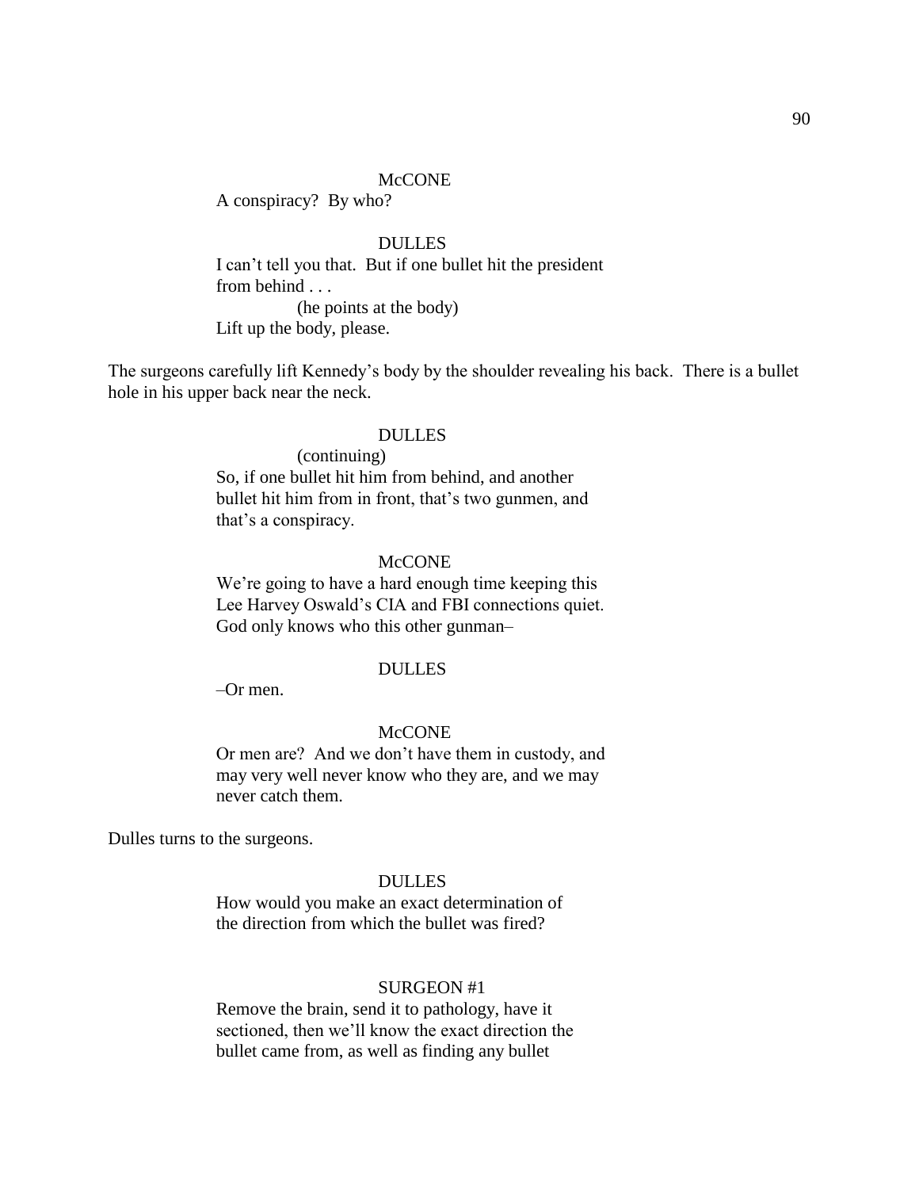McCONE

A conspiracy? By who?

DULLES

I can't tell you that. But if one bullet hit the president from behind . . .

(he points at the body)

Lift up the body, please.

The surgeons carefully lift Kennedy's body by the shoulder revealing his back. There is a bullet hole in his upper back near the neck.

DULLES

(continuing)

So, if one bullet hit him from behind, and another bullet hit him from in front, that's two gunmen, and that's a conspiracy.

McCONE

We're going to have a hard enough time keeping this Lee Harvey Oswald's CIA and FBI connections quiet. God only knows who this other gunman–

DULLES

–Or men.

McCONE

Or men are? And we don't have them in custody, and may very well never know who they are, and we may never catch them.

Dulles turns to the surgeons.

DULLES

How would you make an exact determination of the direction from which the bullet was fired?

SURGEON #1

Remove the brain, send it to pathology, have it sectioned, then we'll know the exact direction the bullet came from, as well as finding any bullet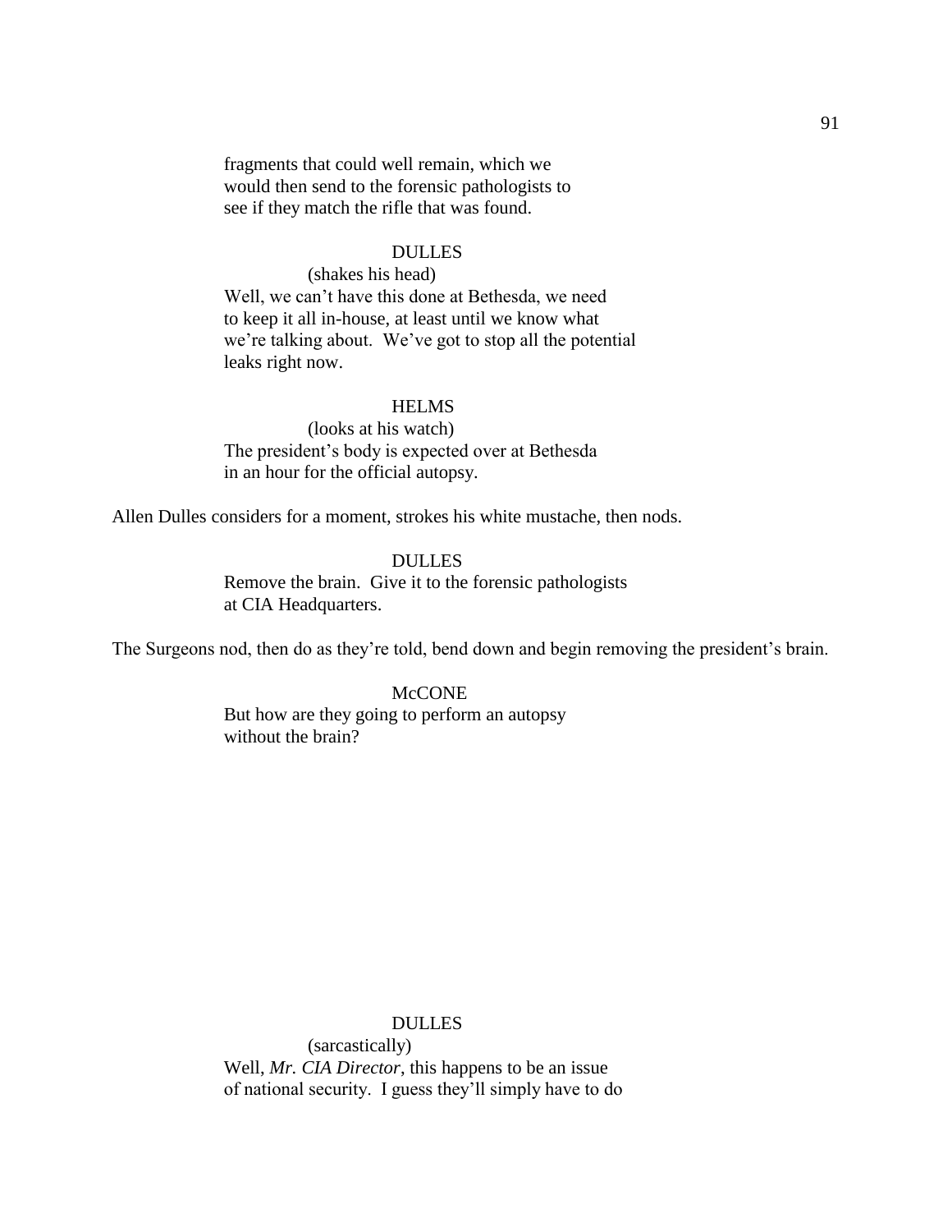fragments that could well remain, which we would then send to the forensic pathologists to see if they match the rifle that was found.

DULLES
(shakes his head)
Well, we can't have this done at Bethesda, we need to keep it all in-house, at least until we know what we're talking about. We've got to stop all the potential leaks right now.

HELMS
(looks at his watch)
The president's body is expected over at Bethesda in an hour for the official autopsy.

Allen Dulles considers for a moment, strokes his white mustache, then nods.

DULLES
Remove the brain. Give it to the forensic pathologists at CIA Headquarters.

The Surgeons nod, then do as they're told, bend down and begin removing the president's brain.

McCONE
But how are they going to perform an autopsy without the brain?

DULLES
(sarcastically)
Well, *Mr. CIA Director*, this happens to be an issue of national security. I guess they'll simply have to do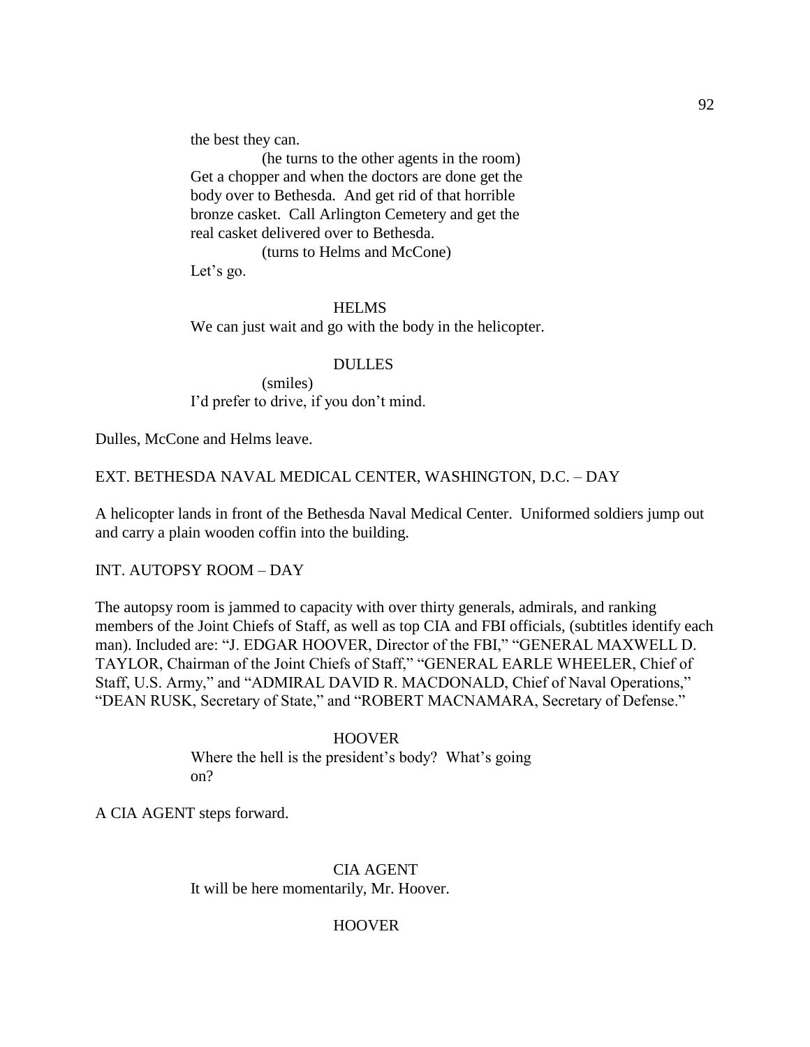the best they can.

(he turns to the other agents in the room)

Get a chopper and when the doctors are done get the body over to Bethesda. And get rid of that horrible bronze casket. Call Arlington Cemetery and get the real casket delivered over to Bethesda.

(turns to Helms and McCone)

Let's go.

HELMS

We can just wait and go with the body in the helicopter.

DULLES

(smiles)

I'd prefer to drive, if you don't mind.

Dulles, McCone and Helms leave.

EXT. BETHESDA NAVAL MEDICAL CENTER, WASHINGTON, D.C. – DAY

A helicopter lands in front of the Bethesda Naval Medical Center. Uniformed soldiers jump out and carry a plain wooden coffin into the building.

INT. AUTOPSY ROOM – DAY

The autopsy room is jammed to capacity with over thirty generals, admirals, and ranking members of the Joint Chiefs of Staff, as well as top CIA and FBI officials, (subtitles identify each man). Included are: "J. EDGAR HOOVER, Director of the FBI," "GENERAL MAXWELL D. TAYLOR, Chairman of the Joint Chiefs of Staff," "GENERAL EARLE WHEELER, Chief of Staff, U.S. Army," and "ADMIRAL DAVID R. MACDONALD, Chief of Naval Operations," "DEAN RUSK, Secretary of State," and "ROBERT MACNAMARA, Secretary of Defense."

HOOVER

Where the hell is the president's body? What's going on?

A CIA AGENT steps forward.

CIA AGENT

It will be here momentarily, Mr. Hoover.

HOOVER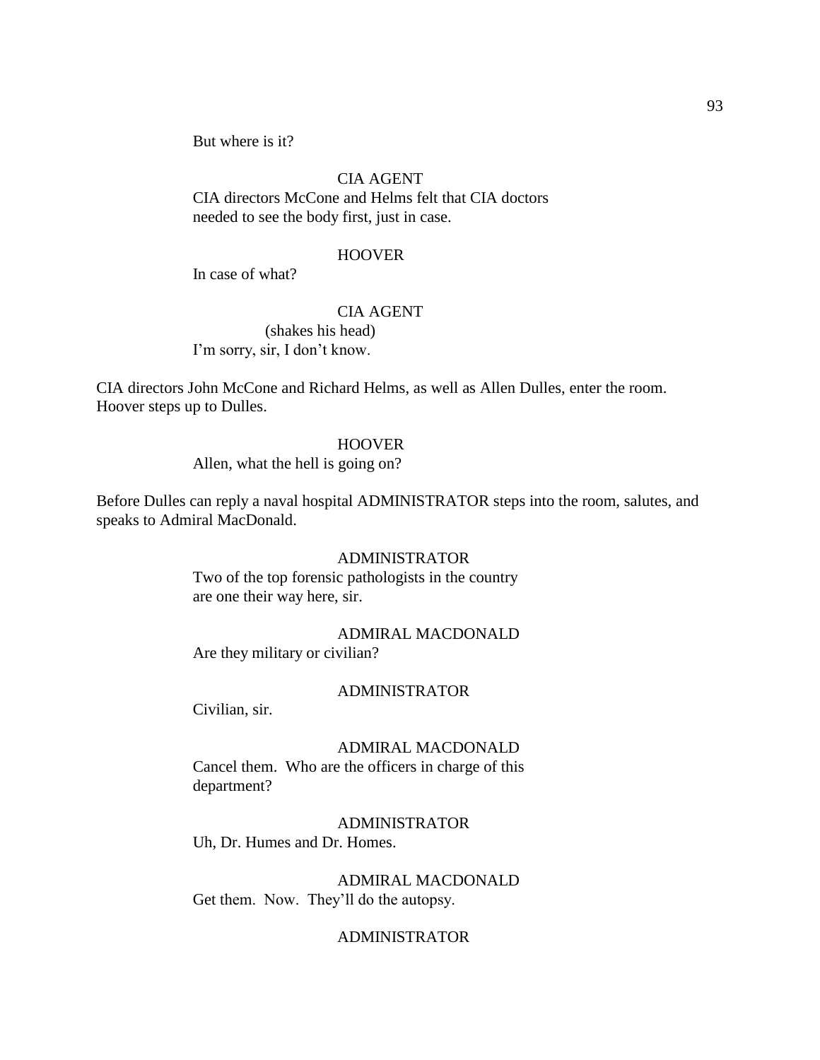But where is it?

CIA AGENT

CIA directors McCone and Helms felt that CIA doctors needed to see the body first, just in case.

HOOVER

In case of what?

CIA AGENT

(shakes his head)

I'm sorry, sir, I don't know.

CIA directors John McCone and Richard Helms, as well as Allen Dulles, enter the room. Hoover steps up to Dulles.

HOOVER

Allen, what the hell is going on?

Before Dulles can reply a naval hospital ADMINISTRATOR steps into the room, salutes, and speaks to Admiral MacDonald.

ADMINISTRATOR

Two of the top forensic pathologists in the country are one their way here, sir.

ADMIRAL MACDONALD

Are they military or civilian?

ADMINISTRATOR

Civilian, sir.

ADMIRAL MACDONALD

Cancel them. Who are the officers in charge of this department?

ADMINISTRATOR

Uh, Dr. Humes and Dr. Homes.

ADMIRAL MACDONALD

Get them. Now. They'll do the autopsy.

ADMINISTRATOR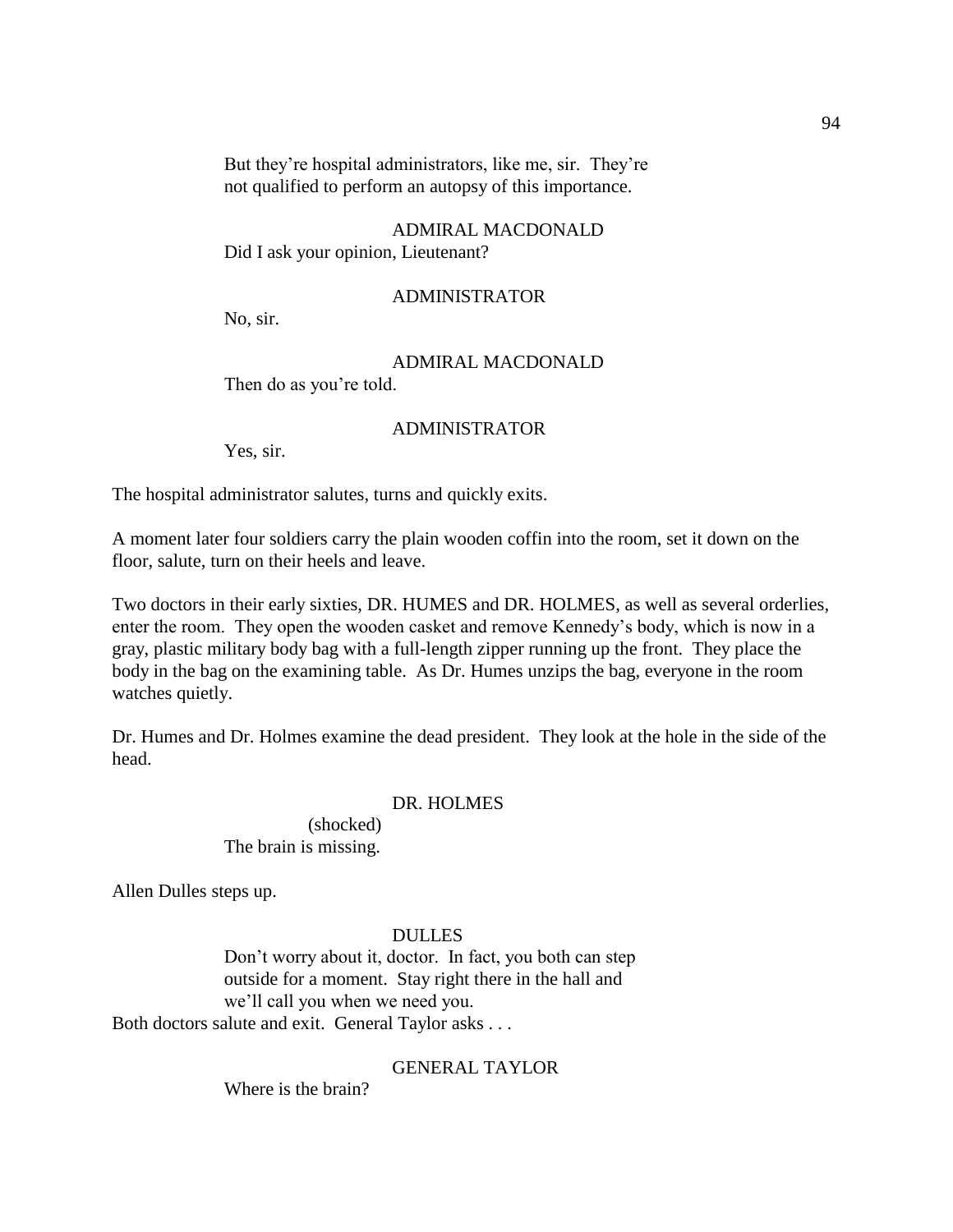But they're hospital administrators, like me, sir. They're not qualified to perform an autopsy of this importance.

ADMIRAL MACDONALD

Did I ask your opinion, Lieutenant?

ADMINISTRATOR

No, sir.

ADMIRAL MACDONALD

Then do as you're told.

ADMINISTRATOR

Yes, sir.

The hospital administrator salutes, turns and quickly exits.

A moment later four soldiers carry the plain wooden coffin into the room, set it down on the floor, salute, turn on their heels and leave.

Two doctors in their early sixties, DR. HUMES and DR. HOLMES, as well as several orderlies, enter the room. They open the wooden casket and remove Kennedy's body, which is now in a gray, plastic military body bag with a full-length zipper running up the front. They place the body in the bag on the examining table. As Dr. Humes unzips the bag, everyone in the room watches quietly.

Dr. Humes and Dr. Holmes examine the dead president. They look at the hole in the side of the head.

DR. HOLMES

(shocked)

The brain is missing.

Allen Dulles steps up.

DULLES

Don't worry about it, doctor. In fact, you both can step outside for a moment. Stay right there in the hall and we'll call you when we need you.

Both doctors salute and exit. General Taylor asks . . .

GENERAL TAYLOR

Where is the brain?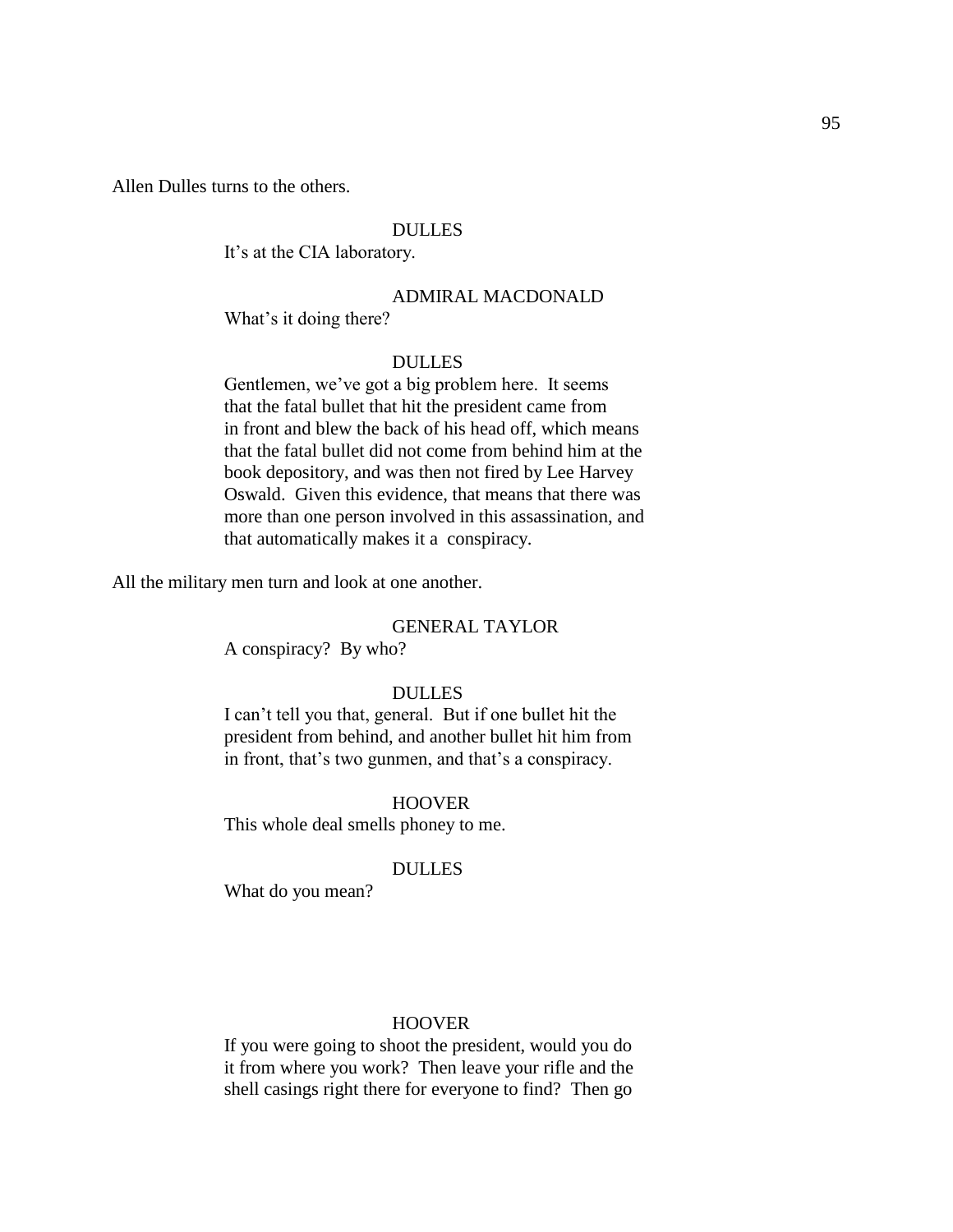Allen Dulles turns to the others.

DULLES

It's at the CIA laboratory.

ADMIRAL MACDONALD

What's it doing there?

DULLES

Gentlemen, we've got a big problem here. It seems that the fatal bullet that hit the president came from in front and blew the back of his head off, which means that the fatal bullet did not come from behind him at the book depository, and was then not fired by Lee Harvey Oswald. Given this evidence, that means that there was more than one person involved in this assassination, and that automatically makes it a conspiracy.

All the military men turn and look at one another.

GENERAL TAYLOR

A conspiracy? By who?

DULLES

I can't tell you that, general. But if one bullet hit the president from behind, and another bullet hit him from in front, that's two gunmen, and that's a conspiracy.

HOOVER

This whole deal smells phoney to me.

DULLES

What do you mean?

HOOVER

If you were going to shoot the president, would you do it from where you work? Then leave your rifle and the shell casings right there for everyone to find? Then go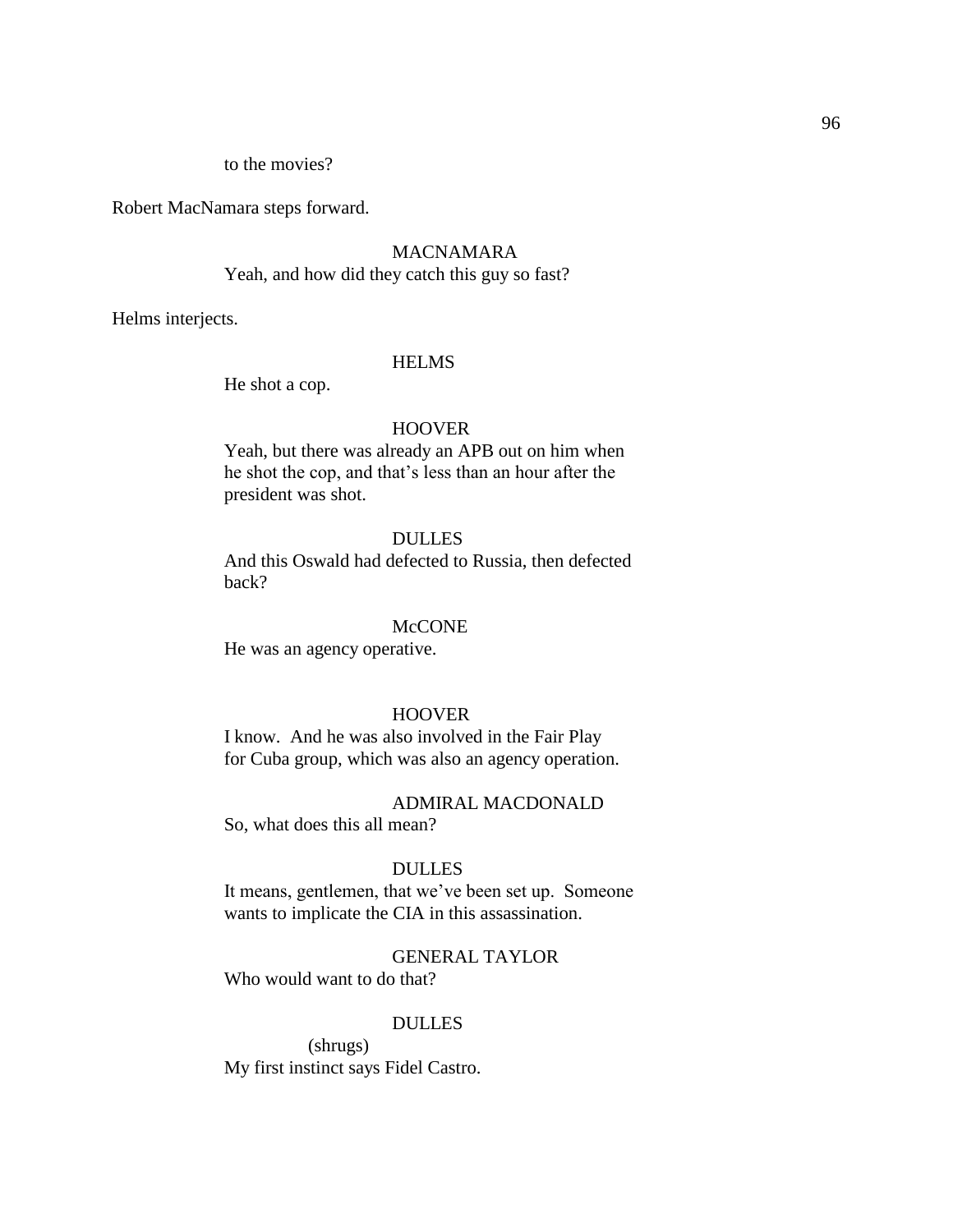to the movies?

Robert MacNamara steps forward.

MACNAMARA
Yeah, and how did they catch this guy so fast?

Helms interjects.

HELMS
He shot a cop.

HOOVER
Yeah, but there was already an APB out on him when he shot the cop, and that's less than an hour after the president was shot.

DULLES
And this Oswald had defected to Russia, then defected back?

McCONE
He was an agency operative.

HOOVER
I know. And he was also involved in the Fair Play for Cuba group, which was also an agency operation.

ADMIRAL MACDONALD
So, what does this all mean?

DULLES
It means, gentlemen, that we've been set up. Someone wants to implicate the CIA in this assassination.

GENERAL TAYLOR
Who would want to do that?

DULLES
(shrugs)
My first instinct says Fidel Castro.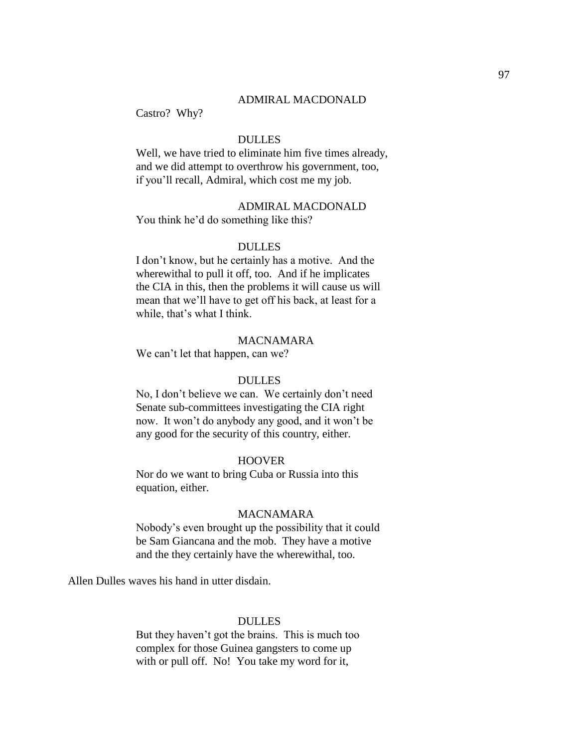ADMIRAL MACDONALD

Castro? Why?

DULLES

Well, we have tried to eliminate him five times already, and we did attempt to overthrow his government, too, if you'll recall, Admiral, which cost me my job.

ADMIRAL MACDONALD

You think he'd do something like this?

DULLES

I don't know, but he certainly has a motive. And the wherewithal to pull it off, too. And if he implicates the CIA in this, then the problems it will cause us will mean that we'll have to get off his back, at least for a while, that's what I think.

MACNAMARA

We can't let that happen, can we?

DULLES

No, I don't believe we can. We certainly don't need Senate sub-committees investigating the CIA right now. It won't do anybody any good, and it won't be any good for the security of this country, either.

HOOVER

Nor do we want to bring Cuba or Russia into this equation, either.

MACNAMARA

Nobody's even brought up the possibility that it could be Sam Giancana and the mob. They have a motive and the they certainly have the wherewithal, too.

Allen Dulles waves his hand in utter disdain.

DULLES

But they haven't got the brains. This is much too complex for those Guinea gangsters to come up with or pull off. No! You take my word for it,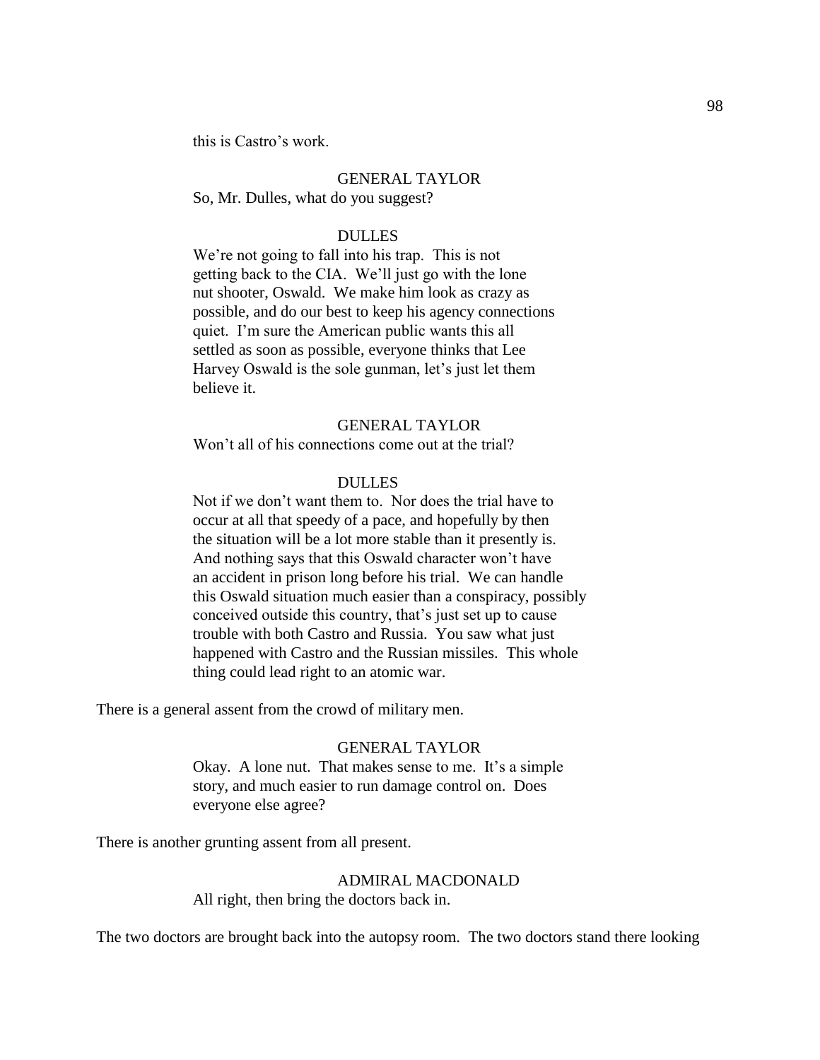this is Castro's work.

GENERAL TAYLOR

So, Mr. Dulles, what do you suggest?

DULLES

We're not going to fall into his trap. This is not getting back to the CIA. We'll just go with the lone nut shooter, Oswald. We make him look as crazy as possible, and do our best to keep his agency connections quiet. I'm sure the American public wants this all settled as soon as possible, everyone thinks that Lee Harvey Oswald is the sole gunman, let's just let them believe it.

GENERAL TAYLOR

Won't all of his connections come out at the trial?

DULLES

Not if we don't want them to. Nor does the trial have to occur at all that speedy of a pace, and hopefully by then the situation will be a lot more stable than it presently is. And nothing says that this Oswald character won't have an accident in prison long before his trial. We can handle this Oswald situation much easier than a conspiracy, possibly conceived outside this country, that's just set up to cause trouble with both Castro and Russia. You saw what just happened with Castro and the Russian missiles. This whole thing could lead right to an atomic war.

There is a general assent from the crowd of military men.

GENERAL TAYLOR

Okay. A lone nut. That makes sense to me. It's a simple story, and much easier to run damage control on. Does everyone else agree?

There is another grunting assent from all present.

ADMIRAL MACDONALD

All right, then bring the doctors back in.

The two doctors are brought back into the autopsy room. The two doctors stand there looking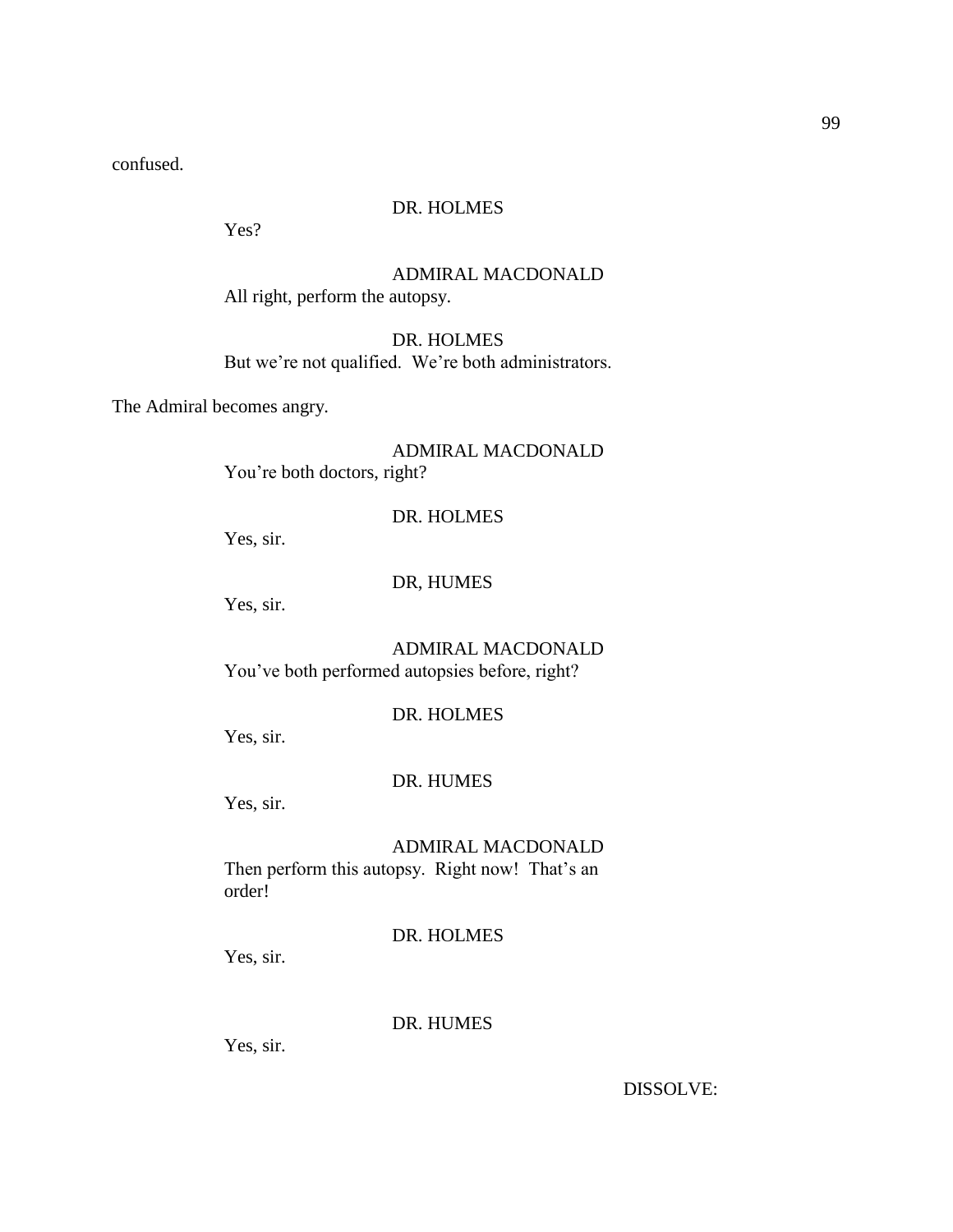confused.

DR. HOLMES

Yes?

ADMIRAL MACDONALD

All right, perform the autopsy.

DR. HOLMES

But we're not qualified. We're both administrators.

The Admiral becomes angry.

ADMIRAL MACDONALD

You're both doctors, right?

DR. HOLMES

Yes, sir.

DR, HUMES

Yes, sir.

ADMIRAL MACDONALD

You've both performed autopsies before, right?

DR. HOLMES

Yes, sir.

DR. HUMES

Yes, sir.

ADMIRAL MACDONALD

Then perform this autopsy. Right now! That's an order!

DR. HOLMES

Yes, sir.

DR. HUMES

Yes, sir.

DISSOLVE: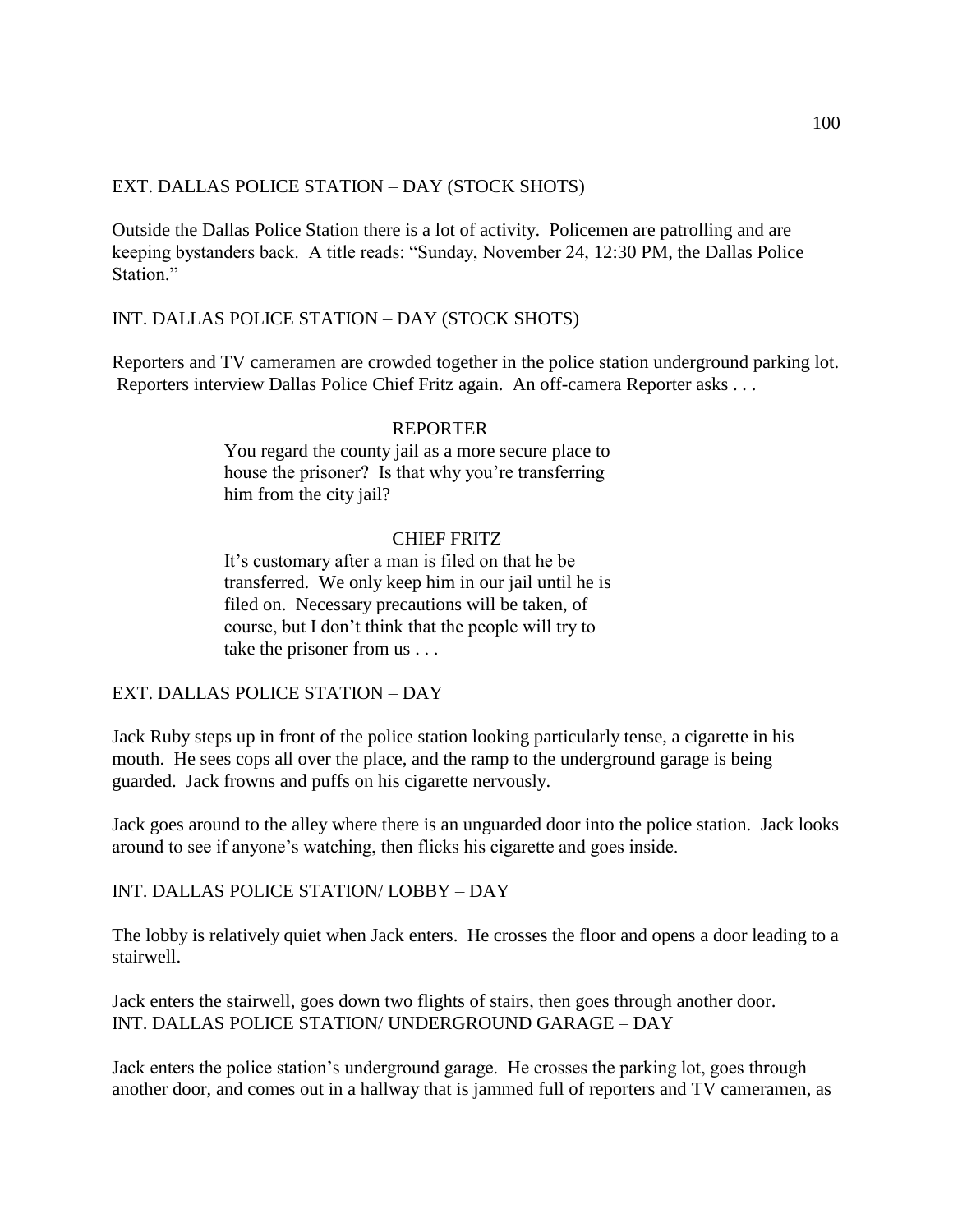EXT. DALLAS POLICE STATION – DAY (STOCK SHOTS)

Outside the Dallas Police Station there is a lot of activity. Policemen are patrolling and are keeping bystanders back. A title reads: "Sunday, November 24, 12:30 PM, the Dallas Police Station."

INT. DALLAS POLICE STATION – DAY (STOCK SHOTS)

Reporters and TV cameramen are crowded together in the police station underground parking lot. Reporters interview Dallas Police Chief Fritz again. An off-camera Reporter asks . . .

REPORTER

You regard the county jail as a more secure place to house the prisoner? Is that why you're transferring him from the city jail?

CHIEF FRITZ

It's customary after a man is filed on that he be transferred. We only keep him in our jail until he is filed on. Necessary precautions will be taken, of course, but I don't think that the people will try to take the prisoner from us . . .

EXT. DALLAS POLICE STATION – DAY

Jack Ruby steps up in front of the police station looking particularly tense, a cigarette in his mouth. He sees cops all over the place, and the ramp to the underground garage is being guarded. Jack frowns and puffs on his cigarette nervously.

Jack goes around to the alley where there is an unguarded door into the police station. Jack looks around to see if anyone's watching, then flicks his cigarette and goes inside.

INT. DALLAS POLICE STATION/ LOBBY – DAY

The lobby is relatively quiet when Jack enters. He crosses the floor and opens a door leading to a stairwell.

Jack enters the stairwell, goes down two flights of stairs, then goes through another door.

INT. DALLAS POLICE STATION/ UNDERGROUND GARAGE – DAY

Jack enters the police station's underground garage. He crosses the parking lot, goes through another door, and comes out in a hallway that is jammed full of reporters and TV cameramen, as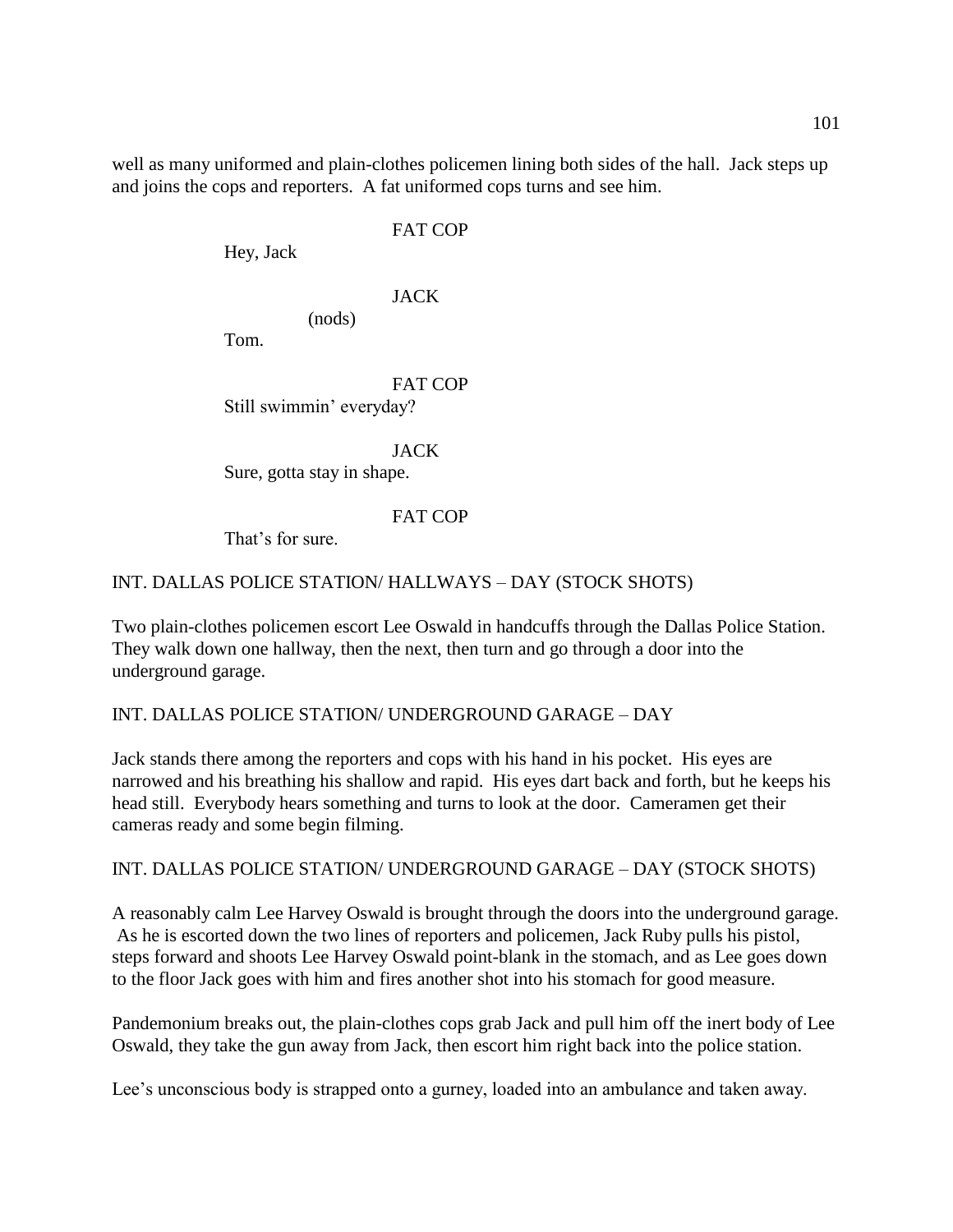well as many uniformed and plain-clothes policemen lining both sides of the hall. Jack steps up and joins the cops and reporters. A fat uniformed cops turns and see him.

FAT COP

Hey, Jack

JACK

(nods)

Tom.

FAT COP

Still swimmin' everyday?

JACK

Sure, gotta stay in shape.

FAT COP

That's for sure.

INT. DALLAS POLICE STATION/ HALLWAYS – DAY (STOCK SHOTS)

Two plain-clothes policemen escort Lee Oswald in handcuffs through the Dallas Police Station. They walk down one hallway, then the next, then turn and go through a door into the underground garage.

INT. DALLAS POLICE STATION/ UNDERGROUND GARAGE – DAY

Jack stands there among the reporters and cops with his hand in his pocket. His eyes are narrowed and his breathing his shallow and rapid. His eyes dart back and forth, but he keeps his head still. Everybody hears something and turns to look at the door. Cameramen get their cameras ready and some begin filming.

INT. DALLAS POLICE STATION/ UNDERGROUND GARAGE – DAY (STOCK SHOTS)

A reasonably calm Lee Harvey Oswald is brought through the doors into the underground garage. As he is escorted down the two lines of reporters and policemen, Jack Ruby pulls his pistol, steps forward and shoots Lee Harvey Oswald point-blank in the stomach, and as Lee goes down to the floor Jack goes with him and fires another shot into his stomach for good measure.

Pandemonium breaks out, the plain-clothes cops grab Jack and pull him off the inert body of Lee Oswald, they take the gun away from Jack, then escort him right back into the police station.

Lee's unconscious body is strapped onto a gurney, loaded into an ambulance and taken away.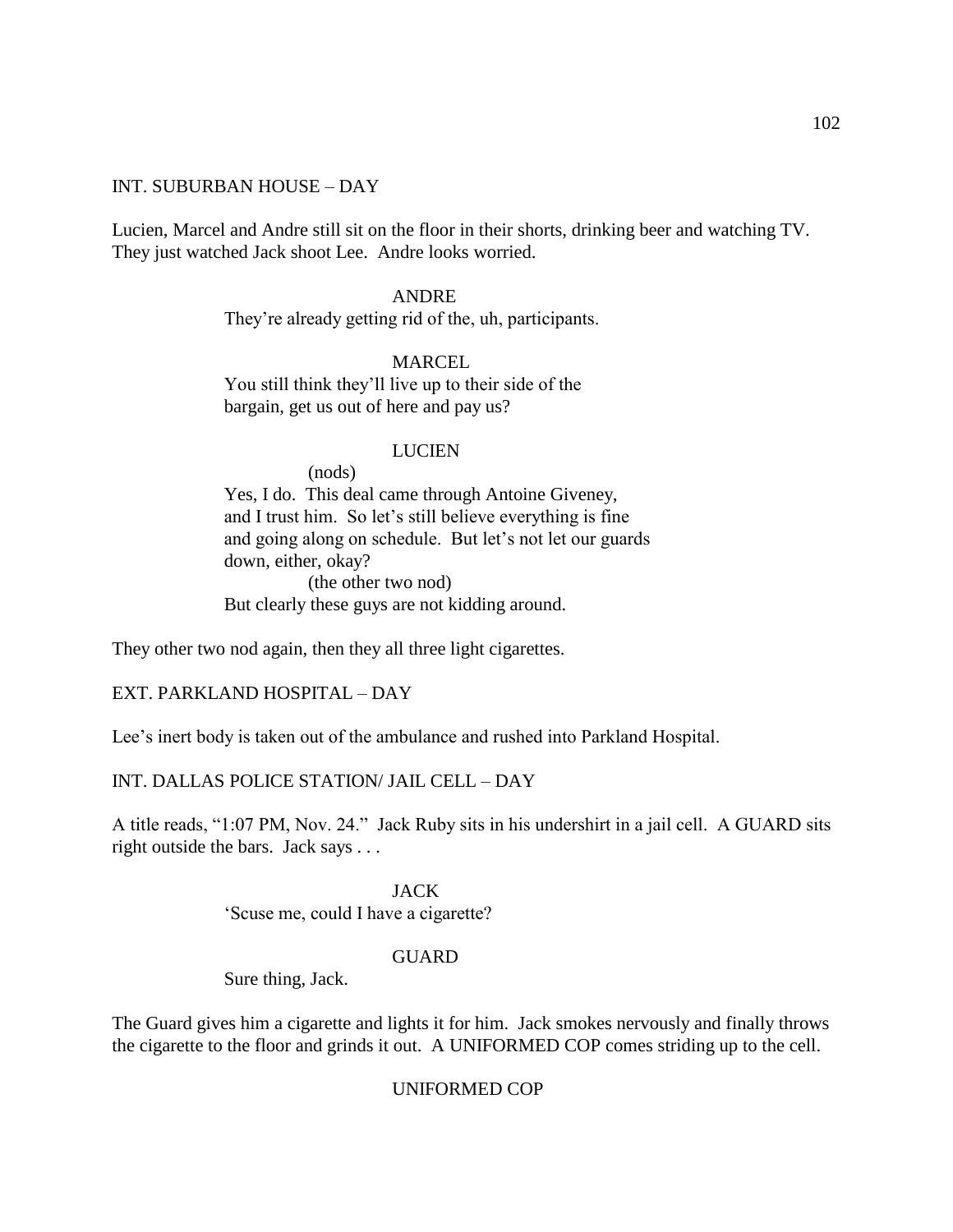INT. SUBURBAN HOUSE – DAY

Lucien, Marcel and Andre still sit on the floor in their shorts, drinking beer and watching TV. They just watched Jack shoot Lee. Andre looks worried.

ANDRE

They're already getting rid of the, uh, participants.

MARCEL

You still think they'll live up to their side of the bargain, get us out of here and pay us?

LUCIEN

(nods)

Yes, I do. This deal came through Antoine Giveney, and I trust him. So let's still believe everything is fine and going along on schedule. But let's not let our guards down, either, okay?

(the other two nod)

But clearly these guys are not kidding around.

They other two nod again, then they all three light cigarettes.

EXT. PARKLAND HOSPITAL – DAY

Lee's inert body is taken out of the ambulance and rushed into Parkland Hospital.

INT. DALLAS POLICE STATION/ JAIL CELL – DAY

A title reads, "1:07 PM, Nov. 24." Jack Ruby sits in his undershirt in a jail cell. A GUARD sits right outside the bars. Jack says . . .

JACK

'Scuse me, could I have a cigarette?

GUARD

Sure thing, Jack.

The Guard gives him a cigarette and lights it for him. Jack smokes nervously and finally throws the cigarette to the floor and grinds it out. A UNIFORMED COP comes striding up to the cell.

UNIFORMED COP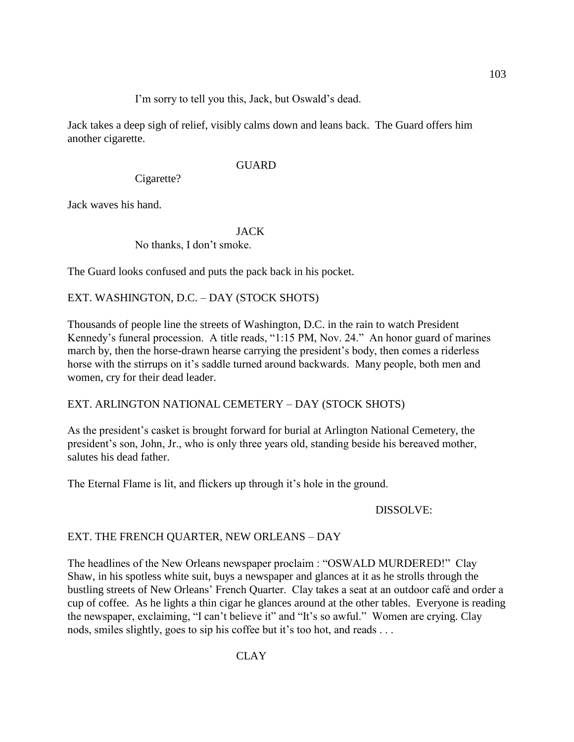I'm sorry to tell you this, Jack, but Oswald's dead.

Jack takes a deep sigh of relief, visibly calms down and leans back. The Guard offers him another cigarette.

GUARD

Cigarette?

Jack waves his hand.

JACK

No thanks, I don't smoke.

The Guard looks confused and puts the pack back in his pocket.

EXT. WASHINGTON, D.C. – DAY (STOCK SHOTS)

Thousands of people line the streets of Washington, D.C. in the rain to watch President Kennedy's funeral procession. A title reads, "1:15 PM, Nov. 24." An honor guard of marines march by, then the horse-drawn hearse carrying the president's body, then comes a riderless horse with the stirrups on it's saddle turned around backwards. Many people, both men and women, cry for their dead leader.

EXT. ARLINGTON NATIONAL CEMETERY – DAY (STOCK SHOTS)

As the president's casket is brought forward for burial at Arlington National Cemetery, the president's son, John, Jr., who is only three years old, standing beside his bereaved mother, salutes his dead father.

The Eternal Flame is lit, and flickers up through it's hole in the ground.

DISSOLVE:

EXT. THE FRENCH QUARTER, NEW ORLEANS – DAY

The headlines of the New Orleans newspaper proclaim : "OSWALD MURDERED!" Clay Shaw, in his spotless white suit, buys a newspaper and glances at it as he strolls through the bustling streets of New Orleans' French Quarter. Clay takes a seat at an outdoor café and order a cup of coffee. As he lights a thin cigar he glances around at the other tables. Everyone is reading the newspaper, exclaiming, "I can't believe it" and "It's so awful." Women are crying. Clay nods, smiles slightly, goes to sip his coffee but it's too hot, and reads . . .

CLAY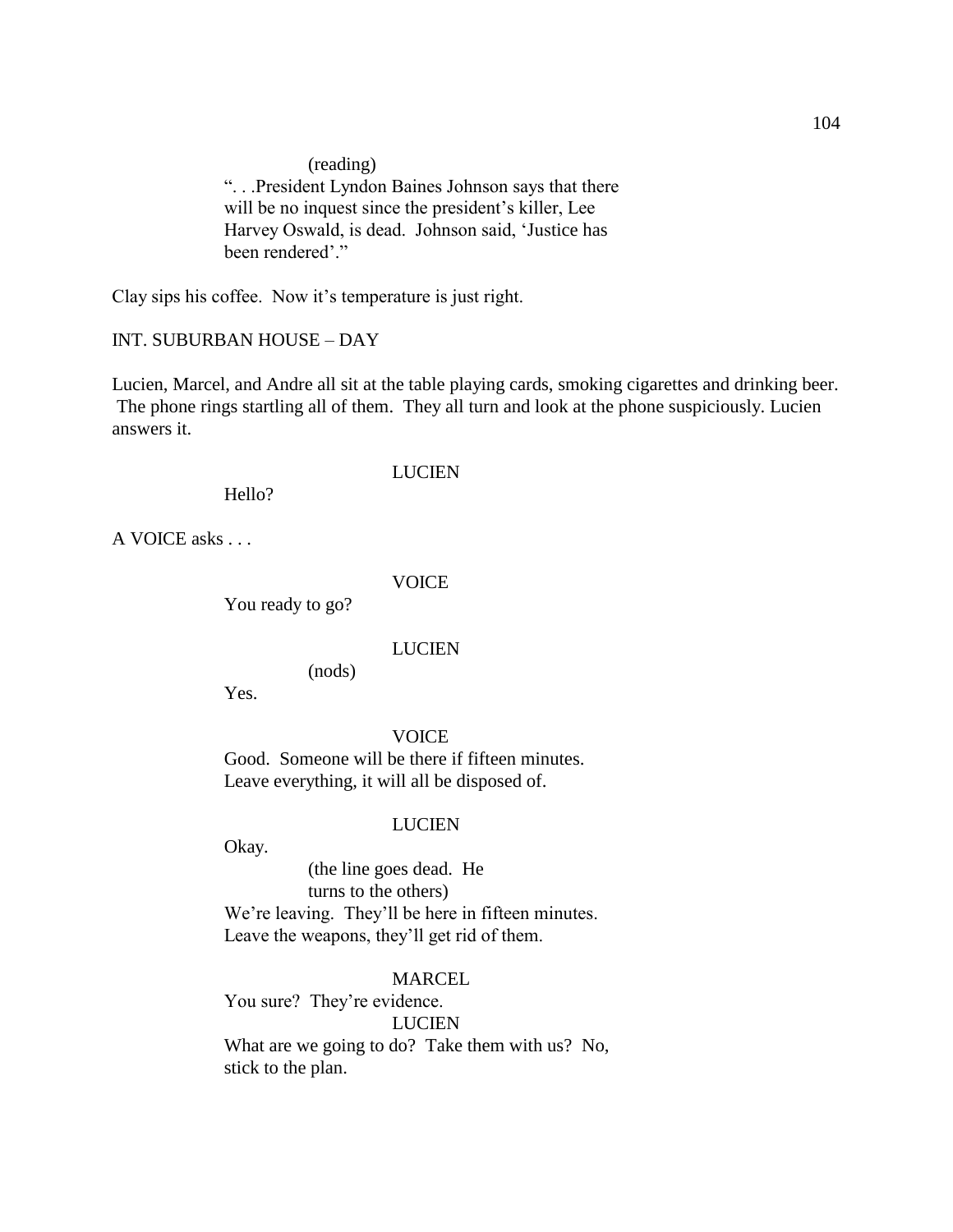(reading)
". . .President Lyndon Baines Johnson says that there will be no inquest since the president's killer, Lee Harvey Oswald, is dead. Johnson said, 'Justice has been rendered'."

Clay sips his coffee. Now it's temperature is just right.

INT. SUBURBAN HOUSE – DAY

Lucien, Marcel, and Andre all sit at the table playing cards, smoking cigarettes and drinking beer. The phone rings startling all of them. They all turn and look at the phone suspiciously. Lucien answers it.

LUCIEN

Hello?

A VOICE asks . . .

VOICE

You ready to go?

LUCIEN

(nods)

Yes.

VOICE

Good. Someone will be there if fifteen minutes. Leave everything, it will all be disposed of.

LUCIEN

Okay.

(the line goes dead. He turns to the others)

We're leaving. They'll be here in fifteen minutes. Leave the weapons, they'll get rid of them.

MARCEL

You sure? They're evidence.

LUCIEN

What are we going to do? Take them with us? No, stick to the plan.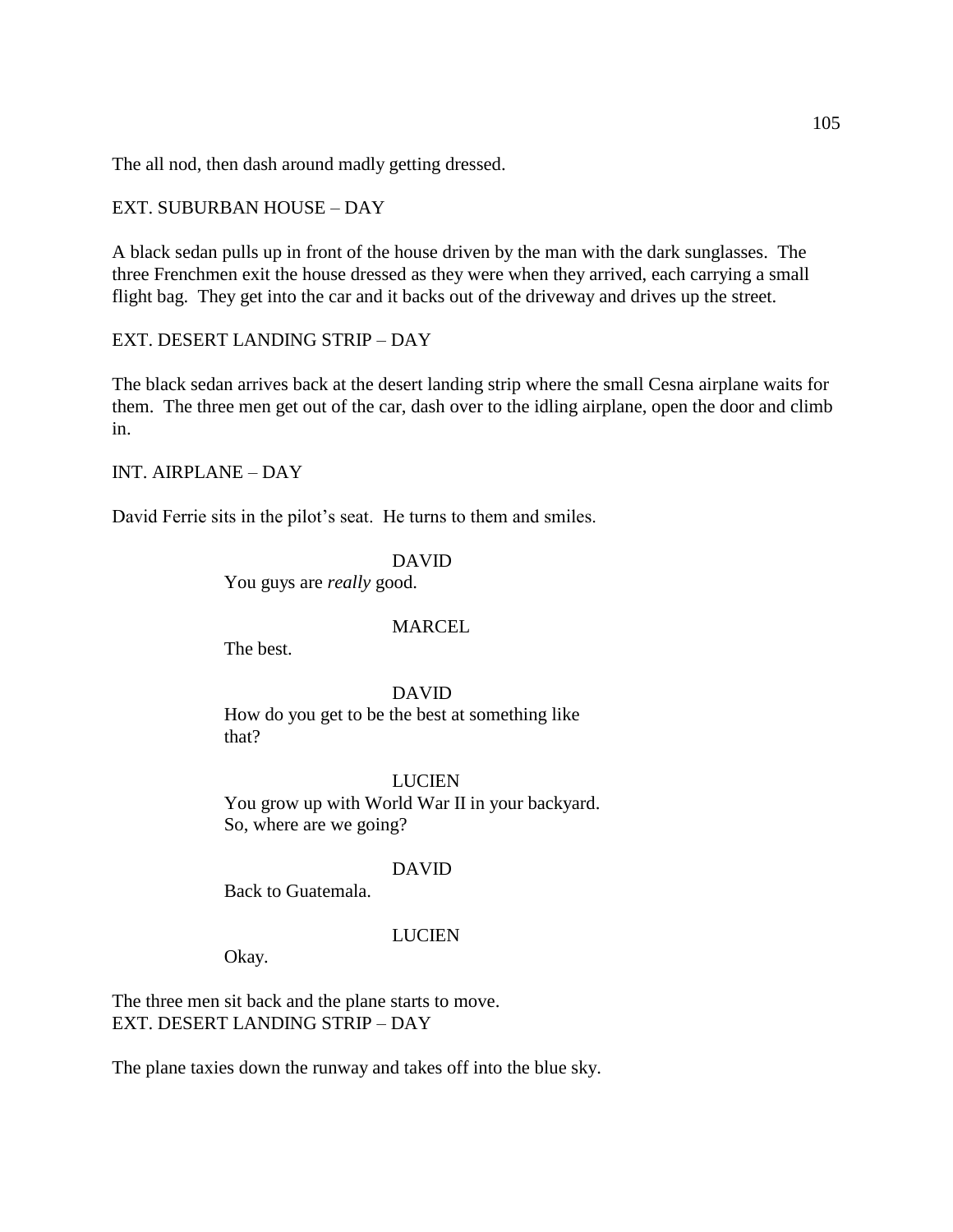The all nod, then dash around madly getting dressed.

EXT. SUBURBAN HOUSE – DAY

A black sedan pulls up in front of the house driven by the man with the dark sunglasses. The three Frenchmen exit the house dressed as they were when they arrived, each carrying a small flight bag. They get into the car and it backs out of the driveway and drives up the street.

EXT. DESERT LANDING STRIP – DAY

The black sedan arrives back at the desert landing strip where the small Cesna airplane waits for them. The three men get out of the car, dash over to the idling airplane, open the door and climb in.

INT. AIRPLANE – DAY

David Ferrie sits in the pilot's seat. He turns to them and smiles.

DAVID
You guys are *really* good.

MARCEL
The best.

DAVID
How do you get to be the best at something like that?

LUCIEN
You grow up with World War II in your backyard. So, where are we going?

DAVID
Back to Guatemala.

LUCIEN
Okay.

The three men sit back and the plane starts to move.
EXT. DESERT LANDING STRIP – DAY

The plane taxies down the runway and takes off into the blue sky.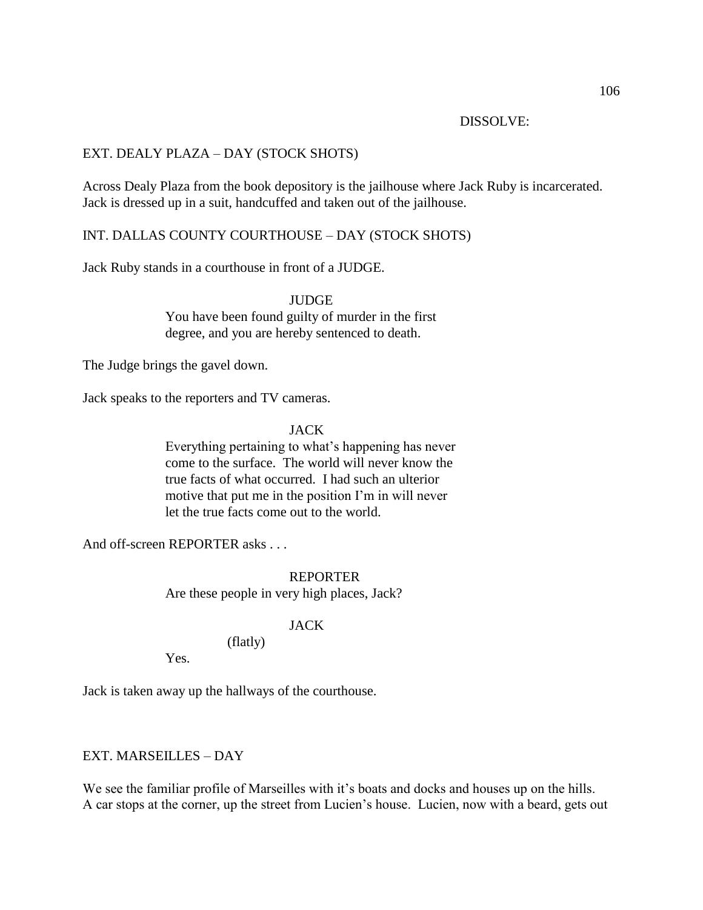DISSOLVE:

EXT. DEALY PLAZA – DAY (STOCK SHOTS)

Across Dealy Plaza from the book depository is the jailhouse where Jack Ruby is incarcerated. Jack is dressed up in a suit, handcuffed and taken out of the jailhouse.

INT. DALLAS COUNTY COURTHOUSE – DAY (STOCK SHOTS)

Jack Ruby stands in a courthouse in front of a JUDGE.

JUDGE
You have been found guilty of murder in the first degree, and you are hereby sentenced to death.

The Judge brings the gavel down.

Jack speaks to the reporters and TV cameras.

JACK
Everything pertaining to what's happening has never come to the surface. The world will never know the true facts of what occurred. I had such an ulterior motive that put me in the position I'm in will never let the true facts come out to the world.

And off-screen REPORTER asks . . .

REPORTER
Are these people in very high places, Jack?

JACK
(flatly)
Yes.

Jack is taken away up the hallways of the courthouse.

EXT. MARSEILLES – DAY

We see the familiar profile of Marseilles with it's boats and docks and houses up on the hills. A car stops at the corner, up the street from Lucien's house. Lucien, now with a beard, gets out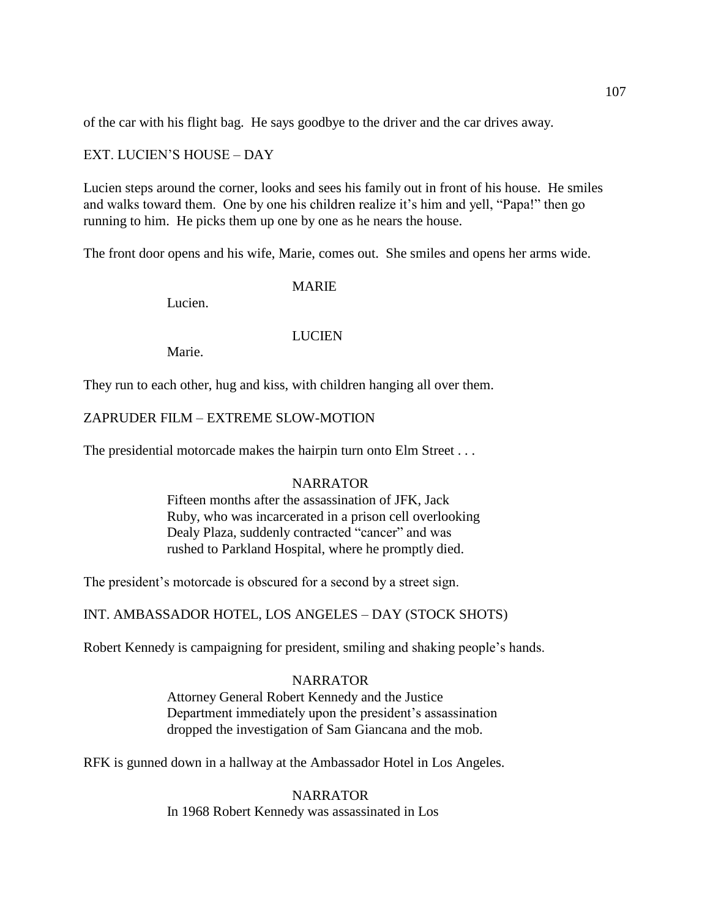of the car with his flight bag. He says goodbye to the driver and the car drives away.

EXT. LUCIEN'S HOUSE – DAY

Lucien steps around the corner, looks and sees his family out in front of his house. He smiles and walks toward them. One by one his children realize it's him and yell, "Papa!" then go running to him. He picks them up one by one as he nears the house.

The front door opens and his wife, Marie, comes out. She smiles and opens her arms wide.

MARIE

Lucien.

LUCIEN

Marie.

They run to each other, hug and kiss, with children hanging all over them.

ZAPRUDER FILM – EXTREME SLOW-MOTION

The presidential motorcade makes the hairpin turn onto Elm Street . . .

NARRATOR

Fifteen months after the assassination of JFK, Jack Ruby, who was incarcerated in a prison cell overlooking Dealy Plaza, suddenly contracted "cancer" and was rushed to Parkland Hospital, where he promptly died.

The president's motorcade is obscured for a second by a street sign.

INT. AMBASSADOR HOTEL, LOS ANGELES – DAY (STOCK SHOTS)

Robert Kennedy is campaigning for president, smiling and shaking people's hands.

NARRATOR

Attorney General Robert Kennedy and the Justice Department immediately upon the president's assassination dropped the investigation of Sam Giancana and the mob.

RFK is gunned down in a hallway at the Ambassador Hotel in Los Angeles.

NARRATOR

In 1968 Robert Kennedy was assassinated in Los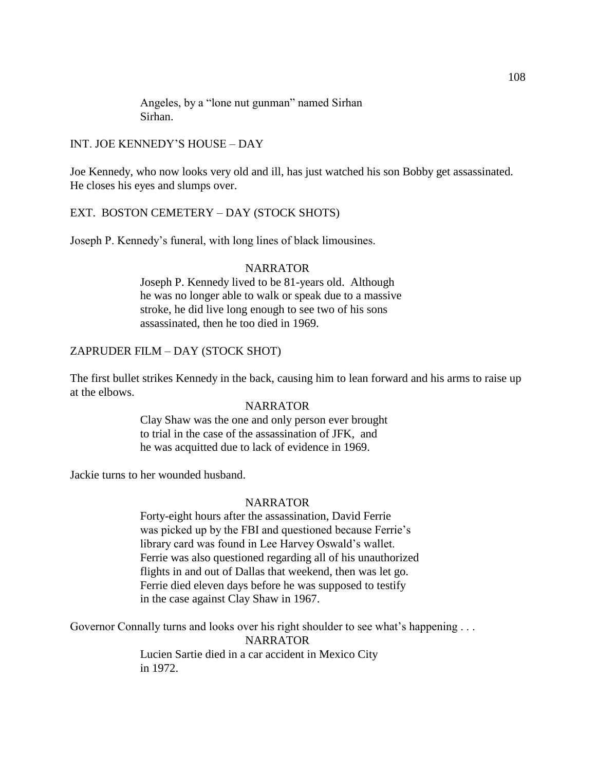Angeles, by a "lone nut gunman" named Sirhan
Sirhan.

INT. JOE KENNEDY'S HOUSE – DAY

Joe Kennedy, who now looks very old and ill, has just watched his son Bobby get assassinated. He closes his eyes and slumps over.

EXT. BOSTON CEMETERY – DAY (STOCK SHOTS)

Joseph P. Kennedy's funeral, with long lines of black limousines.

NARRATOR

Joseph P. Kennedy lived to be 81-years old. Although
he was no longer able to walk or speak due to a massive
stroke, he did live long enough to see two of his sons
assassinated, then he too died in 1969.

ZAPRUDER FILM – DAY (STOCK SHOT)

The first bullet strikes Kennedy in the back, causing him to lean forward and his arms to raise up at the elbows.

NARRATOR

Clay Shaw was the one and only person ever brought
to trial in the case of the assassination of JFK, and
he was acquitted due to lack of evidence in 1969.

Jackie turns to her wounded husband.

NARRATOR

Forty-eight hours after the assassination, David Ferrie
was picked up by the FBI and questioned because Ferrie's
library card was found in Lee Harvey Oswald's wallet.
Ferrie was also questioned regarding all of his unauthorized
flights in and out of Dallas that weekend, then was let go.
Ferrie died eleven days before he was supposed to testify
in the case against Clay Shaw in 1967.

Governor Connally turns and looks over his right shoulder to see what's happening . . .

NARRATOR

Lucien Sartie died in a car accident in Mexico City
in 1972.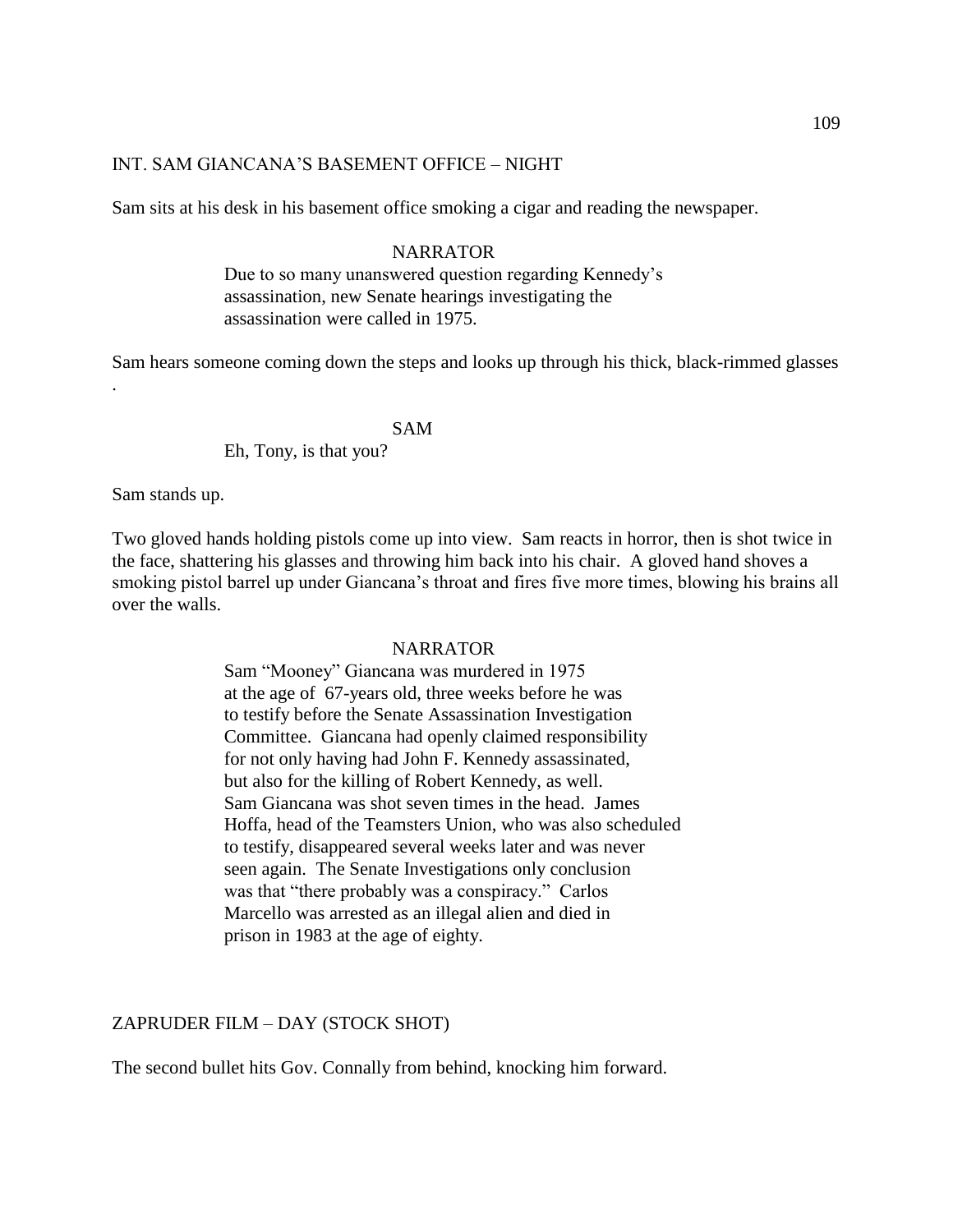INT. SAM GIANCANA'S BASEMENT OFFICE – NIGHT

Sam sits at his desk in his basement office smoking a cigar and reading the newspaper.

NARRATOR

Due to so many unanswered question regarding Kennedy's assassination, new Senate hearings investigating the assassination were called in 1975.

Sam hears someone coming down the steps and looks up through his thick, black-rimmed glasses .

SAM

Eh, Tony, is that you?

Sam stands up.

Two gloved hands holding pistols come up into view. Sam reacts in horror, then is shot twice in the face, shattering his glasses and throwing him back into his chair. A gloved hand shoves a smoking pistol barrel up under Giancana's throat and fires five more times, blowing his brains all over the walls.

NARRATOR

Sam "Mooney" Giancana was murdered in 1975 at the age of 67-years old, three weeks before he was to testify before the Senate Assassination Investigation Committee. Giancana had openly claimed responsibility for not only having had John F. Kennedy assassinated, but also for the killing of Robert Kennedy, as well. Sam Giancana was shot seven times in the head. James Hoffa, head of the Teamsters Union, who was also scheduled to testify, disappeared several weeks later and was never seen again. The Senate Investigations only conclusion was that "there probably was a conspiracy." Carlos Marcello was arrested as an illegal alien and died in prison in 1983 at the age of eighty.

ZAPRUDER FILM – DAY (STOCK SHOT)

The second bullet hits Gov. Connally from behind, knocking him forward.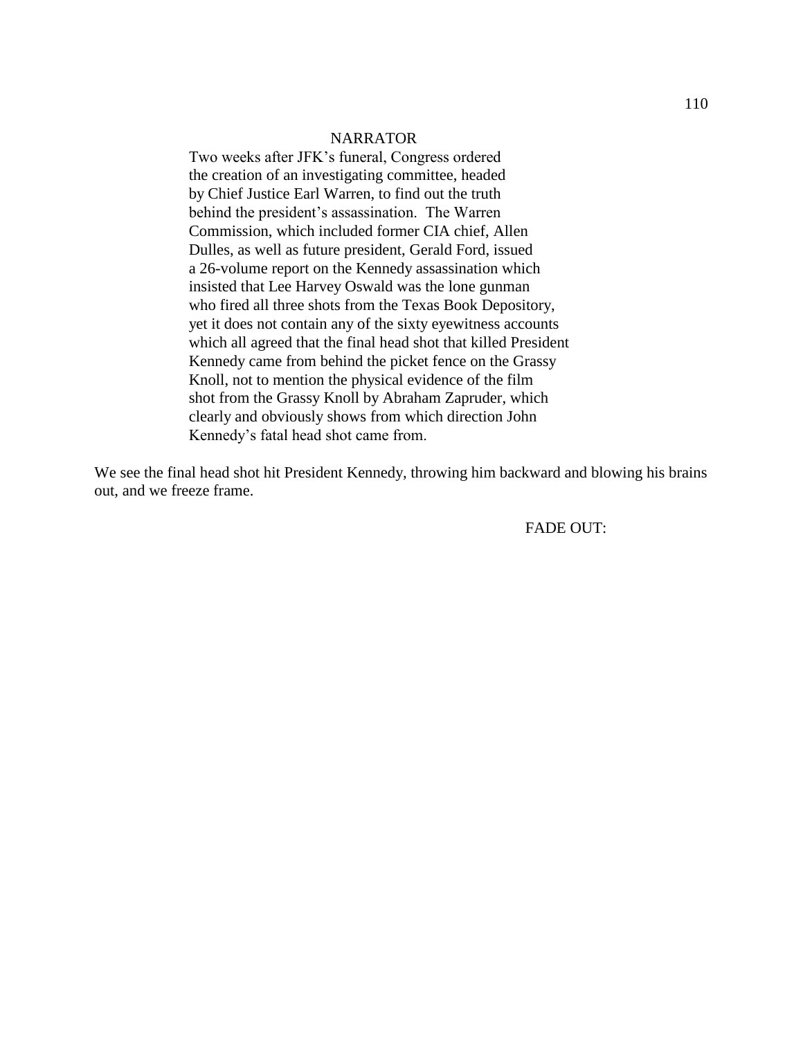NARRATOR

Two weeks after JFK's funeral, Congress ordered the creation of an investigating committee, headed by Chief Justice Earl Warren, to find out the truth behind the president's assassination. The Warren Commission, which included former CIA chief, Allen Dulles, as well as future president, Gerald Ford, issued a 26-volume report on the Kennedy assassination which insisted that Lee Harvey Oswald was the lone gunman who fired all three shots from the Texas Book Depository, yet it does not contain any of the sixty eyewitness accounts which all agreed that the final head shot that killed President Kennedy came from behind the picket fence on the Grassy Knoll, not to mention the physical evidence of the film shot from the Grassy Knoll by Abraham Zapruder, which clearly and obviously shows from which direction John Kennedy's fatal head shot came from.

We see the final head shot hit President Kennedy, throwing him backward and blowing his brains out, and we freeze frame.

FADE OUT: